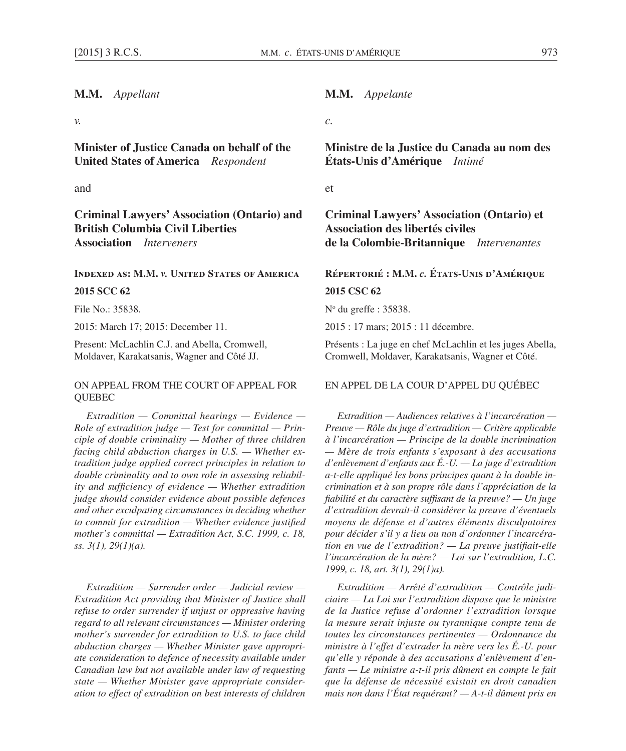**M.M.** *Appellant*

*v.*

**Minister of Justice Canada on behalf of the United States of America** *Respondent*

and

**Criminal Lawyers' Association (Ontario) and British Columbia Civil Liberties Association** *Interveners*

**INDEXED AS: M.M. *v.* UNITED STATES OF AMERICA**

**2015 SCC 62**

File No.: 35838.

2015: March 17; 2015: December 11.

Present: McLachlin C.J. and Abella, Cromwell, Moldaver, Karakatsanis, Wagner and Côté JJ.

ON APPEAL FROM THE COURT OF APPEAL FOR QUEBEC

*Extradition — Committal hearings — Evidence — Role of extradition judge — Test for committal — Principle of double criminality — Mother of three children facing child abduction charges in U.S. — Whether extradition judge applied correct principles in relation to double criminality and to own role in assessing reliability and sufficiency of evidence — Whether extradition judge should consider evidence about possible defences and other exculpating circumstances in deciding whether to commit for extradition — Whether evidence justified mother's committal — Extradition Act, S.C. 1999, c. 18, ss. 3(1), 29(1)(a).*

*Extradition — Surrender order — Judicial review — Extradition Act providing that Minister of Justice shall refuse to order surrender if unjust or oppressive having regard to all relevant circumstances — Minister ordering mother's surrender for extradition to U.S. to face child abduction charges — Whether Minister gave appropriate consideration to defence of necessity available under Canadian law but not available under law of requesting state — Whether Minister gave appropriate consideration to effect of extradition on best interests of children*

**M.M.** *Appelante*

*c.*

**Ministre de la Justice du Canada au nom des États-Unis d'Amérique** *Intimé*

et

**Criminal Lawyers' Association (Ontario) et Association des libertés civiles de la Colombie-Britannique** *Intervenantes*

**RÉPERTORIÉ : M.M. *c.* ÉTATS-UNIS D'AMÉRIQUE**

**2015 CSC 62**

N° du greffe : 35838.

2015 : 17 mars; 2015 : 11 décembre.

Présents : La juge en chef McLachlin et les juges Abella, Cromwell, Moldaver, Karakatsanis, Wagner et Côté.

EN APPEL DE LA COUR D'APPEL DU QUÉBEC

*Extradition — Audiences relatives à l'incarcération — Preuve — Rôle du juge d'extradition — Critère applicable à l'incarcération — Principe de la double incrimination — Mère de trois enfants s'exposant à des accusations d'enlèvement d'enfants aux É.-U. — La juge d'extradition a-t-elle appliqué les bons principes quant à la double incrimination et à son propre rôle dans l'appréciation de la fiabilité et du caractère suffisant de la preuve? — Un juge d'extradition devrait-il considérer la preuve d'éventuels moyens de défense et d'autres éléments disculpatoires pour décider s'il y a lieu ou non d'ordonner l'incarcération en vue de l'extradition? — La preuve justifiait-elle l'incarcération de la mère? — Loi sur l'extradition, L.C. 1999, c. 18, art. 3(1), 29(1)a).*

*Extradition — Arrêté d'extradition — Contrôle judiciaire — La Loi sur l'extradition dispose que le ministre de la Justice refuse d'ordonner l'extradition lorsque la mesure serait injuste ou tyrannique compte tenu de toutes les circonstances pertinentes — Ordonnance du ministre à l'effet d'extrader la mère vers les É.-U. pour qu'elle y réponde à des accusations d'enlèvement d'enfants — Le ministre a-t-il pris dûment en compte le fait que la défense de nécessité existait en droit canadien mais non dans l'État requérant? — A-t-il dûment pris en*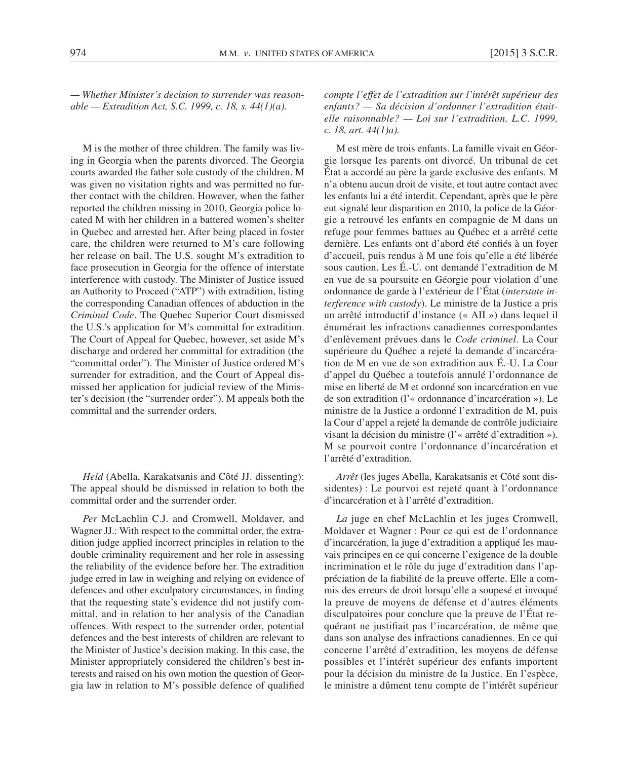*— Whether Minister's decision to surrender was reasonable — Extradition Act, S.C. 1999, c. 18, s. 44(1)(a).*

M is the mother of three children. The family was living in Georgia when the parents divorced. The Georgia courts awarded the father sole custody of the children. M was given no visitation rights and was permitted no further contact with the children. However, when the father reported the children missing in 2010, Georgia police located M with her children in a battered women's shelter in Quebec and arrested her. After being placed in foster care, the children were returned to M's care following her release on bail. The U.S. sought M's extradition to face prosecution in Georgia for the offence of interstate interference with custody. The Minister of Justice issued an Authority to Proceed ("ATP") with extradition, listing the corresponding Canadian offences of abduction in the *Criminal Code*. The Quebec Superior Court dismissed the U.S.'s application for M's committal for extradition. The Court of Appeal for Quebec, however, set aside M's discharge and ordered her committal for extradition (the "committal order"). The Minister of Justice ordered M's surrender for extradition, and the Court of Appeal dismissed her application for judicial review of the Minister's decision (the "surrender order"). M appeals both the committal and the surrender orders.

*Held* (Abella, Karakatsanis and Côté JJ. dissenting): The appeal should be dismissed in relation to both the committal order and the surrender order.

*Per* McLachlin C.J. and Cromwell, Moldaver, and Wagner JJ.: With respect to the committal order, the extradition judge applied incorrect principles in relation to the double criminality requirement and her role in assessing the reliability of the evidence before her. The extradition judge erred in law in weighing and relying on evidence of defences and other exculpatory circumstances, in finding that the requesting state's evidence did not justify committal, and in relation to her analysis of the Canadian offences. With respect to the surrender order, potential defences and the best interests of children are relevant to the Minister of Justice's decision making. In this case, the Minister appropriately considered the children's best interests and raised on his own motion the question of Georgia law in relation to M's possible defence of qualified

*compte l'effet de l'extradition sur l'intérêt supérieur des enfants? — Sa décision d'ordonner l'extradition était-elle raisonnable? — Loi sur l'extradition, L.C. 1999, c. 18, art. 44(1)a).*

M est mère de trois enfants. La famille vivait en Géorgie lorsque les parents ont divorcé. Un tribunal de cet État a accordé au père la garde exclusive des enfants. M n'a obtenu aucun droit de visite, et tout autre contact avec les enfants lui a été interdit. Cependant, après que le père eut signalé leur disparition en 2010, la police de la Géorgie a retrouvé les enfants en compagnie de M dans un refuge pour femmes battues au Québec et a arrêté cette dernière. Les enfants ont d'abord été confiés à un foyer d'accueil, puis rendus à M une fois qu'elle a été libérée sous caution. Les É.-U. ont demandé l'extradition de M en vue de sa poursuite en Géorgie pour violation d'une ordonnance de garde à l'extérieur de l'État (*interstate interference with custody*). Le ministre de la Justice a pris un arrêté introductif d'instance (« AII ») dans lequel il énumérait les infractions canadiennes correspondantes d'enlèvement prévues dans le *Code criminel*. La Cour supérieure du Québec a rejeté la demande d'incarcération de M en vue de son extradition aux É.-U. La Cour d'appel du Québec a toutefois annulé l'ordonnance de mise en liberté de M et ordonné son incarcération en vue de son extradition (l'« ordonnance d'incarcération »). Le ministre de la Justice a ordonné l'extradition de M, puis la Cour d'appel a rejeté la demande de contrôle judiciaire visant la décision du ministre (l'« arrêté d'extradition »). M se pourvoit contre l'ordonnance d'incarcération et l'arrêté d'extradition.

*Arrêt* (les juges Abella, Karakatsanis et Côté sont dissidentes) : Le pourvoi est rejeté quant à l'ordonnance d'incarcération et à l'arrêté d'extradition.

*La* juge en chef McLachlin et les juges Cromwell, Moldaver et Wagner : Pour ce qui est de l'ordonnance d'incarcération, la juge d'extradition a appliqué les mauvais principes en ce qui concerne l'exigence de la double incrimination et le rôle du juge d'extradition dans l'appréciation de la fiabilité de la preuve offerte. Elle a commis des erreurs de droit lorsqu'elle a soupesé et invoqué la preuve de moyens de défense et d'autres éléments disculpatoires pour conclure que la preuve de l'État requérant ne justifiait pas l'incarcération, de même que dans son analyse des infractions canadiennes. En ce qui concerne l'arrêté d'extradition, les moyens de défense possibles et l'intérêt supérieur des enfants importent pour la décision du ministre de la Justice. En l'espèce, le ministre a dûment tenu compte de l'intérêt supérieur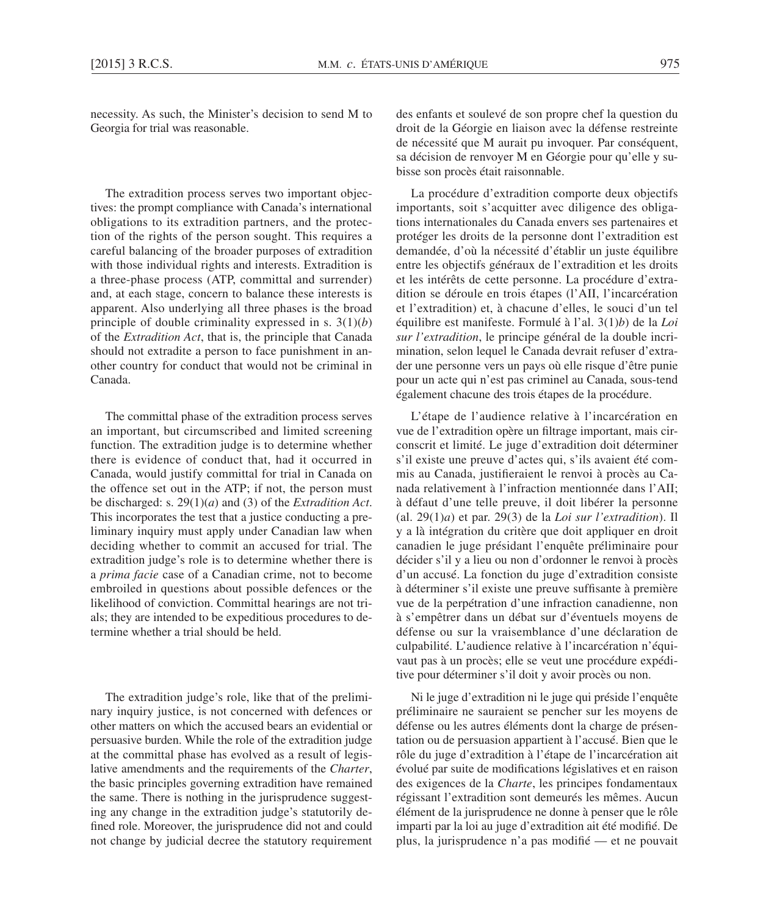necessity. As such, the Minister's decision to send M to Georgia for trial was reasonable.

The extradition process serves two important objectives: the prompt compliance with Canada's international obligations to its extradition partners, and the protection of the rights of the person sought. This requires a careful balancing of the broader purposes of extradition with those individual rights and interests. Extradition is a three-phase process (ATP, committal and surrender) and, at each stage, concern to balance these interests is apparent. Also underlying all three phases is the broad principle of double criminality expressed in s. 3(1)(*b*) of the *Extradition Act*, that is, the principle that Canada should not extradite a person to face punishment in another country for conduct that would not be criminal in Canada.

The committal phase of the extradition process serves an important, but circumscribed and limited screening function. The extradition judge is to determine whether there is evidence of conduct that, had it occurred in Canada, would justify committal for trial in Canada on the offence set out in the ATP; if not, the person must be discharged: s. 29(1)(*a*) and (3) of the *Extradition Act*. This incorporates the test that a justice conducting a preliminary inquiry must apply under Canadian law when deciding whether to commit an accused for trial. The extradition judge's role is to determine whether there is a *prima facie* case of a Canadian crime, not to become embroiled in questions about possible defences or the likelihood of conviction. Committal hearings are not trials; they are intended to be expeditious procedures to determine whether a trial should be held.

The extradition judge's role, like that of the preliminary inquiry justice, is not concerned with defences or other matters on which the accused bears an evidential or persuasive burden. While the role of the extradition judge at the committal phase has evolved as a result of legislative amendments and the requirements of the *Charter*, the basic principles governing extradition have remained the same. There is nothing in the jurisprudence suggesting any change in the extradition judge's statutorily defined role. Moreover, the jurisprudence did not and could not change by judicial decree the statutory requirement

des enfants et soulevé de son propre chef la question du droit de la Géorgie en liaison avec la défense restreinte de nécessité que M aurait pu invoquer. Par conséquent, sa décision de renvoyer M en Géorgie pour qu'elle y subisse son procès était raisonnable.

La procédure d'extradition comporte deux objectifs importants, soit s'acquitter avec diligence des obligations internationales du Canada envers ses partenaires et protéger les droits de la personne dont l'extradition est demandée, d'où la nécessité d'établir un juste équilibre entre les objectifs généraux de l'extradition et les droits et les intérêts de cette personne. La procédure d'extradition se déroule en trois étapes (l'AII, l'incarcération et l'extradition) et, à chacune d'elles, le souci d'un tel équilibre est manifeste. Formulé à l'al. 3(1)*b*) de la *Loi sur l'extradition*, le principe général de la double incrimination, selon lequel le Canada devrait refuser d'extrader une personne vers un pays où elle risque d'être punie pour un acte qui n'est pas criminel au Canada, sous-tend également chacune des trois étapes de la procédure.

L'étape de l'audience relative à l'incarcération en vue de l'extradition opère un filtrage important, mais circonscrit et limité. Le juge d'extradition doit déterminer s'il existe une preuve d'actes qui, s'ils avaient été commis au Canada, justifieraient le renvoi à procès au Canada relativement à l'infraction mentionnée dans l'AII; à défaut d'une telle preuve, il doit libérer la personne (al. 29(1)*a*) et par. 29(3) de la *Loi sur l'extradition*). Il y a là intégration du critère que doit appliquer en droit canadien le juge présidant l'enquête préliminaire pour décider s'il y a lieu ou non d'ordonner le renvoi à procès d'un accusé. La fonction du juge d'extradition consiste à déterminer s'il existe une preuve suffisante à première vue de la perpétration d'une infraction canadienne, non à s'empêtrer dans un débat sur d'éventuels moyens de défense ou sur la vraisemblance d'une déclaration de culpabilité. L'audience relative à l'incarcération n'équivaut pas à un procès; elle se veut une procédure expéditive pour déterminer s'il doit y avoir procès ou non.

Ni le juge d'extradition ni le juge qui préside l'enquête préliminaire ne sauraient se pencher sur les moyens de défense ou les autres éléments dont la charge de présentation ou de persuasion appartient à l'accusé. Bien que le rôle du juge d'extradition à l'étape de l'incarcération ait évolué par suite de modifications législatives et en raison des exigences de la *Charte*, les principes fondamentaux régissant l'extradition sont demeurés les mêmes. Aucun élément de la jurisprudence ne donne à penser que le rôle imparti par la loi au juge d'extradition ait été modifié. De plus, la jurisprudence n'a pas modifié — et ne pouvait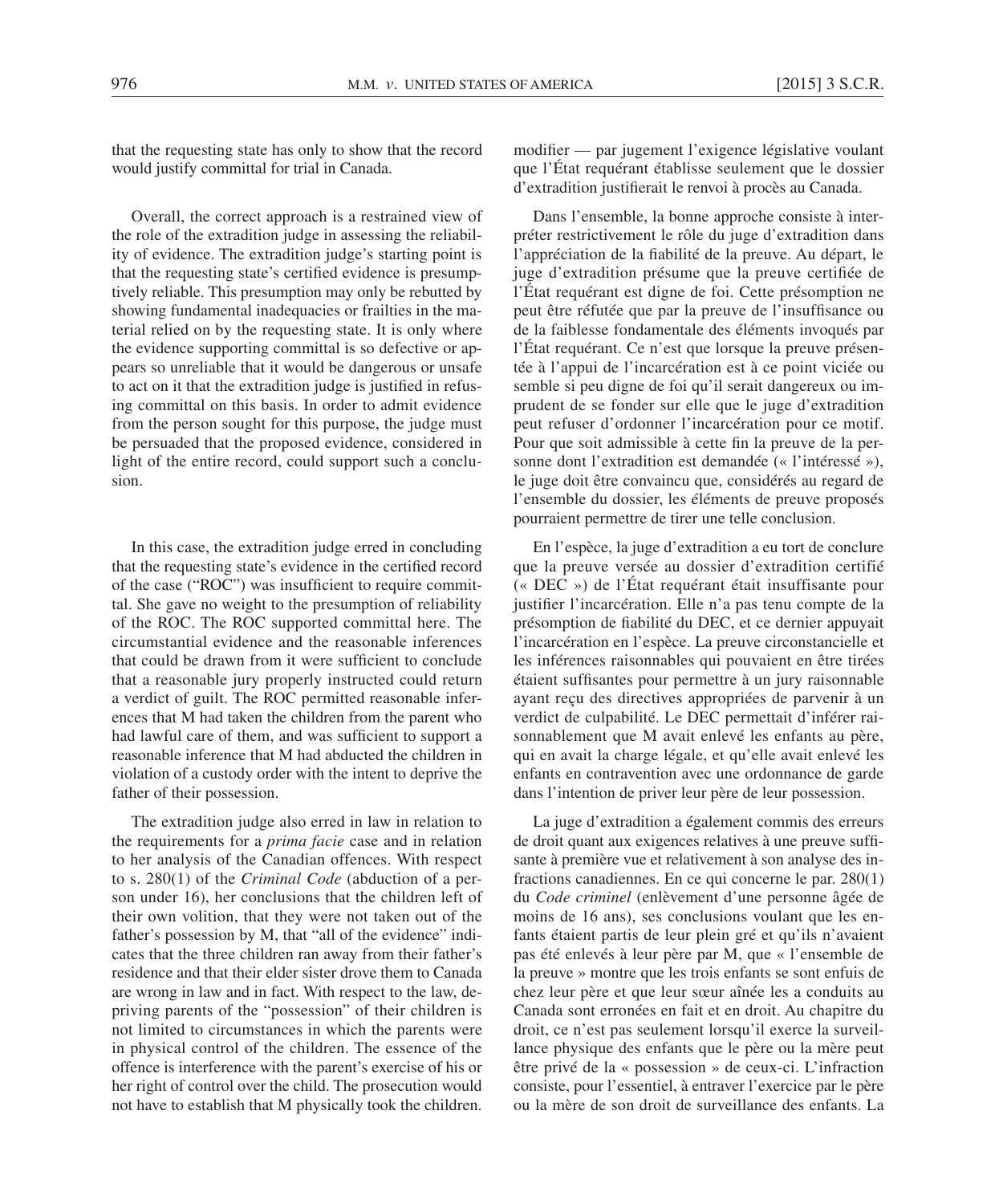that the requesting state has only to show that the record would justify committal for trial in Canada.

Overall, the correct approach is a restrained view of the role of the extradition judge in assessing the reliability of evidence. The extradition judge's starting point is that the requesting state's certified evidence is presumptively reliable. This presumption may only be rebutted by showing fundamental inadequacies or frailties in the material relied on by the requesting state. It is only where the evidence supporting committal is so defective or appears so unreliable that it would be dangerous or unsafe to act on it that the extradition judge is justified in refusing committal on this basis. In order to admit evidence from the person sought for this purpose, the judge must be persuaded that the proposed evidence, considered in light of the entire record, could support such a conclusion.

In this case, the extradition judge erred in concluding that the requesting state's evidence in the certified record of the case ("ROC") was insufficient to require committal. She gave no weight to the presumption of reliability of the ROC. The ROC supported committal here. The circumstantial evidence and the reasonable inferences that could be drawn from it were sufficient to conclude that a reasonable jury properly instructed could return a verdict of guilt. The ROC permitted reasonable inferences that M had taken the children from the parent who had lawful care of them, and was sufficient to support a reasonable inference that M had abducted the children in violation of a custody order with the intent to deprive the father of their possession.

The extradition judge also erred in law in relation to the requirements for a *prima facie* case and in relation to her analysis of the Canadian offences. With respect to s. 280(1) of the *Criminal Code* (abduction of a person under 16), her conclusions that the children left of their own volition, that they were not taken out of the father's possession by M, that "all of the evidence" indicates that the three children ran away from their father's residence and that their elder sister drove them to Canada are wrong in law and in fact. With respect to the law, depriving parents of the "possession" of their children is not limited to circumstances in which the parents were in physical control of the children. The essence of the offence is interference with the parent's exercise of his or her right of control over the child. The prosecution would not have to establish that M physically took the children.

modifier — par jugement l'exigence législative voulant que l'État requérant établisse seulement que le dossier d'extradition justifierait le renvoi à procès au Canada.

Dans l'ensemble, la bonne approche consiste à interpréter restrictivement le rôle du juge d'extradition dans l'appréciation de la fiabilité de la preuve. Au départ, le juge d'extradition présume que la preuve certifiée de l'État requérant est digne de foi. Cette présomption ne peut être réfutée que par la preuve de l'insuffisance ou de la faiblesse fondamentale des éléments invoqués par l'État requérant. Ce n'est que lorsque la preuve présentée à l'appui de l'incarcération est à ce point viciée ou semble si peu digne de foi qu'il serait dangereux ou imprudent de se fonder sur elle que le juge d'extradition peut refuser d'ordonner l'incarcération pour ce motif. Pour que soit admissible à cette fin la preuve de la personne dont l'extradition est demandée (« l'intéressé »), le juge doit être convaincu que, considérés au regard de l'ensemble du dossier, les éléments de preuve proposés pourraient permettre de tirer une telle conclusion.

En l'espèce, la juge d'extradition a eu tort de conclure que la preuve versée au dossier d'extradition certifié (« DEC ») de l'État requérant était insuffisante pour justifier l'incarcération. Elle n'a pas tenu compte de la présomption de fiabilité du DEC, et ce dernier appuyait l'incarcération en l'espèce. La preuve circonstancielle et les inférences raisonnables qui pouvaient en être tirées étaient suffisantes pour permettre à un jury raisonnable ayant reçu des directives appropriées de parvenir à un verdict de culpabilité. Le DEC permettait d'inférer raisonnablement que M avait enlevé les enfants au père, qui en avait la charge légale, et qu'elle avait enlevé les enfants en contravention avec une ordonnance de garde dans l'intention de priver leur père de leur possession.

La juge d'extradition a également commis des erreurs de droit quant aux exigences relatives à une preuve suffisante à première vue et relativement à son analyse des infractions canadiennes. En ce qui concerne le par. 280(1) du *Code criminel* (enlèvement d'une personne âgée de moins de 16 ans), ses conclusions voulant que les enfants étaient partis de leur plein gré et qu'ils n'avaient pas été enlevés à leur père par M, que « l'ensemble de la preuve » montre que les trois enfants se sont enfuis de chez leur père et que leur sœur aînée les a conduits au Canada sont erronées en fait et en droit. Au chapitre du droit, ce n'est pas seulement lorsqu'il exerce la surveillance physique des enfants que le père ou la mère peut être privé de la « possession » de ceux-ci. L'infraction consiste, pour l'essentiel, à entraver l'exercice par le père ou la mère de son droit de surveillance des enfants. La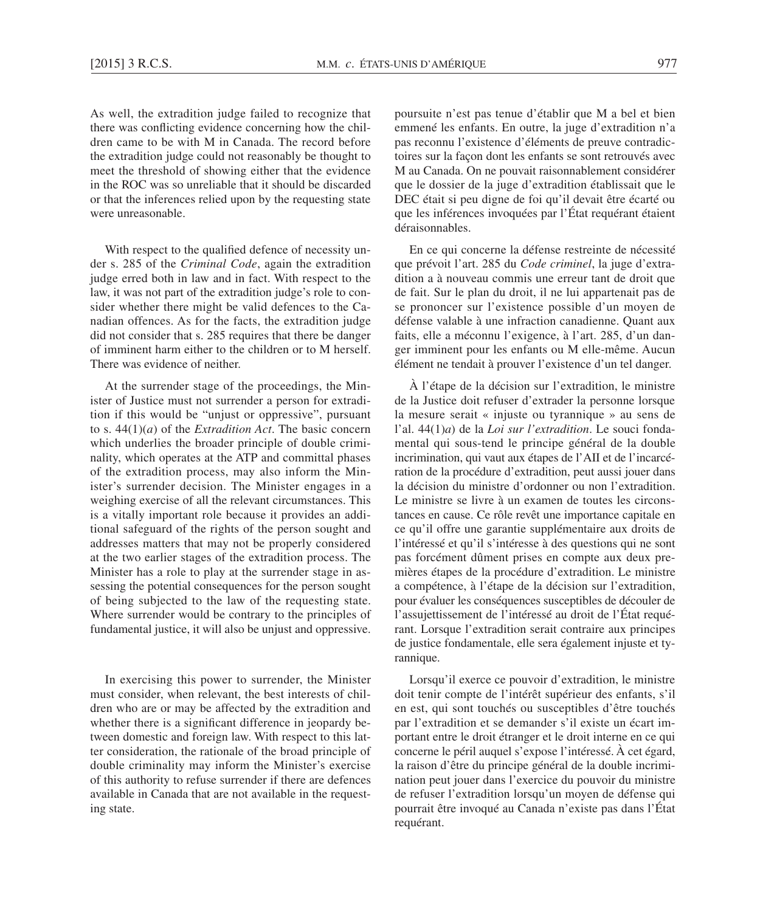As well, the extradition judge failed to recognize that there was conflicting evidence concerning how the children came to be with M in Canada. The record before the extradition judge could not reasonably be thought to meet the threshold of showing either that the evidence in the ROC was so unreliable that it should be discarded or that the inferences relied upon by the requesting state were unreasonable.

With respect to the qualified defence of necessity under s. 285 of the *Criminal Code*, again the extradition judge erred both in law and in fact. With respect to the law, it was not part of the extradition judge's role to consider whether there might be valid defences to the Canadian offences. As for the facts, the extradition judge did not consider that s. 285 requires that there be danger of imminent harm either to the children or to M herself. There was evidence of neither.

At the surrender stage of the proceedings, the Minister of Justice must not surrender a person for extradition if this would be "unjust or oppressive", pursuant to s. 44(1)(*a*) of the *Extradition Act*. The basic concern which underlies the broader principle of double criminality, which operates at the ATP and committal phases of the extradition process, may also inform the Minister's surrender decision. The Minister engages in a weighing exercise of all the relevant circumstances. This is a vitally important role because it provides an additional safeguard of the rights of the person sought and addresses matters that may not be properly considered at the two earlier stages of the extradition process. The Minister has a role to play at the surrender stage in assessing the potential consequences for the person sought of being subjected to the law of the requesting state. Where surrender would be contrary to the principles of fundamental justice, it will also be unjust and oppressive.

In exercising this power to surrender, the Minister must consider, when relevant, the best interests of children who are or may be affected by the extradition and whether there is a significant difference in jeopardy between domestic and foreign law. With respect to this latter consideration, the rationale of the broad principle of double criminality may inform the Minister's exercise of this authority to refuse surrender if there are defences available in Canada that are not available in the requesting state.

poursuite n'est pas tenue d'établir que M a bel et bien emmené les enfants. En outre, la juge d'extradition n'a pas reconnu l'existence d'éléments de preuve contradictoires sur la façon dont les enfants se sont retrouvés avec M au Canada. On ne pouvait raisonnablement considérer que le dossier de la juge d'extradition établissait que le DEC était si peu digne de foi qu'il devait être écarté ou que les inférences invoquées par l'État requérant étaient déraisonnables.

En ce qui concerne la défense restreinte de nécessité que prévoit l'art. 285 du *Code criminel*, la juge d'extradition a à nouveau commis une erreur tant de droit que de fait. Sur le plan du droit, il ne lui appartenait pas de se prononcer sur l'existence possible d'un moyen de défense valable à une infraction canadienne. Quant aux faits, elle a méconnu l'exigence, à l'art. 285, d'un danger imminent pour les enfants ou M elle-même. Aucun élément ne tendait à prouver l'existence d'un tel danger.

À l'étape de la décision sur l'extradition, le ministre de la Justice doit refuser d'extrader la personne lorsque la mesure serait « injuste ou tyrannique » au sens de l'al. 44(1)*a*) de la *Loi sur l'extradition*. Le souci fondamental qui sous-tend le principe général de la double incrimination, qui vaut aux étapes de l'AII et de l'incarcération de la procédure d'extradition, peut aussi jouer dans la décision du ministre d'ordonner ou non l'extradition. Le ministre se livre à un examen de toutes les circonstances en cause. Ce rôle revêt une importance capitale en ce qu'il offre une garantie supplémentaire aux droits de l'intéressé et qu'il s'intéresse à des questions qui ne sont pas forcément dûment prises en compte aux deux premières étapes de la procédure d'extradition. Le ministre a compétence, à l'étape de la décision sur l'extradition, pour évaluer les conséquences susceptibles de découler de l'assujettissement de l'intéressé au droit de l'État requérant. Lorsque l'extradition serait contraire aux principes de justice fondamentale, elle sera également injuste et tyrannique.

Lorsqu'il exerce ce pouvoir d'extradition, le ministre doit tenir compte de l'intérêt supérieur des enfants, s'il en est, qui sont touchés ou susceptibles d'être touchés par l'extradition et se demander s'il existe un écart important entre le droit étranger et le droit interne en ce qui concerne le péril auquel s'expose l'intéressé. À cet égard, la raison d'être du principe général de la double incrimination peut jouer dans l'exercice du pouvoir du ministre de refuser l'extradition lorsqu'un moyen de défense qui pourrait être invoqué au Canada n'existe pas dans l'État requérant.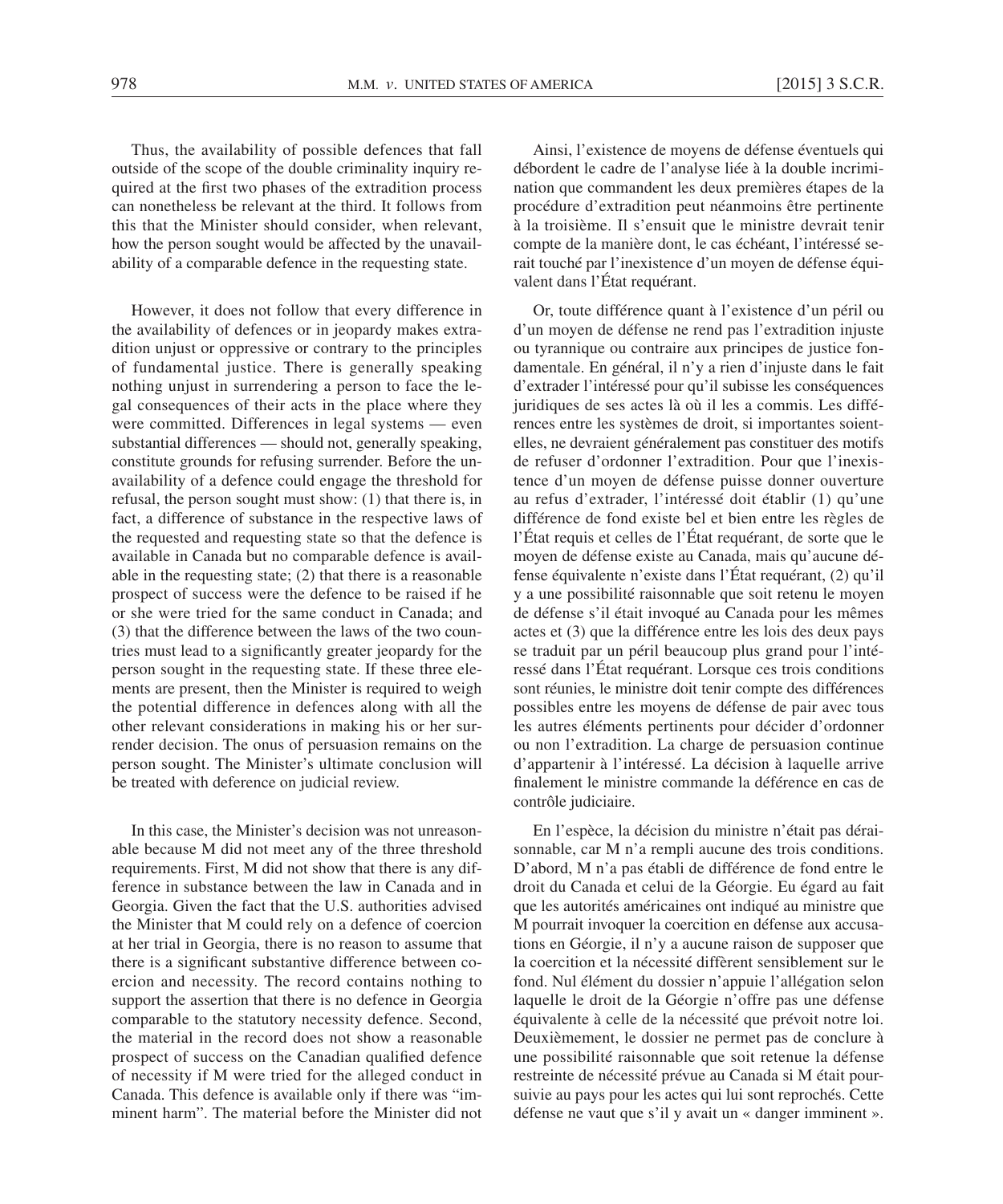Thus, the availability of possible defences that fall outside of the scope of the double criminality inquiry required at the first two phases of the extradition process can nonetheless be relevant at the third. It follows from this that the Minister should consider, when relevant, how the person sought would be affected by the unavailability of a comparable defence in the requesting state.

However, it does not follow that every difference in the availability of defences or in jeopardy makes extradition unjust or oppressive or contrary to the principles of fundamental justice. There is generally speaking nothing unjust in surrendering a person to face the legal consequences of their acts in the place where they were committed. Differences in legal systems — even substantial differences — should not, generally speaking, constitute grounds for refusing surrender. Before the unavailability of a defence could engage the threshold for refusal, the person sought must show: (1) that there is, in fact, a difference of substance in the respective laws of the requested and requesting state so that the defence is available in Canada but no comparable defence is available in the requesting state; (2) that there is a reasonable prospect of success were the defence to be raised if he or she were tried for the same conduct in Canada; and (3) that the difference between the laws of the two countries must lead to a significantly greater jeopardy for the person sought in the requesting state. If these three elements are present, then the Minister is required to weigh the potential difference in defences along with all the other relevant considerations in making his or her surrender decision. The onus of persuasion remains on the person sought. The Minister's ultimate conclusion will be treated with deference on judicial review.

In this case, the Minister's decision was not unreasonable because M did not meet any of the three threshold requirements. First, M did not show that there is any difference in substance between the law in Canada and in Georgia. Given the fact that the U.S. authorities advised the Minister that M could rely on a defence of coercion at her trial in Georgia, there is no reason to assume that there is a significant substantive difference between coercion and necessity. The record contains nothing to support the assertion that there is no defence in Georgia comparable to the statutory necessity defence. Second, the material in the record does not show a reasonable prospect of success on the Canadian qualified defence of necessity if M were tried for the alleged conduct in Canada. This defence is available only if there was "imminent harm". The material before the Minister did not

Ainsi, l'existence de moyens de défense éventuels qui débordent le cadre de l'analyse liée à la double incrimination que commandent les deux premières étapes de la procédure d'extradition peut néanmoins être pertinente à la troisième. Il s'ensuit que le ministre devrait tenir compte de la manière dont, le cas échéant, l'intéressé serait touché par l'inexistence d'un moyen de défense équivalent dans l'État requérant.

Or, toute différence quant à l'existence d'un péril ou d'un moyen de défense ne rend pas l'extradition injuste ou tyrannique ou contraire aux principes de justice fondamentale. En général, il n'y a rien d'injuste dans le fait d'extrader l'intéressé pour qu'il subisse les conséquences juridiques de ses actes là où il les a commis. Les différences entre les systèmes de droit, si importantes soient-elles, ne devraient généralement pas constituer des motifs de refuser d'ordonner l'extradition. Pour que l'inexistence d'un moyen de défense puisse donner ouverture au refus d'extrader, l'intéressé doit établir (1) qu'une différence de fond existe bel et bien entre les règles de l'État requis et celles de l'État requérant, de sorte que le moyen de défense existe au Canada, mais qu'aucune défense équivalente n'existe dans l'État requérant, (2) qu'il y a une possibilité raisonnable que soit retenu le moyen de défense s'il était invoqué au Canada pour les mêmes actes et (3) que la différence entre les lois des deux pays se traduit par un péril beaucoup plus grand pour l'intéressé dans l'État requérant. Lorsque ces trois conditions sont réunies, le ministre doit tenir compte des différences possibles entre les moyens de défense de pair avec tous les autres éléments pertinents pour décider d'ordonner ou non l'extradition. La charge de persuasion continue d'appartenir à l'intéressé. La décision à laquelle arrive finalement le ministre commande la déférence en cas de contrôle judiciaire.

En l'espèce, la décision du ministre n'était pas déraisonnable, car M n'a rempli aucune des trois conditions. D'abord, M n'a pas établi de différence de fond entre le droit du Canada et celui de la Géorgie. Eu égard au fait que les autorités américaines ont indiqué au ministre que M pourrait invoquer la coercition en défense aux accusations en Géorgie, il n'y a aucune raison de supposer que la coercition et la nécessité diffèrent sensiblement sur le fond. Nul élément du dossier n'appuie l'allégation selon laquelle le droit de la Géorgie n'offre pas une défense équivalente à celle de la nécessité que prévoit notre loi. Deuxièmement, le dossier ne permet pas de conclure à une possibilité raisonnable que soit retenue la défense restreinte de nécessité prévue au Canada si M était poursuivie au pays pour les actes qui lui sont reprochés. Cette défense ne vaut que s'il y avait un « danger imminent ».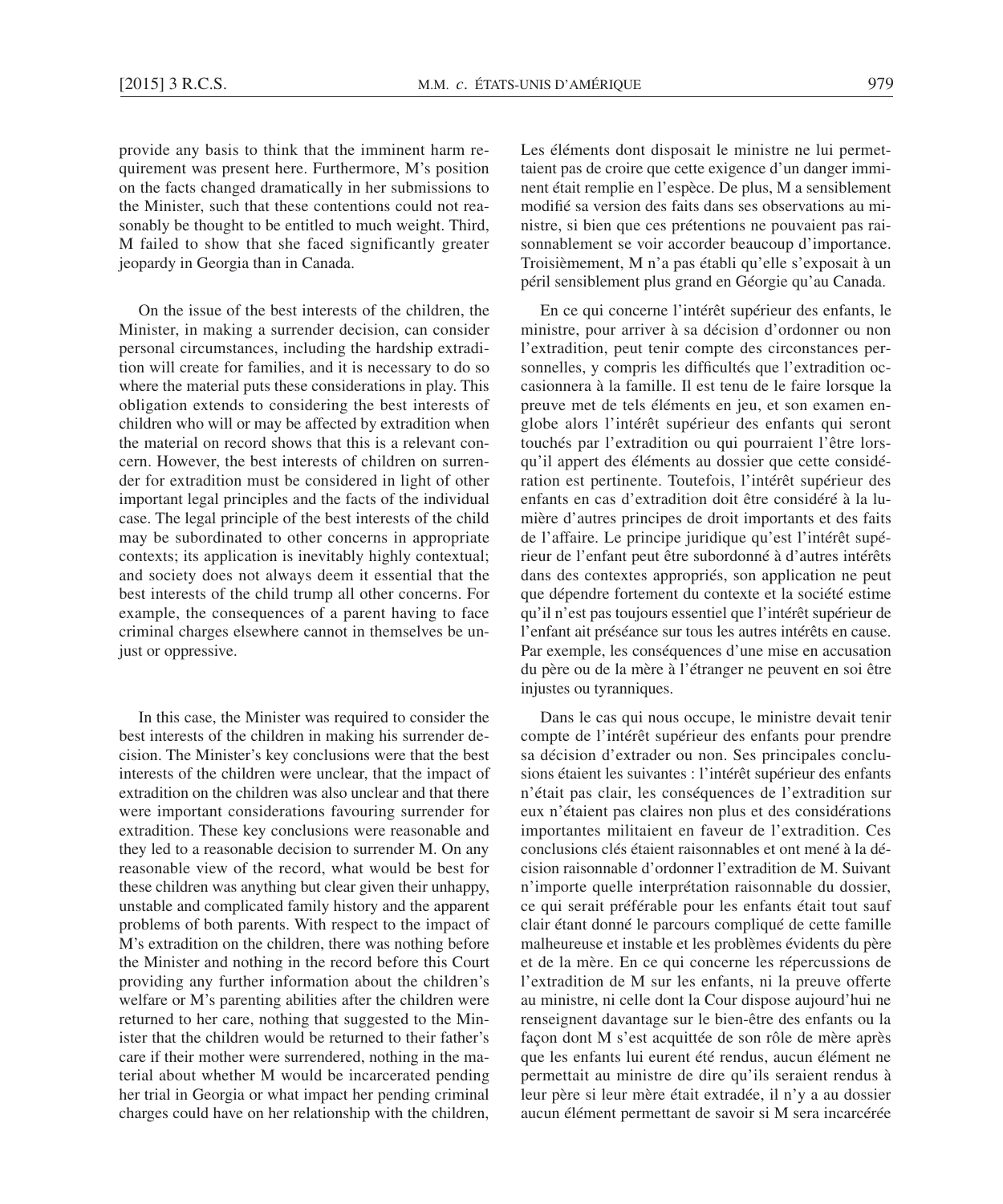provide any basis to think that the imminent harm requirement was present here. Furthermore, M's position on the facts changed dramatically in her submissions to the Minister, such that these contentions could not reasonably be thought to be entitled to much weight. Third, M failed to show that she faced significantly greater jeopardy in Georgia than in Canada.

On the issue of the best interests of the children, the Minister, in making a surrender decision, can consider personal circumstances, including the hardship extradition will create for families, and it is necessary to do so where the material puts these considerations in play. This obligation extends to considering the best interests of children who will or may be affected by extradition when the material on record shows that this is a relevant concern. However, the best interests of children on surrender for extradition must be considered in light of other important legal principles and the facts of the individual case. The legal principle of the best interests of the child may be subordinated to other concerns in appropriate contexts; its application is inevitably highly contextual; and society does not always deem it essential that the best interests of the child trump all other concerns. For example, the consequences of a parent having to face criminal charges elsewhere cannot in themselves be unjust or oppressive.

In this case, the Minister was required to consider the best interests of the children in making his surrender decision. The Minister's key conclusions were that the best interests of the children were unclear, that the impact of extradition on the children was also unclear and that there were important considerations favouring surrender for extradition. These key conclusions were reasonable and they led to a reasonable decision to surrender M. On any reasonable view of the record, what would be best for these children was anything but clear given their unhappy, unstable and complicated family history and the apparent problems of both parents. With respect to the impact of M's extradition on the children, there was nothing before the Minister and nothing in the record before this Court providing any further information about the children's welfare or M's parenting abilities after the children were returned to her care, nothing that suggested to the Minister that the children would be returned to their father's care if their mother were surrendered, nothing in the material about whether M would be incarcerated pending her trial in Georgia or what impact her pending criminal charges could have on her relationship with the children,

Les éléments dont disposait le ministre ne lui permettaient pas de croire que cette exigence d'un danger imminent était remplie en l'espèce. De plus, M a sensiblement modifié sa version des faits dans ses observations au ministre, si bien que ces prétentions ne pouvaient pas raisonnablement se voir accorder beaucoup d'importance. Troisièmement, M n'a pas établi qu'elle s'exposait à un péril sensiblement plus grand en Géorgie qu'au Canada.

En ce qui concerne l'intérêt supérieur des enfants, le ministre, pour arriver à sa décision d'ordonner ou non l'extradition, peut tenir compte des circonstances personnelles, y compris les difficultés que l'extradition occasionnera à la famille. Il est tenu de le faire lorsque la preuve met de tels éléments en jeu, et son examen englobe alors l'intérêt supérieur des enfants qui seront touchés par l'extradition ou qui pourraient l'être lorsqu'il appert des éléments au dossier que cette considération est pertinente. Toutefois, l'intérêt supérieur des enfants en cas d'extradition doit être considéré à la lumière d'autres principes de droit importants et des faits de l'affaire. Le principe juridique qu'est l'intérêt supérieur de l'enfant peut être subordonné à d'autres intérêts dans des contextes appropriés, son application ne peut que dépendre fortement du contexte et la société estime qu'il n'est pas toujours essentiel que l'intérêt supérieur de l'enfant ait préséance sur tous les autres intérêts en cause. Par exemple, les conséquences d'une mise en accusation du père ou de la mère à l'étranger ne peuvent en soi être injustes ou tyranniques.

Dans le cas qui nous occupe, le ministre devait tenir compte de l'intérêt supérieur des enfants pour prendre sa décision d'extrader ou non. Ses principales conclusions étaient les suivantes : l'intérêt supérieur des enfants n'était pas clair, les conséquences de l'extradition sur eux n'étaient pas claires non plus et des considérations importantes militaient en faveur de l'extradition. Ces conclusions clés étaient raisonnables et ont mené à la décision raisonnable d'ordonner l'extradition de M. Suivant n'importe quelle interprétation raisonnable du dossier, ce qui serait préférable pour les enfants était tout sauf clair étant donné le parcours compliqué de cette famille malheureuse et instable et les problèmes évidents du père et de la mère. En ce qui concerne les répercussions de l'extradition de M sur les enfants, ni la preuve offerte au ministre, ni celle dont la Cour dispose aujourd'hui ne renseignent davantage sur le bien-être des enfants ou la façon dont M s'est acquittée de son rôle de mère après que les enfants lui eurent été rendus, aucun élément ne permettait au ministre de dire qu'ils seraient rendus à leur père si leur mère était extradée, il n'y a au dossier aucun élément permettant de savoir si M sera incarcérée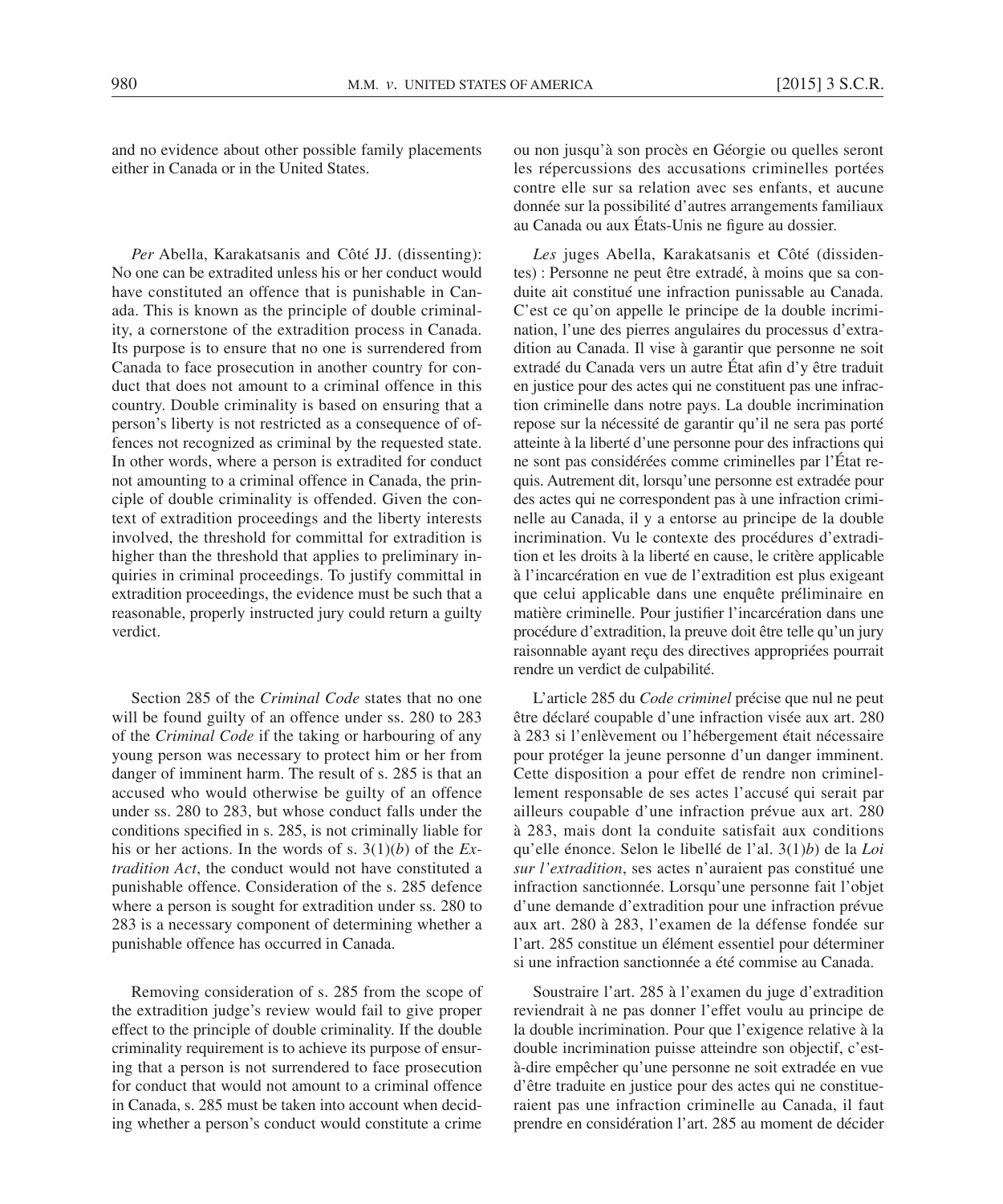and no evidence about other possible family placements either in Canada or in the United States.

*Per* Abella, Karakatsanis and Côté JJ. (dissenting): No one can be extradited unless his or her conduct would have constituted an offence that is punishable in Canada. This is known as the principle of double criminality, a cornerstone of the extradition process in Canada. Its purpose is to ensure that no one is surrendered from Canada to face prosecution in another country for conduct that does not amount to a criminal offence in this country. Double criminality is based on ensuring that a person's liberty is not restricted as a consequence of offences not recognized as criminal by the requested state. In other words, where a person is extradited for conduct not amounting to a criminal offence in Canada, the principle of double criminality is offended. Given the context of extradition proceedings and the liberty interests involved, the threshold for committal for extradition is higher than the threshold that applies to preliminary inquiries in criminal proceedings. To justify committal in extradition proceedings, the evidence must be such that a reasonable, properly instructed jury could return a guilty verdict.

Section 285 of the *Criminal Code* states that no one will be found guilty of an offence under ss. 280 to 283 of the *Criminal Code* if the taking or harbouring of any young person was necessary to protect him or her from danger of imminent harm. The result of s. 285 is that an accused who would otherwise be guilty of an offence under ss. 280 to 283, but whose conduct falls under the conditions specified in s. 285, is not criminally liable for his or her actions. In the words of s. 3(1)(*b*) of the *Extradition Act*, the conduct would not have constituted a punishable offence. Consideration of the s. 285 defence where a person is sought for extradition under ss. 280 to 283 is a necessary component of determining whether a punishable offence has occurred in Canada.

Removing consideration of s. 285 from the scope of the extradition judge's review would fail to give proper effect to the principle of double criminality. If the double criminality requirement is to achieve its purpose of ensuring that a person is not surrendered to face prosecution for conduct that would not amount to a criminal offence in Canada, s. 285 must be taken into account when deciding whether a person's conduct would constitute a crime

ou non jusqu'à son procès en Géorgie ou quelles seront les répercussions des accusations criminelles portées contre elle sur sa relation avec ses enfants, et aucune donnée sur la possibilité d'autres arrangements familiaux au Canada ou aux États-Unis ne figure au dossier.

*Les* juges Abella, Karakatsanis et Côté (dissidentes) : Personne ne peut être extradé, à moins que sa conduite ait constitué une infraction punissable au Canada. C'est ce qu'on appelle le principe de la double incrimination, l'une des pierres angulaires du processus d'extradition au Canada. Il vise à garantir que personne ne soit extradé du Canada vers un autre État afin d'y être traduit en justice pour des actes qui ne constituent pas une infraction criminelle dans notre pays. La double incrimination repose sur la nécessité de garantir qu'il ne sera pas porté atteinte à la liberté d'une personne pour des infractions qui ne sont pas considérées comme criminelles par l'État requis. Autrement dit, lorsqu'une personne est extradée pour des actes qui ne correspondent pas à une infraction criminelle au Canada, il y a entorse au principe de la double incrimination. Vu le contexte des procédures d'extradition et les droits à la liberté en cause, le critère applicable à l'incarcération en vue de l'extradition est plus exigeant que celui applicable dans une enquête préliminaire en matière criminelle. Pour justifier l'incarcération dans une procédure d'extradition, la preuve doit être telle qu'un jury raisonnable ayant reçu des directives appropriées pourrait rendre un verdict de culpabilité.

L'article 285 du *Code criminel* précise que nul ne peut être déclaré coupable d'une infraction visée aux art. 280 à 283 si l'enlèvement ou l'hébergement était nécessaire pour protéger la jeune personne d'un danger imminent. Cette disposition a pour effet de rendre non criminellement responsable de ses actes l'accusé qui serait par ailleurs coupable d'une infraction prévue aux art. 280 à 283, mais dont la conduite satisfait aux conditions qu'elle énonce. Selon le libellé de l'al. 3(1)*b*) de la *Loi sur l'extradition*, ses actes n'auraient pas constitué une infraction sanctionnée. Lorsqu'une personne fait l'objet d'une demande d'extradition pour une infraction prévue aux art. 280 à 283, l'examen de la défense fondée sur l'art. 285 constitue un élément essentiel pour déterminer si une infraction sanctionnée a été commise au Canada.

Soustraire l'art. 285 à l'examen du juge d'extradition reviendrait à ne pas donner l'effet voulu au principe de la double incrimination. Pour que l'exigence relative à la double incrimination puisse atteindre son objectif, c'est-à-dire empêcher qu'une personne ne soit extradée en vue d'être traduite en justice pour des actes qui ne constitueraient pas une infraction criminelle au Canada, il faut prendre en considération l'art. 285 au moment de décider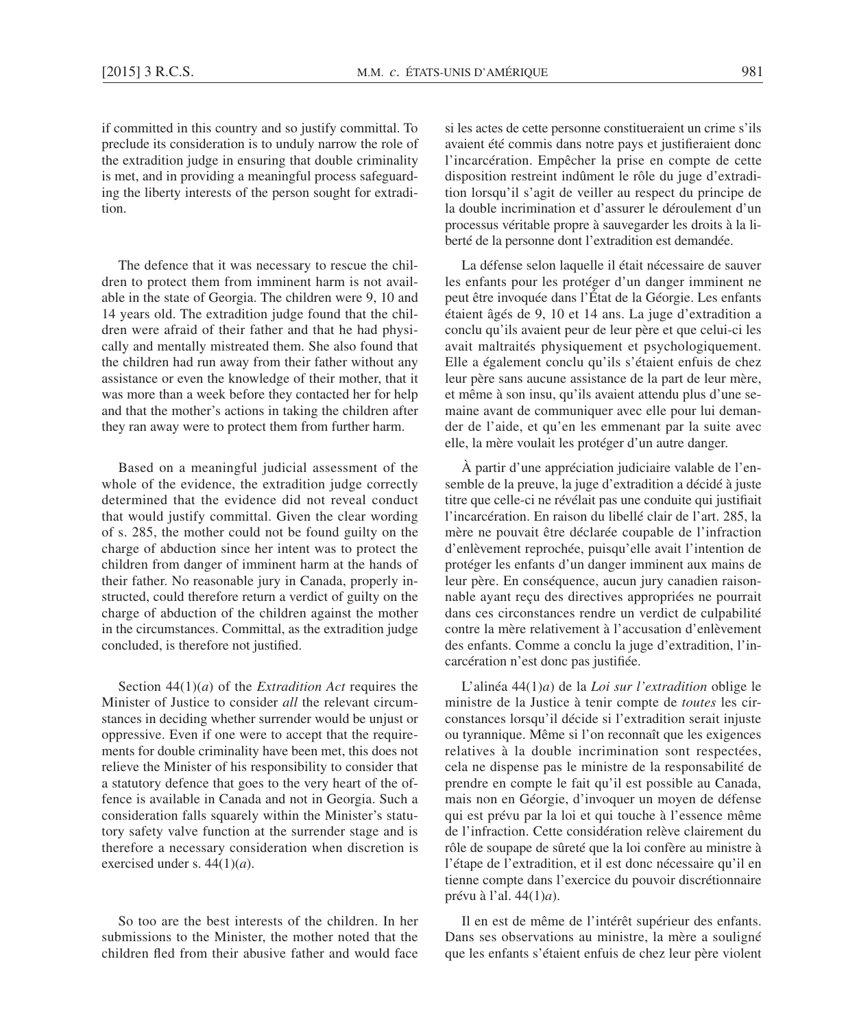if committed in this country and so justify committal. To preclude its consideration is to unduly narrow the role of the extradition judge in ensuring that double criminality is met, and in providing a meaningful process safeguarding the liberty interests of the person sought for extradition.

The defence that it was necessary to rescue the children to protect them from imminent harm is not available in the state of Georgia. The children were 9, 10 and 14 years old. The extradition judge found that the children were afraid of their father and that he had physically and mentally mistreated them. She also found that the children had run away from their father without any assistance or even the knowledge of their mother, that it was more than a week before they contacted her for help and that the mother's actions in taking the children after they ran away were to protect them from further harm.

Based on a meaningful judicial assessment of the whole of the evidence, the extradition judge correctly determined that the evidence did not reveal conduct that would justify committal. Given the clear wording of s. 285, the mother could not be found guilty on the charge of abduction since her intent was to protect the children from danger of imminent harm at the hands of their father. No reasonable jury in Canada, properly instructed, could therefore return a verdict of guilty on the charge of abduction of the children against the mother in the circumstances. Committal, as the extradition judge concluded, is therefore not justified.

Section 44(1)(*a*) of the *Extradition Act* requires the Minister of Justice to consider *all* the relevant circumstances in deciding whether surrender would be unjust or oppressive. Even if one were to accept that the requirements for double criminality have been met, this does not relieve the Minister of his responsibility to consider that a statutory defence that goes to the very heart of the offence is available in Canada and not in Georgia. Such a consideration falls squarely within the Minister's statutory safety valve function at the surrender stage and is therefore a necessary consideration when discretion is exercised under s. 44(1)(*a*).

So too are the best interests of the children. In her submissions to the Minister, the mother noted that the children fled from their abusive father and would face

si les actes de cette personne constitueraient un crime s'ils avaient été commis dans notre pays et justifieraient donc l'incarcération. Empêcher la prise en compte de cette disposition restreint indûment le rôle du juge d'extradition lorsqu'il s'agit de veiller au respect du principe de la double incrimination et d'assurer le déroulement d'un processus véritable propre à sauvegarder les droits à la liberté de la personne dont l'extradition est demandée.

La défense selon laquelle il était nécessaire de sauver les enfants pour les protéger d'un danger imminent ne peut être invoquée dans l'État de la Géorgie. Les enfants étaient âgés de 9, 10 et 14 ans. La juge d'extradition a conclu qu'ils avaient peur de leur père et que celui-ci les avait maltraités physiquement et psychologiquement. Elle a également conclu qu'ils s'étaient enfuis de chez leur père sans aucune assistance de la part de leur mère, et même à son insu, qu'ils avaient attendu plus d'une semaine avant de communiquer avec elle pour lui demander de l'aide, et qu'en les emmenant par la suite avec elle, la mère voulait les protéger d'un autre danger.

À partir d'une appréciation judiciaire valable de l'ensemble de la preuve, la juge d'extradition a décidé à juste titre que celle-ci ne révélait pas une conduite qui justifiait l'incarcération. En raison du libellé clair de l'art. 285, la mère ne pouvait être déclarée coupable de l'infraction d'enlèvement reprochée, puisqu'elle avait l'intention de protéger les enfants d'un danger imminent aux mains de leur père. En conséquence, aucun jury canadien raisonnable ayant reçu des directives appropriées ne pourrait dans ces circonstances rendre un verdict de culpabilité contre la mère relativement à l'accusation d'enlèvement des enfants. Comme a conclu la juge d'extradition, l'incarcération n'est donc pas justifiée.

L'alinéa 44(1)*a*) de la *Loi sur l'extradition* oblige le ministre de la Justice à tenir compte de *toutes* les circonstances lorsqu'il décide si l'extradition serait injuste ou tyrannique. Même si l'on reconnaît que les exigences relatives à la double incrimination sont respectées, cela ne dispense pas le ministre de la responsabilité de prendre en compte le fait qu'il est possible au Canada, mais non en Géorgie, d'invoquer un moyen de défense qui est prévu par la loi et qui touche à l'essence même de l'infraction. Cette considération relève clairement du rôle de soupape de sûreté que la loi confère au ministre à l'étape de l'extradition, et il est donc nécessaire qu'il en tienne compte dans l'exercice du pouvoir discrétionnaire prévu à l'al. 44(1)*a*).

Il en est de même de l'intérêt supérieur des enfants. Dans ses observations au ministre, la mère a souligné que les enfants s'étaient enfuis de chez leur père violent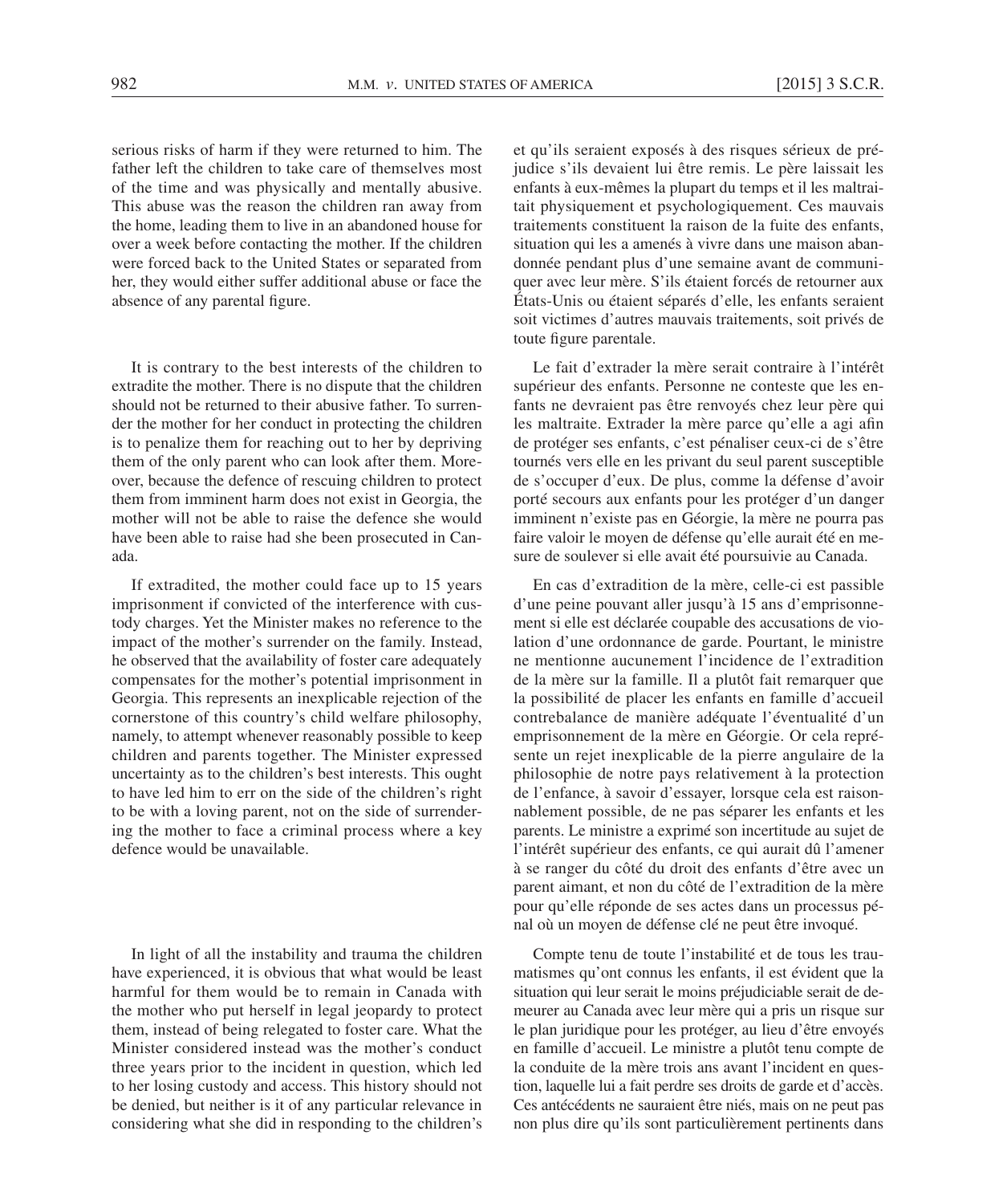serious risks of harm if they were returned to him. The father left the children to take care of themselves most of the time and was physically and mentally abusive. This abuse was the reason the children ran away from the home, leading them to live in an abandoned house for over a week before contacting the mother. If the children were forced back to the United States or separated from her, they would either suffer additional abuse or face the absence of any parental figure.

It is contrary to the best interests of the children to extradite the mother. There is no dispute that the children should not be returned to their abusive father. To surrender the mother for her conduct in protecting the children is to penalize them for reaching out to her by depriving them of the only parent who can look after them. Moreover, because the defence of rescuing children to protect them from imminent harm does not exist in Georgia, the mother will not be able to raise the defence she would have been able to raise had she been prosecuted in Canada.

If extradited, the mother could face up to 15 years imprisonment if convicted of the interference with custody charges. Yet the Minister makes no reference to the impact of the mother's surrender on the family. Instead, he observed that the availability of foster care adequately compensates for the mother's potential imprisonment in Georgia. This represents an inexplicable rejection of the cornerstone of this country's child welfare philosophy, namely, to attempt whenever reasonably possible to keep children and parents together. The Minister expressed uncertainty as to the children's best interests. This ought to have led him to err on the side of the children's right to be with a loving parent, not on the side of surrendering the mother to face a criminal process where a key defence would be unavailable.

In light of all the instability and trauma the children have experienced, it is obvious that what would be least harmful for them would be to remain in Canada with the mother who put herself in legal jeopardy to protect them, instead of being relegated to foster care. What the Minister considered instead was the mother's conduct three years prior to the incident in question, which led to her losing custody and access. This history should not be denied, but neither is it of any particular relevance in considering what she did in responding to the children's

et qu'ils seraient exposés à des risques sérieux de préjudice s'ils devaient lui être remis. Le père laissait les enfants à eux-mêmes la plupart du temps et il les maltraitait physiquement et psychologiquement. Ces mauvais traitements constituent la raison de la fuite des enfants, situation qui les a amenés à vivre dans une maison abandonnée pendant plus d'une semaine avant de communiquer avec leur mère. S'ils étaient forcés de retourner aux États-Unis ou étaient séparés d'elle, les enfants seraient soit victimes d'autres mauvais traitements, soit privés de toute figure parentale.

Le fait d'extrader la mère serait contraire à l'intérêt supérieur des enfants. Personne ne conteste que les enfants ne devraient pas être renvoyés chez leur père qui les maltraite. Extrader la mère parce qu'elle a agi afin de protéger ses enfants, c'est pénaliser ceux-ci de s'être tournés vers elle en les privant du seul parent susceptible de s'occuper d'eux. De plus, comme la défense d'avoir porté secours aux enfants pour les protéger d'un danger imminent n'existe pas en Géorgie, la mère ne pourra pas faire valoir le moyen de défense qu'elle aurait été en mesure de soulever si elle avait été poursuivie au Canada.

En cas d'extradition de la mère, celle-ci est passible d'une peine pouvant aller jusqu'à 15 ans d'emprisonnement si elle est déclarée coupable des accusations de violation d'une ordonnance de garde. Pourtant, le ministre ne mentionne aucunement l'incidence de l'extradition de la mère sur la famille. Il a plutôt fait remarquer que la possibilité de placer les enfants en famille d'accueil contrebalance de manière adéquate l'éventualité d'un emprisonnement de la mère en Géorgie. Or cela représente un rejet inexplicable de la pierre angulaire de la philosophie de notre pays relativement à la protection de l'enfance, à savoir d'essayer, lorsque cela est raisonnablement possible, de ne pas séparer les enfants et les parents. Le ministre a exprimé son incertitude au sujet de l'intérêt supérieur des enfants, ce qui aurait dû l'amener à se ranger du côté du droit des enfants d'être avec un parent aimant, et non du côté de l'extradition de la mère pour qu'elle réponde de ses actes dans un processus pénal où un moyen de défense clé ne peut être invoqué.

Compte tenu de toute l'instabilité et de tous les traumatismes qu'ont connus les enfants, il est évident que la situation qui leur serait le moins préjudiciable serait de demeurer au Canada avec leur mère qui a pris un risque sur le plan juridique pour les protéger, au lieu d'être envoyés en famille d'accueil. Le ministre a plutôt tenu compte de la conduite de la mère trois ans avant l'incident en question, laquelle lui a fait perdre ses droits de garde et d'accès. Ces antécédents ne sauraient être niés, mais on ne peut pas non plus dire qu'ils sont particulièrement pertinents dans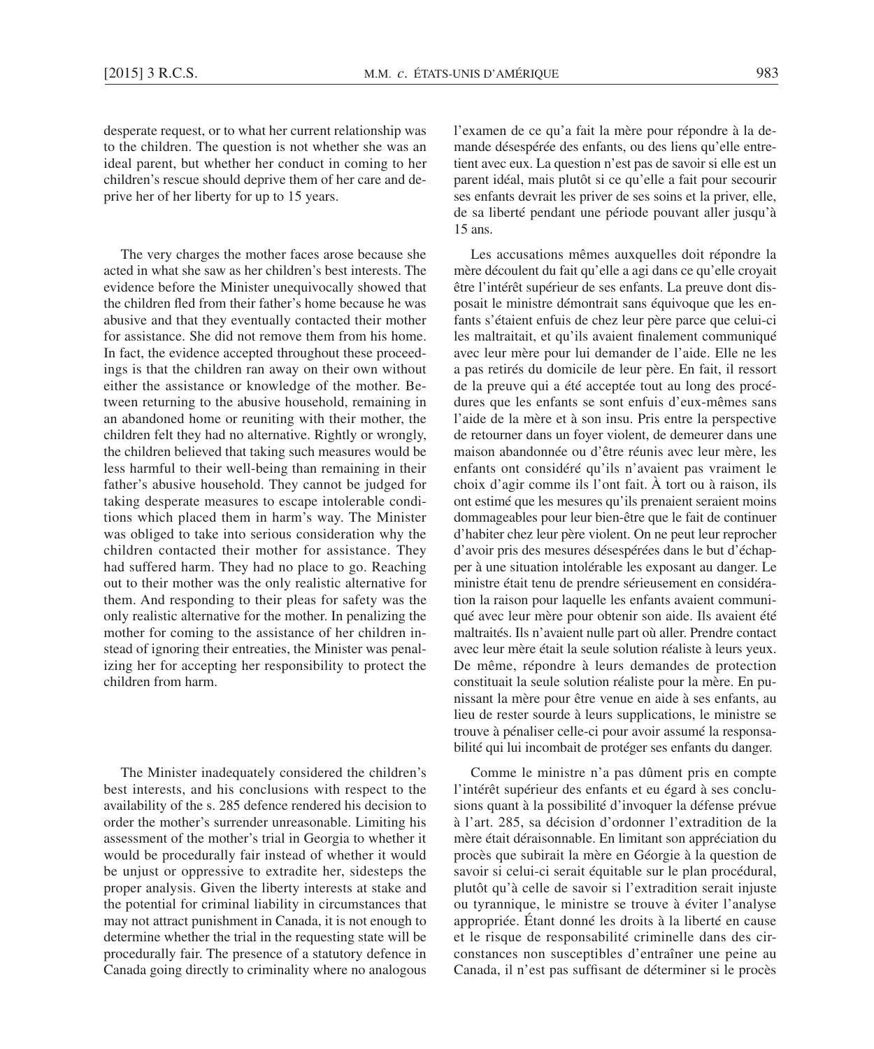desperate request, or to what her current relationship was to the children. The question is not whether she was an ideal parent, but whether her conduct in coming to her children's rescue should deprive them of her care and deprive her of her liberty for up to 15 years.

The very charges the mother faces arose because she acted in what she saw as her children's best interests. The evidence before the Minister unequivocally showed that the children fled from their father's home because he was abusive and that they eventually contacted their mother for assistance. She did not remove them from his home. In fact, the evidence accepted throughout these proceedings is that the children ran away on their own without either the assistance or knowledge of the mother. Between returning to the abusive household, remaining in an abandoned home or reuniting with their mother, the children felt they had no alternative. Rightly or wrongly, the children believed that taking such measures would be less harmful to their well-being than remaining in their father's abusive household. They cannot be judged for taking desperate measures to escape intolerable conditions which placed them in harm's way. The Minister was obliged to take into serious consideration why the children contacted their mother for assistance. They had suffered harm. They had no place to go. Reaching out to their mother was the only realistic alternative for them. And responding to their pleas for safety was the only realistic alternative for the mother. In penalizing the mother for coming to the assistance of her children instead of ignoring their entreaties, the Minister was penalizing her for accepting her responsibility to protect the children from harm.

The Minister inadequately considered the children's best interests, and his conclusions with respect to the availability of the s. 285 defence rendered his decision to order the mother's surrender unreasonable. Limiting his assessment of the mother's trial in Georgia to whether it would be procedurally fair instead of whether it would be unjust or oppressive to extradite her, sidesteps the proper analysis. Given the liberty interests at stake and the potential for criminal liability in circumstances that may not attract punishment in Canada, it is not enough to determine whether the trial in the requesting state will be procedurally fair. The presence of a statutory defence in Canada going directly to criminality where no analogous

l'examen de ce qu'a fait la mère pour répondre à la demande désespérée des enfants, ou des liens qu'elle entretient avec eux. La question n'est pas de savoir si elle est un parent idéal, mais plutôt si ce qu'elle a fait pour secourir ses enfants devrait les priver de ses soins et la priver, elle, de sa liberté pendant une période pouvant aller jusqu'à 15 ans.

Les accusations mêmes auxquelles doit répondre la mère découlent du fait qu'elle a agi dans ce qu'elle croyait être l'intérêt supérieur de ses enfants. La preuve dont disposait le ministre démontrait sans équivoque que les enfants s'étaient enfuis de chez leur père parce que celui-ci les maltraitait, et qu'ils avaient finalement communiqué avec leur mère pour lui demander de l'aide. Elle ne les a pas retirés du domicile de leur père. En fait, il ressort de la preuve qui a été acceptée tout au long des procédures que les enfants se sont enfuis d'eux-mêmes sans l'aide de la mère et à son insu. Pris entre la perspective de retourner dans un foyer violent, de demeurer dans une maison abandonnée ou d'être réunis avec leur mère, les enfants ont considéré qu'ils n'avaient pas vraiment le choix d'agir comme ils l'ont fait. À tort ou à raison, ils ont estimé que les mesures qu'ils prenaient seraient moins dommageables pour leur bien-être que le fait de continuer d'habiter chez leur père violent. On ne peut leur reprocher d'avoir pris des mesures désespérées dans le but d'échapper à une situation intolérable les exposant au danger. Le ministre était tenu de prendre sérieusement en considération la raison pour laquelle les enfants avaient communiqué avec leur mère pour obtenir son aide. Ils avaient été maltraités. Ils n'avaient nulle part où aller. Prendre contact avec leur mère était la seule solution réaliste à leurs yeux. De même, répondre à leurs demandes de protection constituait la seule solution réaliste pour la mère. En punissant la mère pour être venue en aide à ses enfants, au lieu de rester sourde à leurs supplications, le ministre se trouve à pénaliser celle-ci pour avoir assumé la responsabilité qui lui incombait de protéger ses enfants du danger.

Comme le ministre n'a pas dûment pris en compte l'intérêt supérieur des enfants et eu égard à ses conclusions quant à la possibilité d'invoquer la défense prévue à l'art. 285, sa décision d'ordonner l'extradition de la mère était déraisonnable. En limitant son appréciation du procès que subirait la mère en Géorgie à la question de savoir si celui-ci serait équitable sur le plan procédural, plutôt qu'à celle de savoir si l'extradition serait injuste ou tyrannique, le ministre se trouve à éviter l'analyse appropriée. Étant donné les droits à la liberté en cause et le risque de responsabilité criminelle dans des circonstances non susceptibles d'entraîner une peine au Canada, il n'est pas suffisant de déterminer si le procès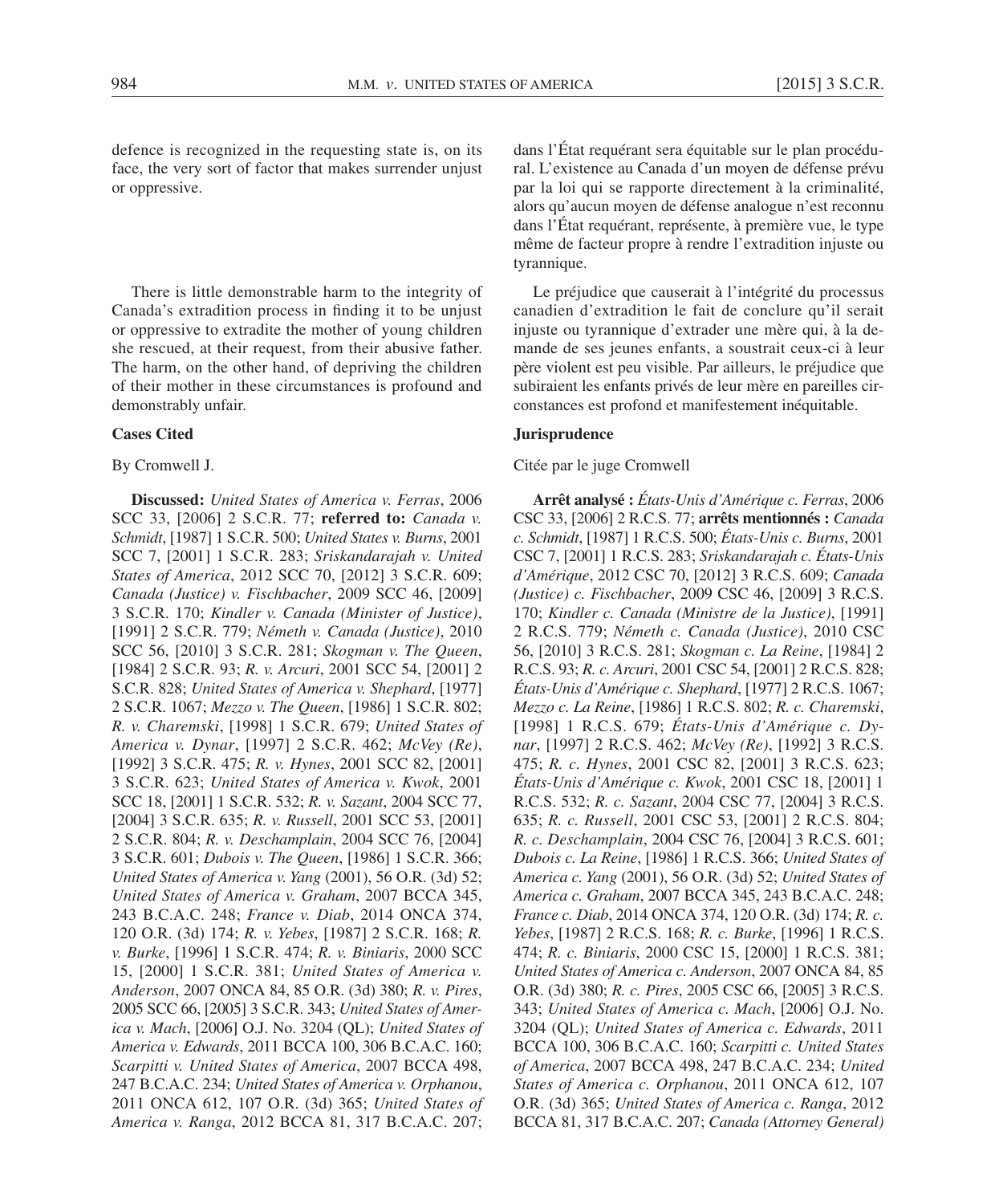defence is recognized in the requesting state is, on its face, the very sort of factor that makes surrender unjust or oppressive.

There is little demonstrable harm to the integrity of Canada's extradition process in finding it to be unjust or oppressive to extradite the mother of young children she rescued, at their request, from their abusive father. The harm, on the other hand, of depriving the children of their mother in these circumstances is profound and demonstrably unfair.

### Cases Cited

By Cromwell J.

**Discussed:** *United States of America v. Ferras*, 2006 SCC 33, [2006] 2 S.C.R. 77; **referred to:** *Canada v. Schmidt*, [1987] 1 S.C.R. 500; *United States v. Burns*, 2001 SCC 7, [2001] 1 S.C.R. 283; *Sriskandarajah v. United States of America*, 2012 SCC 70, [2012] 3 S.C.R. 609; *Canada (Justice) v. Fischbacher*, 2009 SCC 46, [2009] 3 S.C.R. 170; *Kindler v. Canada (Minister of Justice)*, [1991] 2 S.C.R. 779; *Németh v. Canada (Justice)*, 2010 SCC 56, [2010] 3 S.C.R. 281; *Skogman v. The Queen*, [1984] 2 S.C.R. 93; *R. v. Arcuri*, 2001 SCC 54, [2001] 2 S.C.R. 828; *United States of America v. Shephard*, [1977] 2 S.C.R. 1067; *Mezzo v. The Queen*, [1986] 1 S.C.R. 802; *R. v. Charemski*, [1998] 1 S.C.R. 679; *United States of America v. Dynar*, [1997] 2 S.C.R. 462; *McVey (Re)*, [1992] 3 S.C.R. 475; *R. v. Hynes*, 2001 SCC 82, [2001] 3 S.C.R. 623; *United States of America v. Kwok*, 2001 SCC 18, [2001] 1 S.C.R. 532; *R. v. Sazant*, 2004 SCC 77, [2004] 3 S.C.R. 635; *R. v. Russell*, 2001 SCC 53, [2001] 2 S.C.R. 804; *R. v. Deschamplain*, 2004 SCC 76, [2004] 3 S.C.R. 601; *Dubois v. The Queen*, [1986] 1 S.C.R. 366; *United States of America v. Yang* (2001), 56 O.R. (3d) 52; *United States of America v. Graham*, 2007 BCCA 345, 243 B.C.A.C. 248; *France v. Diab*, 2014 ONCA 374, 120 O.R. (3d) 174; *R. v. Yebes*, [1987] 2 S.C.R. 168; *R. v. Burke*, [1996] 1 S.C.R. 474; *R. v. Biniaris*, 2000 SCC 15, [2000] 1 S.C.R. 381; *United States of America v. Anderson*, 2007 ONCA 84, 85 O.R. (3d) 380; *R. v. Pires*, 2005 SCC 66, [2005] 3 S.C.R. 343; *United States of America v. Mach*, [2006] O.J. No. 3204 (QL); *United States of America v. Edwards*, 2011 BCCA 100, 306 B.C.A.C. 160; *Scarpitti v. United States of America*, 2007 BCCA 498, 247 B.C.A.C. 234; *United States of America v. Orphanou*, 2011 ONCA 612, 107 O.R. (3d) 365; *United States of America v. Ranga*, 2012 BCCA 81, 317 B.C.A.C. 207;

dans l'État requérant sera équitable sur le plan procédural. L'existence au Canada d'un moyen de défense prévu par la loi qui se rapporte directement à la criminalité, alors qu'aucun moyen de défense analogue n'est reconnu dans l'État requérant, représente, à première vue, le type même de facteur propre à rendre l'extradition injuste ou tyrannique.

Le préjudice que causerait à l'intégrité du processus canadien d'extradition le fait de conclure qu'il serait injuste ou tyrannique d'extrader une mère qui, à la demande de ses jeunes enfants, a soustrait ceux-ci à leur père violent est peu visible. Par ailleurs, le préjudice que subiraient les enfants privés de leur mère en pareilles circonstances est profond et manifestement inéquitable.

### Jurisprudence

Citée par le juge Cromwell

**Arrêt analysé :** *États-Unis d'Amérique c. Ferras*, 2006 CSC 33, [2006] 2 R.C.S. 77; **arrêts mentionnés :** *Canada c. Schmidt*, [1987] 1 R.C.S. 500; *États-Unis c. Burns*, 2001 CSC 7, [2001] 1 R.C.S. 283; *Sriskandarajah c. États-Unis d'Amérique*, 2012 CSC 70, [2012] 3 R.C.S. 609; *Canada (Justice) c. Fischbacher*, 2009 CSC 46, [2009] 3 R.C.S. 170; *Kindler c. Canada (Ministre de la Justice)*, [1991] 2 R.C.S. 779; *Németh c. Canada (Justice)*, 2010 CSC 56, [2010] 3 R.C.S. 281; *Skogman c. La Reine*, [1984] 2 R.C.S. 93; *R. c. Arcuri*, 2001 CSC 54, [2001] 2 R.C.S. 828; *États-Unis d'Amérique c. Shephard*, [1977] 2 R.C.S. 1067; *Mezzo c. La Reine*, [1986] 1 R.C.S. 802; *R. c. Charemski*, [1998] 1 R.C.S. 679; *États-Unis d'Amérique c. Dynar*, [1997] 2 R.C.S. 462; *McVey (Re)*, [1992] 3 R.C.S. 475; *R. c. Hynes*, 2001 CSC 82, [2001] 3 R.C.S. 623; *États-Unis d'Amérique c. Kwok*, 2001 CSC 18, [2001] 1 R.C.S. 532; *R. c. Sazant*, 2004 CSC 77, [2004] 3 R.C.S. 635; *R. c. Russell*, 2001 CSC 53, [2001] 2 R.C.S. 804; *R. c. Deschamplain*, 2004 CSC 76, [2004] 3 R.C.S. 601; *Dubois c. La Reine*, [1986] 1 R.C.S. 366; *United States of America c. Yang* (2001), 56 O.R. (3d) 52; *United States of America c. Graham*, 2007 BCCA 345, 243 B.C.A.C. 248; *France c. Diab*, 2014 ONCA 374, 120 O.R. (3d) 174; *R. c. Yebes*, [1987] 2 R.C.S. 168; *R. c. Burke*, [1996] 1 R.C.S. 474; *R. c. Biniaris*, 2000 CSC 15, [2000] 1 R.C.S. 381; *United States of America c. Anderson*, 2007 ONCA 84, 85 O.R. (3d) 380; *R. c. Pires*, 2005 CSC 66, [2005] 3 R.C.S. 343; *United States of America c. Mach*, [2006] O.J. No. 3204 (QL); *United States of America c. Edwards*, 2011 BCCA 100, 306 B.C.A.C. 160; *Scarpitti c. United States of America*, 2007 BCCA 498, 247 B.C.A.C. 234; *United States of America c. Orphanou*, 2011 ONCA 612, 107 O.R. (3d) 365; *United States of America c. Ranga*, 2012 BCCA 81, 317 B.C.A.C. 207; *Canada (Attorney General)*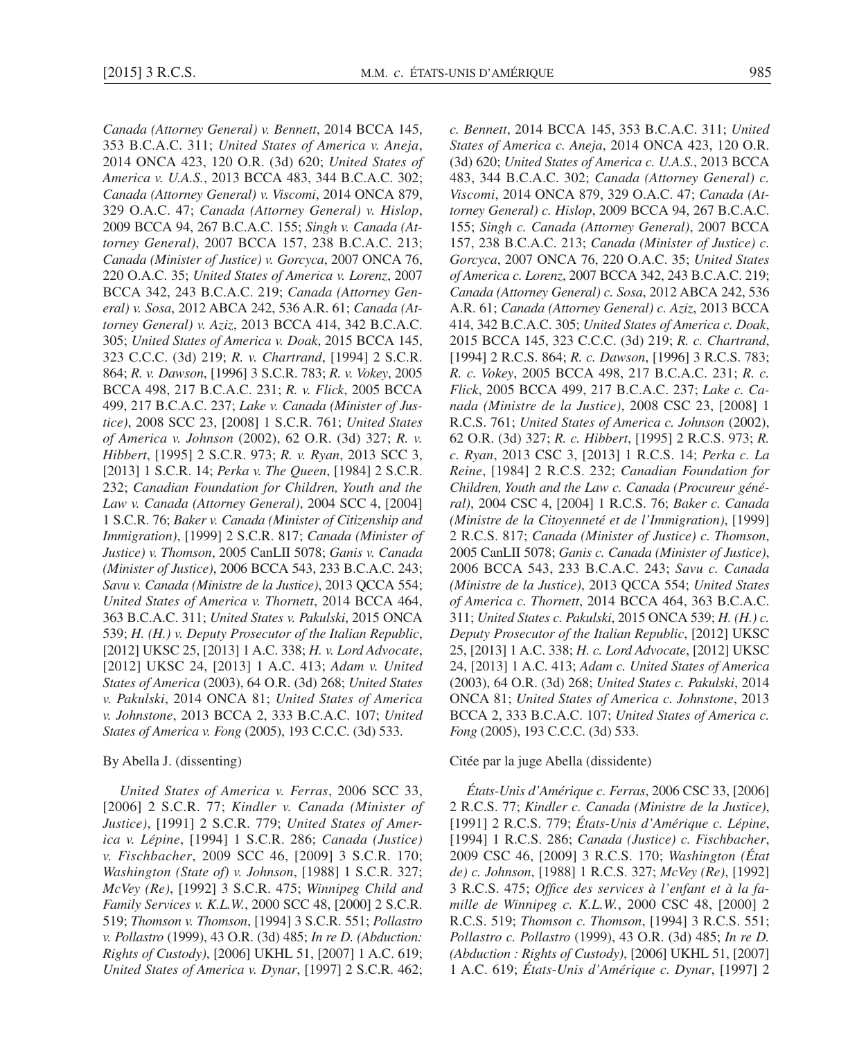*Canada (Attorney General) v. Bennett*, 2014 BCCA 145, 353 B.C.A.C. 311; *United States of America v. Aneja*, 2014 ONCA 423, 120 O.R. (3d) 620; *United States of America v. U.A.S.*, 2013 BCCA 483, 344 B.C.A.C. 302; *Canada (Attorney General) v. Viscomi*, 2014 ONCA 879, 329 O.A.C. 47; *Canada (Attorney General) v. Hislop*, 2009 BCCA 94, 267 B.C.A.C. 155; *Singh v. Canada (Attorney General)*, 2007 BCCA 157, 238 B.C.A.C. 213; *Canada (Minister of Justice) v. Gorcyca*, 2007 ONCA 76, 220 O.A.C. 35; *United States of America v. Lorenz*, 2007 BCCA 342, 243 B.C.A.C. 219; *Canada (Attorney General) v. Sosa*, 2012 ABCA 242, 536 A.R. 61; *Canada (Attorney General) v. Aziz*, 2013 BCCA 414, 342 B.C.A.C. 305; *United States of America v. Doak*, 2015 BCCA 145, 323 C.C.C. (3d) 219; *R. v. Chartrand*, [1994] 2 S.C.R. 864; *R. v. Dawson*, [1996] 3 S.C.R. 783; *R. v. Vokey*, 2005 BCCA 498, 217 B.C.A.C. 231; *R. v. Flick*, 2005 BCCA 499, 217 B.C.A.C. 237; *Lake v. Canada (Minister of Justice)*, 2008 SCC 23, [2008] 1 S.C.R. 761; *United States of America v. Johnson* (2002), 62 O.R. (3d) 327; *R. v. Hibbert*, [1995] 2 S.C.R. 973; *R. v. Ryan*, 2013 SCC 3, [2013] 1 S.C.R. 14; *Perka v. The Queen*, [1984] 2 S.C.R. 232; *Canadian Foundation for Children, Youth and the Law v. Canada (Attorney General)*, 2004 SCC 4, [2004] 1 S.C.R. 76; *Baker v. Canada (Minister of Citizenship and Immigration)*, [1999] 2 S.C.R. 817; *Canada (Minister of Justice) v. Thomson*, 2005 CanLII 5078; *Ganis v. Canada (Minister of Justice)*, 2006 BCCA 543, 233 B.C.A.C. 243; *Savu v. Canada (Ministre de la Justice)*, 2013 QCCA 554; *United States of America v. Thornett*, 2014 BCCA 464, 363 B.C.A.C. 311; *United States v. Pakulski*, 2015 ONCA 539; *H. (H.) v. Deputy Prosecutor of the Italian Republic*, [2012] UKSC 25, [2013] 1 A.C. 338; *H. v. Lord Advocate*, [2012] UKSC 24, [2013] 1 A.C. 413; *Adam v. United States of America* (2003), 64 O.R. (3d) 268; *United States v. Pakulski*, 2014 ONCA 81; *United States of America v. Johnstone*, 2013 BCCA 2, 333 B.C.A.C. 107; *United States of America v. Fong* (2005), 193 C.C.C. (3d) 533.

By Abella J. (dissenting)

*United States of America v. Ferras*, 2006 SCC 33, [2006] 2 S.C.R. 77; *Kindler v. Canada (Minister of Justice)*, [1991] 2 S.C.R. 779; *United States of America v. Lépine*, [1994] 1 S.C.R. 286; *Canada (Justice) v. Fischbacher*, 2009 SCC 46, [2009] 3 S.C.R. 170; *Washington (State of) v. Johnson*, [1988] 1 S.C.R. 327; *McVey (Re)*, [1992] 3 S.C.R. 475; *Winnipeg Child and Family Services v. K.L.W.*, 2000 SCC 48, [2000] 2 S.C.R. 519; *Thomson v. Thomson*, [1994] 3 S.C.R. 551; *Pollastro v. Pollastro* (1999), 43 O.R. (3d) 485; *In re D. (Abduction: Rights of Custody)*, [2006] UKHL 51, [2007] 1 A.C. 619; *United States of America v. Dynar*, [1997] 2 S.C.R. 462;

*c. Bennett*, 2014 BCCA 145, 353 B.C.A.C. 311; *United States of America c. Aneja*, 2014 ONCA 423, 120 O.R. (3d) 620; *United States of America c. U.A.S.*, 2013 BCCA 483, 344 B.C.A.C. 302; *Canada (Attorney General) c. Viscomi*, 2014 ONCA 879, 329 O.A.C. 47; *Canada (Attorney General) c. Hislop*, 2009 BCCA 94, 267 B.C.A.C. 155; *Singh c. Canada (Attorney General)*, 2007 BCCA 157, 238 B.C.A.C. 213; *Canada (Minister of Justice) c. Gorcyca*, 2007 ONCA 76, 220 O.A.C. 35; *United States of America c. Lorenz*, 2007 BCCA 342, 243 B.C.A.C. 219; *Canada (Attorney General) c. Sosa*, 2012 ABCA 242, 536 A.R. 61; *Canada (Attorney General) c. Aziz*, 2013 BCCA 414, 342 B.C.A.C. 305; *United States of America c. Doak*, 2015 BCCA 145, 323 C.C.C. (3d) 219; *R. c. Chartrand*, [1994] 2 R.C.S. 864; *R. c. Dawson*, [1996] 3 R.C.S. 783; *R. c. Vokey*, 2005 BCCA 498, 217 B.C.A.C. 231; *R. c. Flick*, 2005 BCCA 499, 217 B.C.A.C. 237; *Lake c. Canada (Ministre de la Justice)*, 2008 CSC 23, [2008] 1 R.C.S. 761; *United States of America c. Johnson* (2002), 62 O.R. (3d) 327; *R. c. Hibbert*, [1995] 2 R.C.S. 973; *R. c. Ryan*, 2013 CSC 3, [2013] 1 R.C.S. 14; *Perka c. La Reine*, [1984] 2 R.C.S. 232; *Canadian Foundation for Children, Youth and the Law c. Canada (Procureur général)*, 2004 CSC 4, [2004] 1 R.C.S. 76; *Baker c. Canada (Ministre de la Citoyenneté et de l'Immigration)*, [1999] 2 R.C.S. 817; *Canada (Minister of Justice) c. Thomson*, 2005 CanLII 5078; *Ganis c. Canada (Minister of Justice)*, 2006 BCCA 543, 233 B.C.A.C. 243; *Savu c. Canada (Ministre de la Justice)*, 2013 QCCA 554; *United States of America c. Thornett*, 2014 BCCA 464, 363 B.C.A.C. 311; *United States c. Pakulski*, 2015 ONCA 539; *H. (H.) c. Deputy Prosecutor of the Italian Republic*, [2012] UKSC 25, [2013] 1 A.C. 338; *H. c. Lord Advocate*, [2012] UKSC 24, [2013] 1 A.C. 413; *Adam c. United States of America* (2003), 64 O.R. (3d) 268; *United States c. Pakulski*, 2014 ONCA 81; *United States of America c. Johnstone*, 2013 BCCA 2, 333 B.C.A.C. 107; *United States of America c. Fong* (2005), 193 C.C.C. (3d) 533.

Citée par la juge Abella (dissidente)

*États-Unis d'Amérique c. Ferras*, 2006 CSC 33, [2006] 2 R.C.S. 77; *Kindler c. Canada (Ministre de la Justice)*, [1991] 2 R.C.S. 779; *États-Unis d'Amérique c. Lépine*, [1994] 1 R.C.S. 286; *Canada (Justice) c. Fischbacher*, 2009 CSC 46, [2009] 3 R.C.S. 170; *Washington (État de) c. Johnson*, [1988] 1 R.C.S. 327; *McVey (Re)*, [1992] 3 R.C.S. 475; *Office des services à l'enfant et à la famille de Winnipeg c. K.L.W.*, 2000 CSC 48, [2000] 2 R.C.S. 519; *Thomson c. Thomson*, [1994] 3 R.C.S. 551; *Pollastro c. Pollastro* (1999), 43 O.R. (3d) 485; *In re D. (Abduction : Rights of Custody)*, [2006] UKHL 51, [2007] 1 A.C. 619; *États-Unis d'Amérique c. Dynar*, [1997] 2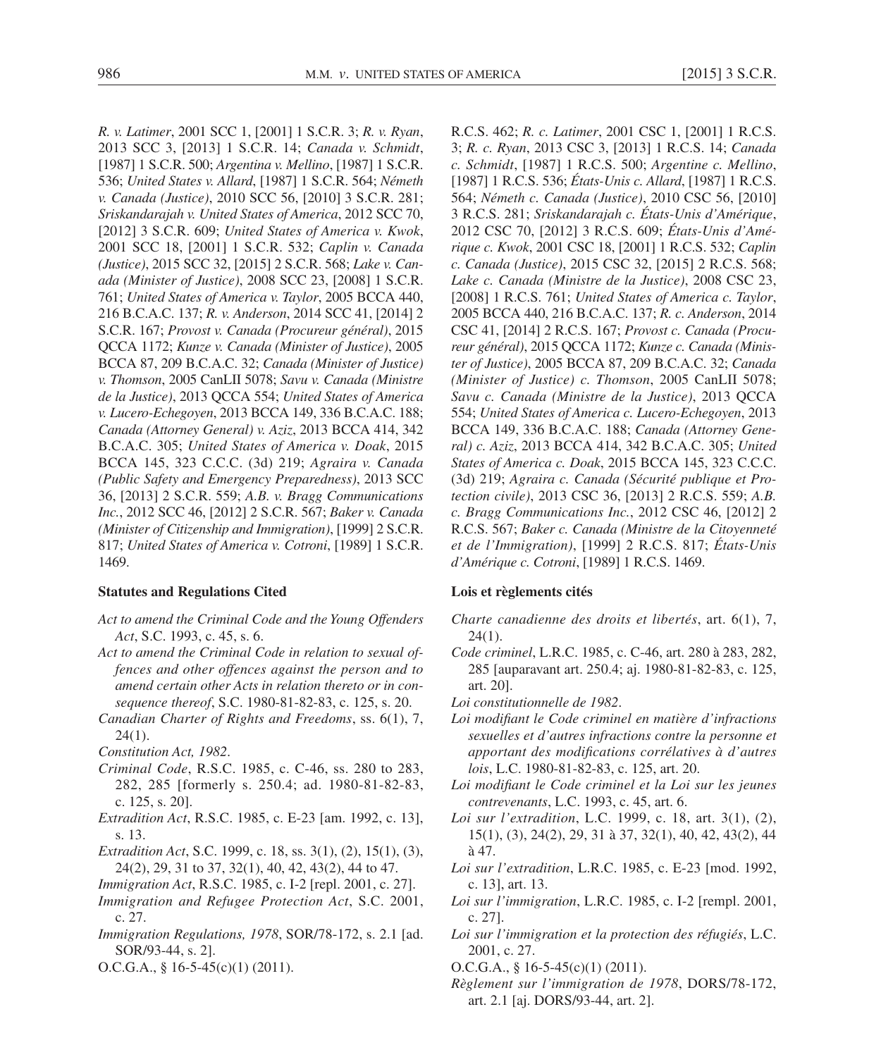*R. v. Latimer*, 2001 SCC 1, [2001] 1 S.C.R. 3; *R. v. Ryan*, 2013 SCC 3, [2013] 1 S.C.R. 14; *Canada v. Schmidt*, [1987] 1 S.C.R. 500; *Argentina v. Mellino*, [1987] 1 S.C.R. 536; *United States v. Allard*, [1987] 1 S.C.R. 564; *Németh v. Canada (Justice)*, 2010 SCC 56, [2010] 3 S.C.R. 281; *Sriskandarajah v. United States of America*, 2012 SCC 70, [2012] 3 S.C.R. 609; *United States of America v. Kwok*, 2001 SCC 18, [2001] 1 S.C.R. 532; *Caplin v. Canada (Justice)*, 2015 SCC 32, [2015] 2 S.C.R. 568; *Lake v. Canada (Minister of Justice)*, 2008 SCC 23, [2008] 1 S.C.R. 761; *United States of America v. Taylor*, 2005 BCCA 440, 216 B.C.A.C. 137; *R. v. Anderson*, 2014 SCC 41, [2014] 2 S.C.R. 167; *Provost v. Canada (Procureur général)*, 2015 QCCA 1172; *Kunze v. Canada (Minister of Justice)*, 2005 BCCA 87, 209 B.C.A.C. 32; *Canada (Minister of Justice) v. Thomson*, 2005 CanLII 5078; *Savu v. Canada (Ministre de la Justice)*, 2013 QCCA 554; *United States of America v. Lucero-Echegoyen*, 2013 BCCA 149, 336 B.C.A.C. 188; *Canada (Attorney General) v. Aziz*, 2013 BCCA 414, 342 B.C.A.C. 305; *United States of America v. Doak*, 2015 BCCA 145, 323 C.C.C. (3d) 219; *Agraira v. Canada (Public Safety and Emergency Preparedness)*, 2013 SCC 36, [2013] 2 S.C.R. 559; *A.B. v. Bragg Communications Inc.*, 2012 SCC 46, [2012] 2 S.C.R. 567; *Baker v. Canada (Minister of Citizenship and Immigration)*, [1999] 2 S.C.R. 817; *United States of America v. Cotroni*, [1989] 1 S.C.R. 1469.

#### Statutes and Regulations Cited

*Act to amend the Criminal Code and the Young Offenders Act*, S.C. 1993, c. 45, s. 6.

*Act to amend the Criminal Code in relation to sexual offences and other offences against the person and to amend certain other Acts in relation thereto or in consequence thereof*, S.C. 1980-81-82-83, c. 125, s. 20.

*Canadian Charter of Rights and Freedoms*, ss. 6(1), 7, 24(1).

*Constitution Act, 1982*.

*Criminal Code*, R.S.C. 1985, c. C-46, ss. 280 to 283, 282, 285 [formerly s. 250.4; ad. 1980-81-82-83, c. 125, s. 20].

*Extradition Act*, R.S.C. 1985, c. E-23 [am. 1992, c. 13], s. 13.

*Extradition Act*, S.C. 1999, c. 18, ss. 3(1), (2), 15(1), (3), 24(2), 29, 31 to 37, 32(1), 40, 42, 43(2), 44 to 47.

*Immigration Act*, R.S.C. 1985, c. I-2 [repl. 2001, c. 27].

*Immigration and Refugee Protection Act*, S.C. 2001, c. 27.

*Immigration Regulations, 1978*, SOR/78-172, s. 2.1 [ad. SOR/93-44, s. 2].

O.C.G.A., § 16-5-45(c)(1) (2011).

R.C.S. 462; *R. c. Latimer*, 2001 CSC 1, [2001] 1 R.C.S. 3; *R. c. Ryan*, 2013 CSC 3, [2013] 1 R.C.S. 14; *Canada c. Schmidt*, [1987] 1 R.C.S. 500; *Argentine c. Mellino*, [1987] 1 R.C.S. 536; *États-Unis c. Allard*, [1987] 1 R.C.S. 564; *Németh c. Canada (Justice)*, 2010 CSC 56, [2010] 3 R.C.S. 281; *Sriskandarajah c. États-Unis d'Amérique*, 2012 CSC 70, [2012] 3 R.C.S. 609; *États-Unis d'Amérique c. Kwok*, 2001 CSC 18, [2001] 1 R.C.S. 532; *Caplin c. Canada (Justice)*, 2015 CSC 32, [2015] 2 R.C.S. 568; *Lake c. Canada (Ministre de la Justice)*, 2008 CSC 23, [2008] 1 R.C.S. 761; *United States of America c. Taylor*, 2005 BCCA 440, 216 B.C.A.C. 137; *R. c. Anderson*, 2014 CSC 41, [2014] 2 R.C.S. 167; *Provost c. Canada (Procureur général)*, 2015 QCCA 1172; *Kunze c. Canada (Minister of Justice)*, 2005 BCCA 87, 209 B.C.A.C. 32; *Canada (Minister of Justice) c. Thomson*, 2005 CanLII 5078; *Savu c. Canada (Ministre de la Justice)*, 2013 QCCA 554; *United States of America c. Lucero-Echegoyen*, 2013 BCCA 149, 336 B.C.A.C. 188; *Canada (Attorney General) c. Aziz*, 2013 BCCA 414, 342 B.C.A.C. 305; *United States of America c. Doak*, 2015 BCCA 145, 323 C.C.C. (3d) 219; *Agraira c. Canada (Sécurité publique et Protection civile)*, 2013 CSC 36, [2013] 2 R.C.S. 559; *A.B. c. Bragg Communications Inc.*, 2012 CSC 46, [2012] 2 R.C.S. 567; *Baker c. Canada (Ministre de la Citoyenneté et de l'Immigration)*, [1999] 2 R.C.S. 817; *États-Unis d'Amérique c. Cotroni*, [1989] 1 R.C.S. 1469.

#### Lois et règlements cités

*Charte canadienne des droits et libertés*, art. 6(1), 7, 24(1).

*Code criminel*, L.R.C. 1985, c. C-46, art. 280 à 283, 282, 285 [auparavant art. 250.4; aj. 1980-81-82-83, c. 125, art. 20].

*Loi constitutionnelle de 1982*.

*Loi modifiant le Code criminel en matière d'infractions sexuelles et d'autres infractions contre la personne et apportant des modifications corrélatives à d'autres lois*, L.C. 1980-81-82-83, c. 125, art. 20.

*Loi modifiant le Code criminel et la Loi sur les jeunes contrevenants*, L.C. 1993, c. 45, art. 6.

*Loi sur l'extradition*, L.C. 1999, c. 18, art. 3(1), (2), 15(1), (3), 24(2), 29, 31 à 37, 32(1), 40, 42, 43(2), 44 à 47.

*Loi sur l'extradition*, L.R.C. 1985, c. E-23 [mod. 1992, c. 13], art. 13.

*Loi sur l'immigration*, L.R.C. 1985, c. I-2 [rempl. 2001, c. 27].

*Loi sur l'immigration et la protection des réfugiés*, L.C. 2001, c. 27.

O.C.G.A., § 16-5-45(c)(1) (2011).

*Règlement sur l'immigration de 1978*, DORS/78-172, art. 2.1 [aj. DORS/93-44, art. 2].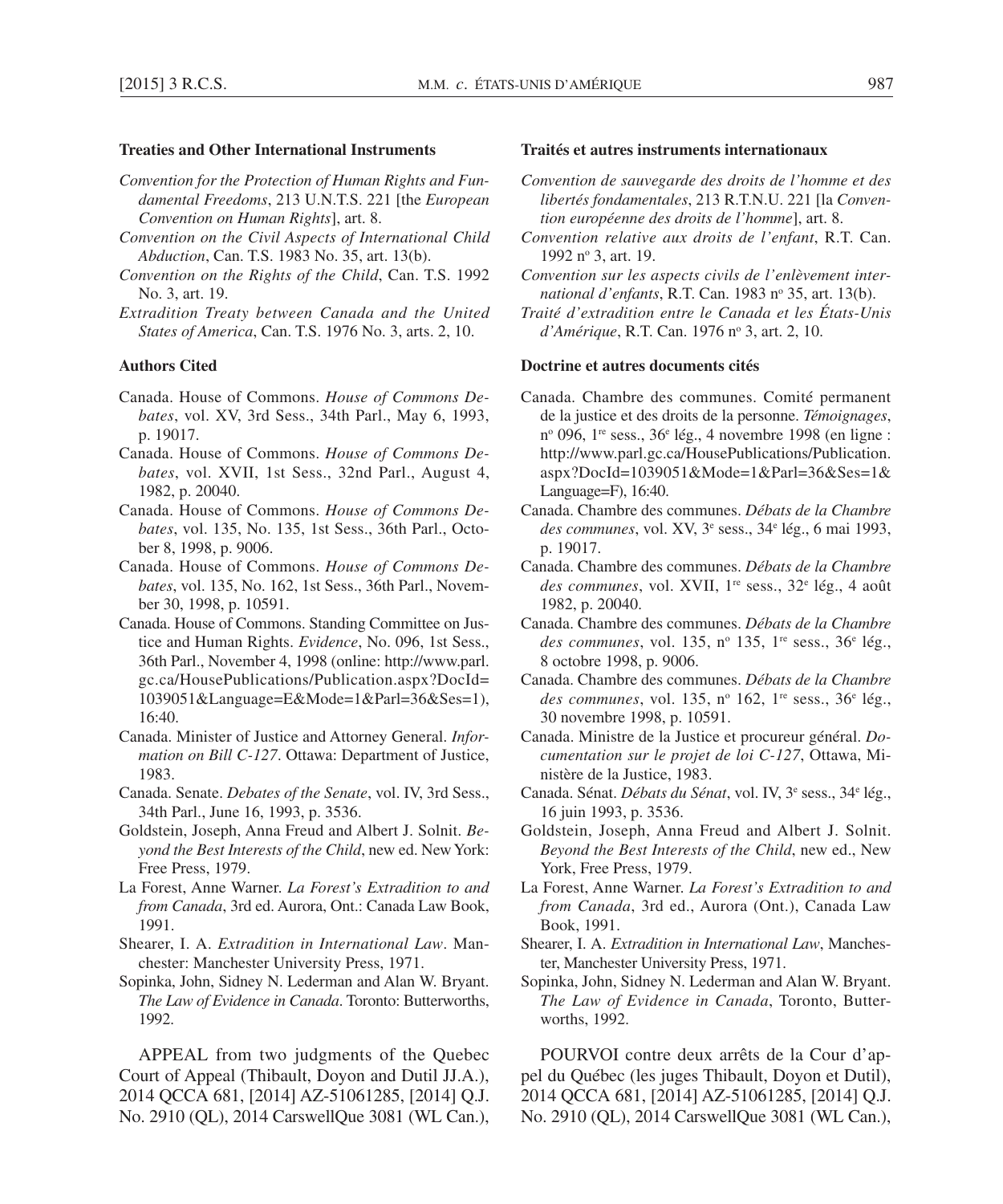**Treaties and Other International Instruments**

*Convention for the Protection of Human Rights and Fundamental Freedoms*, 213 U.N.T.S. 221 [the *European Convention on Human Rights*], art. 8.

*Convention on the Civil Aspects of International Child Abduction*, Can. T.S. 1983 No. 35, art. 13(b).

*Convention on the Rights of the Child*, Can. T.S. 1992 No. 3, art. 19.

*Extradition Treaty between Canada and the United States of America*, Can. T.S. 1976 No. 3, arts. 2, 10.

**Authors Cited**

Canada. House of Commons. *House of Commons Debates*, vol. XV, 3rd Sess., 34th Parl., May 6, 1993, p. 19017.

Canada. House of Commons. *House of Commons Debates*, vol. XVII, 1st Sess., 32nd Parl., August 4, 1982, p. 20040.

Canada. House of Commons. *House of Commons Debates*, vol. 135, No. 135, 1st Sess., 36th Parl., October 8, 1998, p. 9006.

Canada. House of Commons. *House of Commons Debates*, vol. 135, No. 162, 1st Sess., 36th Parl., November 30, 1998, p. 10591.

Canada. House of Commons. Standing Committee on Justice and Human Rights. *Evidence*, No. 096, 1st Sess., 36th Parl., November 4, 1998 (online: http://www.parl.gc.ca/HousePublications/Publication.aspx?DocId=1039051&Language=E&Mode=1&Parl=36&Ses=1), 16:40.

Canada. Minister of Justice and Attorney General. *Information on Bill C-127*. Ottawa: Department of Justice, 1983.

Canada. Senate. *Debates of the Senate*, vol. IV, 3rd Sess., 34th Parl., June 16, 1993, p. 3536.

Goldstein, Joseph, Anna Freud and Albert J. Solnit. *Beyond the Best Interests of the Child*, new ed. New York: Free Press, 1979.

La Forest, Anne Warner. *La Forest's Extradition to and from Canada*, 3rd ed. Aurora, Ont.: Canada Law Book, 1991.

Shearer, I. A. *Extradition in International Law*. Manchester: Manchester University Press, 1971.

Sopinka, John, Sidney N. Lederman and Alan W. Bryant. *The Law of Evidence in Canada*. Toronto: Butterworths, 1992.

APPEAL from two judgments of the Quebec Court of Appeal (Thibault, Doyon and Dutil JJ.A.), 2014 QCCA 681, [2014] AZ-51061285, [2014] Q.J. No. 2910 (QL), 2014 CarswellQue 3081 (WL Can.),

**Traités et autres instruments internationaux**

*Convention de sauvegarde des droits de l'homme et des libertés fondamentales*, 213 R.T.N.U. 221 [la *Convention européenne des droits de l'homme*], art. 8.

*Convention relative aux droits de l'enfant*, R.T. Can. 1992 nº 3, art. 19.

*Convention sur les aspects civils de l'enlèvement international d'enfants*, R.T. Can. 1983 nº 35, art. 13(b).

*Traité d'extradition entre le Canada et les États-Unis d'Amérique*, R.T. Can. 1976 nº 3, art. 2, 10.

**Doctrine et autres documents cités**

Canada. Chambre des communes. Comité permanent de la justice et des droits de la personne. *Témoignages*, nº 096, 1re sess., 36e lég., 4 novembre 1998 (en ligne : http://www.parl.gc.ca/HousePublications/Publication.aspx?DocId=1039051&Mode=1&Parl=36&Ses=1&Language=F), 16:40.

Canada. Chambre des communes. *Débats de la Chambre des communes*, vol. XV, 3e sess., 34e lég., 6 mai 1993, p. 19017.

Canada. Chambre des communes. *Débats de la Chambre des communes*, vol. XVII, 1re sess., 32e lég., 4 août 1982, p. 20040.

Canada. Chambre des communes. *Débats de la Chambre des communes*, vol. 135, nº 135, 1re sess., 36e lég., 8 octobre 1998, p. 9006.

Canada. Chambre des communes. *Débats de la Chambre des communes*, vol. 135, nº 162, 1re sess., 36e lég., 30 novembre 1998, p. 10591.

Canada. Ministre de la Justice et procureur général. *Documentation sur le projet de loi C-127*, Ottawa, Ministère de la Justice, 1983.

Canada. Sénat. *Débats du Sénat*, vol. IV, 3e sess., 34e lég., 16 juin 1993, p. 3536.

Goldstein, Joseph, Anna Freud and Albert J. Solnit. *Beyond the Best Interests of the Child*, new ed., New York, Free Press, 1979.

La Forest, Anne Warner. *La Forest's Extradition to and from Canada*, 3rd ed., Aurora (Ont.), Canada Law Book, 1991.

Shearer, I. A. *Extradition in International Law*, Manchester, Manchester University Press, 1971.

Sopinka, John, Sidney N. Lederman and Alan W. Bryant. *The Law of Evidence in Canada*, Toronto, Butterworths, 1992.

POURVOI contre deux arrêts de la Cour d'appel du Québec (les juges Thibault, Doyon et Dutil), 2014 QCCA 681, [2014] AZ-51061285, [2014] Q.J. No. 2910 (QL), 2014 CarswellQue 3081 (WL Can.),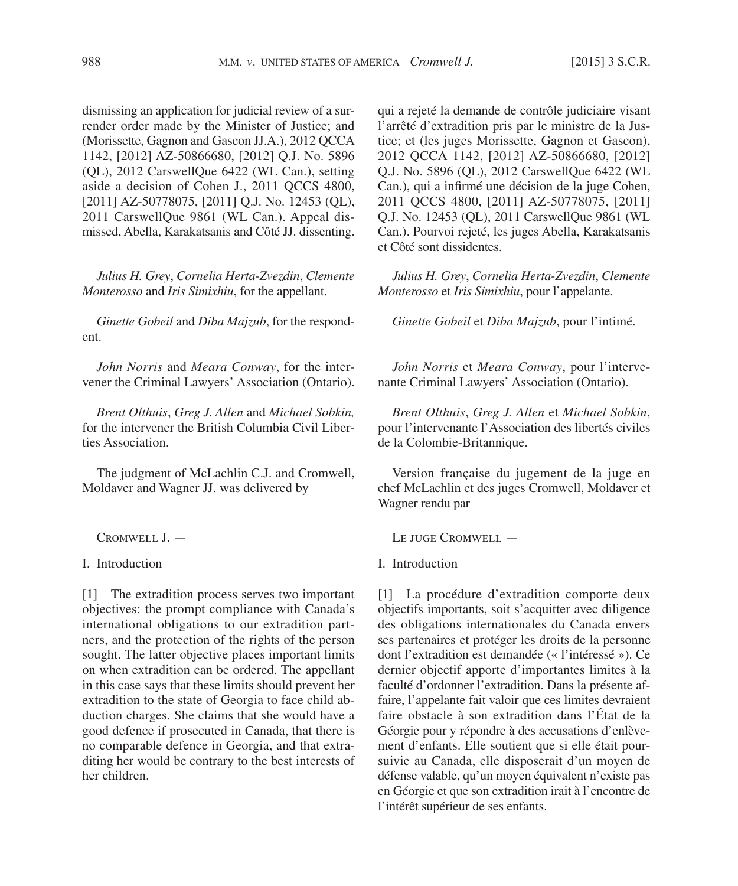dismissing an application for judicial review of a surrender order made by the Minister of Justice; and (Morissette, Gagnon and Gascon JJ.A.), 2012 QCCA 1142, [2012] AZ-50866680, [2012] Q.J. No. 5896 (QL), 2012 CarswellQue 6422 (WL Can.), setting aside a decision of Cohen J., 2011 QCCS 4800, [2011] AZ-50778075, [2011] Q.J. No. 12453 (QL), 2011 CarswellQue 9861 (WL Can.). Appeal dismissed, Abella, Karakatsanis and Côté JJ. dissenting.

*Julius H. Grey*, *Cornelia Herta-Zvezdin*, *Clemente Monterosso* and *Iris Simixhiu*, for the appellant.

*Ginette Gobeil* and *Diba Majzub*, for the respondent.

*John Norris* and *Meara Conway*, for the intervener the Criminal Lawyers' Association (Ontario).

*Brent Olthuis*, *Greg J. Allen* and *Michael Sobkin,* for the intervener the British Columbia Civil Liberties Association.

The judgment of McLachlin C.J. and Cromwell, Moldaver and Wagner JJ. was delivered by

Cromwell J. —

## I. Introduction

[1] The extradition process serves two important objectives: the prompt compliance with Canada's international obligations to our extradition partners, and the protection of the rights of the person sought. The latter objective places important limits on when extradition can be ordered. The appellant in this case says that these limits should prevent her extradition to the state of Georgia to face child abduction charges. She claims that she would have a good defence if prosecuted in Canada, that there is no comparable defence in Georgia, and that extraditing her would be contrary to the best interests of her children.

qui a rejeté la demande de contrôle judiciaire visant l'arrêté d'extradition pris par le ministre de la Justice; et (les juges Morissette, Gagnon et Gascon), 2012 QCCA 1142, [2012] AZ-50866680, [2012] Q.J. No. 5896 (QL), 2012 CarswellQue 6422 (WL Can.), qui a infirmé une décision de la juge Cohen, 2011 QCCS 4800, [2011] AZ-50778075, [2011] Q.J. No. 12453 (QL), 2011 CarswellQue 9861 (WL Can.). Pourvoi rejeté, les juges Abella, Karakatsanis et Côté sont dissidentes.

*Julius H. Grey*, *Cornelia Herta-Zvezdin*, *Clemente Monterosso* et *Iris Simixhiu*, pour l'appelante.

*Ginette Gobeil* et *Diba Majzub*, pour l'intimé.

*John Norris* et *Meara Conway*, pour l'intervenante Criminal Lawyers' Association (Ontario).

*Brent Olthuis*, *Greg J. Allen* et *Michael Sobkin*, pour l'intervenante l'Association des libertés civiles de la Colombie-Britannique.

Version française du jugement de la juge en chef McLachlin et des juges Cromwell, Moldaver et Wagner rendu par

Le juge Cromwell —

## I. Introduction

[1] La procédure d'extradition comporte deux objectifs importants, soit s'acquitter avec diligence des obligations internationales du Canada envers ses partenaires et protéger les droits de la personne dont l'extradition est demandée (« l'intéressé »). Ce dernier objectif apporte d'importantes limites à la faculté d'ordonner l'extradition. Dans la présente affaire, l'appelante fait valoir que ces limites devraient faire obstacle à son extradition dans l'État de la Géorgie pour y répondre à des accusations d'enlèvement d'enfants. Elle soutient que si elle était poursuivie au Canada, elle disposerait d'un moyen de défense valable, qu'un moyen équivalent n'existe pas en Géorgie et que son extradition irait à l'encontre de l'intérêt supérieur de ses enfants.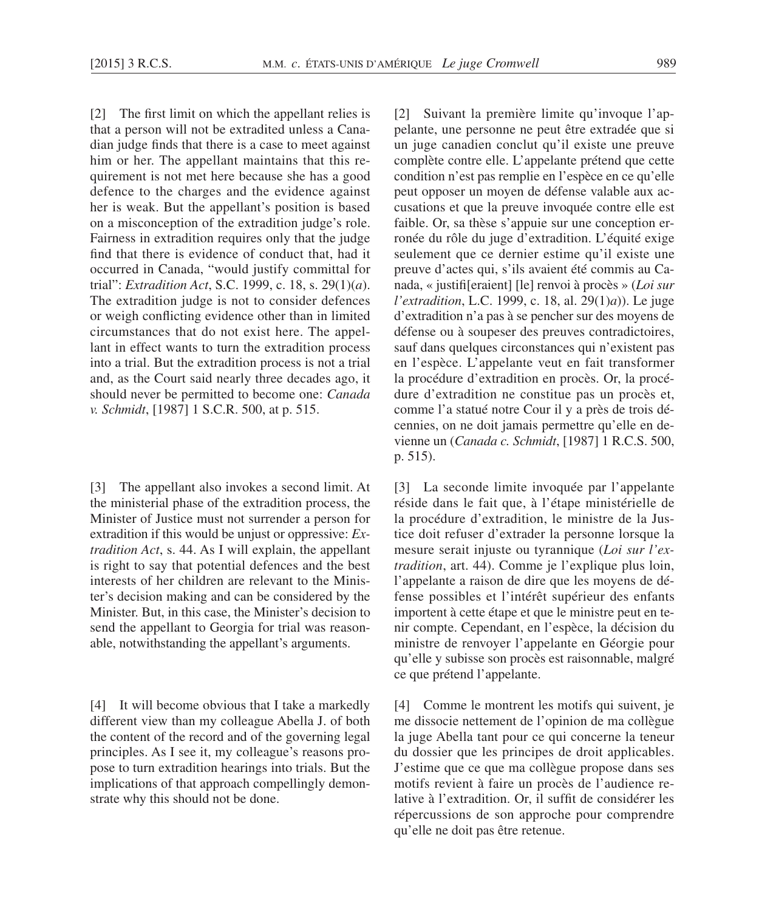[2] The first limit on which the appellant relies is that a person will not be extradited unless a Canadian judge finds that there is a case to meet against him or her. The appellant maintains that this requirement is not met here because she has a good defence to the charges and the evidence against her is weak. But the appellant's position is based on a misconception of the extradition judge's role. Fairness in extradition requires only that the judge find that there is evidence of conduct that, had it occurred in Canada, "would justify committal for trial": *Extradition Act*, S.C. 1999, c. 18, s. 29(1)(*a*). The extradition judge is not to consider defences or weigh conflicting evidence other than in limited circumstances that do not exist here. The appellant in effect wants to turn the extradition process into a trial. But the extradition process is not a trial and, as the Court said nearly three decades ago, it should never be permitted to become one: *Canada v. Schmidt*, [1987] 1 S.C.R. 500, at p. 515.

[3] The appellant also invokes a second limit. At the ministerial phase of the extradition process, the Minister of Justice must not surrender a person for extradition if this would be unjust or oppressive: *Extradition Act*, s. 44. As I will explain, the appellant is right to say that potential defences and the best interests of her children are relevant to the Minister's decision making and can be considered by the Minister. But, in this case, the Minister's decision to send the appellant to Georgia for trial was reasonable, notwithstanding the appellant's arguments.

[4] It will become obvious that I take a markedly different view than my colleague Abella J. of both the content of the record and of the governing legal principles. As I see it, my colleague's reasons propose to turn extradition hearings into trials. But the implications of that approach compellingly demonstrate why this should not be done.

[2] Suivant la première limite qu'invoque l'appelante, une personne ne peut être extradée que si un juge canadien conclut qu'il existe une preuve complète contre elle. L'appelante prétend que cette condition n'est pas remplie en l'espèce en ce qu'elle peut opposer un moyen de défense valable aux accusations et que la preuve invoquée contre elle est faible. Or, sa thèse s'appuie sur une conception erronée du rôle du juge d'extradition. L'équité exige seulement que ce dernier estime qu'il existe une preuve d'actes qui, s'ils avaient été commis au Canada, « justifi[eraient] [le] renvoi à procès » (*Loi sur l'extradition*, L.C. 1999, c. 18, al. 29(1)*a*)). Le juge d'extradition n'a pas à se pencher sur des moyens de défense ou à soupeser des preuves contradictoires, sauf dans quelques circonstances qui n'existent pas en l'espèce. L'appelante veut en fait transformer la procédure d'extradition en procès. Or, la procédure d'extradition ne constitue pas un procès et, comme l'a statué notre Cour il y a près de trois décennies, on ne doit jamais permettre qu'elle en devienne un (*Canada c. Schmidt*, [1987] 1 R.C.S. 500, p. 515).

[3] La seconde limite invoquée par l'appelante réside dans le fait que, à l'étape ministérielle de la procédure d'extradition, le ministre de la Justice doit refuser d'extrader la personne lorsque la mesure serait injuste ou tyrannique (*Loi sur l'extradition*, art. 44). Comme je l'explique plus loin, l'appelante a raison de dire que les moyens de défense possibles et l'intérêt supérieur des enfants importent à cette étape et que le ministre peut en tenir compte. Cependant, en l'espèce, la décision du ministre de renvoyer l'appelante en Géorgie pour qu'elle y subisse son procès est raisonnable, malgré ce que prétend l'appelante.

[4] Comme le montrent les motifs qui suivent, je me dissocie nettement de l'opinion de ma collègue la juge Abella tant pour ce qui concerne la teneur du dossier que les principes de droit applicables. J'estime que ce que ma collègue propose dans ses motifs revient à faire un procès de l'audience relative à l'extradition. Or, il suffit de considérer les répercussions de son approche pour comprendre qu'elle ne doit pas être retenue.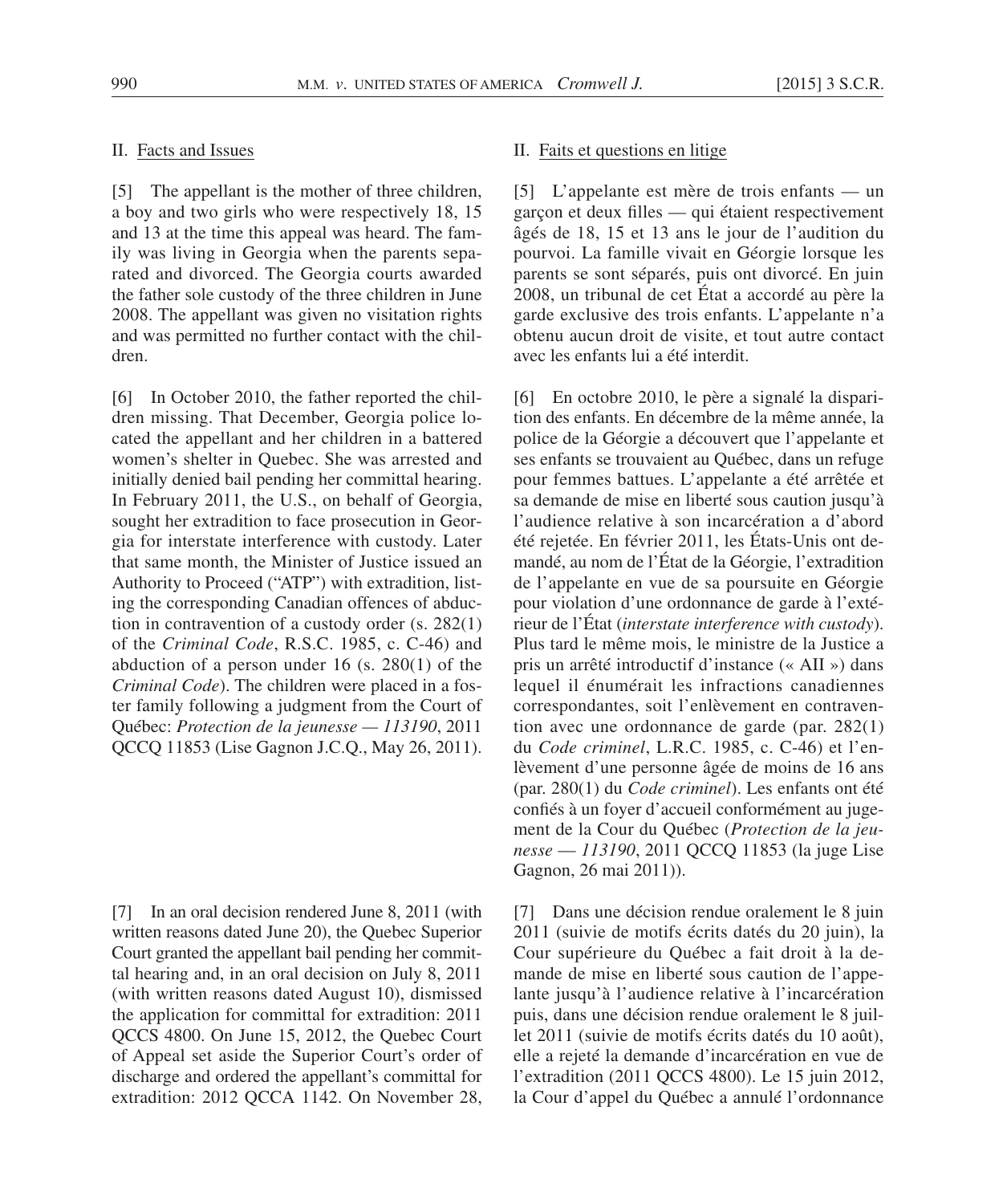## II. Facts and Issues

[5] The appellant is the mother of three children, a boy and two girls who were respectively 18, 15 and 13 at the time this appeal was heard. The family was living in Georgia when the parents separated and divorced. The Georgia courts awarded the father sole custody of the three children in June 2008. The appellant was given no visitation rights and was permitted no further contact with the children.

[6] In October 2010, the father reported the children missing. That December, Georgia police located the appellant and her children in a battered women's shelter in Quebec. She was arrested and initially denied bail pending her committal hearing. In February 2011, the U.S., on behalf of Georgia, sought her extradition to face prosecution in Georgia for interstate interference with custody. Later that same month, the Minister of Justice issued an Authority to Proceed ("ATP") with extradition, listing the corresponding Canadian offences of abduction in contravention of a custody order (s. 282(1) of the *Criminal Code*, R.S.C. 1985, c. C-46) and abduction of a person under 16 (s. 280(1) of the *Criminal Code*). The children were placed in a foster family following a judgment from the Court of Québec: *Protection de la jeunesse — 113190*, 2011 QCCQ 11853 (Lise Gagnon J.C.Q., May 26, 2011).

[7] In an oral decision rendered June 8, 2011 (with written reasons dated June 20), the Quebec Superior Court granted the appellant bail pending her committal hearing and, in an oral decision on July 8, 2011 (with written reasons dated August 10), dismissed the application for committal for extradition: 2011 QCCS 4800. On June 15, 2012, the Quebec Court of Appeal set aside the Superior Court's order of discharge and ordered the appellant's committal for extradition: 2012 QCCA 1142. On November 28,

## II. Faits et questions en litige

[5] L'appelante est mère de trois enfants — un garçon et deux filles — qui étaient respectivement âgés de 18, 15 et 13 ans le jour de l'audition du pourvoi. La famille vivait en Géorgie lorsque les parents se sont séparés, puis ont divorcé. En juin 2008, un tribunal de cet État a accordé au père la garde exclusive des trois enfants. L'appelante n'a obtenu aucun droit de visite, et tout autre contact avec les enfants lui a été interdit.

[6] En octobre 2010, le père a signalé la disparition des enfants. En décembre de la même année, la police de la Géorgie a découvert que l'appelante et ses enfants se trouvaient au Québec, dans un refuge pour femmes battues. L'appelante a été arrêtée et sa demande de mise en liberté sous caution jusqu'à l'audience relative à son incarcération a d'abord été rejetée. En février 2011, les États-Unis ont demandé, au nom de l'État de la Géorgie, l'extradition de l'appelante en vue de sa poursuite en Géorgie pour violation d'une ordonnance de garde à l'extérieur de l'État (*interstate interference with custody*). Plus tard le même mois, le ministre de la Justice a pris un arrêté introductif d'instance (« AII ») dans lequel il énumérait les infractions canadiennes correspondantes, soit l'enlèvement en contravention avec une ordonnance de garde (par. 282(1) du *Code criminel*, L.R.C. 1985, c. C-46) et l'enlèvement d'une personne âgée de moins de 16 ans (par. 280(1) du *Code criminel*). Les enfants ont été confiés à un foyer d'accueil conformément au jugement de la Cour du Québec (*Protection de la jeunesse — 113190*, 2011 QCCQ 11853 (la juge Lise Gagnon, 26 mai 2011)).

[7] Dans une décision rendue oralement le 8 juin 2011 (suivie de motifs écrits datés du 20 juin), la Cour supérieure du Québec a fait droit à la demande de mise en liberté sous caution de l'appelante jusqu'à l'audience relative à l'incarcération puis, dans une décision rendue oralement le 8 juillet 2011 (suivie de motifs écrits datés du 10 août), elle a rejeté la demande d'incarcération en vue de l'extradition (2011 QCCS 4800). Le 15 juin 2012, la Cour d'appel du Québec a annulé l'ordonnance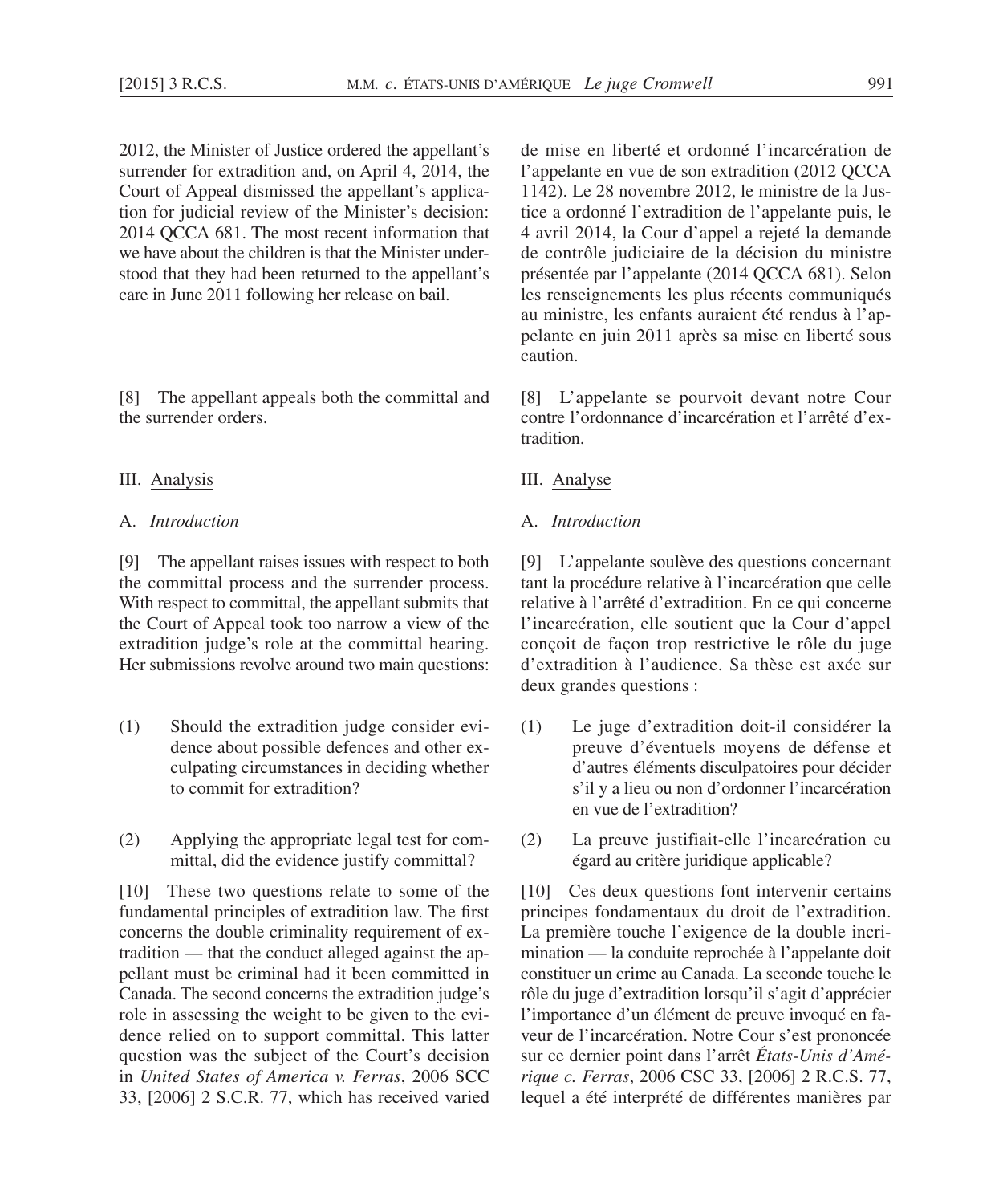2012, the Minister of Justice ordered the appellant's surrender for extradition and, on April 4, 2014, the Court of Appeal dismissed the appellant's application for judicial review of the Minister's decision: 2014 QCCA 681. The most recent information that we have about the children is that the Minister understood that they had been returned to the appellant's care in June 2011 following her release on bail.

[8] The appellant appeals both the committal and the surrender orders.

## III. Analysis

### A. *Introduction*

[9] The appellant raises issues with respect to both the committal process and the surrender process. With respect to committal, the appellant submits that the Court of Appeal took too narrow a view of the extradition judge's role at the committal hearing. Her submissions revolve around two main questions:

(1) Should the extradition judge consider evidence about possible defences and other exculpating circumstances in deciding whether to commit for extradition?

(2) Applying the appropriate legal test for committal, did the evidence justify committal?

[10] These two questions relate to some of the fundamental principles of extradition law. The first concerns the double criminality requirement of extradition — that the conduct alleged against the appellant must be criminal had it been committed in Canada. The second concerns the extradition judge's role in assessing the weight to be given to the evidence relied on to support committal. This latter question was the subject of the Court's decision in *United States of America v. Ferras*, 2006 SCC 33, [2006] 2 S.C.R. 77, which has received varied

de mise en liberté et ordonné l'incarcération de l'appelante en vue de son extradition (2012 QCCA 1142). Le 28 novembre 2012, le ministre de la Justice a ordonné l'extradition de l'appelante puis, le 4 avril 2014, la Cour d'appel a rejeté la demande de contrôle judiciaire de la décision du ministre présentée par l'appelante (2014 QCCA 681). Selon les renseignements les plus récents communiqués au ministre, les enfants auraient été rendus à l'appelante en juin 2011 après sa mise en liberté sous caution.

[8] L'appelante se pourvoit devant notre Cour contre l'ordonnance d'incarcération et l'arrêté d'extradition.

## III. Analyse

### A. *Introduction*

[9] L'appelante soulève des questions concernant tant la procédure relative à l'incarcération que celle relative à l'arrêté d'extradition. En ce qui concerne l'incarcération, elle soutient que la Cour d'appel conçoit de façon trop restrictive le rôle du juge d'extradition à l'audience. Sa thèse est axée sur deux grandes questions :

(1) Le juge d'extradition doit-il considérer la preuve d'éventuels moyens de défense et d'autres éléments disculpatoires pour décider s'il y a lieu ou non d'ordonner l'incarcération en vue de l'extradition?

(2) La preuve justifiait-elle l'incarcération eu égard au critère juridique applicable?

[10] Ces deux questions font intervenir certains principes fondamentaux du droit de l'extradition. La première touche l'exigence de la double incrimination — la conduite reprochée à l'appelante doit constituer un crime au Canada. La seconde touche le rôle du juge d'extradition lorsqu'il s'agit d'apprécier l'importance d'un élément de preuve invoqué en faveur de l'incarcération. Notre Cour s'est prononcée sur ce dernier point dans l'arrêt *États-Unis d'Amérique c. Ferras*, 2006 CSC 33, [2006] 2 R.C.S. 77, lequel a été interprété de différentes manières par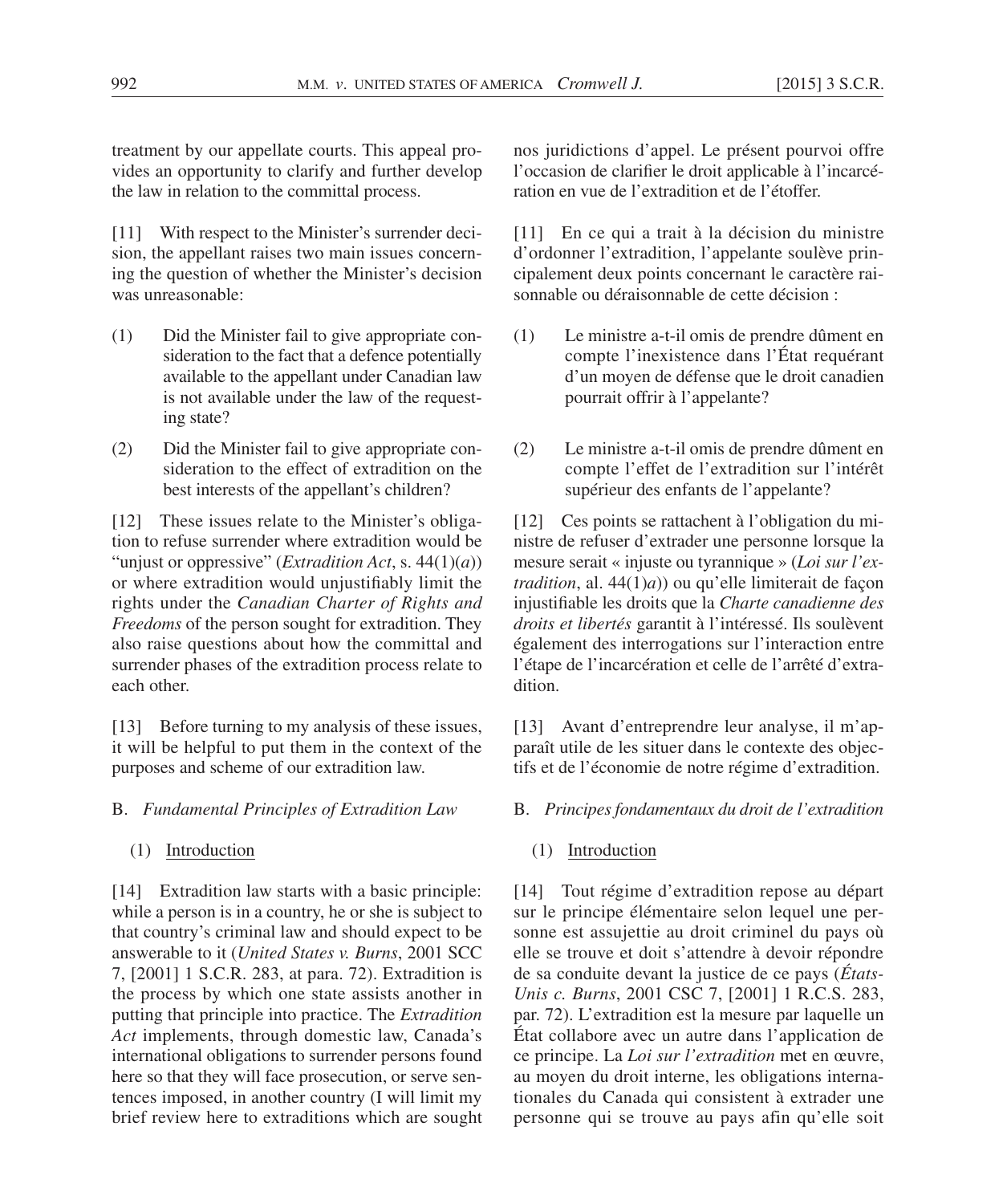treatment by our appellate courts. This appeal provides an opportunity to clarify and further develop the law in relation to the committal process.

[11] With respect to the Minister's surrender decision, the appellant raises two main issues concerning the question of whether the Minister's decision was unreasonable:

(1) Did the Minister fail to give appropriate consideration to the fact that a defence potentially available to the appellant under Canadian law is not available under the law of the requesting state?

(2) Did the Minister fail to give appropriate consideration to the effect of extradition on the best interests of the appellant's children?

[12] These issues relate to the Minister's obligation to refuse surrender where extradition would be "unjust or oppressive" (*Extradition Act*, s. 44(1)(*a*)) or where extradition would unjustifiably limit the rights under the *Canadian Charter of Rights and Freedoms* of the person sought for extradition. They also raise questions about how the committal and surrender phases of the extradition process relate to each other.

[13] Before turning to my analysis of these issues, it will be helpful to put them in the context of the purposes and scheme of our extradition law.

B. *Fundamental Principles of Extradition Law*

(1) Introduction

[14] Extradition law starts with a basic principle: while a person is in a country, he or she is subject to that country's criminal law and should expect to be answerable to it (*United States v. Burns*, 2001 SCC 7, [2001] 1 S.C.R. 283, at para. 72). Extradition is the process by which one state assists another in putting that principle into practice. The *Extradition Act* implements, through domestic law, Canada's international obligations to surrender persons found here so that they will face prosecution, or serve sentences imposed, in another country (I will limit my brief review here to extraditions which are sought

nos juridictions d'appel. Le présent pourvoi offre l'occasion de clarifier le droit applicable à l'incarcération en vue de l'extradition et de l'étoffer.

[11] En ce qui a trait à la décision du ministre d'ordonner l'extradition, l'appelante soulève principalement deux points concernant le caractère raisonnable ou déraisonnable de cette décision :

(1) Le ministre a-t-il omis de prendre dûment en compte l'inexistence dans l'État requérant d'un moyen de défense que le droit canadien pourrait offrir à l'appelante?

(2) Le ministre a-t-il omis de prendre dûment en compte l'effet de l'extradition sur l'intérêt supérieur des enfants de l'appelante?

[12] Ces points se rattachent à l'obligation du ministre de refuser d'extrader une personne lorsque la mesure serait « injuste ou tyrannique » (*Loi sur l'extradition*, al. 44(1)*a*)) ou qu'elle limiterait de façon injustifiable les droits que la *Charte canadienne des droits et libertés* garantit à l'intéressé. Ils soulèvent également des interrogations sur l'interaction entre l'étape de l'incarcération et celle de l'arrêté d'extradition.

[13] Avant d'entreprendre leur analyse, il m'apparaît utile de les situer dans le contexte des objectifs et de l'économie de notre régime d'extradition.

B. *Principes fondamentaux du droit de l'extradition*

(1) Introduction

[14] Tout régime d'extradition repose au départ sur le principe élémentaire selon lequel une personne est assujettie au droit criminel du pays où elle se trouve et doit s'attendre à devoir répondre de sa conduite devant la justice de ce pays (*États-Unis c. Burns*, 2001 CSC 7, [2001] 1 R.C.S. 283, par. 72). L'extradition est la mesure par laquelle un État collabore avec un autre dans l'application de ce principe. La *Loi sur l'extradition* met en œuvre, au moyen du droit interne, les obligations internationales du Canada qui consistent à extrader une personne qui se trouve au pays afin qu'elle soit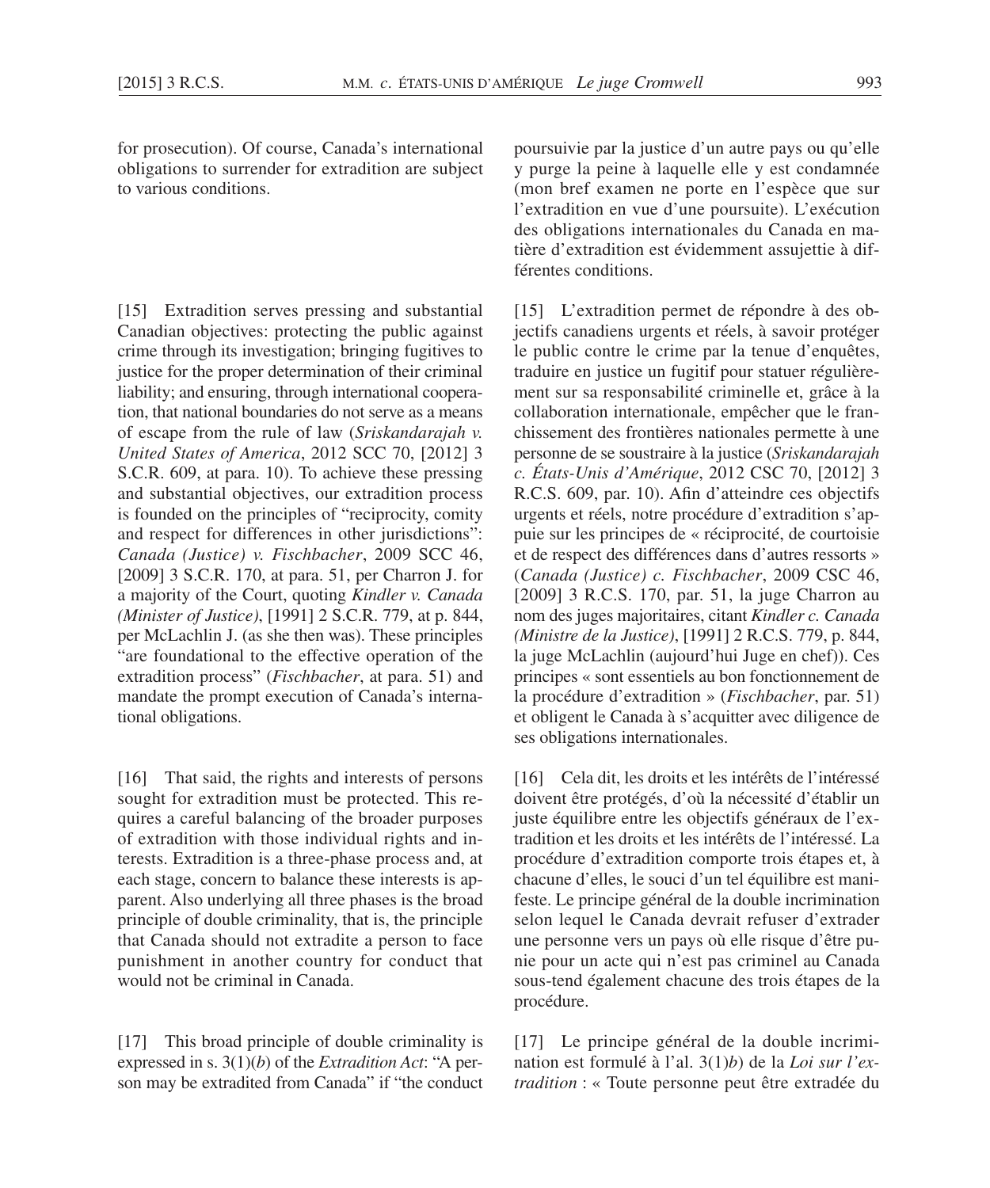for prosecution). Of course, Canada's international obligations to surrender for extradition are subject to various conditions.

[15] Extradition serves pressing and substantial Canadian objectives: protecting the public against crime through its investigation; bringing fugitives to justice for the proper determination of their criminal liability; and ensuring, through international cooperation, that national boundaries do not serve as a means of escape from the rule of law (*Sriskandarajah v. United States of America*, 2012 SCC 70, [2012] 3 S.C.R. 609, at para. 10). To achieve these pressing and substantial objectives, our extradition process is founded on the principles of "reciprocity, comity and respect for differences in other jurisdictions": *Canada (Justice) v. Fischbacher*, 2009 SCC 46, [2009] 3 S.C.R. 170, at para. 51, per Charron J. for a majority of the Court, quoting *Kindler v. Canada (Minister of Justice)*, [1991] 2 S.C.R. 779, at p. 844, per McLachlin J. (as she then was). These principles "are foundational to the effective operation of the extradition process" (*Fischbacher*, at para. 51) and mandate the prompt execution of Canada's international obligations.

[16] That said, the rights and interests of persons sought for extradition must be protected. This requires a careful balancing of the broader purposes of extradition with those individual rights and interests. Extradition is a three-phase process and, at each stage, concern to balance these interests is apparent. Also underlying all three phases is the broad principle of double criminality, that is, the principle that Canada should not extradite a person to face punishment in another country for conduct that would not be criminal in Canada.

[17] This broad principle of double criminality is expressed in s. 3(1)(*b*) of the *Extradition Act*: "A person may be extradited from Canada" if "the conduct

poursuivie par la justice d'un autre pays ou qu'elle y purge la peine à laquelle elle y est condamnée (mon bref examen ne porte en l'espèce que sur l'extradition en vue d'une poursuite). L'exécution des obligations internationales du Canada en matière d'extradition est évidemment assujettie à différentes conditions.

[15] L'extradition permet de répondre à des objectifs canadiens urgents et réels, à savoir protéger le public contre le crime par la tenue d'enquêtes, traduire en justice un fugitif pour statuer régulièrement sur sa responsabilité criminelle et, grâce à la collaboration internationale, empêcher que le franchissement des frontières nationales permette à une personne de se soustraire à la justice (*Sriskandarajah c. États-Unis d'Amérique*, 2012 CSC 70, [2012] 3 R.C.S. 609, par. 10). Afin d'atteindre ces objectifs urgents et réels, notre procédure d'extradition s'appuie sur les principes de « réciprocité, de courtoisie et de respect des différences dans d'autres ressorts » (*Canada (Justice) c. Fischbacher*, 2009 CSC 46, [2009] 3 R.C.S. 170, par. 51, la juge Charron au nom des juges majoritaires, citant *Kindler c. Canada (Ministre de la Justice)*, [1991] 2 R.C.S. 779, p. 844, la juge McLachlin (aujourd'hui Juge en chef)). Ces principes « sont essentiels au bon fonctionnement de la procédure d'extradition » (*Fischbacher*, par. 51) et obligent le Canada à s'acquitter avec diligence de ses obligations internationales.

[16] Cela dit, les droits et les intérêts de l'intéressé doivent être protégés, d'où la nécessité d'établir un juste équilibre entre les objectifs généraux de l'extradition et les droits et les intérêts de l'intéressé. La procédure d'extradition comporte trois étapes et, à chacune d'elles, le souci d'un tel équilibre est manifeste. Le principe général de la double incrimination selon lequel le Canada devrait refuser d'extrader une personne vers un pays où elle risque d'être punie pour un acte qui n'est pas criminel au Canada sous-tend également chacune des trois étapes de la procédure.

[17] Le principe général de la double incrimination est formulé à l'al. 3(1)*b*) de la *Loi sur l'extradition* : « Toute personne peut être extradée du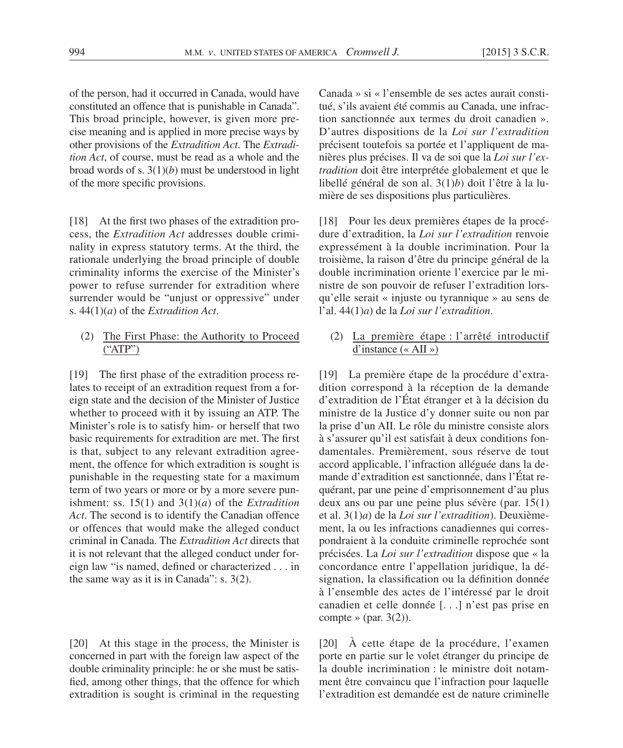of the person, had it occurred in Canada, would have constituted an offence that is punishable in Canada". This broad principle, however, is given more precise meaning and is applied in more precise ways by other provisions of the *Extradition Act*. The *Extradition Act*, of course, must be read as a whole and the broad words of s. 3(1)(*b*) must be understood in light of the more specific provisions.

[18] At the first two phases of the extradition process, the *Extradition Act* addresses double criminality in express statutory terms. At the third, the rationale underlying the broad principle of double criminality informs the exercise of the Minister's power to refuse surrender for extradition where surrender would be "unjust or oppressive" under s. 44(1)(*a*) of the *Extradition Act*.

(2) The First Phase: the Authority to Proceed ("ATP")

[19] The first phase of the extradition process relates to receipt of an extradition request from a foreign state and the decision of the Minister of Justice whether to proceed with it by issuing an ATP. The Minister's role is to satisfy him- or herself that two basic requirements for extradition are met. The first is that, subject to any relevant extradition agreement, the offence for which extradition is sought is punishable in the requesting state for a maximum term of two years or more or by a more severe punishment: ss. 15(1) and 3(1)(*a*) of the *Extradition Act*. The second is to identify the Canadian offence or offences that would make the alleged conduct criminal in Canada. The *Extradition Act* directs that it is not relevant that the alleged conduct under foreign law "is named, defined or characterized . . . in the same way as it is in Canada": s. 3(2).

[20] At this stage in the process, the Minister is concerned in part with the foreign law aspect of the double criminality principle: he or she must be satisfied, among other things, that the offence for which extradition is sought is criminal in the requesting

Canada » si « l'ensemble de ses actes aurait constitué, s'ils avaient été commis au Canada, une infraction sanctionnée aux termes du droit canadien ». D'autres dispositions de la *Loi sur l'extradition* précisent toutefois sa portée et l'appliquent de manières plus précises. Il va de soi que la *Loi sur l'extradition* doit être interprétée globalement et que le libellé général de son al. 3(1)*b*) doit l'être à la lumière de ses dispositions plus particulières.

[18] Pour les deux premières étapes de la procédure d'extradition, la *Loi sur l'extradition* renvoie expressément à la double incrimination. Pour la troisième, la raison d'être du principe général de la double incrimination oriente l'exercice par le ministre de son pouvoir de refuser l'extradition lorsqu'elle serait « injuste ou tyrannique » au sens de l'al. 44(1)*a*) de la *Loi sur l'extradition*.

(2) La première étape : l'arrêté introductif d'instance (« AII »)

[19] La première étape de la procédure d'extradition correspond à la réception de la demande d'extradition de l'État étranger et à la décision du ministre de la Justice d'y donner suite ou non par la prise d'un AII. Le rôle du ministre consiste alors à s'assurer qu'il est satisfait à deux conditions fondamentales. Premièrement, sous réserve de tout accord applicable, l'infraction alléguée dans la demande d'extradition est sanctionnée, dans l'État requérant, par une peine d'emprisonnement d'au plus deux ans ou par une peine plus sévère (par. 15(1) et al. 3(1)*a*) de la *Loi sur l'extradition*). Deuxièmement, la ou les infractions canadiennes qui correspondraient à la conduite criminelle reprochée sont précisées. La *Loi sur l'extradition* dispose que « la concordance entre l'appellation juridique, la désignation, la classification ou la définition donnée à l'ensemble des actes de l'intéressé par le droit canadien et celle donnée [. . .] n'est pas prise en compte » (par. 3(2)).

[20] À cette étape de la procédure, l'examen porte en partie sur le volet étranger du principe de la double incrimination : le ministre doit notamment être convaincu que l'infraction pour laquelle l'extradition est demandée est de nature criminelle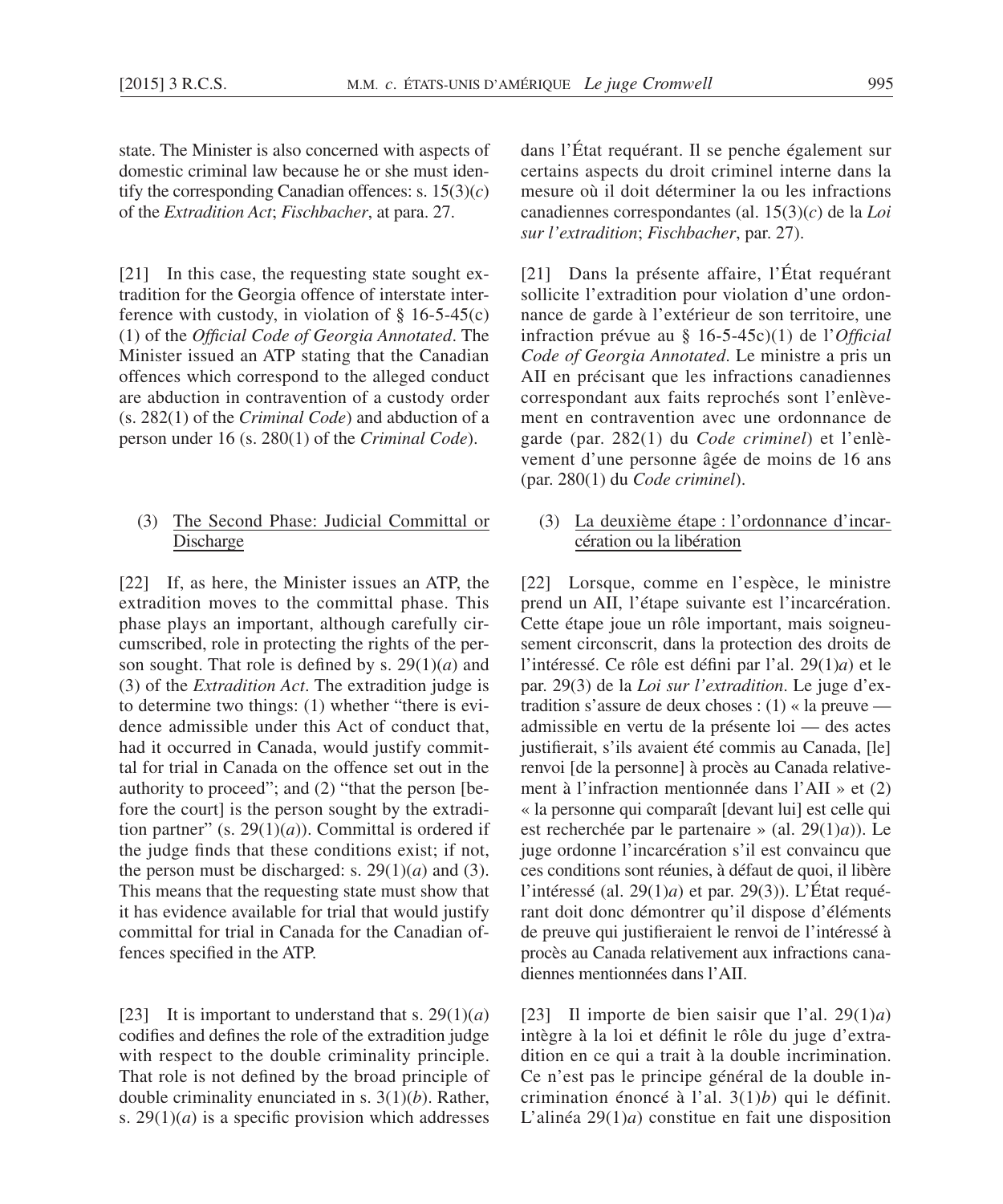state. The Minister is also concerned with aspects of domestic criminal law because he or she must identify the corresponding Canadian offences: s. 15(3)(*c*) of the *Extradition Act*; *Fischbacher*, at para. 27.

[21] In this case, the requesting state sought extradition for the Georgia offence of interstate interference with custody, in violation of § 16-5-45(c)(1) of the *Official Code of Georgia Annotated*. The Minister issued an ATP stating that the Canadian offences which correspond to the alleged conduct are abduction in contravention of a custody order (s. 282(1) of the *Criminal Code*) and abduction of a person under 16 (s. 280(1) of the *Criminal Code*).

### (3) <u>The Second Phase: Judicial Committal or Discharge</u>

[22] If, as here, the Minister issues an ATP, the extradition moves to the committal phase. This phase plays an important, although carefully circumscribed, role in protecting the rights of the person sought. That role is defined by s. 29(1)(*a*) and (3) of the *Extradition Act*. The extradition judge is to determine two things: (1) whether "there is evidence admissible under this Act of conduct that, had it occurred in Canada, would justify committal for trial in Canada on the offence set out in the authority to proceed"; and (2) "that the person [before the court] is the person sought by the extradition partner" (s. 29(1)(*a*)). Committal is ordered if the judge finds that these conditions exist; if not, the person must be discharged: s. 29(1)(*a*) and (3). This means that the requesting state must show that it has evidence available for trial that would justify committal for trial in Canada for the Canadian offences specified in the ATP.

[23] It is important to understand that s. 29(1)(*a*) codifies and defines the role of the extradition judge with respect to the double criminality principle. That role is not defined by the broad principle of double criminality enunciated in s. 3(1)(*b*). Rather, s. 29(1)(*a*) is a specific provision which addresses

dans l'État requérant. Il se penche également sur certains aspects du droit criminel interne dans la mesure où il doit déterminer la ou les infractions canadiennes correspondantes (al. 15(3)(*c*) de la *Loi sur l'extradition*; *Fischbacher*, par. 27).

[21] Dans la présente affaire, l'État requérant sollicite l'extradition pour violation d'une ordonnance de garde à l'extérieur de son territoire, une infraction prévue au § 16-5-45c)(1) de l'*Official Code of Georgia Annotated*. Le ministre a pris un AII en précisant que les infractions canadiennes correspondant aux faits reprochés sont l'enlèvement en contravention avec une ordonnance de garde (par. 282(1) du *Code criminel*) et l'enlèvement d'une personne âgée de moins de 16 ans (par. 280(1) du *Code criminel*).

### (3) <u>La deuxième étape : l'ordonnance d'incarcération ou la libération</u>

[22] Lorsque, comme en l'espèce, le ministre prend un AII, l'étape suivante est l'incarcération. Cette étape joue un rôle important, mais soigneusement circonscrit, dans la protection des droits de l'intéressé. Ce rôle est défini par l'al. 29(1)*a*) et le par. 29(3) de la *Loi sur l'extradition*. Le juge d'extradition s'assure de deux choses : (1) « la preuve — admissible en vertu de la présente loi — des actes justifierait, s'ils avaient été commis au Canada, [le] renvoi [de la personne] à procès au Canada relativement à l'infraction mentionnée dans l'AII » et (2) « la personne qui comparaît [devant lui] est celle qui est recherchée par le partenaire » (al. 29(1)*a*)). Le juge ordonne l'incarcération s'il est convaincu que ces conditions sont réunies, à défaut de quoi, il libère l'intéressé (al. 29(1)*a*) et par. 29(3)). L'État requérant doit donc démontrer qu'il dispose d'éléments de preuve qui justifieraient le renvoi de l'intéressé à procès au Canada relativement aux infractions canadiennes mentionnées dans l'AII.

[23] Il importe de bien saisir que l'al. 29(1)*a*) intègre à la loi et définit le rôle du juge d'extradition en ce qui a trait à la double incrimination. Ce n'est pas le principe général de la double incrimination énoncé à l'al. 3(1)*b*) qui le définit. L'alinéa 29(1)*a*) constitue en fait une disposition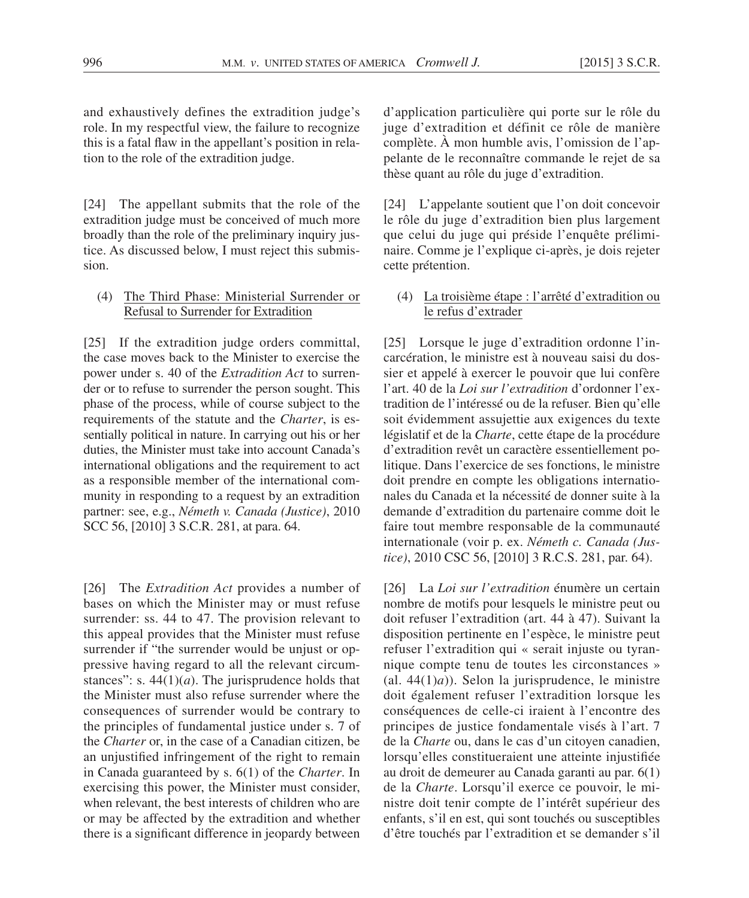and exhaustively defines the extradition judge's role. In my respectful view, the failure to recognize this is a fatal flaw in the appellant's position in relation to the role of the extradition judge.

[24] The appellant submits that the role of the extradition judge must be conceived of much more broadly than the role of the preliminary inquiry justice. As discussed below, I must reject this submission.

(4) The Third Phase: Ministerial Surrender or Refusal to Surrender for Extradition

[25] If the extradition judge orders committal, the case moves back to the Minister to exercise the power under s. 40 of the *Extradition Act* to surrender or to refuse to surrender the person sought. This phase of the process, while of course subject to the requirements of the statute and the *Charter*, is essentially political in nature. In carrying out his or her duties, the Minister must take into account Canada's international obligations and the requirement to act as a responsible member of the international community in responding to a request by an extradition partner: see, e.g., *Németh v. Canada (Justice)*, 2010 SCC 56, [2010] 3 S.C.R. 281, at para. 64.

[26] The *Extradition Act* provides a number of bases on which the Minister may or must refuse surrender: ss. 44 to 47. The provision relevant to this appeal provides that the Minister must refuse surrender if "the surrender would be unjust or oppressive having regard to all the relevant circumstances": s. 44(1)(*a*). The jurisprudence holds that the Minister must also refuse surrender where the consequences of surrender would be contrary to the principles of fundamental justice under s. 7 of the *Charter* or, in the case of a Canadian citizen, be an unjustified infringement of the right to remain in Canada guaranteed by s. 6(1) of the *Charter*. In exercising this power, the Minister must consider, when relevant, the best interests of children who are or may be affected by the extradition and whether there is a significant difference in jeopardy between

d'application particulière qui porte sur le rôle du juge d'extradition et définit ce rôle de manière complète. À mon humble avis, l'omission de l'appelante de le reconnaître commande le rejet de sa thèse quant au rôle du juge d'extradition.

[24] L'appelante soutient que l'on doit concevoir le rôle du juge d'extradition bien plus largement que celui du juge qui préside l'enquête préliminaire. Comme je l'explique ci-après, je dois rejeter cette prétention.

(4) La troisième étape : l'arrêté d'extradition ou le refus d'extrader

[25] Lorsque le juge d'extradition ordonne l'incarcération, le ministre est à nouveau saisi du dossier et appelé à exercer le pouvoir que lui confère l'art. 40 de la *Loi sur l'extradition* d'ordonner l'extradition de l'intéressé ou de la refuser. Bien qu'elle soit évidemment assujettie aux exigences du texte législatif et de la *Charte*, cette étape de la procédure d'extradition revêt un caractère essentiellement politique. Dans l'exercice de ses fonctions, le ministre doit prendre en compte les obligations internationales du Canada et la nécessité de donner suite à la demande d'extradition du partenaire comme doit le faire tout membre responsable de la communauté internationale (voir p. ex. *Németh c. Canada (Justice)*, 2010 CSC 56, [2010] 3 R.C.S. 281, par. 64).

[26] La *Loi sur l'extradition* énumère un certain nombre de motifs pour lesquels le ministre peut ou doit refuser l'extradition (art. 44 à 47). Suivant la disposition pertinente en l'espèce, le ministre peut refuser l'extradition qui « serait injuste ou tyrannique compte tenu de toutes les circonstances » (al. 44(1)*a*)). Selon la jurisprudence, le ministre doit également refuser l'extradition lorsque les conséquences de celle-ci iraient à l'encontre des principes de justice fondamentale visés à l'art. 7 de la *Charte* ou, dans le cas d'un citoyen canadien, lorsqu'elles constitueraient une atteinte injustifiée au droit de demeurer au Canada garanti au par. 6(1) de la *Charte*. Lorsqu'il exerce ce pouvoir, le ministre doit tenir compte de l'intérêt supérieur des enfants, s'il en est, qui sont touchés ou susceptibles d'être touchés par l'extradition et se demander s'il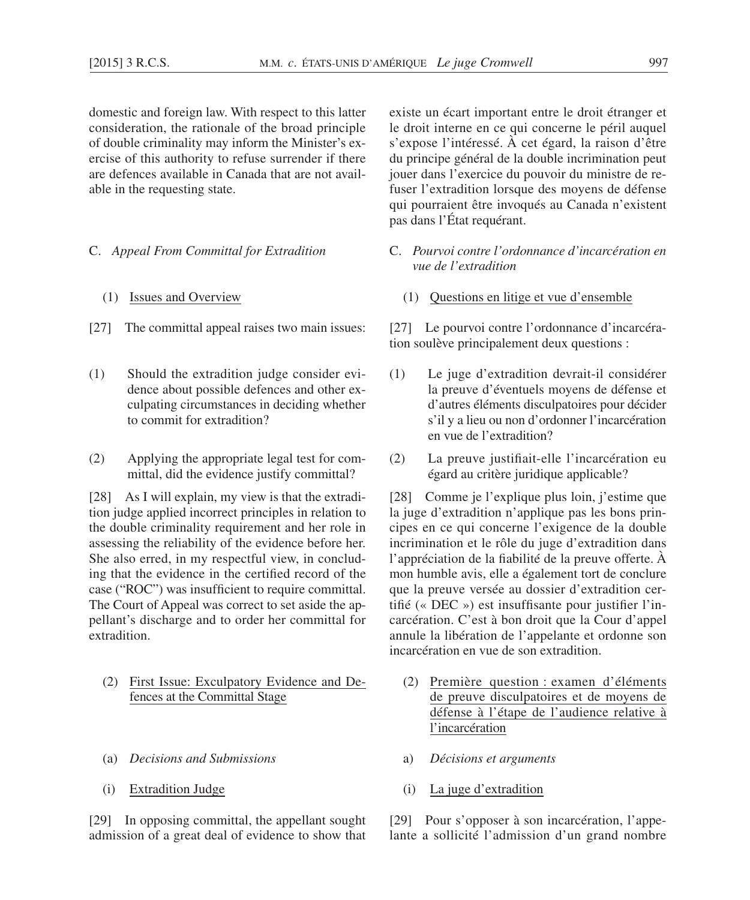domestic and foreign law. With respect to this latter consideration, the rationale of the broad principle of double criminality may inform the Minister's exercise of this authority to refuse surrender if there are defences available in Canada that are not available in the requesting state.

### C. *Appeal From Committal for Extradition*

#### (1) Issues and Overview

[27] The committal appeal raises two main issues:

(1) Should the extradition judge consider evidence about possible defences and other exculpating circumstances in deciding whether to commit for extradition?

(2) Applying the appropriate legal test for committal, did the evidence justify committal?

[28] As I will explain, my view is that the extradition judge applied incorrect principles in relation to the double criminality requirement and her role in assessing the reliability of the evidence before her. She also erred, in my respectful view, in concluding that the evidence in the certified record of the case ("ROC") was insufficient to require committal. The Court of Appeal was correct to set aside the appellant's discharge and to order her committal for extradition.

#### (2) First Issue: Exculpatory Evidence and Defences at the Committal Stage

##### (a) *Decisions and Submissions*

###### (i) Extradition Judge

[29] In opposing committal, the appellant sought admission of a great deal of evidence to show that

existe un écart important entre le droit étranger et le droit interne en ce qui concerne le péril auquel s'expose l'intéressé. À cet égard, la raison d'être du principe général de la double incrimination peut jouer dans l'exercice du pouvoir du ministre de refuser l'extradition lorsque des moyens de défense qui pourraient être invoqués au Canada n'existent pas dans l'État requérant.

### C. *Pourvoi contre l'ordonnance d'incarcération en vue de l'extradition*

#### (1) Questions en litige et vue d'ensemble

[27] Le pourvoi contre l'ordonnance d'incarcération soulève principalement deux questions :

(1) Le juge d'extradition devrait-il considérer la preuve d'éventuels moyens de défense et d'autres éléments disculpatoires pour décider s'il y a lieu ou non d'ordonner l'incarcération en vue de l'extradition?

(2) La preuve justifiait-elle l'incarcération eu égard au critère juridique applicable?

[28] Comme je l'explique plus loin, j'estime que la juge d'extradition n'applique pas les bons principes en ce qui concerne l'exigence de la double incrimination et le rôle du juge d'extradition dans l'appréciation de la fiabilité de la preuve offerte. À mon humble avis, elle a également tort de conclure que la preuve versée au dossier d'extradition certifié (« DEC ») est insuffisante pour justifier l'incarcération. C'est à bon droit que la Cour d'appel annule la libération de l'appelante et ordonne son incarcération en vue de son extradition.

#### (2) Première question : examen d'éléments de preuve disculpatoires et de moyens de défense à l'étape de l'audience relative à l'incarcération

##### a) *Décisions et arguments*

###### (i) La juge d'extradition

[29] Pour s'opposer à son incarcération, l'appelante a sollicité l'admission d'un grand nombre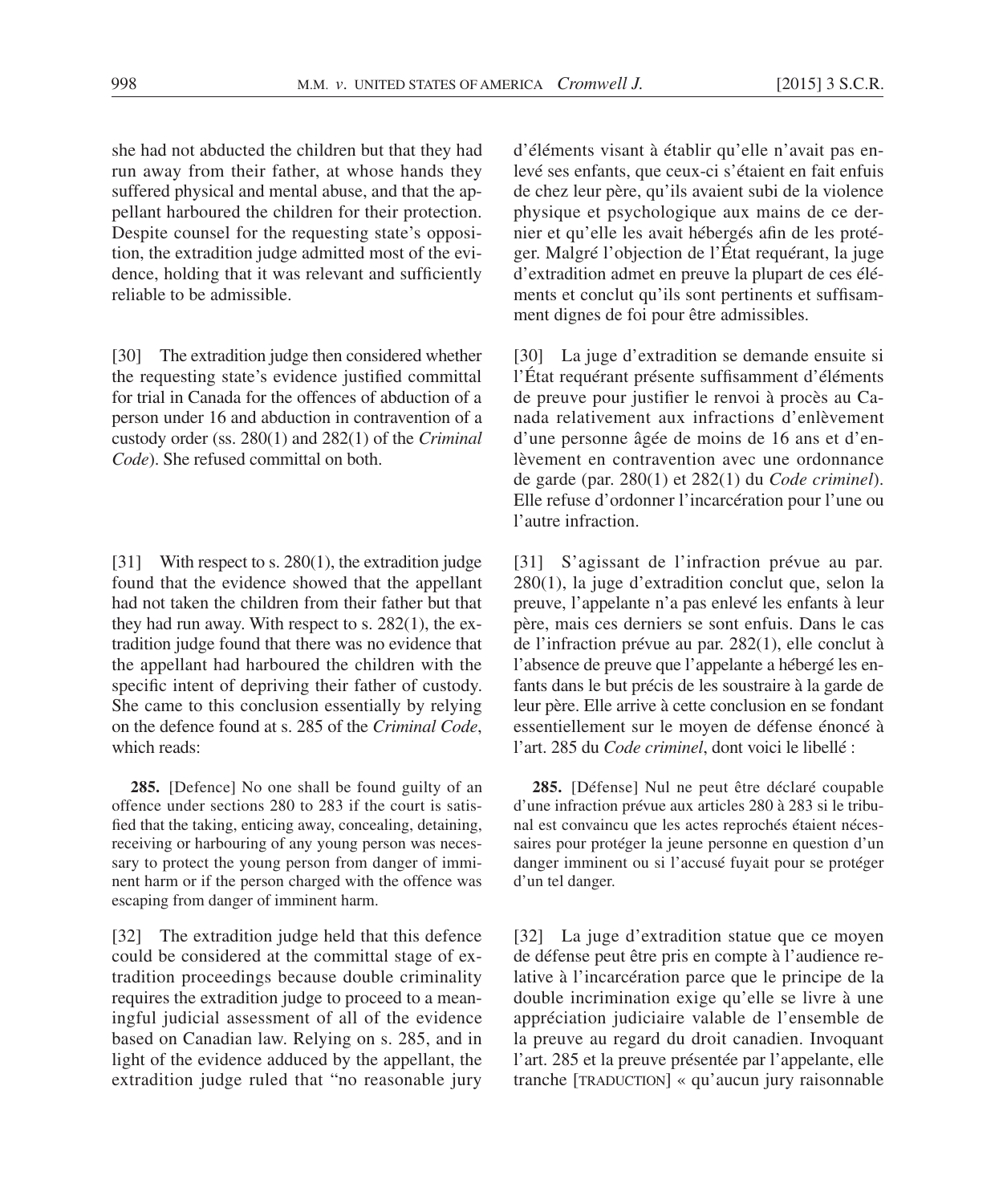she had not abducted the children but that they had run away from their father, at whose hands they suffered physical and mental abuse, and that the appellant harboured the children for their protection. Despite counsel for the requesting state's opposition, the extradition judge admitted most of the evidence, holding that it was relevant and sufficiently reliable to be admissible.

[30] The extradition judge then considered whether the requesting state's evidence justified committal for trial in Canada for the offences of abduction of a person under 16 and abduction in contravention of a custody order (ss. 280(1) and 282(1) of the *Criminal Code*). She refused committal on both.

[31] With respect to s. 280(1), the extradition judge found that the evidence showed that the appellant had not taken the children from their father but that they had run away. With respect to s. 282(1), the extradition judge found that there was no evidence that the appellant had harboured the children with the specific intent of depriving their father of custody. She came to this conclusion essentially by relying on the defence found at s. 285 of the *Criminal Code*, which reads:

> **285.** [Defence] No one shall be found guilty of an offence under sections 280 to 283 if the court is satisfied that the taking, enticing away, concealing, detaining, receiving or harbouring of any young person was necessary to protect the young person from danger of imminent harm or if the person charged with the offence was escaping from danger of imminent harm.

[32] The extradition judge held that this defence could be considered at the committal stage of extradition proceedings because double criminality requires the extradition judge to proceed to a meaningful judicial assessment of all of the evidence based on Canadian law. Relying on s. 285, and in light of the evidence adduced by the appellant, the extradition judge ruled that "no reasonable jury

d'éléments visant à établir qu'elle n'avait pas enlevé ses enfants, que ceux-ci s'étaient en fait enfuis de chez leur père, qu'ils avaient subi de la violence physique et psychologique aux mains de ce dernier et qu'elle les avait hébergés afin de les protéger. Malgré l'objection de l'État requérant, la juge d'extradition admet en preuve la plupart de ces éléments et conclut qu'ils sont pertinents et suffisamment dignes de foi pour être admissibles.

[30] La juge d'extradition se demande ensuite si l'État requérant présente suffisamment d'éléments de preuve pour justifier le renvoi à procès au Canada relativement aux infractions d'enlèvement d'une personne âgée de moins de 16 ans et d'enlèvement en contravention avec une ordonnance de garde (par. 280(1) et 282(1) du *Code criminel*). Elle refuse d'ordonner l'incarcération pour l'une ou l'autre infraction.

[31] S'agissant de l'infraction prévue au par. 280(1), la juge d'extradition conclut que, selon la preuve, l'appelante n'a pas enlevé les enfants à leur père, mais ces derniers se sont enfuis. Dans le cas de l'infraction prévue au par. 282(1), elle conclut à l'absence de preuve que l'appelante a hébergé les enfants dans le but précis de les soustraire à la garde de leur père. Elle arrive à cette conclusion en se fondant essentiellement sur le moyen de défense énoncé à l'art. 285 du *Code criminel*, dont voici le libellé :

> **285.** [Défense] Nul ne peut être déclaré coupable d'une infraction prévue aux articles 280 à 283 si le tribunal est convaincu que les actes reprochés étaient nécessaires pour protéger la jeune personne en question d'un danger imminent ou si l'accusé fuyait pour se protéger d'un tel danger.

[32] La juge d'extradition statue que ce moyen de défense peut être pris en compte à l'audience relative à l'incarcération parce que le principe de la double incrimination exige qu'elle se livre à une appréciation judiciaire valable de l'ensemble de la preuve au regard du droit canadien. Invoquant l'art. 285 et la preuve présentée par l'appelante, elle tranche [TRADUCTION] « qu'aucun jury raisonnable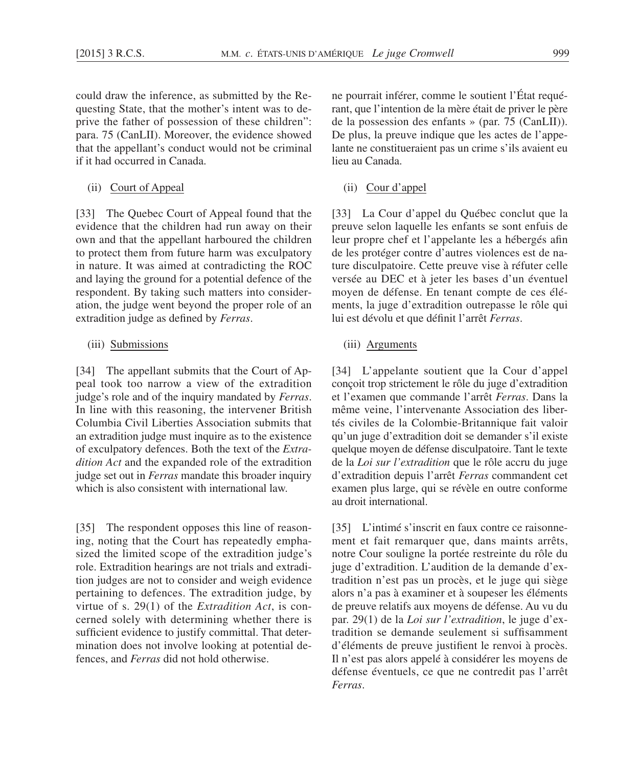could draw the inference, as submitted by the Requesting State, that the mother's intent was to deprive the father of possession of these children": para. 75 (CanLII). Moreover, the evidence showed that the appellant's conduct would not be criminal if it had occurred in Canada.

(ii) Court of Appeal

[33] The Quebec Court of Appeal found that the evidence that the children had run away on their own and that the appellant harboured the children to protect them from future harm was exculpatory in nature. It was aimed at contradicting the ROC and laying the ground for a potential defence of the respondent. By taking such matters into consideration, the judge went beyond the proper role of an extradition judge as defined by *Ferras*.

(iii) Submissions

[34] The appellant submits that the Court of Appeal took too narrow a view of the extradition judge's role and of the inquiry mandated by *Ferras*. In line with this reasoning, the intervener British Columbia Civil Liberties Association submits that an extradition judge must inquire as to the existence of exculpatory defences. Both the text of the *Extradition Act* and the expanded role of the extradition judge set out in *Ferras* mandate this broader inquiry which is also consistent with international law.

[35] The respondent opposes this line of reasoning, noting that the Court has repeatedly emphasized the limited scope of the extradition judge's role. Extradition hearings are not trials and extradition judges are not to consider and weigh evidence pertaining to defences. The extradition judge, by virtue of s. 29(1) of the *Extradition Act*, is concerned solely with determining whether there is sufficient evidence to justify committal. That determination does not involve looking at potential defences, and *Ferras* did not hold otherwise.

ne pourrait inférer, comme le soutient l'État requérant, que l'intention de la mère était de priver le père de la possession des enfants » (par. 75 (CanLII)). De plus, la preuve indique que les actes de l'appelante ne constitueraient pas un crime s'ils avaient eu lieu au Canada.

(ii) Cour d'appel

[33] La Cour d'appel du Québec conclut que la preuve selon laquelle les enfants se sont enfuis de leur propre chef et l'appelante les a hébergés afin de les protéger contre d'autres violences est de nature disculpatoire. Cette preuve vise à réfuter celle versée au DEC et à jeter les bases d'un éventuel moyen de défense. En tenant compte de ces éléments, la juge d'extradition outrepasse le rôle qui lui est dévolu et que définit l'arrêt *Ferras*.

(iii) Arguments

[34] L'appelante soutient que la Cour d'appel conçoit trop strictement le rôle du juge d'extradition et l'examen que commande l'arrêt *Ferras*. Dans la même veine, l'intervenante Association des libertés civiles de la Colombie-Britannique fait valoir qu'un juge d'extradition doit se demander s'il existe quelque moyen de défense disculpatoire. Tant le texte de la *Loi sur l'extradition* que le rôle accru du juge d'extradition depuis l'arrêt *Ferras* commandent cet examen plus large, qui se révèle en outre conforme au droit international.

[35] L'intimé s'inscrit en faux contre ce raisonnement et fait remarquer que, dans maints arrêts, notre Cour souligne la portée restreinte du rôle du juge d'extradition. L'audition de la demande d'extradition n'est pas un procès, et le juge qui siège alors n'a pas à examiner et à soupeser les éléments de preuve relatifs aux moyens de défense. Au vu du par. 29(1) de la *Loi sur l'extradition*, le juge d'extradition se demande seulement si suffisamment d'éléments de preuve justifient le renvoi à procès. Il n'est pas alors appelé à considérer les moyens de défense éventuels, ce que ne contredit pas l'arrêt *Ferras*.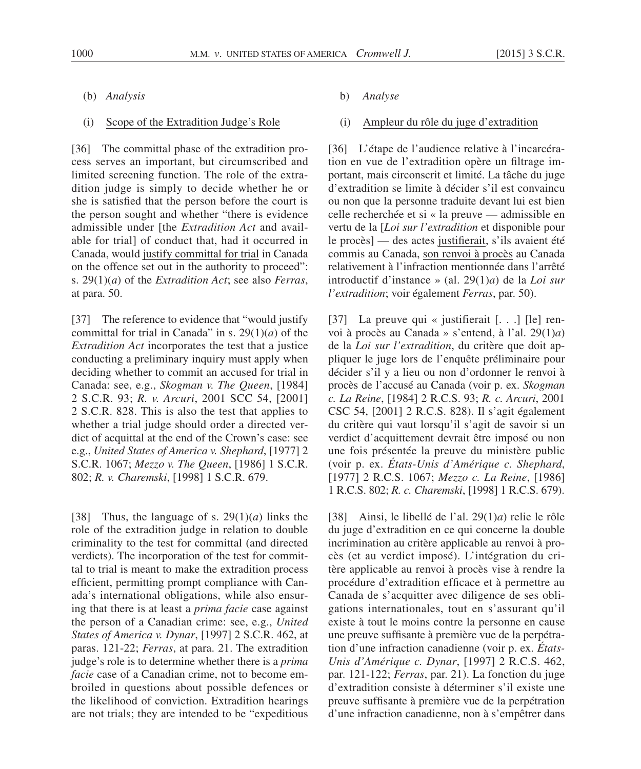(b) *Analysis*

(i) <u>Scope of the Extradition Judge's Role</u>

[36] The committal phase of the extradition process serves an important, but circumscribed and limited screening function. The role of the extradition judge is simply to decide whether he or she is satisfied that the person before the court is the person sought and whether "there is evidence admissible under [the *Extradition Act* and available for trial] of conduct that, had it occurred in Canada, would <u>justify committal for trial</u> in Canada on the offence set out in the authority to proceed": s. 29(1)(*a*) of the *Extradition Act*; see also *Ferras*, at para. 50.

[37] The reference to evidence that "would justify committal for trial in Canada" in s. 29(1)(*a*) of the *Extradition Act* incorporates the test that a justice conducting a preliminary inquiry must apply when deciding whether to commit an accused for trial in Canada: see, e.g., *Skogman v. The Queen*, [1984] 2 S.C.R. 93; *R. v. Arcuri*, 2001 SCC 54, [2001] 2 S.C.R. 828. This is also the test that applies to whether a trial judge should order a directed verdict of acquittal at the end of the Crown's case: see e.g., *United States of America v. Shephard*, [1977] 2 S.C.R. 1067; *Mezzo v. The Queen*, [1986] 1 S.C.R. 802; *R. v. Charemski*, [1998] 1 S.C.R. 679.

[38] Thus, the language of s. 29(1)(*a*) links the role of the extradition judge in relation to double criminality to the test for committal (and directed verdicts). The incorporation of the test for committal to trial is meant to make the extradition process efficient, permitting prompt compliance with Canada's international obligations, while also ensuring that there is at least a *prima facie* case against the person of a Canadian crime: see, e.g., *United States of America v. Dynar*, [1997] 2 S.C.R. 462, at paras. 121-22; *Ferras*, at para. 21. The extradition judge's role is to determine whether there is a *prima facie* case of a Canadian crime, not to become embroiled in questions about possible defences or the likelihood of conviction. Extradition hearings are not trials; they are intended to be "expeditious

b) *Analyse*

(i) <u>Ampleur du rôle du juge d'extradition</u>

[36] L'étape de l'audience relative à l'incarcération en vue de l'extradition opère un filtrage important, mais circonscrit et limité. La tâche du juge d'extradition se limite à décider s'il est convaincu ou non que la personne traduite devant lui est bien celle recherchée et si « la preuve — admissible en vertu de la [*Loi sur l'extradition* et disponible pour le procès] — des actes <u>justifierait</u>, s'ils avaient été commis au Canada, <u>son renvoi à procès</u> au Canada relativement à l'infraction mentionnée dans l'arrêté introductif d'instance » (al. 29(1)*a*) de la *Loi sur l'extradition*; voir également *Ferras*, par. 50).

[37] La preuve qui « justifierait [. . .] [le] renvoi à procès au Canada » s'entend, à l'al. 29(1)*a*) de la *Loi sur l'extradition*, du critère que doit appliquer le juge lors de l'enquête préliminaire pour décider s'il y a lieu ou non d'ordonner le renvoi à procès de l'accusé au Canada (voir p. ex. *Skogman c. La Reine*, [1984] 2 R.C.S. 93; *R. c. Arcuri*, 2001 CSC 54, [2001] 2 R.C.S. 828). Il s'agit également du critère qui vaut lorsqu'il s'agit de savoir si un verdict d'acquittement devrait être imposé ou non une fois présentée la preuve du ministère public (voir p. ex. *États-Unis d'Amérique c. Shephard*, [1977] 2 R.C.S. 1067; *Mezzo c. La Reine*, [1986] 1 R.C.S. 802; *R. c. Charemski*, [1998] 1 R.C.S. 679).

[38] Ainsi, le libellé de l'al. 29(1)*a*) relie le rôle du juge d'extradition en ce qui concerne la double incrimination au critère applicable au renvoi à procès (et au verdict imposé). L'intégration du critère applicable au renvoi à procès vise à rendre la procédure d'extradition efficace et à permettre au Canada de s'acquitter avec diligence de ses obligations internationales, tout en s'assurant qu'il existe à tout le moins contre la personne en cause une preuve suffisante à première vue de la perpétration d'une infraction canadienne (voir p. ex. *États-Unis d'Amérique c. Dynar*, [1997] 2 R.C.S. 462, par. 121-122; *Ferras*, par. 21). La fonction du juge d'extradition consiste à déterminer s'il existe une preuve suffisante à première vue de la perpétration d'une infraction canadienne, non à s'empêtrer dans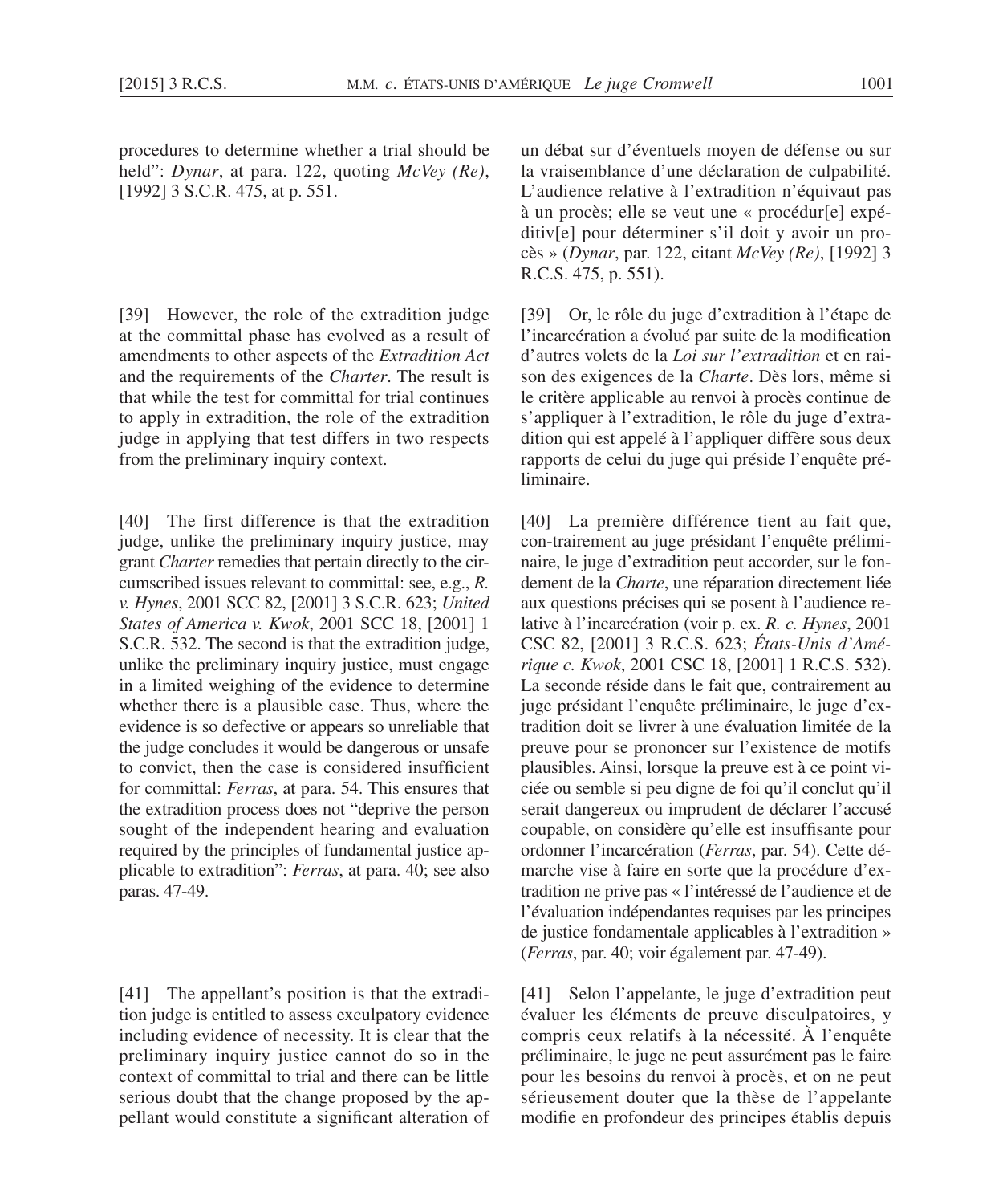procedures to determine whether a trial should be held": *Dynar*, at para. 122, quoting *McVey (Re)*, [1992] 3 S.C.R. 475, at p. 551.

[39] However, the role of the extradition judge at the committal phase has evolved as a result of amendments to other aspects of the *Extradition Act* and the requirements of the *Charter*. The result is that while the test for committal for trial continues to apply in extradition, the role of the extradition judge in applying that test differs in two respects from the preliminary inquiry context.

[40] The first difference is that the extradition judge, unlike the preliminary inquiry justice, may grant *Charter* remedies that pertain directly to the circumscribed issues relevant to committal: see, e.g., *R. v. Hynes*, 2001 SCC 82, [2001] 3 S.C.R. 623; *United States of America v. Kwok*, 2001 SCC 18, [2001] 1 S.C.R. 532. The second is that the extradition judge, unlike the preliminary inquiry justice, must engage in a limited weighing of the evidence to determine whether there is a plausible case. Thus, where the evidence is so defective or appears so unreliable that the judge concludes it would be dangerous or unsafe to convict, then the case is considered insufficient for committal: *Ferras*, at para. 54. This ensures that the extradition process does not "deprive the person sought of the independent hearing and evaluation required by the principles of fundamental justice applicable to extradition": *Ferras*, at para. 40; see also paras. 47-49.

[41] The appellant's position is that the extradition judge is entitled to assess exculpatory evidence including evidence of necessity. It is clear that the preliminary inquiry justice cannot do so in the context of committal to trial and there can be little serious doubt that the change proposed by the appellant would constitute a significant alteration of

un débat sur d'éventuels moyen de défense ou sur la vraisemblance d'une déclaration de culpabilité. L'audience relative à l'extradition n'équivaut pas à un procès; elle se veut une « procédur[e] expéditiv[e] pour déterminer s'il doit y avoir un procès » (*Dynar*, par. 122, citant *McVey (Re)*, [1992] 3 R.C.S. 475, p. 551).

[39] Or, le rôle du juge d'extradition à l'étape de l'incarcération a évolué par suite de la modification d'autres volets de la *Loi sur l'extradition* et en raison des exigences de la *Charte*. Dès lors, même si le critère applicable au renvoi à procès continue de s'appliquer à l'extradition, le rôle du juge d'extradition qui est appelé à l'appliquer diffère sous deux rapports de celui du juge qui préside l'enquête préliminaire.

[40] La première différence tient au fait que, con-trairement au juge présidant l'enquête préliminaire, le juge d'extradition peut accorder, sur le fondement de la *Charte*, une réparation directement liée aux questions précises qui se posent à l'audience relative à l'incarcération (voir p. ex. *R. c. Hynes*, 2001 CSC 82, [2001] 3 R.C.S. 623; *États-Unis d'Amérique c. Kwok*, 2001 CSC 18, [2001] 1 R.C.S. 532). La seconde réside dans le fait que, contrairement au juge présidant l'enquête préliminaire, le juge d'extradition doit se livrer à une évaluation limitée de la preuve pour se prononcer sur l'existence de motifs plausibles. Ainsi, lorsque la preuve est à ce point viciée ou semble si peu digne de foi qu'il conclut qu'il serait dangereux ou imprudent de déclarer l'accusé coupable, on considère qu'elle est insuffisante pour ordonner l'incarcération (*Ferras*, par. 54). Cette démarche vise à faire en sorte que la procédure d'extradition ne prive pas « l'intéressé de l'audience et de l'évaluation indépendantes requises par les principes de justice fondamentale applicables à l'extradition » (*Ferras*, par. 40; voir également par. 47-49).

[41] Selon l'appelante, le juge d'extradition peut évaluer les éléments de preuve disculpatoires, y compris ceux relatifs à la nécessité. À l'enquête préliminaire, le juge ne peut assurément pas le faire pour les besoins du renvoi à procès, et on ne peut sérieusement douter que la thèse de l'appelante modifie en profondeur des principes établis depuis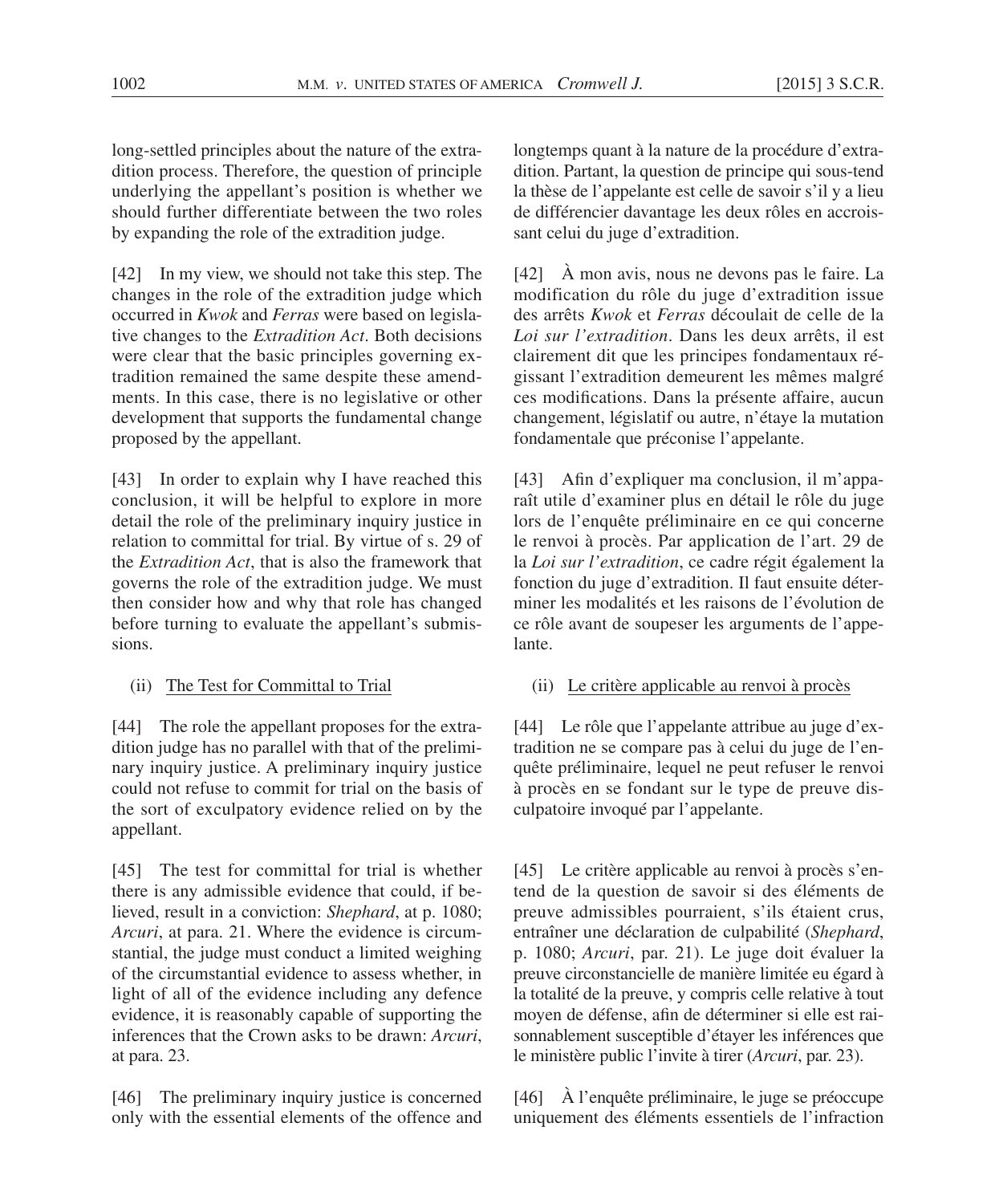long-settled principles about the nature of the extradition process. Therefore, the question of principle underlying the appellant's position is whether we should further differentiate between the two roles by expanding the role of the extradition judge.

[42] In my view, we should not take this step. The changes in the role of the extradition judge which occurred in *Kwok* and *Ferras* were based on legislative changes to the *Extradition Act*. Both decisions were clear that the basic principles governing extradition remained the same despite these amendments. In this case, there is no legislative or other development that supports the fundamental change proposed by the appellant.

[43] In order to explain why I have reached this conclusion, it will be helpful to explore in more detail the role of the preliminary inquiry justice in relation to committal for trial. By virtue of s. 29 of the *Extradition Act*, that is also the framework that governs the role of the extradition judge. We must then consider how and why that role has changed before turning to evaluate the appellant's submissions.

(ii) The Test for Committal to Trial

[44] The role the appellant proposes for the extradition judge has no parallel with that of the preliminary inquiry justice. A preliminary inquiry justice could not refuse to commit for trial on the basis of the sort of exculpatory evidence relied on by the appellant.

[45] The test for committal for trial is whether there is any admissible evidence that could, if believed, result in a conviction: *Shephard*, at p. 1080; *Arcuri*, at para. 21. Where the evidence is circumstantial, the judge must conduct a limited weighing of the circumstantial evidence to assess whether, in light of all of the evidence including any defence evidence, it is reasonably capable of supporting the inferences that the Crown asks to be drawn: *Arcuri*, at para. 23.

[46] The preliminary inquiry justice is concerned only with the essential elements of the offence and

longtemps quant à la nature de la procédure d'extradition. Partant, la question de principe qui sous-tend la thèse de l'appelante est celle de savoir s'il y a lieu de différencier davantage les deux rôles en accroissant celui du juge d'extradition.

[42] À mon avis, nous ne devons pas le faire. La modification du rôle du juge d'extradition issue des arrêts *Kwok* et *Ferras* découlait de celle de la *Loi sur l'extradition*. Dans les deux arrêts, il est clairement dit que les principes fondamentaux régissant l'extradition demeurent les mêmes malgré ces modifications. Dans la présente affaire, aucun changement, législatif ou autre, n'étaye la mutation fondamentale que préconise l'appelante.

[43] Afin d'expliquer ma conclusion, il m'apparaît utile d'examiner plus en détail le rôle du juge lors de l'enquête préliminaire en ce qui concerne le renvoi à procès. Par application de l'art. 29 de la *Loi sur l'extradition*, ce cadre régit également la fonction du juge d'extradition. Il faut ensuite déterminer les modalités et les raisons de l'évolution de ce rôle avant de soupeser les arguments de l'appelante.

(ii) Le critère applicable au renvoi à procès

[44] Le rôle que l'appelante attribue au juge d'extradition ne se compare pas à celui du juge de l'enquête préliminaire, lequel ne peut refuser le renvoi à procès en se fondant sur le type de preuve disculpatoire invoqué par l'appelante.

[45] Le critère applicable au renvoi à procès s'entend de la question de savoir si des éléments de preuve admissibles pourraient, s'ils étaient crus, entraîner une déclaration de culpabilité (*Shephard*, p. 1080; *Arcuri*, par. 21). Le juge doit évaluer la preuve circonstancielle de manière limitée eu égard à la totalité de la preuve, y compris celle relative à tout moyen de défense, afin de déterminer si elle est raisonnablement susceptible d'étayer les inférences que le ministère public l'invite à tirer (*Arcuri*, par. 23).

[46] À l'enquête préliminaire, le juge se préoccupe uniquement des éléments essentiels de l'infraction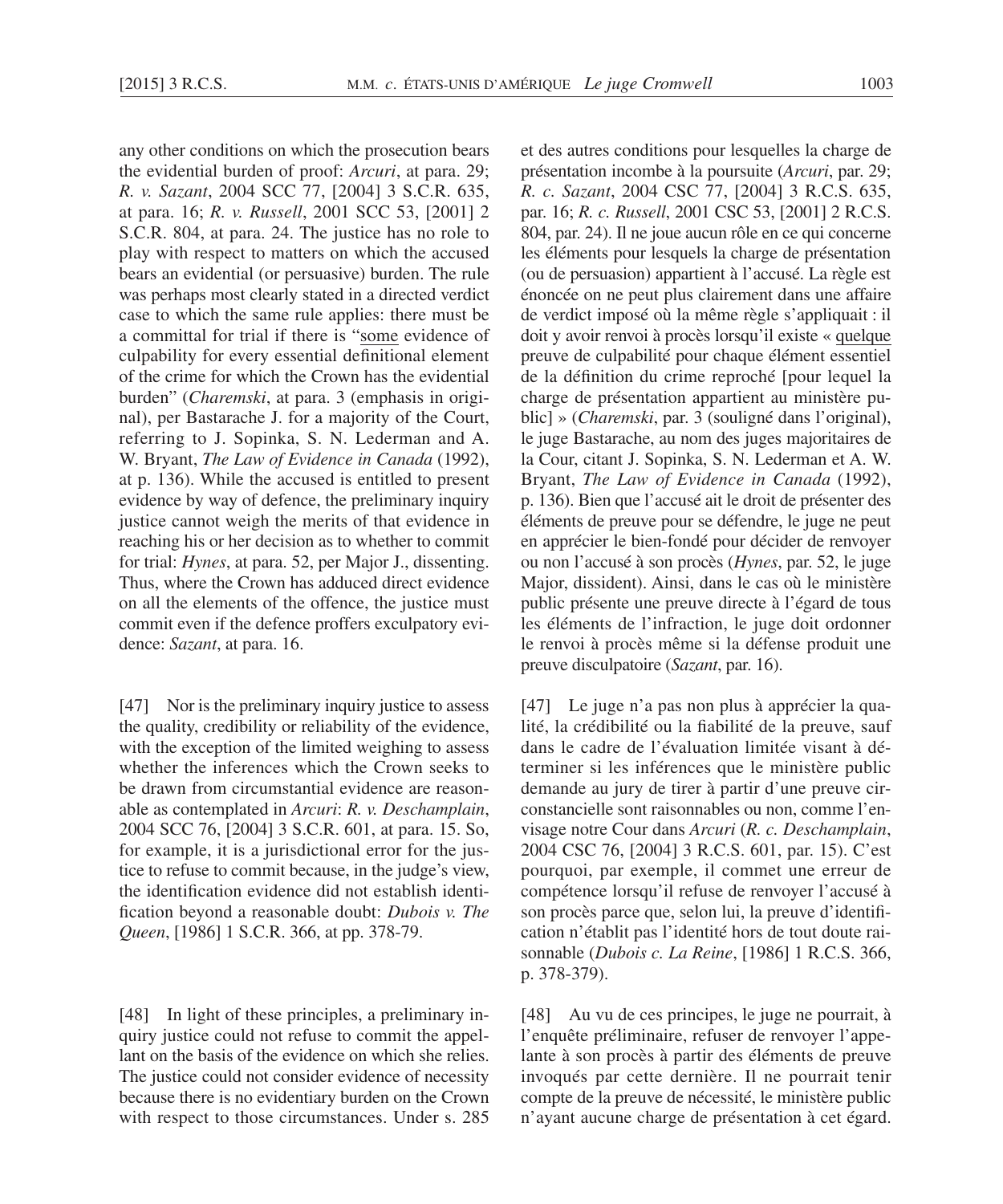any other conditions on which the prosecution bears the evidential burden of proof: *Arcuri*, at para. 29; *R. v. Sazant*, 2004 SCC 77, [2004] 3 S.C.R. 635, at para. 16; *R. v. Russell*, 2001 SCC 53, [2001] 2 S.C.R. 804, at para. 24. The justice has no role to play with respect to matters on which the accused bears an evidential (or persuasive) burden. The rule was perhaps most clearly stated in a directed verdict case to which the same rule applies: there must be a committal for trial if there is "<u>some</u> evidence of culpability for every essential definitional element of the crime for which the Crown has the evidential burden" (*Charemski*, at para. 3 (emphasis in original), per Bastarache J. for a majority of the Court, referring to J. Sopinka, S. N. Lederman and A. W. Bryant, *The Law of Evidence in Canada* (1992), at p. 136). While the accused is entitled to present evidence by way of defence, the preliminary inquiry justice cannot weigh the merits of that evidence in reaching his or her decision as to whether to commit for trial: *Hynes*, at para. 52, per Major J., dissenting. Thus, where the Crown has adduced direct evidence on all the elements of the offence, the justice must commit even if the defence proffers exculpatory evidence: *Sazant*, at para. 16.

[47] Nor is the preliminary inquiry justice to assess the quality, credibility or reliability of the evidence, with the exception of the limited weighing to assess whether the inferences which the Crown seeks to be drawn from circumstantial evidence are reasonable as contemplated in *Arcuri*: *R. v. Deschamplain*, 2004 SCC 76, [2004] 3 S.C.R. 601, at para. 15. So, for example, it is a jurisdictional error for the justice to refuse to commit because, in the judge's view, the identification evidence did not establish identification beyond a reasonable doubt: *Dubois v. The Queen*, [1986] 1 S.C.R. 366, at pp. 378-79.

[48] In light of these principles, a preliminary inquiry justice could not refuse to commit the appellant on the basis of the evidence on which she relies. The justice could not consider evidence of necessity because there is no evidentiary burden on the Crown with respect to those circumstances. Under s. 285

et des autres conditions pour lesquelles la charge de présentation incombe à la poursuite (*Arcuri*, par. 29; *R. c. Sazant*, 2004 CSC 77, [2004] 3 R.C.S. 635, par. 16; *R. c. Russell*, 2001 CSC 53, [2001] 2 R.C.S. 804, par. 24). Il ne joue aucun rôle en ce qui concerne les éléments pour lesquels la charge de présentation (ou de persuasion) appartient à l'accusé. La règle est énoncée on ne peut plus clairement dans une affaire de verdict imposé où la même règle s'appliquait : il doit y avoir renvoi à procès lorsqu'il existe « <u>quelque</u> preuve de culpabilité pour chaque élément essentiel de la définition du crime reproché [pour lequel la charge de présentation appartient au ministère public] » (*Charemski*, par. 3 (souligné dans l'original), le juge Bastarache, au nom des juges majoritaires de la Cour, citant J. Sopinka, S. N. Lederman et A. W. Bryant, *The Law of Evidence in Canada* (1992), p. 136). Bien que l'accusé ait le droit de présenter des éléments de preuve pour se défendre, le juge ne peut en apprécier le bien-fondé pour décider de renvoyer ou non l'accusé à son procès (*Hynes*, par. 52, le juge Major, dissident). Ainsi, dans le cas où le ministère public présente une preuve directe à l'égard de tous les éléments de l'infraction, le juge doit ordonner le renvoi à procès même si la défense produit une preuve disculpatoire (*Sazant*, par. 16).

[47] Le juge n'a pas non plus à apprécier la qualité, la crédibilité ou la fiabilité de la preuve, sauf dans le cadre de l'évaluation limitée visant à déterminer si les inférences que le ministère public demande au jury de tirer à partir d'une preuve circonstancielle sont raisonnables ou non, comme l'envisage notre Cour dans *Arcuri* (*R. c. Deschamplain*, 2004 CSC 76, [2004] 3 R.C.S. 601, par. 15). C'est pourquoi, par exemple, il commet une erreur de compétence lorsqu'il refuse de renvoyer l'accusé à son procès parce que, selon lui, la preuve d'identification n'établit pas l'identité hors de tout doute raisonnable (*Dubois c. La Reine*, [1986] 1 R.C.S. 366, p. 378-379).

[48] Au vu de ces principes, le juge ne pourrait, à l'enquête préliminaire, refuser de renvoyer l'appelante à son procès à partir des éléments de preuve invoqués par cette dernière. Il ne pourrait tenir compte de la preuve de nécessité, le ministère public n'ayant aucune charge de présentation à cet égard.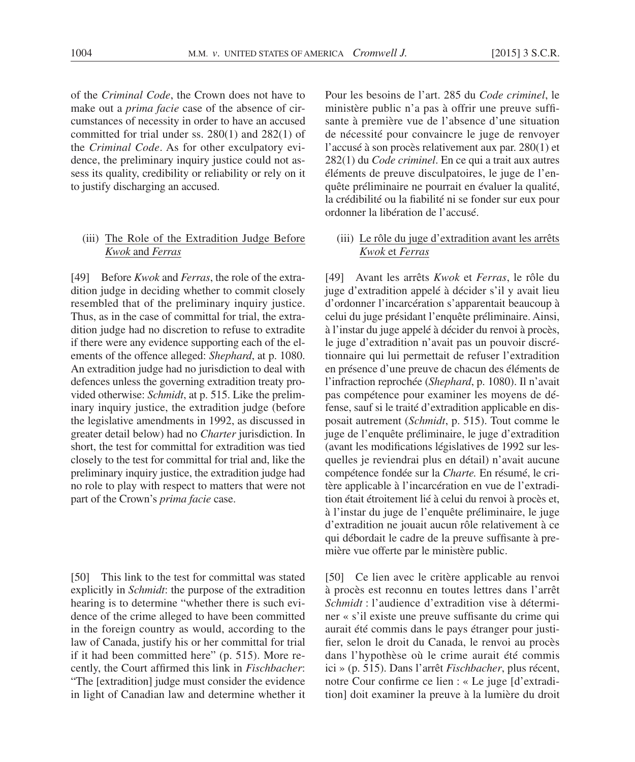of the *Criminal Code*, the Crown does not have to make out a *prima facie* case of the absence of circumstances of necessity in order to have an accused committed for trial under ss. 280(1) and 282(1) of the *Criminal Code*. As for other exculpatory evidence, the preliminary inquiry justice could not assess its quality, credibility or reliability or rely on it to justify discharging an accused.

(iii) The Role of the Extradition Judge Before *Kwok* and *Ferras*

[49] Before *Kwok* and *Ferras*, the role of the extradition judge in deciding whether to commit closely resembled that of the preliminary inquiry justice. Thus, as in the case of committal for trial, the extradition judge had no discretion to refuse to extradite if there were any evidence supporting each of the elements of the offence alleged: *Shephard*, at p. 1080. An extradition judge had no jurisdiction to deal with defences unless the governing extradition treaty provided otherwise: *Schmidt*, at p. 515. Like the preliminary inquiry justice, the extradition judge (before the legislative amendments in 1992, as discussed in greater detail below) had no *Charter* jurisdiction. In short, the test for committal for extradition was tied closely to the test for committal for trial and, like the preliminary inquiry justice, the extradition judge had no role to play with respect to matters that were not part of the Crown's *prima facie* case.

[50] This link to the test for committal was stated explicitly in *Schmidt*: the purpose of the extradition hearing is to determine "whether there is such evidence of the crime alleged to have been committed in the foreign country as would, according to the law of Canada, justify his or her committal for trial if it had been committed here" (p. 515). More recently, the Court affirmed this link in *Fischbacher*: "The [extradition] judge must consider the evidence in light of Canadian law and determine whether it

Pour les besoins de l'art. 285 du *Code criminel*, le ministère public n'a pas à offrir une preuve suffisante à première vue de l'absence d'une situation de nécessité pour convaincre le juge de renvoyer l'accusé à son procès relativement aux par. 280(1) et 282(1) du *Code criminel*. En ce qui a trait aux autres éléments de preuve disculpatoires, le juge de l'enquête préliminaire ne pourrait en évaluer la qualité, la crédibilité ou la fiabilité ni se fonder sur eux pour ordonner la libération de l'accusé.

(iii) Le rôle du juge d'extradition avant les arrêts *Kwok* et *Ferras*

[49] Avant les arrêts *Kwok* et *Ferras*, le rôle du juge d'extradition appelé à décider s'il y avait lieu d'ordonner l'incarcération s'apparentait beaucoup à celui du juge présidant l'enquête préliminaire. Ainsi, à l'instar du juge appelé à décider du renvoi à procès, le juge d'extradition n'avait pas un pouvoir discrétionnaire qui lui permettait de refuser l'extradition en présence d'une preuve de chacun des éléments de l'infraction reprochée (*Shephard*, p. 1080). Il n'avait pas compétence pour examiner les moyens de défense, sauf si le traité d'extradition applicable en disposait autrement (*Schmidt*, p. 515). Tout comme le juge de l'enquête préliminaire, le juge d'extradition (avant les modifications législatives de 1992 sur lesquelles je reviendrai plus en détail) n'avait aucune compétence fondée sur la *Charte.* En résumé, le critère applicable à l'incarcération en vue de l'extradition était étroitement lié à celui du renvoi à procès et, à l'instar du juge de l'enquête préliminaire, le juge d'extradition ne jouait aucun rôle relativement à ce qui débordait le cadre de la preuve suffisante à première vue offerte par le ministère public.

[50] Ce lien avec le critère applicable au renvoi à procès est reconnu en toutes lettres dans l'arrêt *Schmidt* : l'audience d'extradition vise à déterminer « s'il existe une preuve suffisante du crime qui aurait été commis dans le pays étranger pour justifier, selon le droit du Canada, le renvoi au procès dans l'hypothèse où le crime aurait été commis ici » (p. 515). Dans l'arrêt *Fischbacher*, plus récent, notre Cour confirme ce lien : « Le juge [d'extradition] doit examiner la preuve à la lumière du droit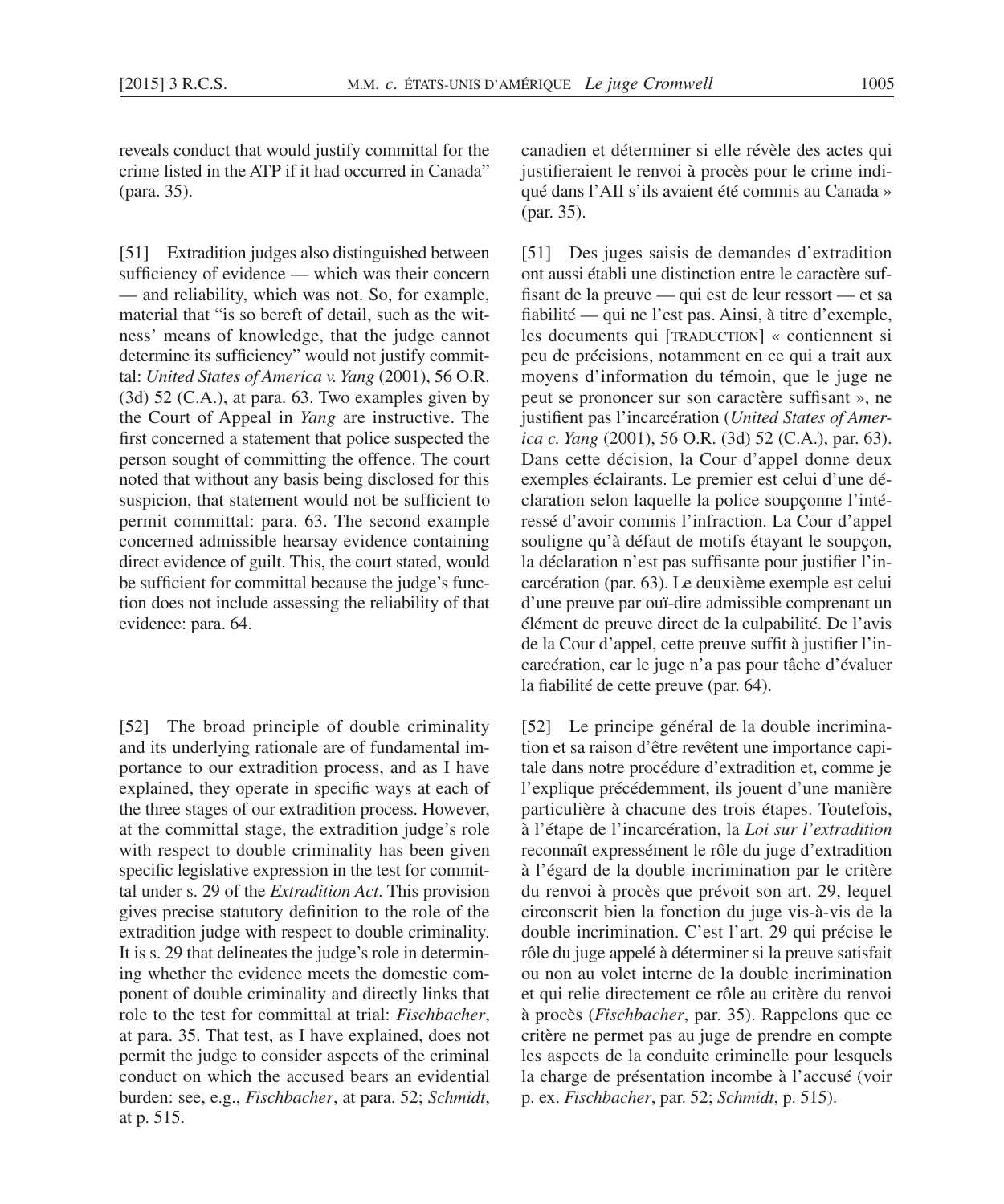reveals conduct that would justify committal for the crime listed in the ATP if it had occurred in Canada" (para. 35).

[51] Extradition judges also distinguished between sufficiency of evidence — which was their concern — and reliability, which was not. So, for example, material that "is so bereft of detail, such as the witness' means of knowledge, that the judge cannot determine its sufficiency" would not justify committal: *United States of America v. Yang* (2001), 56 O.R. (3d) 52 (C.A.), at para. 63. Two examples given by the Court of Appeal in *Yang* are instructive. The first concerned a statement that police suspected the person sought of committing the offence. The court noted that without any basis being disclosed for this suspicion, that statement would not be sufficient to permit committal: para. 63. The second example concerned admissible hearsay evidence containing direct evidence of guilt. This, the court stated, would be sufficient for committal because the judge's function does not include assessing the reliability of that evidence: para. 64.

[52] The broad principle of double criminality and its underlying rationale are of fundamental importance to our extradition process, and as I have explained, they operate in specific ways at each of the three stages of our extradition process. However, at the committal stage, the extradition judge's role with respect to double criminality has been given specific legislative expression in the test for committal under s. 29 of the *Extradition Act*. This provision gives precise statutory definition to the role of the extradition judge with respect to double criminality. It is s. 29 that delineates the judge's role in determining whether the evidence meets the domestic component of double criminality and directly links that role to the test for committal at trial: *Fischbacher*, at para. 35. That test, as I have explained, does not permit the judge to consider aspects of the criminal conduct on which the accused bears an evidential burden: see, e.g., *Fischbacher*, at para. 52; *Schmidt*, at p. 515.

canadien et déterminer si elle révèle des actes qui justifieraient le renvoi à procès pour le crime indiqué dans l'AII s'ils avaient été commis au Canada » (par. 35).

[51] Des juges saisis de demandes d'extradition ont aussi établi une distinction entre le caractère suffisant de la preuve — qui est de leur ressort — et sa fiabilité — qui ne l'est pas. Ainsi, à titre d'exemple, les documents qui [TRADUCTION] « contiennent si peu de précisions, notamment en ce qui a trait aux moyens d'information du témoin, que le juge ne peut se prononcer sur son caractère suffisant », ne justifient pas l'incarcération (*United States of America c. Yang* (2001), 56 O.R. (3d) 52 (C.A.), par. 63). Dans cette décision, la Cour d'appel donne deux exemples éclairants. Le premier est celui d'une déclaration selon laquelle la police soupçonne l'intéressé d'avoir commis l'infraction. La Cour d'appel souligne qu'à défaut de motifs étayant le soupçon, la déclaration n'est pas suffisante pour justifier l'incarcération (par. 63). Le deuxième exemple est celui d'une preuve par ouï-dire admissible comprenant un élément de preuve direct de la culpabilité. De l'avis de la Cour d'appel, cette preuve suffit à justifier l'incarcération, car le juge n'a pas pour tâche d'évaluer la fiabilité de cette preuve (par. 64).

[52] Le principe général de la double incrimination et sa raison d'être revêtent une importance capitale dans notre procédure d'extradition et, comme je l'explique précédemment, ils jouent d'une manière particulière à chacune des trois étapes. Toutefois, à l'étape de l'incarcération, la *Loi sur l'extradition* reconnaît expressément le rôle du juge d'extradition à l'égard de la double incrimination par le critère du renvoi à procès que prévoit son art. 29, lequel circonscrit bien la fonction du juge vis-à-vis de la double incrimination. C'est l'art. 29 qui précise le rôle du juge appelé à déterminer si la preuve satisfait ou non au volet interne de la double incrimination et qui relie directement ce rôle au critère du renvoi à procès (*Fischbacher*, par. 35). Rappelons que ce critère ne permet pas au juge de prendre en compte les aspects de la conduite criminelle pour lesquels la charge de présentation incombe à l'accusé (voir p. ex. *Fischbacher*, par. 52; *Schmidt*, p. 515).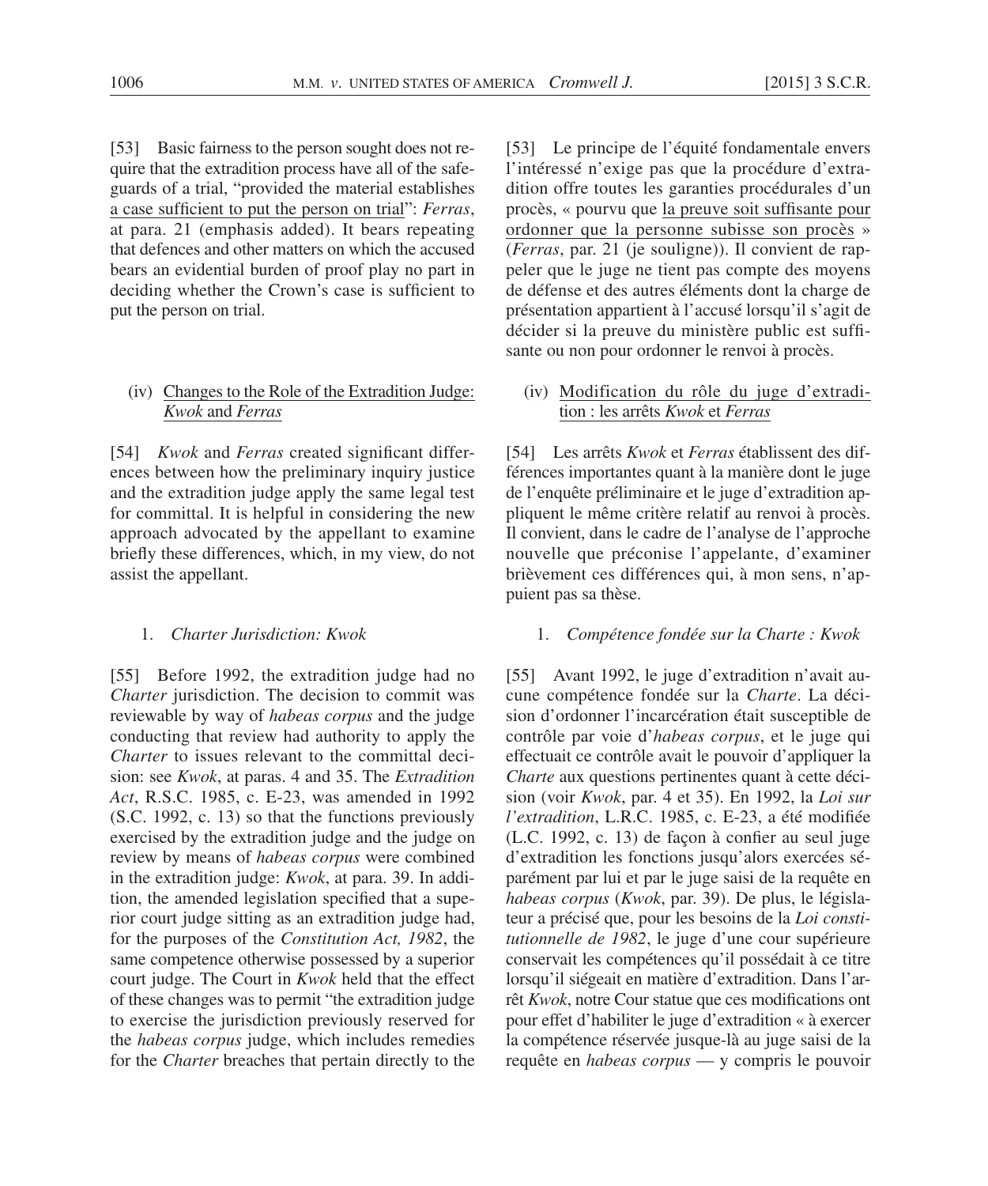[53] Basic fairness to the person sought does not require that the extradition process have all of the safeguards of a trial, "provided the material establishes a case sufficient to put the person on trial": *Ferras*, at para. 21 (emphasis added). It bears repeating that defences and other matters on which the accused bears an evidential burden of proof play no part in deciding whether the Crown's case is sufficient to put the person on trial.

(iv) Changes to the Role of the Extradition Judge: *Kwok* and *Ferras*

[54] *Kwok* and *Ferras* created significant differences between how the preliminary inquiry justice and the extradition judge apply the same legal test for committal. It is helpful in considering the new approach advocated by the appellant to examine briefly these differences, which, in my view, do not assist the appellant.

1. *Charter Jurisdiction: Kwok*

[55] Before 1992, the extradition judge had no *Charter* jurisdiction. The decision to commit was reviewable by way of *habeas corpus* and the judge conducting that review had authority to apply the *Charter* to issues relevant to the committal decision: see *Kwok*, at paras. 4 and 35. The *Extradition Act*, R.S.C. 1985, c. E-23, was amended in 1992 (S.C. 1992, c. 13) so that the functions previously exercised by the extradition judge and the judge on review by means of *habeas corpus* were combined in the extradition judge: *Kwok*, at para. 39. In addition, the amended legislation specified that a superior court judge sitting as an extradition judge had, for the purposes of the *Constitution Act, 1982*, the same competence otherwise possessed by a superior court judge. The Court in *Kwok* held that the effect of these changes was to permit "the extradition judge to exercise the jurisdiction previously reserved for the *habeas corpus* judge, which includes remedies for the *Charter* breaches that pertain directly to the

[53] Le principe de l'équité fondamentale envers l'intéressé n'exige pas que la procédure d'extradition offre toutes les garanties procédurales d'un procès, « pourvu que la preuve soit suffisante pour ordonner que la personne subisse son procès » (*Ferras*, par. 21 (je souligne)). Il convient de rappeler que le juge ne tient pas compte des moyens de défense et des autres éléments dont la charge de présentation appartient à l'accusé lorsqu'il s'agit de décider si la preuve du ministère public est suffisante ou non pour ordonner le renvoi à procès.

(iv) Modification du rôle du juge d'extradition : les arrêts *Kwok* et *Ferras*

[54] Les arrêts *Kwok* et *Ferras* établissent des différences importantes quant à la manière dont le juge de l'enquête préliminaire et le juge d'extradition appliquent le même critère relatif au renvoi à procès. Il convient, dans le cadre de l'analyse de l'approche nouvelle que préconise l'appelante, d'examiner brièvement ces différences qui, à mon sens, n'appuient pas sa thèse.

1. *Compétence fondée sur la Charte : Kwok*

[55] Avant 1992, le juge d'extradition n'avait aucune compétence fondée sur la *Charte*. La décision d'ordonner l'incarcération était susceptible de contrôle par voie d'*habeas corpus*, et le juge qui effectuait ce contrôle avait le pouvoir d'appliquer la *Charte* aux questions pertinentes quant à cette décision (voir *Kwok*, par. 4 et 35). En 1992, la *Loi sur l'extradition*, L.R.C. 1985, c. E-23, a été modifiée (L.C. 1992, c. 13) de façon à confier au seul juge d'extradition les fonctions jusqu'alors exercées séparément par lui et par le juge saisi de la requête en *habeas corpus* (*Kwok*, par. 39). De plus, le législateur a précisé que, pour les besoins de la *Loi constitutionnelle de 1982*, le juge d'une cour supérieure conservait les compétences qu'il possédait à ce titre lorsqu'il siégeait en matière d'extradition. Dans l'arrêt *Kwok*, notre Cour statue que ces modifications ont pour effet d'habiliter le juge d'extradition « à exercer la compétence réservée jusque-là au juge saisi de la requête en *habeas corpus* — y compris le pouvoir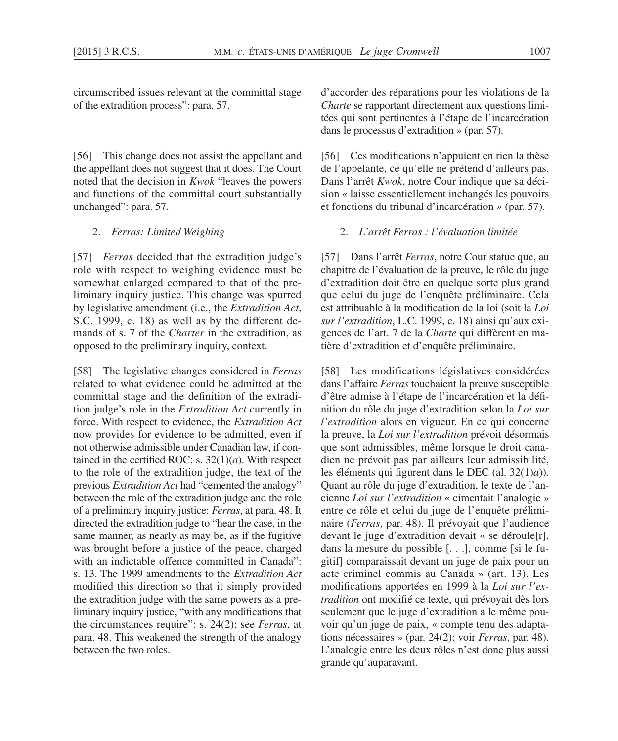circumscribed issues relevant at the committal stage of the extradition process": para. 57.

[56] This change does not assist the appellant and the appellant does not suggest that it does. The Court noted that the decision in *Kwok* "leaves the powers and functions of the committal court substantially unchanged": para. 57.

### 2. *Ferras: Limited Weighing*

[57] *Ferras* decided that the extradition judge's role with respect to weighing evidence must be somewhat enlarged compared to that of the preliminary inquiry justice. This change was spurred by legislative amendment (i.e., the *Extradition Act*, S.C. 1999, c. 18) as well as by the different demands of s. 7 of the *Charter* in the extradition, as opposed to the preliminary inquiry, context.

[58] The legislative changes considered in *Ferras* related to what evidence could be admitted at the committal stage and the definition of the extradition judge's role in the *Extradition Act* currently in force. With respect to evidence, the *Extradition Act* now provides for evidence to be admitted, even if not otherwise admissible under Canadian law, if contained in the certified ROC: s. 32(1)(*a*). With respect to the role of the extradition judge, the text of the previous *Extradition Act* had "cemented the analogy" between the role of the extradition judge and the role of a preliminary inquiry justice: *Ferras*, at para. 48. It directed the extradition judge to "hear the case, in the same manner, as nearly as may be, as if the fugitive was brought before a justice of the peace, charged with an indictable offence committed in Canada": s. 13. The 1999 amendments to the *Extradition Act* modified this direction so that it simply provided the extradition judge with the same powers as a preliminary inquiry justice, "with any modifications that the circumstances require": s. 24(2); see *Ferras*, at para. 48. This weakened the strength of the analogy between the two roles.

d'accorder des réparations pour les violations de la *Charte* se rapportant directement aux questions limitées qui sont pertinentes à l'étape de l'incarcération dans le processus d'extradition » (par. 57).

[56] Ces modifications n'appuient en rien la thèse de l'appelante, ce qu'elle ne prétend d'ailleurs pas. Dans l'arrêt *Kwok*, notre Cour indique que sa décision « laisse essentiellement inchangés les pouvoirs et fonctions du tribunal d'incarcération » (par. 57).

### 2. *L'arrêt Ferras : l'évaluation limitée*

[57] Dans l'arrêt *Ferras*, notre Cour statue que, au chapitre de l'évaluation de la preuve, le rôle du juge d'extradition doit être en quelque sorte plus grand que celui du juge de l'enquête préliminaire. Cela est attribuable à la modification de la loi (soit la *Loi sur l'extradition*, L.C. 1999, c. 18) ainsi qu'aux exigences de l'art. 7 de la *Charte* qui diffèrent en matière d'extradition et d'enquête préliminaire.

[58] Les modifications législatives considérées dans l'affaire *Ferras* touchaient la preuve susceptible d'être admise à l'étape de l'incarcération et la définition du rôle du juge d'extradition selon la *Loi sur l'extradition* alors en vigueur. En ce qui concerne la preuve, la *Loi sur l'extradition* prévoit désormais que sont admissibles, même lorsque le droit canadien ne prévoit pas par ailleurs leur admissibilité, les éléments qui figurent dans le DEC (al. 32(1)*a*)). Quant au rôle du juge d'extradition, le texte de l'ancienne *Loi sur l'extradition* « cimentait l'analogie » entre ce rôle et celui du juge de l'enquête préliminaire (*Ferras*, par. 48). Il prévoyait que l'audience devant le juge d'extradition devait « se déroule[r], dans la mesure du possible [. . .], comme [si le fugitif] comparaissait devant un juge de paix pour un acte criminel commis au Canada » (art. 13). Les modifications apportées en 1999 à la *Loi sur l'extradition* ont modifié ce texte, qui prévoyait dès lors seulement que le juge d'extradition a le même pouvoir qu'un juge de paix, « compte tenu des adaptations nécessaires » (par. 24(2); voir *Ferras*, par. 48). L'analogie entre les deux rôles n'est donc plus aussi grande qu'auparavant.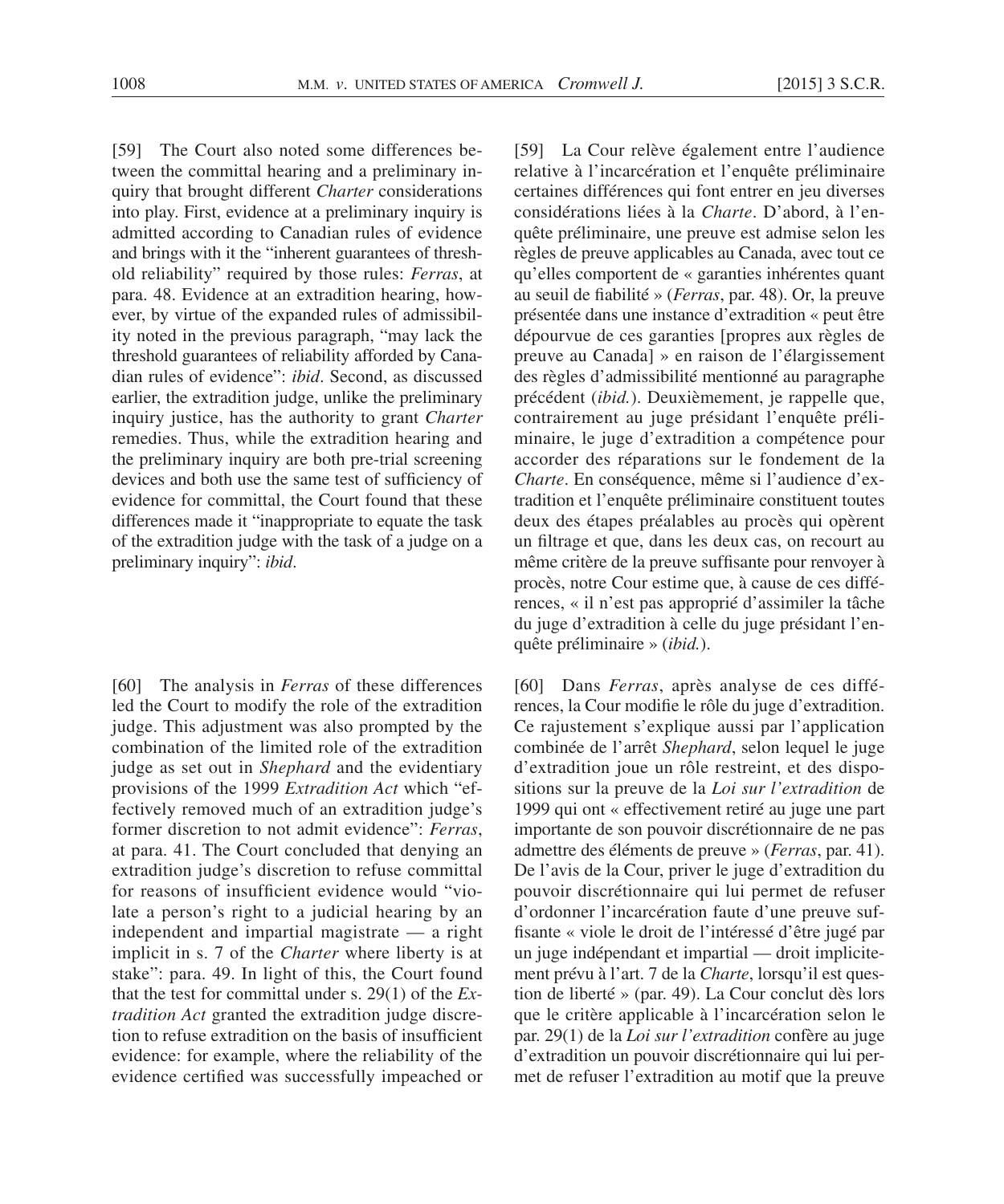[59] The Court also noted some differences between the committal hearing and a preliminary inquiry that brought different *Charter* considerations into play. First, evidence at a preliminary inquiry is admitted according to Canadian rules of evidence and brings with it the "inherent guarantees of threshold reliability" required by those rules: *Ferras*, at para. 48. Evidence at an extradition hearing, however, by virtue of the expanded rules of admissibility noted in the previous paragraph, "may lack the threshold guarantees of reliability afforded by Canadian rules of evidence": *ibid*. Second, as discussed earlier, the extradition judge, unlike the preliminary inquiry justice, has the authority to grant *Charter* remedies. Thus, while the extradition hearing and the preliminary inquiry are both pre-trial screening devices and both use the same test of sufficiency of evidence for committal, the Court found that these differences made it "inappropriate to equate the task of the extradition judge with the task of a judge on a preliminary inquiry": *ibid*.

[60] The analysis in *Ferras* of these differences led the Court to modify the role of the extradition judge. This adjustment was also prompted by the combination of the limited role of the extradition judge as set out in *Shephard* and the evidentiary provisions of the 1999 *Extradition Act* which "effectively removed much of an extradition judge's former discretion to not admit evidence": *Ferras*, at para. 41. The Court concluded that denying an extradition judge's discretion to refuse committal for reasons of insufficient evidence would "violate a person's right to a judicial hearing by an independent and impartial magistrate — a right implicit in s. 7 of the *Charter* where liberty is at stake": para. 49. In light of this, the Court found that the test for committal under s. 29(1) of the *Extradition Act* granted the extradition judge discretion to refuse extradition on the basis of insufficient evidence: for example, where the reliability of the evidence certified was successfully impeached or

[59] La Cour relève également entre l'audience relative à l'incarcération et l'enquête préliminaire certaines différences qui font entrer en jeu diverses considérations liées à la *Charte*. D'abord, à l'enquête préliminaire, une preuve est admise selon les règles de preuve applicables au Canada, avec tout ce qu'elles comportent de « garanties inhérentes quant au seuil de fiabilité » (*Ferras*, par. 48). Or, la preuve présentée dans une instance d'extradition « peut être dépourvue de ces garanties [propres aux règles de preuve au Canada] » en raison de l'élargissement des règles d'admissibilité mentionné au paragraphe précédent (*ibid.*). Deuxièmement, je rappelle que, contrairement au juge présidant l'enquête préliminaire, le juge d'extradition a compétence pour accorder des réparations sur le fondement de la *Charte*. En conséquence, même si l'audience d'extradition et l'enquête préliminaire constituent toutes deux des étapes préalables au procès qui opèrent un filtrage et que, dans les deux cas, on recourt au même critère de la preuve suffisante pour renvoyer à procès, notre Cour estime que, à cause de ces différences, « il n'est pas approprié d'assimiler la tâche du juge d'extradition à celle du juge présidant l'enquête préliminaire » (*ibid.*).

[60] Dans *Ferras*, après analyse de ces différences, la Cour modifie le rôle du juge d'extradition. Ce rajustement s'explique aussi par l'application combinée de l'arrêt *Shephard*, selon lequel le juge d'extradition joue un rôle restreint, et des dispositions sur la preuve de la *Loi sur l'extradition* de 1999 qui ont « effectivement retiré au juge une part importante de son pouvoir discrétionnaire de ne pas admettre des éléments de preuve » (*Ferras*, par. 41). De l'avis de la Cour, priver le juge d'extradition du pouvoir discrétionnaire qui lui permet de refuser d'ordonner l'incarcération faute d'une preuve suffisante « viole le droit de l'intéressé d'être jugé par un juge indépendant et impartial — droit implicitement prévu à l'art. 7 de la *Charte*, lorsqu'il est question de liberté » (par. 49). La Cour conclut dès lors que le critère applicable à l'incarcération selon le par. 29(1) de la *Loi sur l'extradition* confère au juge d'extradition un pouvoir discrétionnaire qui lui permet de refuser l'extradition au motif que la preuve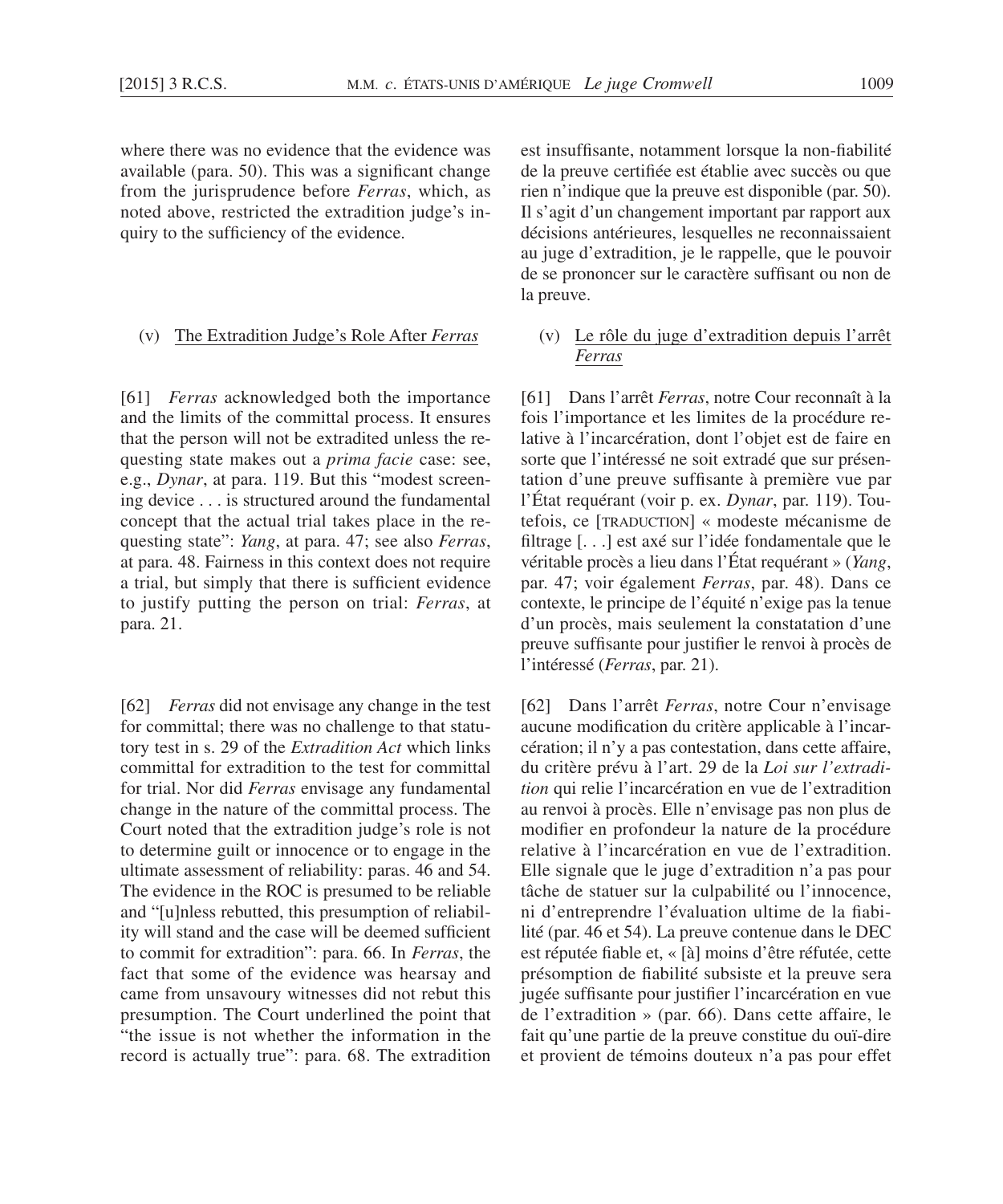where there was no evidence that the evidence was available (para. 50). This was a significant change from the jurisprudence before *Ferras*, which, as noted above, restricted the extradition judge's inquiry to the sufficiency of the evidence.

### (v) The Extradition Judge's Role After *Ferras*

[61] *Ferras* acknowledged both the importance and the limits of the committal process. It ensures that the person will not be extradited unless the requesting state makes out a *prima facie* case: see, e.g., *Dynar*, at para. 119. But this "modest screening device . . . is structured around the fundamental concept that the actual trial takes place in the requesting state": *Yang*, at para. 47; see also *Ferras*, at para. 48. Fairness in this context does not require a trial, but simply that there is sufficient evidence to justify putting the person on trial: *Ferras*, at para. 21.

[62] *Ferras* did not envisage any change in the test for committal; there was no challenge to that statutory test in s. 29 of the *Extradition Act* which links committal for extradition to the test for committal for trial. Nor did *Ferras* envisage any fundamental change in the nature of the committal process. The Court noted that the extradition judge's role is not to determine guilt or innocence or to engage in the ultimate assessment of reliability: paras. 46 and 54. The evidence in the ROC is presumed to be reliable and "[u]nless rebutted, this presumption of reliability will stand and the case will be deemed sufficient to commit for extradition": para. 66. In *Ferras*, the fact that some of the evidence was hearsay and came from unsavoury witnesses did not rebut this presumption. The Court underlined the point that "the issue is not whether the information in the record is actually true": para. 68. The extradition

est insuffisante, notamment lorsque la non-fiabilité de la preuve certifiée est établie avec succès ou que rien n'indique que la preuve est disponible (par. 50). Il s'agit d'un changement important par rapport aux décisions antérieures, lesquelles ne reconnaissaient au juge d'extradition, je le rappelle, que le pouvoir de se prononcer sur le caractère suffisant ou non de la preuve.

### (v) Le rôle du juge d'extradition depuis l'arrêt *Ferras*

[61] Dans l'arrêt *Ferras*, notre Cour reconnaît à la fois l'importance et les limites de la procédure relative à l'incarcération, dont l'objet est de faire en sorte que l'intéressé ne soit extradé que sur présentation d'une preuve suffisante à première vue par l'État requérant (voir p. ex. *Dynar*, par. 119). Toutefois, ce [TRADUCTION] « modeste mécanisme de filtrage [. . .] est axé sur l'idée fondamentale que le véritable procès a lieu dans l'État requérant » (*Yang*, par. 47; voir également *Ferras*, par. 48). Dans ce contexte, le principe de l'équité n'exige pas la tenue d'un procès, mais seulement la constatation d'une preuve suffisante pour justifier le renvoi à procès de l'intéressé (*Ferras*, par. 21).

[62] Dans l'arrêt *Ferras*, notre Cour n'envisage aucune modification du critère applicable à l'incarcération; il n'y a pas contestation, dans cette affaire, du critère prévu à l'art. 29 de la *Loi sur l'extradition* qui relie l'incarcération en vue de l'extradition au renvoi à procès. Elle n'envisage pas non plus de modifier en profondeur la nature de la procédure relative à l'incarcération en vue de l'extradition. Elle signale que le juge d'extradition n'a pas pour tâche de statuer sur la culpabilité ou l'innocence, ni d'entreprendre l'évaluation ultime de la fiabilité (par. 46 et 54). La preuve contenue dans le DEC est réputée fiable et, « [à] moins d'être réfutée, cette présomption de fiabilité subsiste et la preuve sera jugée suffisante pour justifier l'incarcération en vue de l'extradition » (par. 66). Dans cette affaire, le fait qu'une partie de la preuve constitue du ouï-dire et provient de témoins douteux n'a pas pour effet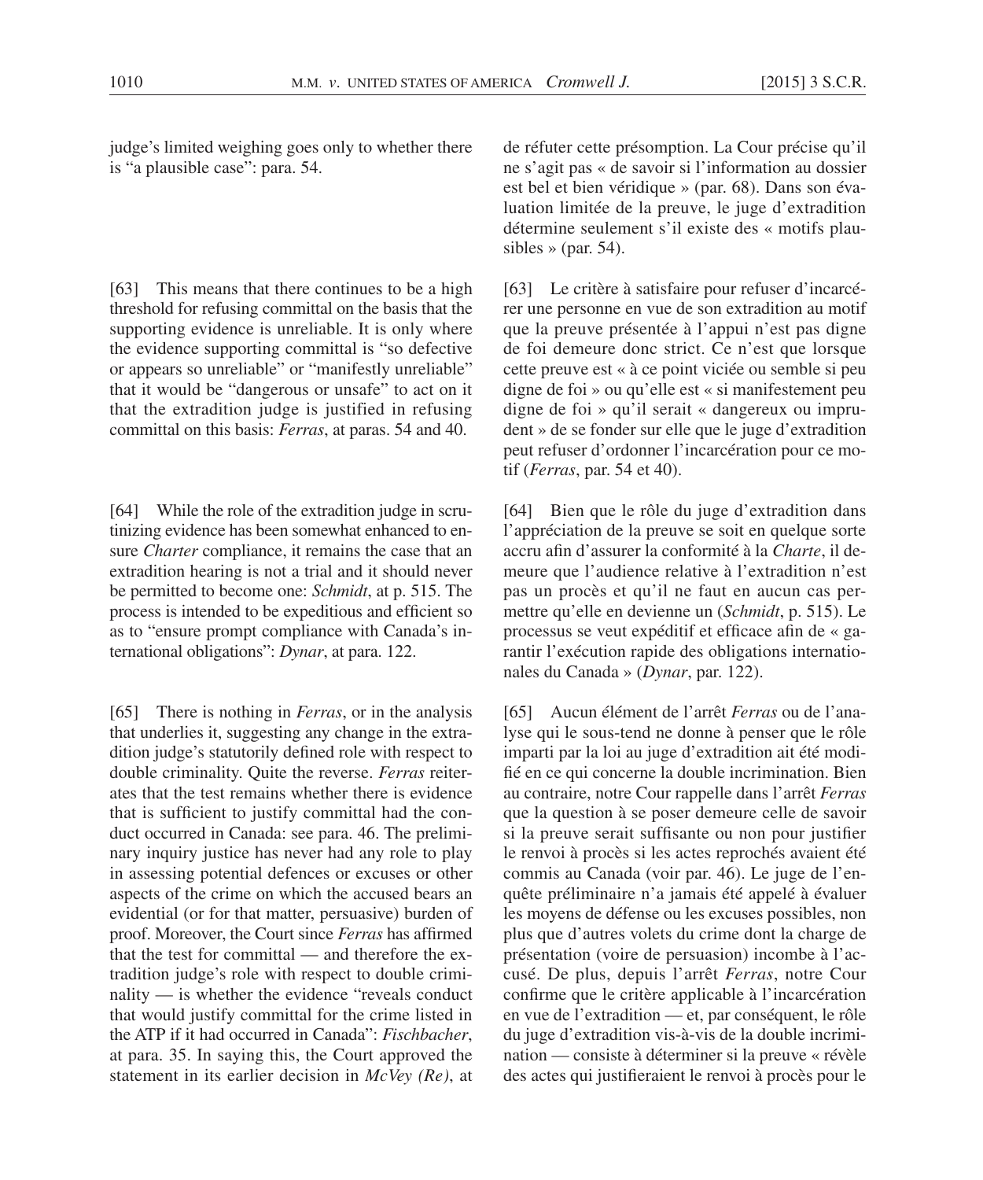judge's limited weighing goes only to whether there is "a plausible case": para. 54.

[63] This means that there continues to be a high threshold for refusing committal on the basis that the supporting evidence is unreliable. It is only where the evidence supporting committal is "so defective or appears so unreliable" or "manifestly unreliable" that it would be "dangerous or unsafe" to act on it that the extradition judge is justified in refusing committal on this basis: *Ferras*, at paras. 54 and 40.

[64] While the role of the extradition judge in scrutinizing evidence has been somewhat enhanced to ensure *Charter* compliance, it remains the case that an extradition hearing is not a trial and it should never be permitted to become one: *Schmidt*, at p. 515. The process is intended to be expeditious and efficient so as to "ensure prompt compliance with Canada's international obligations": *Dynar*, at para. 122.

[65] There is nothing in *Ferras*, or in the analysis that underlies it, suggesting any change in the extradition judge's statutorily defined role with respect to double criminality. Quite the reverse. *Ferras* reiterates that the test remains whether there is evidence that is sufficient to justify committal had the conduct occurred in Canada: see para. 46. The preliminary inquiry justice has never had any role to play in assessing potential defences or excuses or other aspects of the crime on which the accused bears an evidential (or for that matter, persuasive) burden of proof. Moreover, the Court since *Ferras* has affirmed that the test for committal — and therefore the extradition judge's role with respect to double criminality — is whether the evidence "reveals conduct that would justify committal for the crime listed in the ATP if it had occurred in Canada": *Fischbacher*, at para. 35. In saying this, the Court approved the statement in its earlier decision in *McVey (Re)*, at

de réfuter cette présomption. La Cour précise qu'il ne s'agit pas « de savoir si l'information au dossier est bel et bien véridique » (par. 68). Dans son évaluation limitée de la preuve, le juge d'extradition détermine seulement s'il existe des « motifs plausibles » (par. 54).

[63] Le critère à satisfaire pour refuser d'incarcérer une personne en vue de son extradition au motif que la preuve présentée à l'appui n'est pas digne de foi demeure donc strict. Ce n'est que lorsque cette preuve est « à ce point viciée ou semble si peu digne de foi » ou qu'elle est « si manifestement peu digne de foi » qu'il serait « dangereux ou imprudent » de se fonder sur elle que le juge d'extradition peut refuser d'ordonner l'incarcération pour ce motif (*Ferras*, par. 54 et 40).

[64] Bien que le rôle du juge d'extradition dans l'appréciation de la preuve se soit en quelque sorte accru afin d'assurer la conformité à la *Charte*, il demeure que l'audience relative à l'extradition n'est pas un procès et qu'il ne faut en aucun cas permettre qu'elle en devienne un (*Schmidt*, p. 515). Le processus se veut expéditif et efficace afin de « garantir l'exécution rapide des obligations internationales du Canada » (*Dynar*, par. 122).

[65] Aucun élément de l'arrêt *Ferras* ou de l'analyse qui le sous-tend ne donne à penser que le rôle imparti par la loi au juge d'extradition ait été modifié en ce qui concerne la double incrimination. Bien au contraire, notre Cour rappelle dans l'arrêt *Ferras* que la question à se poser demeure celle de savoir si la preuve serait suffisante ou non pour justifier le renvoi à procès si les actes reprochés avaient été commis au Canada (voir par. 46). Le juge de l'enquête préliminaire n'a jamais été appelé à évaluer les moyens de défense ou les excuses possibles, non plus que d'autres volets du crime dont la charge de présentation (voire de persuasion) incombe à l'accusé. De plus, depuis l'arrêt *Ferras*, notre Cour confirme que le critère applicable à l'incarcération en vue de l'extradition — et, par conséquent, le rôle du juge d'extradition vis-à-vis de la double incrimination — consiste à déterminer si la preuve « révèle des actes qui justifieraient le renvoi à procès pour le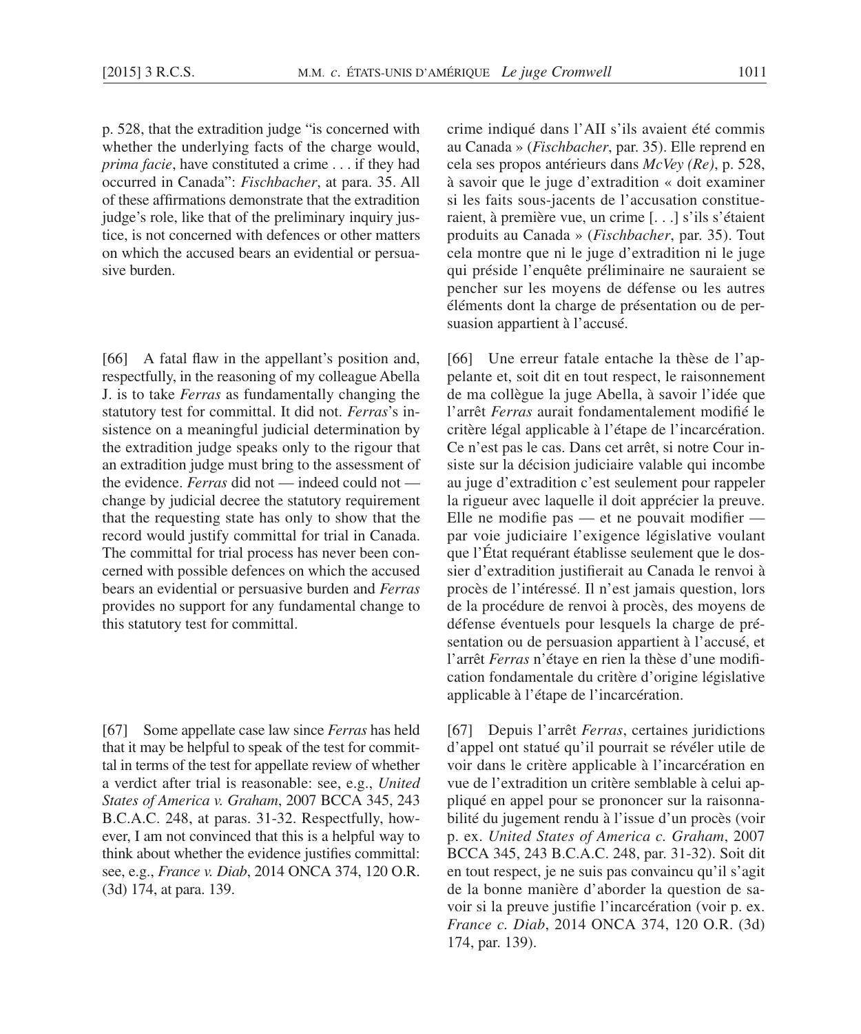p. 528, that the extradition judge "is concerned with whether the underlying facts of the charge would, *prima facie*, have constituted a crime . . . if they had occurred in Canada": *Fischbacher*, at para. 35. All of these affirmations demonstrate that the extradition judge's role, like that of the preliminary inquiry justice, is not concerned with defences or other matters on which the accused bears an evidential or persuasive burden.

[66] A fatal flaw in the appellant's position and, respectfully, in the reasoning of my colleague Abella J. is to take *Ferras* as fundamentally changing the statutory test for committal. It did not. *Ferras*'s insistence on a meaningful judicial determination by the extradition judge speaks only to the rigour that an extradition judge must bring to the assessment of the evidence. *Ferras* did not — indeed could not — change by judicial decree the statutory requirement that the requesting state has only to show that the record would justify committal for trial in Canada. The committal for trial process has never been concerned with possible defences on which the accused bears an evidential or persuasive burden and *Ferras* provides no support for any fundamental change to this statutory test for committal.

[67] Some appellate case law since *Ferras* has held that it may be helpful to speak of the test for committal in terms of the test for appellate review of whether a verdict after trial is reasonable: see, e.g., *United States of America v. Graham*, 2007 BCCA 345, 243 B.C.A.C. 248, at paras. 31-32. Respectfully, however, I am not convinced that this is a helpful way to think about whether the evidence justifies committal: see, e.g., *France v. Diab*, 2014 ONCA 374, 120 O.R. (3d) 174, at para. 139.

crime indiqué dans l'AII s'ils avaient été commis au Canada » (*Fischbacher*, par. 35). Elle reprend en cela ses propos antérieurs dans *McVey (Re)*, p. 528, à savoir que le juge d'extradition « doit examiner si les faits sous-jacents de l'accusation constitueraient, à première vue, un crime [. . .] s'ils s'étaient produits au Canada » (*Fischbacher*, par. 35). Tout cela montre que ni le juge d'extradition ni le juge qui préside l'enquête préliminaire ne sauraient se pencher sur les moyens de défense ou les autres éléments dont la charge de présentation ou de persuasion appartient à l'accusé.

[66] Une erreur fatale entache la thèse de l'appelante et, soit dit en tout respect, le raisonnement de ma collègue la juge Abella, à savoir l'idée que l'arrêt *Ferras* aurait fondamentalement modifié le critère légal applicable à l'étape de l'incarcération. Ce n'est pas le cas. Dans cet arrêt, si notre Cour insiste sur la décision judiciaire valable qui incombe au juge d'extradition c'est seulement pour rappeler la rigueur avec laquelle il doit apprécier la preuve. Elle ne modifie pas — et ne pouvait modifier — par voie judiciaire l'exigence législative voulant que l'État requérant établisse seulement que le dossier d'extradition justifierait au Canada le renvoi à procès de l'intéressé. Il n'est jamais question, lors de la procédure de renvoi à procès, des moyens de défense éventuels pour lesquels la charge de présentation ou de persuasion appartient à l'accusé, et l'arrêt *Ferras* n'étaye en rien la thèse d'une modification fondamentale du critère d'origine législative applicable à l'étape de l'incarcération.

[67] Depuis l'arrêt *Ferras*, certaines juridictions d'appel ont statué qu'il pourrait se révéler utile de voir dans le critère applicable à l'incarcération en vue de l'extradition un critère semblable à celui appliqué en appel pour se prononcer sur la raisonnabilité du jugement rendu à l'issue d'un procès (voir p. ex. *United States of America c. Graham*, 2007 BCCA 345, 243 B.C.A.C. 248, par. 31-32). Soit dit en tout respect, je ne suis pas convaincu qu'il s'agit de la bonne manière d'aborder la question de savoir si la preuve justifie l'incarcération (voir p. ex. *France c. Diab*, 2014 ONCA 374, 120 O.R. (3d) 174, par. 139).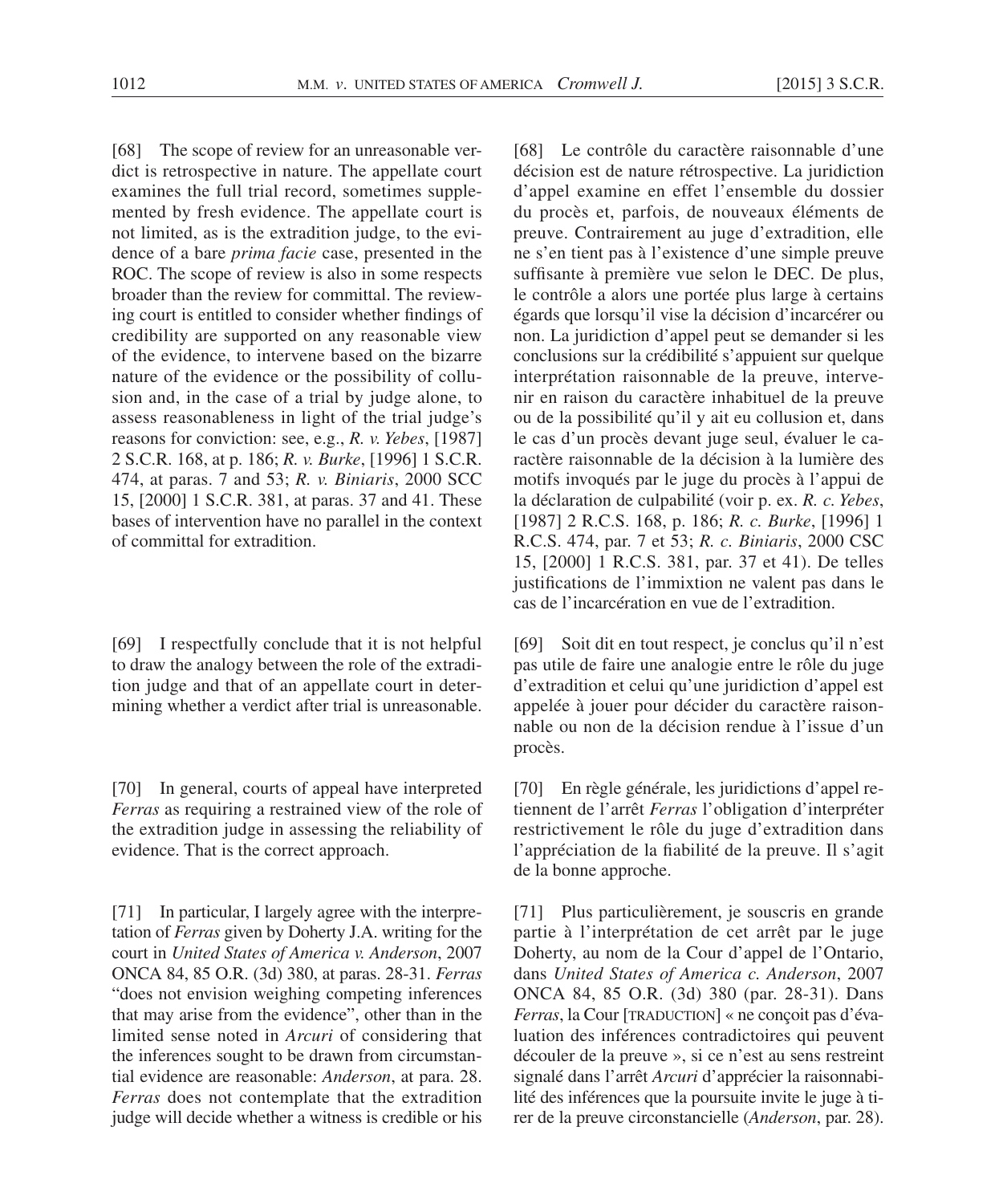[68] The scope of review for an unreasonable verdict is retrospective in nature. The appellate court examines the full trial record, sometimes supplemented by fresh evidence. The appellate court is not limited, as is the extradition judge, to the evidence of a bare *prima facie* case, presented in the ROC. The scope of review is also in some respects broader than the review for committal. The reviewing court is entitled to consider whether findings of credibility are supported on any reasonable view of the evidence, to intervene based on the bizarre nature of the evidence or the possibility of collusion and, in the case of a trial by judge alone, to assess reasonableness in light of the trial judge's reasons for conviction: see, e.g., *R. v. Yebes*, [1987] 2 S.C.R. 168, at p. 186; *R. v. Burke*, [1996] 1 S.C.R. 474, at paras. 7 and 53; *R. v. Biniaris*, 2000 SCC 15, [2000] 1 S.C.R. 381, at paras. 37 and 41. These bases of intervention have no parallel in the context of committal for extradition.

[69] I respectfully conclude that it is not helpful to draw the analogy between the role of the extradition judge and that of an appellate court in determining whether a verdict after trial is unreasonable.

[70] In general, courts of appeal have interpreted *Ferras* as requiring a restrained view of the role of the extradition judge in assessing the reliability of evidence. That is the correct approach.

[71] In particular, I largely agree with the interpretation of *Ferras* given by Doherty J.A. writing for the court in *United States of America v. Anderson*, 2007 ONCA 84, 85 O.R. (3d) 380, at paras. 28-31. *Ferras* "does not envision weighing competing inferences that may arise from the evidence", other than in the limited sense noted in *Arcuri* of considering that the inferences sought to be drawn from circumstantial evidence are reasonable: *Anderson*, at para. 28. *Ferras* does not contemplate that the extradition judge will decide whether a witness is credible or his

[68] Le contrôle du caractère raisonnable d'une décision est de nature rétrospective. La juridiction d'appel examine en effet l'ensemble du dossier du procès et, parfois, de nouveaux éléments de preuve. Contrairement au juge d'extradition, elle ne s'en tient pas à l'existence d'une simple preuve suffisante à première vue selon le DEC. De plus, le contrôle a alors une portée plus large à certains égards que lorsqu'il vise la décision d'incarcérer ou non. La juridiction d'appel peut se demander si les conclusions sur la crédibilité s'appuient sur quelque interprétation raisonnable de la preuve, intervenir en raison du caractère inhabituel de la preuve ou de la possibilité qu'il y ait eu collusion et, dans le cas d'un procès devant juge seul, évaluer le caractère raisonnable de la décision à la lumière des motifs invoqués par le juge du procès à l'appui de la déclaration de culpabilité (voir p. ex. *R. c. Yebes*, [1987] 2 R.C.S. 168, p. 186; *R. c. Burke*, [1996] 1 R.C.S. 474, par. 7 et 53; *R. c. Biniaris*, 2000 CSC 15, [2000] 1 R.C.S. 381, par. 37 et 41). De telles justifications de l'immixtion ne valent pas dans le cas de l'incarcération en vue de l'extradition.

[69] Soit dit en tout respect, je conclus qu'il n'est pas utile de faire une analogie entre le rôle du juge d'extradition et celui qu'une juridiction d'appel est appelée à jouer pour décider du caractère raisonnable ou non de la décision rendue à l'issue d'un procès.

[70] En règle générale, les juridictions d'appel retiennent de l'arrêt *Ferras* l'obligation d'interpréter restrictivement le rôle du juge d'extradition dans l'appréciation de la fiabilité de la preuve. Il s'agit de la bonne approche.

[71] Plus particulièrement, je souscris en grande partie à l'interprétation de cet arrêt par le juge Doherty, au nom de la Cour d'appel de l'Ontario, dans *United States of America c. Anderson*, 2007 ONCA 84, 85 O.R. (3d) 380 (par. 28-31). Dans *Ferras*, la Cour [TRADUCTION] « ne conçoit pas d'évaluation des inférences contradictoires qui peuvent découler de la preuve », si ce n'est au sens restreint signalé dans l'arrêt *Arcuri* d'apprécier la raisonnabilité des inférences que la poursuite invite le juge à tirer de la preuve circonstancielle (*Anderson*, par. 28).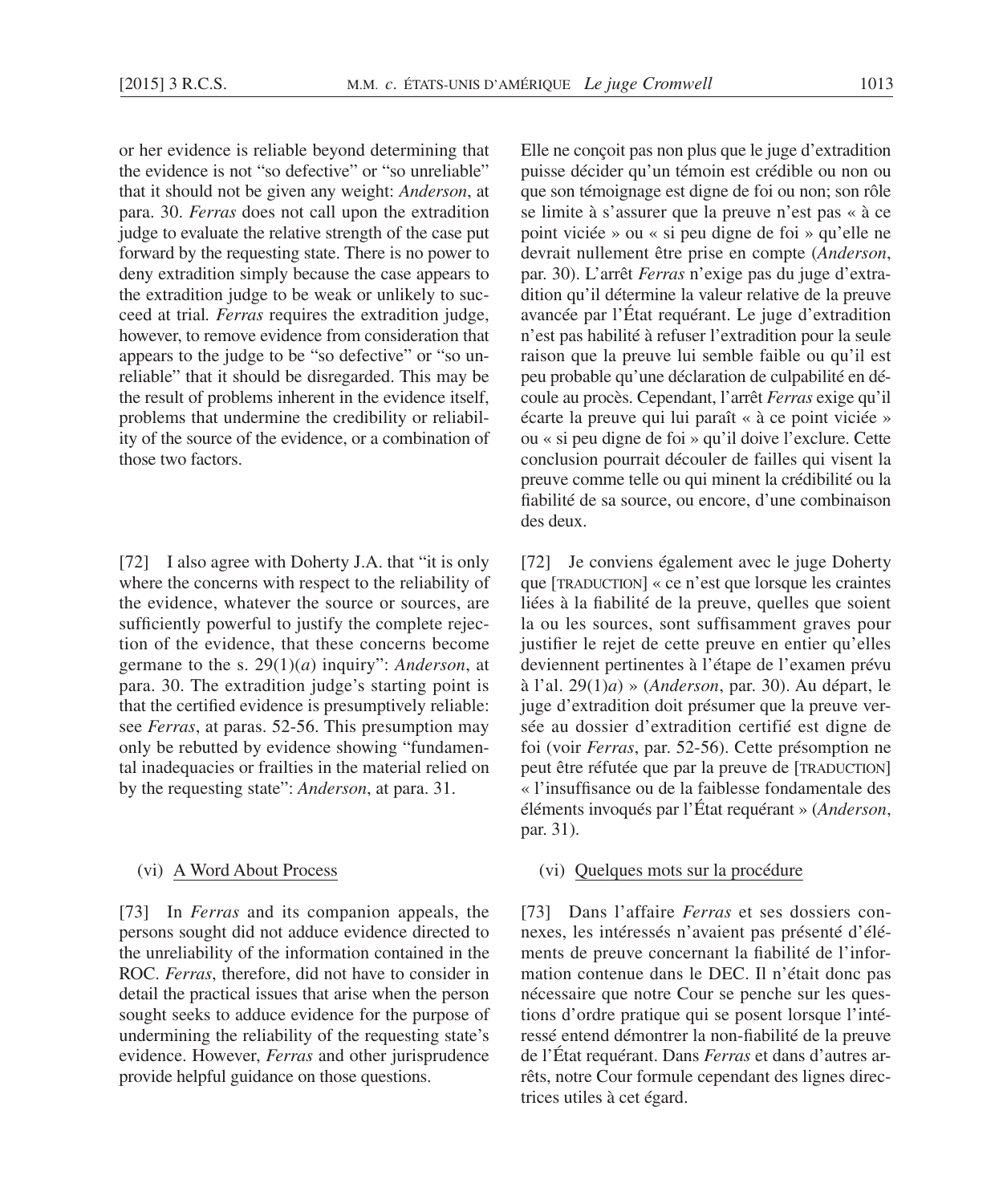or her evidence is reliable beyond determining that the evidence is not "so defective" or "so unreliable" that it should not be given any weight: *Anderson*, at para. 30. *Ferras* does not call upon the extradition judge to evaluate the relative strength of the case put forward by the requesting state. There is no power to deny extradition simply because the case appears to the extradition judge to be weak or unlikely to succeed at trial. *Ferras* requires the extradition judge, however, to remove evidence from consideration that appears to the judge to be "so defective" or "so unreliable" that it should be disregarded. This may be the result of problems inherent in the evidence itself, problems that undermine the credibility or reliability of the source of the evidence, or a combination of those two factors.

[72] I also agree with Doherty J.A. that "it is only where the concerns with respect to the reliability of the evidence, whatever the source or sources, are sufficiently powerful to justify the complete rejection of the evidence, that these concerns become germane to the s. 29(1)(*a*) inquiry": *Anderson*, at para. 30. The extradition judge's starting point is that the certified evidence is presumptively reliable: see *Ferras*, at paras. 52-56. This presumption may only be rebutted by evidence showing "fundamental inadequacies or frailties in the material relied on by the requesting state": *Anderson*, at para. 31.

(vi) A Word About Process

[73] In *Ferras* and its companion appeals, the persons sought did not adduce evidence directed to the unreliability of the information contained in the ROC. *Ferras*, therefore, did not have to consider in detail the practical issues that arise when the person sought seeks to adduce evidence for the purpose of undermining the reliability of the requesting state's evidence. However, *Ferras* and other jurisprudence provide helpful guidance on those questions.

Elle ne conçoit pas non plus que le juge d'extradition puisse décider qu'un témoin est crédible ou non ou que son témoignage est digne de foi ou non; son rôle se limite à s'assurer que la preuve n'est pas « à ce point viciée » ou « si peu digne de foi » qu'elle ne devrait nullement être prise en compte (*Anderson*, par. 30). L'arrêt *Ferras* n'exige pas du juge d'extradition qu'il détermine la valeur relative de la preuve avancée par l'État requérant. Le juge d'extradition n'est pas habilité à refuser l'extradition pour la seule raison que la preuve lui semble faible ou qu'il est peu probable qu'une déclaration de culpabilité en découle au procès. Cependant, l'arrêt *Ferras* exige qu'il écarte la preuve qui lui paraît « à ce point viciée » ou « si peu digne de foi » qu'il doive l'exclure. Cette conclusion pourrait découler de failles qui visent la preuve comme telle ou qui minent la crédibilité ou la fiabilité de sa source, ou encore, d'une combinaison des deux.

[72] Je conviens également avec le juge Doherty que [TRADUCTION] « ce n'est que lorsque les craintes liées à la fiabilité de la preuve, quelles que soient la ou les sources, sont suffisamment graves pour justifier le rejet de cette preuve en entier qu'elles deviennent pertinentes à l'étape de l'examen prévu à l'al. 29(1)*a*) » (*Anderson*, par. 30). Au départ, le juge d'extradition doit présumer que la preuve versée au dossier d'extradition certifié est digne de foi (voir *Ferras*, par. 52-56). Cette présomption ne peut être réfutée que par la preuve de [TRADUCTION] « l'insuffisance ou de la faiblesse fondamentale des éléments invoqués par l'État requérant » (*Anderson*, par. 31).

(vi) Quelques mots sur la procédure

[73] Dans l'affaire *Ferras* et ses dossiers connexes, les intéressés n'avaient pas présenté d'éléments de preuve concernant la fiabilité de l'information contenue dans le DEC. Il n'était donc pas nécessaire que notre Cour se penche sur les questions d'ordre pratique qui se posent lorsque l'intéressé entend démontrer la non-fiabilité de la preuve de l'État requérant. Dans *Ferras* et dans d'autres arrêts, notre Cour formule cependant des lignes directrices utiles à cet égard.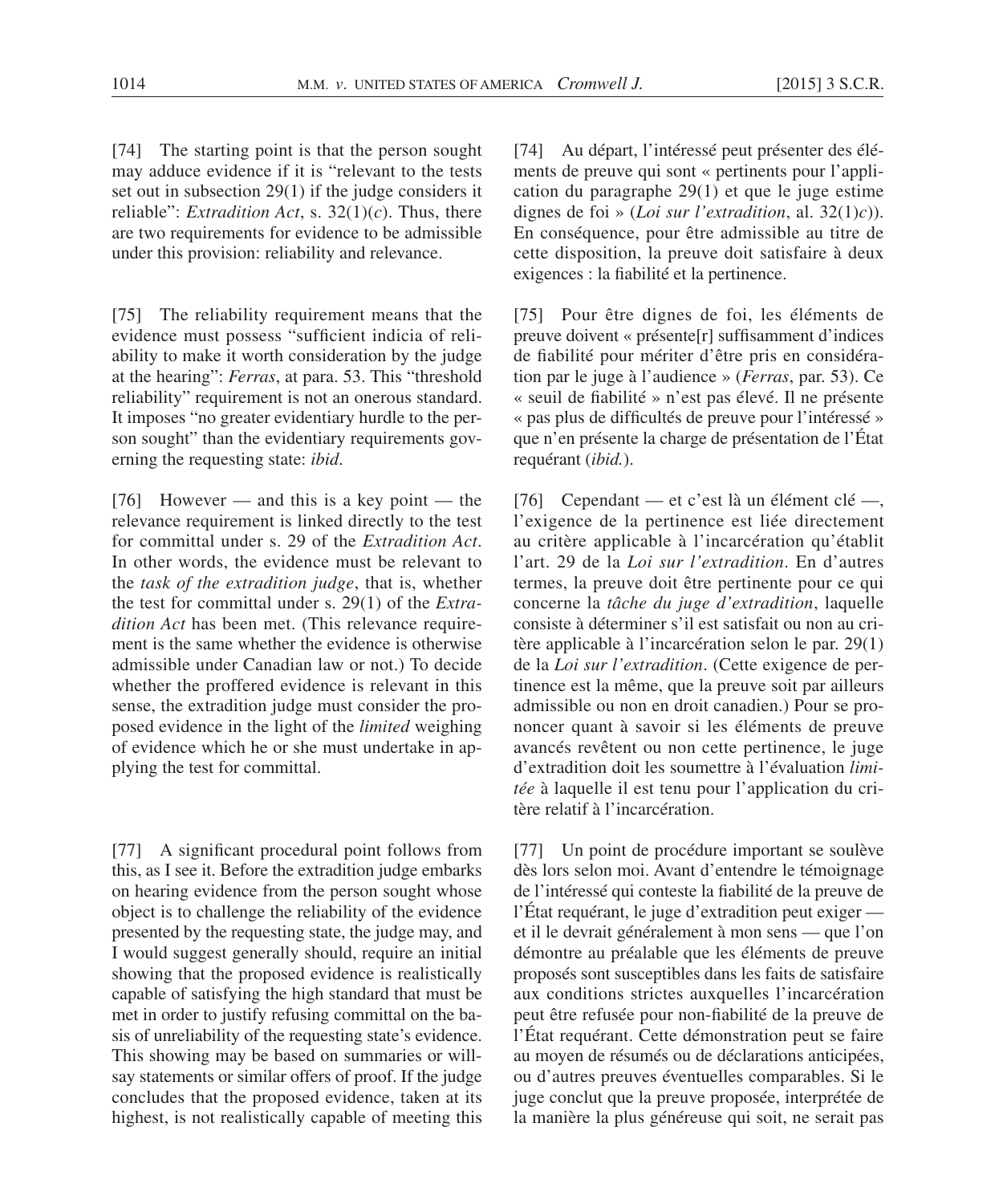[74] The starting point is that the person sought may adduce evidence if it is "relevant to the tests set out in subsection 29(1) if the judge considers it reliable": *Extradition Act*, s. 32(1)(*c*). Thus, there are two requirements for evidence to be admissible under this provision: reliability and relevance.

[75] The reliability requirement means that the evidence must possess "sufficient indicia of reliability to make it worth consideration by the judge at the hearing": *Ferras*, at para. 53. This "threshold reliability" requirement is not an onerous standard. It imposes "no greater evidentiary hurdle to the person sought" than the evidentiary requirements governing the requesting state: *ibid*.

[76] However — and this is a key point — the relevance requirement is linked directly to the test for committal under s. 29 of the *Extradition Act*. In other words, the evidence must be relevant to the *task of the extradition judge*, that is, whether the test for committal under s. 29(1) of the *Extradition Act* has been met. (This relevance requirement is the same whether the evidence is otherwise admissible under Canadian law or not.) To decide whether the proffered evidence is relevant in this sense, the extradition judge must consider the proposed evidence in the light of the *limited* weighing of evidence which he or she must undertake in applying the test for committal.

[77] A significant procedural point follows from this, as I see it. Before the extradition judge embarks on hearing evidence from the person sought whose object is to challenge the reliability of the evidence presented by the requesting state, the judge may, and I would suggest generally should, require an initial showing that the proposed evidence is realistically capable of satisfying the high standard that must be met in order to justify refusing committal on the basis of unreliability of the requesting state's evidence. This showing may be based on summaries or will-say statements or similar offers of proof. If the judge concludes that the proposed evidence, taken at its highest, is not realistically capable of meeting this

[74] Au départ, l'intéressé peut présenter des éléments de preuve qui sont « pertinents pour l'application du paragraphe 29(1) et que le juge estime dignes de foi » (*Loi sur l'extradition*, al. 32(1)*c*)). En conséquence, pour être admissible au titre de cette disposition, la preuve doit satisfaire à deux exigences : la fiabilité et la pertinence.

[75] Pour être dignes de foi, les éléments de preuve doivent « présente[r] suffisamment d'indices de fiabilité pour mériter d'être pris en considération par le juge à l'audience » (*Ferras*, par. 53). Ce « seuil de fiabilité » n'est pas élevé. Il ne présente « pas plus de difficultés de preuve pour l'intéressé » que n'en présente la charge de présentation de l'État requérant (*ibid.*).

[76] Cependant — et c'est là un élément clé —, l'exigence de la pertinence est liée directement au critère applicable à l'incarcération qu'établit l'art. 29 de la *Loi sur l'extradition*. En d'autres termes, la preuve doit être pertinente pour ce qui concerne la *tâche du juge d'extradition*, laquelle consiste à déterminer s'il est satisfait ou non au critère applicable à l'incarcération selon le par. 29(1) de la *Loi sur l'extradition*. (Cette exigence de pertinence est la même, que la preuve soit par ailleurs admissible ou non en droit canadien.) Pour se prononcer quant à savoir si les éléments de preuve avancés revêtent ou non cette pertinence, le juge d'extradition doit les soumettre à l'évaluation *limitée* à laquelle il est tenu pour l'application du critère relatif à l'incarcération.

[77] Un point de procédure important se soulève dès lors selon moi. Avant d'entendre le témoignage de l'intéressé qui conteste la fiabilité de la preuve de l'État requérant, le juge d'extradition peut exiger — et il le devrait généralement à mon sens — que l'on démontre au préalable que les éléments de preuve proposés sont susceptibles dans les faits de satisfaire aux conditions strictes auxquelles l'incarcération peut être refusée pour non-fiabilité de la preuve de l'État requérant. Cette démonstration peut se faire au moyen de résumés ou de déclarations anticipées, ou d'autres preuves éventuelles comparables. Si le juge conclut que la preuve proposée, interprétée de la manière la plus généreuse qui soit, ne serait pas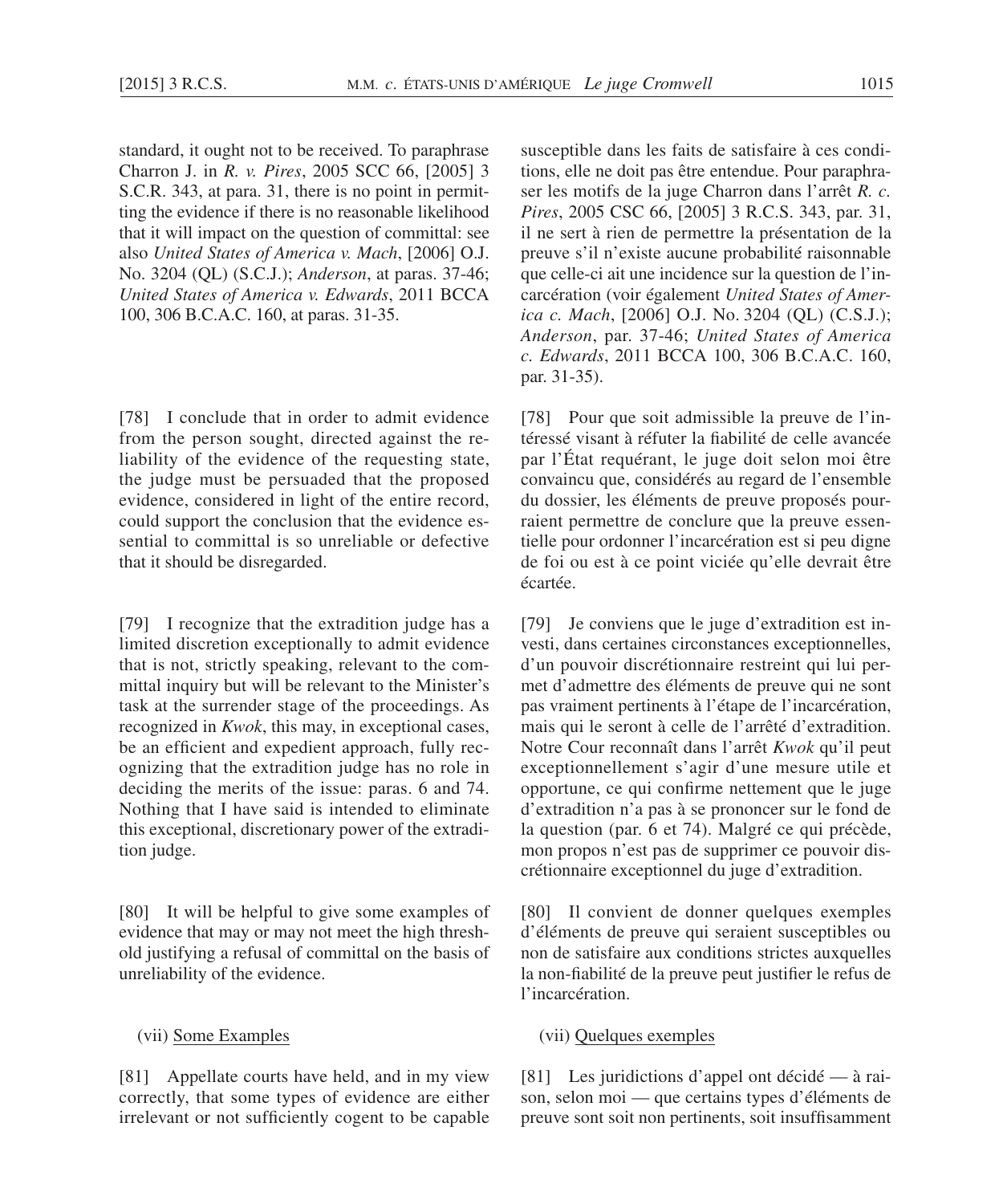standard, it ought not to be received. To paraphrase Charron J. in *R. v. Pires*, 2005 SCC 66, [2005] 3 S.C.R. 343, at para. 31, there is no point in permitting the evidence if there is no reasonable likelihood that it will impact on the question of committal: see also *United States of America v. Mach*, [2006] O.J. No. 3204 (QL) (S.C.J.); *Anderson*, at paras. 37-46; *United States of America v. Edwards*, 2011 BCCA 100, 306 B.C.A.C. 160, at paras. 31-35.

[78] I conclude that in order to admit evidence from the person sought, directed against the reliability of the evidence of the requesting state, the judge must be persuaded that the proposed evidence, considered in light of the entire record, could support the conclusion that the evidence essential to committal is so unreliable or defective that it should be disregarded.

[79] I recognize that the extradition judge has a limited discretion exceptionally to admit evidence that is not, strictly speaking, relevant to the committal inquiry but will be relevant to the Minister's task at the surrender stage of the proceedings. As recognized in *Kwok*, this may, in exceptional cases, be an efficient and expedient approach, fully recognizing that the extradition judge has no role in deciding the merits of the issue: paras. 6 and 74. Nothing that I have said is intended to eliminate this exceptional, discretionary power of the extradition judge.

[80] It will be helpful to give some examples of evidence that may or may not meet the high threshold justifying a refusal of committal on the basis of unreliability of the evidence.

(vii) Some Examples

[81] Appellate courts have held, and in my view correctly, that some types of evidence are either irrelevant or not sufficiently cogent to be capable

susceptible dans les faits de satisfaire à ces conditions, elle ne doit pas être entendue. Pour paraphraser les motifs de la juge Charron dans l'arrêt *R. c. Pires*, 2005 CSC 66, [2005] 3 R.C.S. 343, par. 31, il ne sert à rien de permettre la présentation de la preuve s'il n'existe aucune probabilité raisonnable que celle-ci ait une incidence sur la question de l'incarcération (voir également *United States of America c. Mach*, [2006] O.J. No. 3204 (QL) (C.S.J.); *Anderson*, par. 37-46; *United States of America c. Edwards*, 2011 BCCA 100, 306 B.C.A.C. 160, par. 31-35).

[78] Pour que soit admissible la preuve de l'intéressé visant à réfuter la fiabilité de celle avancée par l'État requérant, le juge doit selon moi être convaincu que, considérés au regard de l'ensemble du dossier, les éléments de preuve proposés pourraient permettre de conclure que la preuve essentielle pour ordonner l'incarcération est si peu digne de foi ou est à ce point viciée qu'elle devrait être écartée.

[79] Je conviens que le juge d'extradition est investi, dans certaines circonstances exceptionnelles, d'un pouvoir discrétionnaire restreint qui lui permet d'admettre des éléments de preuve qui ne sont pas vraiment pertinents à l'étape de l'incarcération, mais qui le seront à celle de l'arrêté d'extradition. Notre Cour reconnaît dans l'arrêt *Kwok* qu'il peut exceptionnellement s'agir d'une mesure utile et opportune, ce qui confirme nettement que le juge d'extradition n'a pas à se prononcer sur le fond de la question (par. 6 et 74). Malgré ce qui précède, mon propos n'est pas de supprimer ce pouvoir discrétionnaire exceptionnel du juge d'extradition.

[80] Il convient de donner quelques exemples d'éléments de preuve qui seraient susceptibles ou non de satisfaire aux conditions strictes auxquelles la non-fiabilité de la preuve peut justifier le refus de l'incarcération.

(vii) Quelques exemples

[81] Les juridictions d'appel ont décidé — à raison, selon moi — que certains types d'éléments de preuve sont soit non pertinents, soit insuffisamment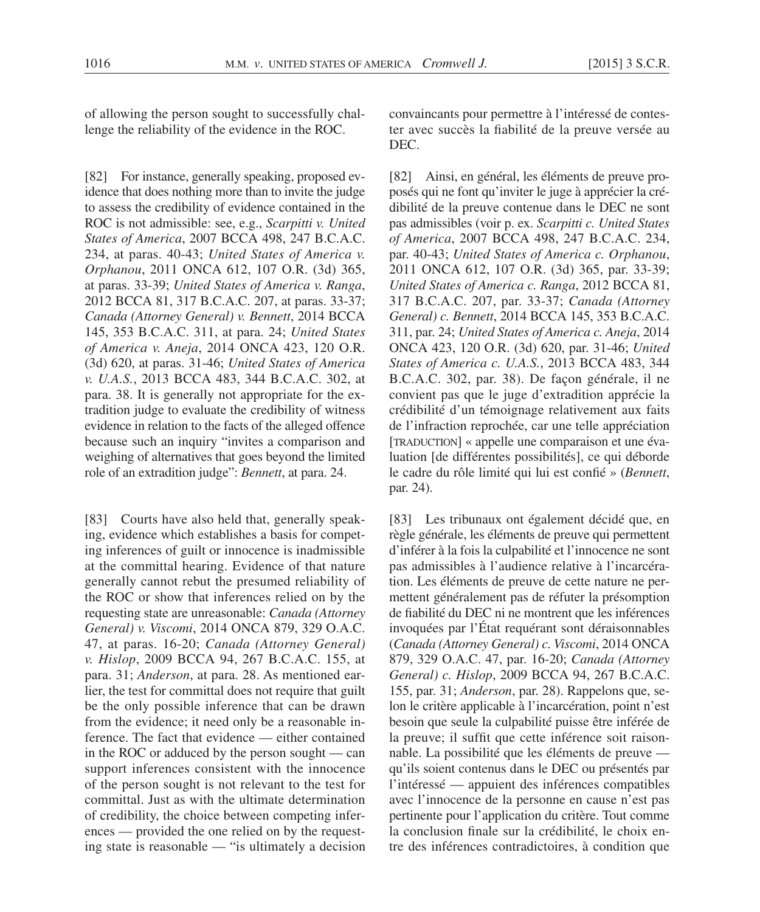of allowing the person sought to successfully challenge the reliability of the evidence in the ROC.

[82] For instance, generally speaking, proposed evidence that does nothing more than to invite the judge to assess the credibility of evidence contained in the ROC is not admissible: see, e.g., *Scarpitti v. United States of America*, 2007 BCCA 498, 247 B.C.A.C. 234, at paras. 40-43; *United States of America v. Orphanou*, 2011 ONCA 612, 107 O.R. (3d) 365, at paras. 33-39; *United States of America v. Ranga*, 2012 BCCA 81, 317 B.C.A.C. 207, at paras. 33-37; *Canada (Attorney General) v. Bennett*, 2014 BCCA 145, 353 B.C.A.C. 311, at para. 24; *United States of America v. Aneja*, 2014 ONCA 423, 120 O.R. (3d) 620, at paras. 31-46; *United States of America v. U.A.S.*, 2013 BCCA 483, 344 B.C.A.C. 302, at para. 38. It is generally not appropriate for the extradition judge to evaluate the credibility of witness evidence in relation to the facts of the alleged offence because such an inquiry "invites a comparison and weighing of alternatives that goes beyond the limited role of an extradition judge": *Bennett*, at para. 24.

[83] Courts have also held that, generally speaking, evidence which establishes a basis for competing inferences of guilt or innocence is inadmissible at the committal hearing. Evidence of that nature generally cannot rebut the presumed reliability of the ROC or show that inferences relied on by the requesting state are unreasonable: *Canada (Attorney General) v. Viscomi*, 2014 ONCA 879, 329 O.A.C. 47, at paras. 16-20; *Canada (Attorney General) v. Hislop*, 2009 BCCA 94, 267 B.C.A.C. 155, at para. 31; *Anderson*, at para. 28. As mentioned earlier, the test for committal does not require that guilt be the only possible inference that can be drawn from the evidence; it need only be a reasonable inference. The fact that evidence — either contained in the ROC or adduced by the person sought — can support inferences consistent with the innocence of the person sought is not relevant to the test for committal. Just as with the ultimate determination of credibility, the choice between competing inferences — provided the one relied on by the requesting state is reasonable — "is ultimately a decision

convaincants pour permettre à l'intéressé de contester avec succès la fiabilité de la preuve versée au DEC.

[82] Ainsi, en général, les éléments de preuve proposés qui ne font qu'inviter le juge à apprécier la crédibilité de la preuve contenue dans le DEC ne sont pas admissibles (voir p. ex. *Scarpitti c. United States of America*, 2007 BCCA 498, 247 B.C.A.C. 234, par. 40-43; *United States of America c. Orphanou*, 2011 ONCA 612, 107 O.R. (3d) 365, par. 33-39; *United States of America c. Ranga*, 2012 BCCA 81, 317 B.C.A.C. 207, par. 33-37; *Canada (Attorney General) c. Bennett*, 2014 BCCA 145, 353 B.C.A.C. 311, par. 24; *United States of America c. Aneja*, 2014 ONCA 423, 120 O.R. (3d) 620, par. 31-46; *United States of America c. U.A.S.*, 2013 BCCA 483, 344 B.C.A.C. 302, par. 38). De façon générale, il ne convient pas que le juge d'extradition apprécie la crédibilité d'un témoignage relativement aux faits de l'infraction reprochée, car une telle appréciation [TRADUCTION] « appelle une comparaison et une évaluation [de différentes possibilités], ce qui déborde le cadre du rôle limité qui lui est confié » (*Bennett*, par. 24).

[83] Les tribunaux ont également décidé que, en règle générale, les éléments de preuve qui permettent d'inférer à la fois la culpabilité et l'innocence ne sont pas admissibles à l'audience relative à l'incarcération. Les éléments de preuve de cette nature ne permettent généralement pas de réfuter la présomption de fiabilité du DEC ni ne montrent que les inférences invoquées par l'État requérant sont déraisonnables (*Canada (Attorney General) c. Viscomi*, 2014 ONCA 879, 329 O.A.C. 47, par. 16-20; *Canada (Attorney General) c. Hislop*, 2009 BCCA 94, 267 B.C.A.C. 155, par. 31; *Anderson*, par. 28). Rappelons que, selon le critère applicable à l'incarcération, point n'est besoin que seule la culpabilité puisse être inférée de la preuve; il suffit que cette inférence soit raisonnable. La possibilité que les éléments de preuve — qu'ils soient contenus dans le DEC ou présentés par l'intéressé — appuient des inférences compatibles avec l'innocence de la personne en cause n'est pas pertinente pour l'application du critère. Tout comme la conclusion finale sur la crédibilité, le choix entre des inférences contradictoires, à condition que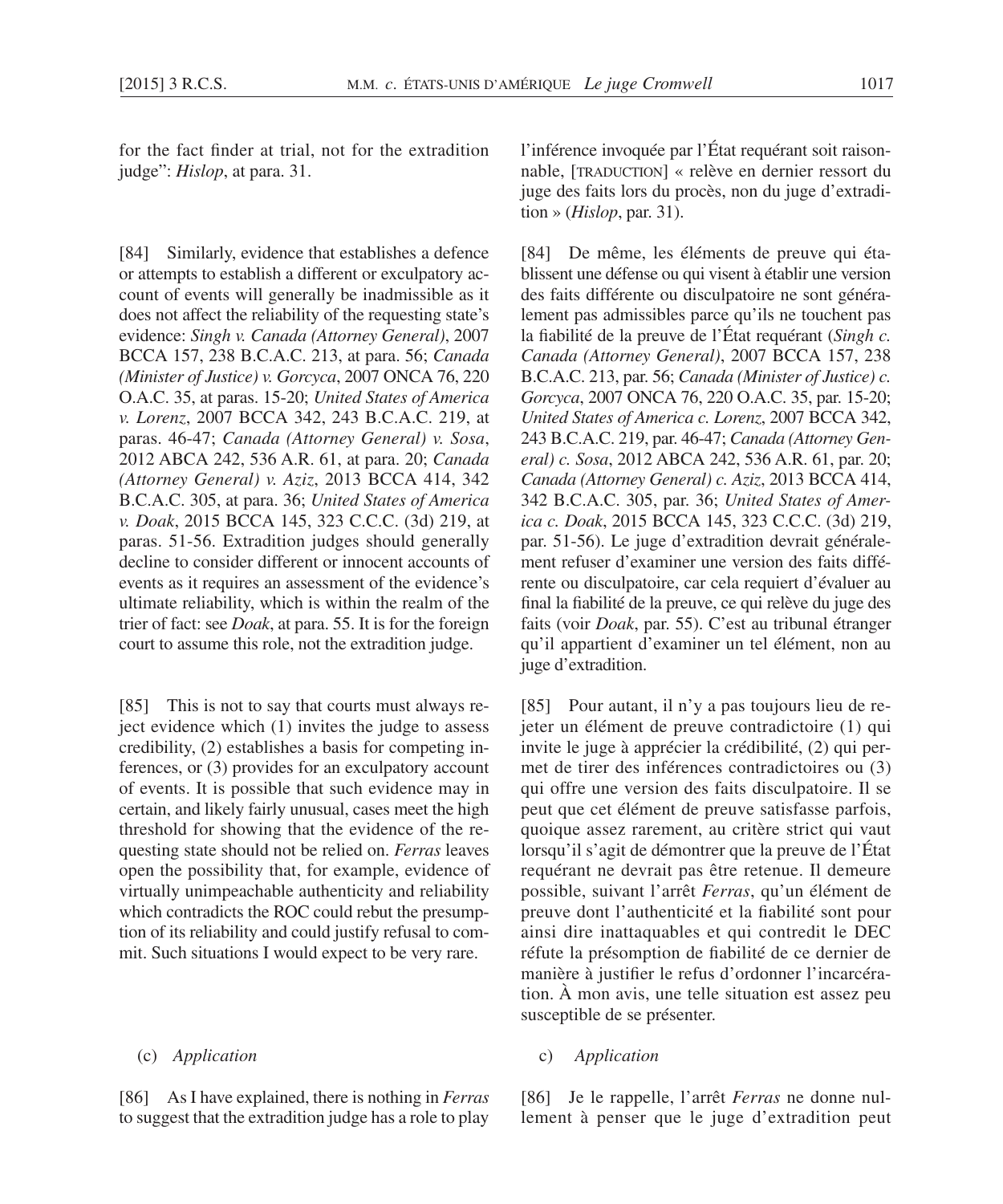for the fact finder at trial, not for the extradition judge": *Hislop*, at para. 31.

[84] Similarly, evidence that establishes a defence or attempts to establish a different or exculpatory account of events will generally be inadmissible as it does not affect the reliability of the requesting state's evidence: *Singh v. Canada (Attorney General)*, 2007 BCCA 157, 238 B.C.A.C. 213, at para. 56; *Canada (Minister of Justice) v. Gorcyca*, 2007 ONCA 76, 220 O.A.C. 35, at paras. 15-20; *United States of America v. Lorenz*, 2007 BCCA 342, 243 B.C.A.C. 219, at paras. 46-47; *Canada (Attorney General) v. Sosa*, 2012 ABCA 242, 536 A.R. 61, at para. 20; *Canada (Attorney General) v. Aziz*, 2013 BCCA 414, 342 B.C.A.C. 305, at para. 36; *United States of America v. Doak*, 2015 BCCA 145, 323 C.C.C. (3d) 219, at paras. 51-56. Extradition judges should generally decline to consider different or innocent accounts of events as it requires an assessment of the evidence's ultimate reliability, which is within the realm of the trier of fact: see *Doak*, at para. 55. It is for the foreign court to assume this role, not the extradition judge.

[85] This is not to say that courts must always reject evidence which (1) invites the judge to assess credibility, (2) establishes a basis for competing inferences, or (3) provides for an exculpatory account of events. It is possible that such evidence may in certain, and likely fairly unusual, cases meet the high threshold for showing that the evidence of the requesting state should not be relied on. *Ferras* leaves open the possibility that, for example, evidence of virtually unimpeachable authenticity and reliability which contradicts the ROC could rebut the presumption of its reliability and could justify refusal to commit. Such situations I would expect to be very rare.

(c) *Application*

[86] As I have explained, there is nothing in *Ferras* to suggest that the extradition judge has a role to play

l'inférence invoquée par l'État requérant soit raisonnable, [TRADUCTION] « relève en dernier ressort du juge des faits lors du procès, non du juge d'extradition » (*Hislop*, par. 31).

[84] De même, les éléments de preuve qui établissent une défense ou qui visent à établir une version des faits différente ou disculpatoire ne sont généralement pas admissibles parce qu'ils ne touchent pas la fiabilité de la preuve de l'État requérant (*Singh c. Canada (Attorney General)*, 2007 BCCA 157, 238 B.C.A.C. 213, par. 56; *Canada (Minister of Justice) c. Gorcyca*, 2007 ONCA 76, 220 O.A.C. 35, par. 15-20; *United States of America c. Lorenz*, 2007 BCCA 342, 243 B.C.A.C. 219, par. 46-47; *Canada (Attorney General) c. Sosa*, 2012 ABCA 242, 536 A.R. 61, par. 20; *Canada (Attorney General) c. Aziz*, 2013 BCCA 414, 342 B.C.A.C. 305, par. 36; *United States of America c. Doak*, 2015 BCCA 145, 323 C.C.C. (3d) 219, par. 51-56). Le juge d'extradition devrait généralement refuser d'examiner une version des faits différente ou disculpatoire, car cela requiert d'évaluer au final la fiabilité de la preuve, ce qui relève du juge des faits (voir *Doak*, par. 55). C'est au tribunal étranger qu'il appartient d'examiner un tel élément, non au juge d'extradition.

[85] Pour autant, il n'y a pas toujours lieu de rejeter un élément de preuve contradictoire (1) qui invite le juge à apprécier la crédibilité, (2) qui permet de tirer des inférences contradictoires ou (3) qui offre une version des faits disculpatoire. Il se peut que cet élément de preuve satisfasse parfois, quoique assez rarement, au critère strict qui vaut lorsqu'il s'agit de démontrer que la preuve de l'État requérant ne devrait pas être retenue. Il demeure possible, suivant l'arrêt *Ferras*, qu'un élément de preuve dont l'authenticité et la fiabilité sont pour ainsi dire inattaquables et qui contredit le DEC réfute la présomption de fiabilité de ce dernier de manière à justifier le refus d'ordonner l'incarcération. À mon avis, une telle situation est assez peu susceptible de se présenter.

c) *Application*

[86] Je le rappelle, l'arrêt *Ferras* ne donne nullement à penser que le juge d'extradition peut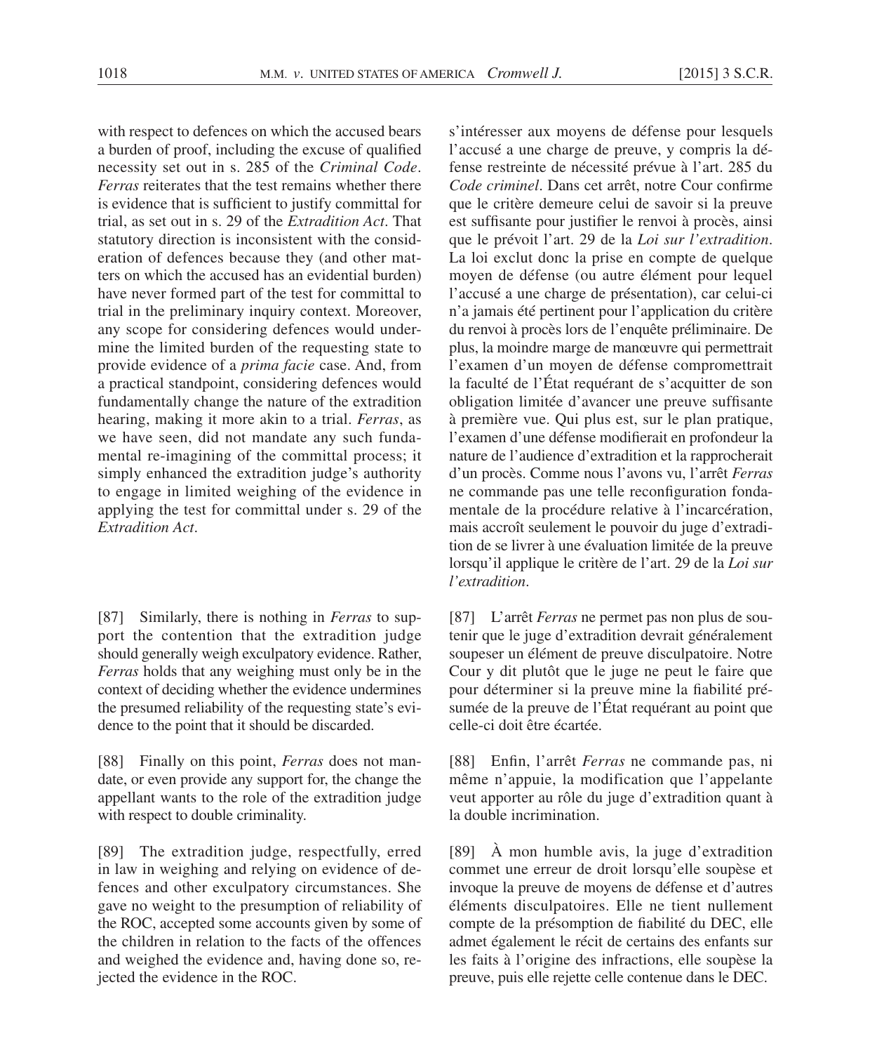with respect to defences on which the accused bears a burden of proof, including the excuse of qualified necessity set out in s. 285 of the *Criminal Code*. *Ferras* reiterates that the test remains whether there is evidence that is sufficient to justify committal for trial, as set out in s. 29 of the *Extradition Act*. That statutory direction is inconsistent with the consideration of defences because they (and other matters on which the accused has an evidential burden) have never formed part of the test for committal to trial in the preliminary inquiry context. Moreover, any scope for considering defences would undermine the limited burden of the requesting state to provide evidence of a *prima facie* case. And, from a practical standpoint, considering defences would fundamentally change the nature of the extradition hearing, making it more akin to a trial. *Ferras*, as we have seen, did not mandate any such fundamental re-imagining of the committal process; it simply enhanced the extradition judge's authority to engage in limited weighing of the evidence in applying the test for committal under s. 29 of the *Extradition Act*.

[87] Similarly, there is nothing in *Ferras* to support the contention that the extradition judge should generally weigh exculpatory evidence. Rather, *Ferras* holds that any weighing must only be in the context of deciding whether the evidence undermines the presumed reliability of the requesting state's evidence to the point that it should be discarded.

[88] Finally on this point, *Ferras* does not mandate, or even provide any support for, the change the appellant wants to the role of the extradition judge with respect to double criminality.

[89] The extradition judge, respectfully, erred in law in weighing and relying on evidence of defences and other exculpatory circumstances. She gave no weight to the presumption of reliability of the ROC, accepted some accounts given by some of the children in relation to the facts of the offences and weighed the evidence and, having done so, rejected the evidence in the ROC.

s'intéresser aux moyens de défense pour lesquels l'accusé a une charge de preuve, y compris la défense restreinte de nécessité prévue à l'art. 285 du *Code criminel*. Dans cet arrêt, notre Cour confirme que le critère demeure celui de savoir si la preuve est suffisante pour justifier le renvoi à procès, ainsi que le prévoit l'art. 29 de la *Loi sur l'extradition*. La loi exclut donc la prise en compte de quelque moyen de défense (ou autre élément pour lequel l'accusé a une charge de présentation), car celui-ci n'a jamais été pertinent pour l'application du critère du renvoi à procès lors de l'enquête préliminaire. De plus, la moindre marge de manœuvre qui permettrait l'examen d'un moyen de défense compromettrait la faculté de l'État requérant de s'acquitter de son obligation limitée d'avancer une preuve suffisante à première vue. Qui plus est, sur le plan pratique, l'examen d'une défense modifierait en profondeur la nature de l'audience d'extradition et la rapprocherait d'un procès. Comme nous l'avons vu, l'arrêt *Ferras* ne commande pas une telle reconfiguration fondamentale de la procédure relative à l'incarcération, mais accroît seulement le pouvoir du juge d'extradition de se livrer à une évaluation limitée de la preuve lorsqu'il applique le critère de l'art. 29 de la *Loi sur l'extradition*.

[87] L'arrêt *Ferras* ne permet pas non plus de soutenir que le juge d'extradition devrait généralement soupeser un élément de preuve disculpatoire. Notre Cour y dit plutôt que le juge ne peut le faire que pour déterminer si la preuve mine la fiabilité présumée de la preuve de l'État requérant au point que celle-ci doit être écartée.

[88] Enfin, l'arrêt *Ferras* ne commande pas, ni même n'appuie, la modification que l'appelante veut apporter au rôle du juge d'extradition quant à la double incrimination.

[89] À mon humble avis, la juge d'extradition commet une erreur de droit lorsqu'elle soupèse et invoque la preuve de moyens de défense et d'autres éléments disculpatoires. Elle ne tient nullement compte de la présomption de fiabilité du DEC, elle admet également le récit de certains des enfants sur les faits à l'origine des infractions, elle soupèse la preuve, puis elle rejette celle contenue dans le DEC.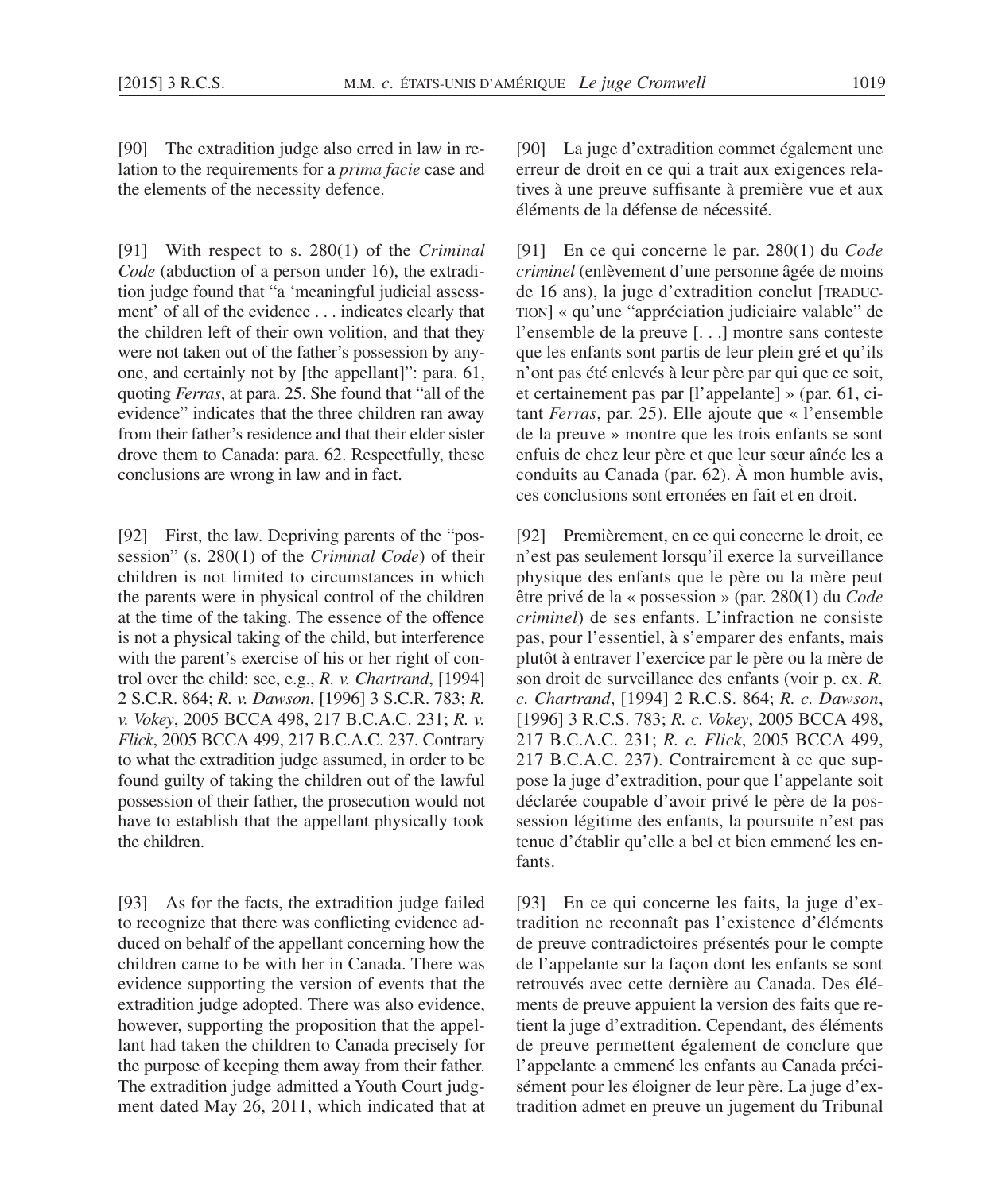[90] The extradition judge also erred in law in relation to the requirements for a *prima facie* case and the elements of the necessity defence.

[91] With respect to s. 280(1) of the *Criminal Code* (abduction of a person under 16), the extradition judge found that "a 'meaningful judicial assessment' of all of the evidence . . . indicates clearly that the children left of their own volition, and that they were not taken out of the father's possession by anyone, and certainly not by [the appellant]": para. 61, quoting *Ferras*, at para. 25. She found that "all of the evidence" indicates that the three children ran away from their father's residence and that their elder sister drove them to Canada: para. 62. Respectfully, these conclusions are wrong in law and in fact.

[92] First, the law. Depriving parents of the "possession" (s. 280(1) of the *Criminal Code*) of their children is not limited to circumstances in which the parents were in physical control of the children at the time of the taking. The essence of the offence is not a physical taking of the child, but interference with the parent's exercise of his or her right of control over the child: see, e.g., *R. v. Chartrand*, [1994] 2 S.C.R. 864; *R. v. Dawson*, [1996] 3 S.C.R. 783; *R. v. Vokey*, 2005 BCCA 498, 217 B.C.A.C. 231; *R. v. Flick*, 2005 BCCA 499, 217 B.C.A.C. 237. Contrary to what the extradition judge assumed, in order to be found guilty of taking the children out of the lawful possession of their father, the prosecution would not have to establish that the appellant physically took the children.

[93] As for the facts, the extradition judge failed to recognize that there was conflicting evidence adduced on behalf of the appellant concerning how the children came to be with her in Canada. There was evidence supporting the version of events that the extradition judge adopted. There was also evidence, however, supporting the proposition that the appellant had taken the children to Canada precisely for the purpose of keeping them away from their father. The extradition judge admitted a Youth Court judgment dated May 26, 2011, which indicated that at

[90] La juge d'extradition commet également une erreur de droit en ce qui a trait aux exigences relatives à une preuve suffisante à première vue et aux éléments de la défense de nécessité.

[91] En ce qui concerne le par. 280(1) du *Code criminel* (enlèvement d'une personne âgée de moins de 16 ans), la juge d'extradition conclut [TRADUCTION] « qu'une "appréciation judiciaire valable" de l'ensemble de la preuve [. . .] montre sans conteste que les enfants sont partis de leur plein gré et qu'ils n'ont pas été enlevés à leur père par qui que ce soit, et certainement pas par [l'appelante] » (par. 61, citant *Ferras*, par. 25). Elle ajoute que « l'ensemble de la preuve » montre que les trois enfants se sont enfuis de chez leur père et que leur sœur aînée les a conduits au Canada (par. 62). À mon humble avis, ces conclusions sont erronées en fait et en droit.

[92] Premièrement, en ce qui concerne le droit, ce n'est pas seulement lorsqu'il exerce la surveillance physique des enfants que le père ou la mère peut être privé de la « possession » (par. 280(1) du *Code criminel*) de ses enfants. L'infraction ne consiste pas, pour l'essentiel, à s'emparer des enfants, mais plutôt à entraver l'exercice par le père ou la mère de son droit de surveillance des enfants (voir p. ex. *R. c. Chartrand*, [1994] 2 R.C.S. 864; *R. c. Dawson*, [1996] 3 R.C.S. 783; *R. c. Vokey*, 2005 BCCA 498, 217 B.C.A.C. 231; *R. c. Flick*, 2005 BCCA 499, 217 B.C.A.C. 237). Contrairement à ce que suppose la juge d'extradition, pour que l'appelante soit déclarée coupable d'avoir privé le père de la possession légitime des enfants, la poursuite n'est pas tenue d'établir qu'elle a bel et bien emmené les enfants.

[93] En ce qui concerne les faits, la juge d'extradition ne reconnaît pas l'existence d'éléments de preuve contradictoires présentés pour le compte de l'appelante sur la façon dont les enfants se sont retrouvés avec cette dernière au Canada. Des éléments de preuve appuient la version des faits que retient la juge d'extradition. Cependant, des éléments de preuve permettent également de conclure que l'appelante a emmené les enfants au Canada précisément pour les éloigner de leur père. La juge d'extradition admet en preuve un jugement du Tribunal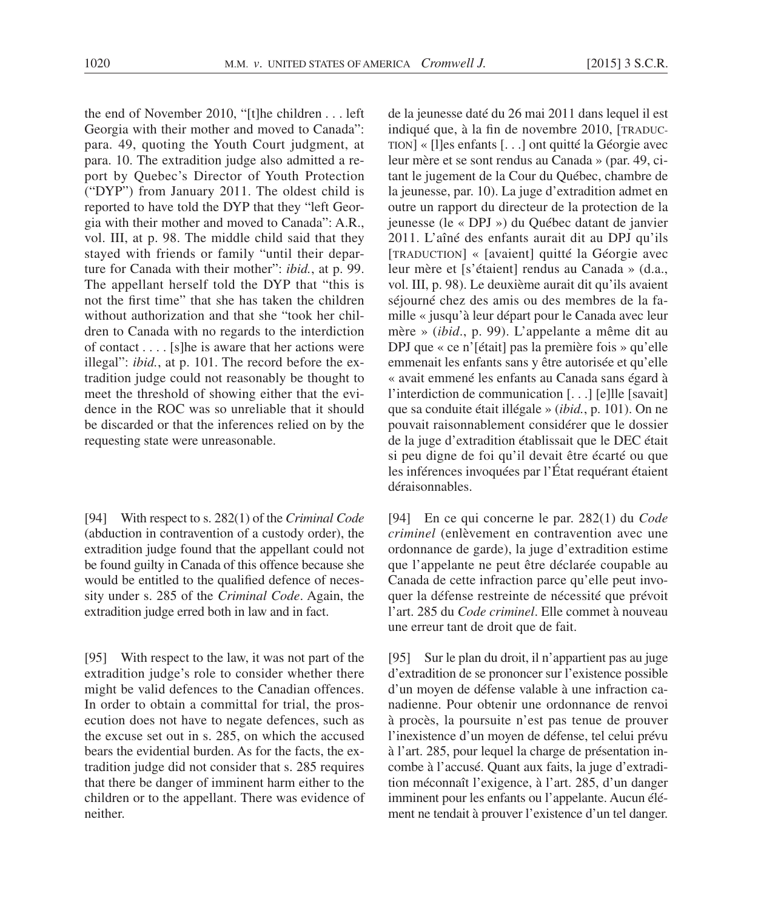the end of November 2010, "[t]he children . . . left Georgia with their mother and moved to Canada": para. 49, quoting the Youth Court judgment, at para. 10. The extradition judge also admitted a report by Quebec's Director of Youth Protection ("DYP") from January 2011. The oldest child is reported to have told the DYP that they "left Georgia with their mother and moved to Canada": A.R., vol. III, at p. 98. The middle child said that they stayed with friends or family "until their departure for Canada with their mother": *ibid.*, at p. 99. The appellant herself told the DYP that "this is not the first time" that she has taken the children without authorization and that she "took her children to Canada with no regards to the interdiction of contact . . . . [s]he is aware that her actions were illegal": *ibid.*, at p. 101. The record before the extradition judge could not reasonably be thought to meet the threshold of showing either that the evidence in the ROC was so unreliable that it should be discarded or that the inferences relied on by the requesting state were unreasonable.

de la jeunesse daté du 26 mai 2011 dans lequel il est indiqué que, à la fin de novembre 2010, [TRADUCTION] « [l]es enfants [. . .] ont quitté la Géorgie avec leur mère et se sont rendus au Canada » (par. 49, citant le jugement de la Cour du Québec, chambre de la jeunesse, par. 10). La juge d'extradition admet en outre un rapport du directeur de la protection de la jeunesse (le « DPJ ») du Québec datant de janvier 2011. L'aîné des enfants aurait dit au DPJ qu'ils [TRADUCTION] « [avaient] quitté la Géorgie avec leur mère et [s'étaient] rendus au Canada » (d.a., vol. III, p. 98). Le deuxième aurait dit qu'ils avaient séjourné chez des amis ou des membres de la famille « jusqu'à leur départ pour le Canada avec leur mère » (*ibid.*, p. 99). L'appelante a même dit au DPJ que « ce n'[était] pas la première fois » qu'elle emmenait les enfants sans y être autorisée et qu'elle « avait emmené les enfants au Canada sans égard à l'interdiction de communication [. . .] [e]lle [savait] que sa conduite était illégale » (*ibid.*, p. 101). On ne pouvait raisonnablement considérer que le dossier de la juge d'extradition établissait que le DEC était si peu digne de foi qu'il devait être écarté ou que les inférences invoquées par l'État requérant étaient déraisonnables.

[94] With respect to s. 282(1) of the *Criminal Code* (abduction in contravention of a custody order), the extradition judge found that the appellant could not be found guilty in Canada of this offence because she would be entitled to the qualified defence of necessity under s. 285 of the *Criminal Code*. Again, the extradition judge erred both in law and in fact.

[94] En ce qui concerne le par. 282(1) du *Code criminel* (enlèvement en contravention avec une ordonnance de garde), la juge d'extradition estime que l'appelante ne peut être déclarée coupable au Canada de cette infraction parce qu'elle peut invoquer la défense restreinte de nécessité que prévoit l'art. 285 du *Code criminel*. Elle commet à nouveau une erreur tant de droit que de fait.

[95] With respect to the law, it was not part of the extradition judge's role to consider whether there might be valid defences to the Canadian offences. In order to obtain a committal for trial, the prosecution does not have to negate defences, such as the excuse set out in s. 285, on which the accused bears the evidential burden. As for the facts, the extradition judge did not consider that s. 285 requires that there be danger of imminent harm either to the children or to the appellant. There was evidence of neither.

[95] Sur le plan du droit, il n'appartient pas au juge d'extradition de se prononcer sur l'existence possible d'un moyen de défense valable à une infraction canadienne. Pour obtenir une ordonnance de renvoi à procès, la poursuite n'est pas tenue de prouver l'inexistence d'un moyen de défense, tel celui prévu à l'art. 285, pour lequel la charge de présentation incombe à l'accusé. Quant aux faits, la juge d'extradition méconnaît l'exigence, à l'art. 285, d'un danger imminent pour les enfants ou l'appelante. Aucun élément ne tendait à prouver l'existence d'un tel danger.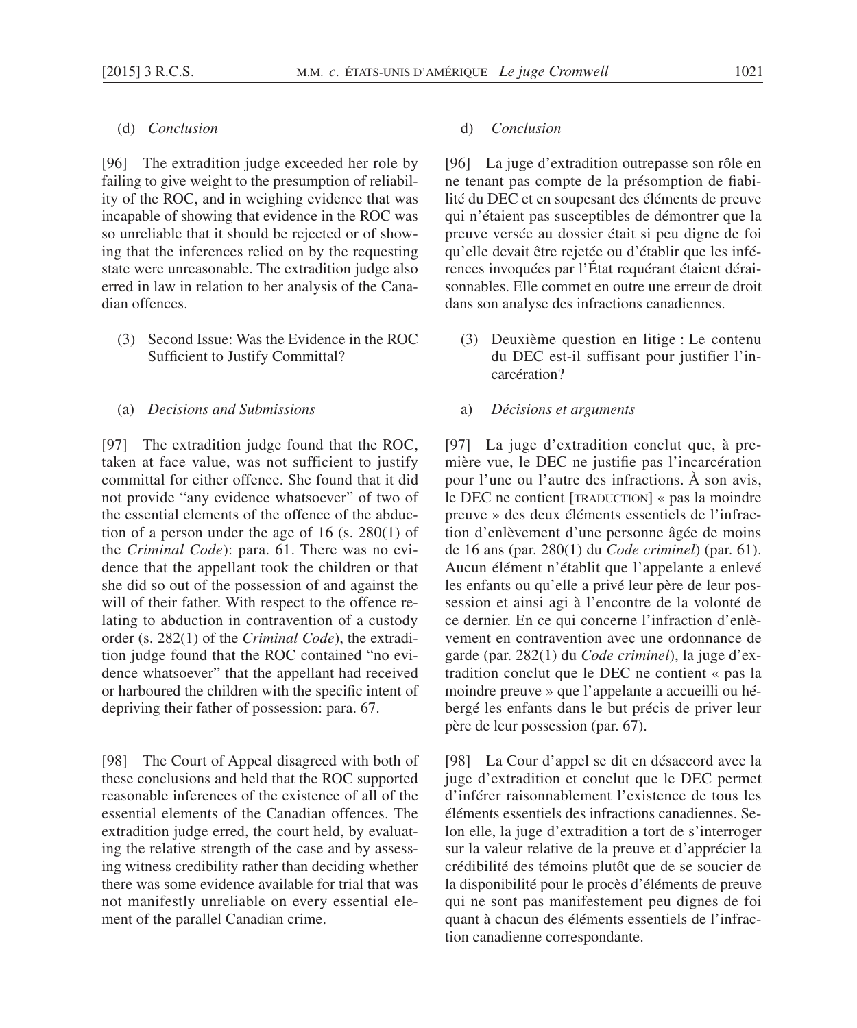(d) *Conclusion*

[96] The extradition judge exceeded her role by failing to give weight to the presumption of reliability of the ROC, and in weighing evidence that was incapable of showing that evidence in the ROC was so unreliable that it should be rejected or of showing that the inferences relied on by the requesting state were unreasonable. The extradition judge also erred in law in relation to her analysis of the Canadian offences.

(3) Second Issue: Was the Evidence in the ROC Sufficient to Justify Committal?

(a) *Decisions and Submissions*

[97] The extradition judge found that the ROC, taken at face value, was not sufficient to justify committal for either offence. She found that it did not provide "any evidence whatsoever" of two of the essential elements of the offence of the abduction of a person under the age of 16 (s. 280(1) of the *Criminal Code*): para. 61. There was no evidence that the appellant took the children or that she did so out of the possession of and against the will of their father. With respect to the offence relating to abduction in contravention of a custody order (s. 282(1) of the *Criminal Code*), the extradition judge found that the ROC contained "no evidence whatsoever" that the appellant had received or harboured the children with the specific intent of depriving their father of possession: para. 67.

[98] The Court of Appeal disagreed with both of these conclusions and held that the ROC supported reasonable inferences of the existence of all of the essential elements of the Canadian offences. The extradition judge erred, the court held, by evaluating the relative strength of the case and by assessing witness credibility rather than deciding whether there was some evidence available for trial that was not manifestly unreliable on every essential element of the parallel Canadian crime.

d) *Conclusion*

[96] La juge d'extradition outrepasse son rôle en ne tenant pas compte de la présomption de fiabilité du DEC et en soupesant des éléments de preuve qui n'étaient pas susceptibles de démontrer que la preuve versée au dossier était si peu digne de foi qu'elle devait être rejetée ou d'établir que les inférences invoquées par l'État requérant étaient déraisonnables. Elle commet en outre une erreur de droit dans son analyse des infractions canadiennes.

(3) Deuxième question en litige : Le contenu du DEC est-il suffisant pour justifier l'incarcération?

a) *Décisions et arguments*

[97] La juge d'extradition conclut que, à première vue, le DEC ne justifie pas l'incarcération pour l'une ou l'autre des infractions. À son avis, le DEC ne contient [TRADUCTION] « pas la moindre preuve » des deux éléments essentiels de l'infraction d'enlèvement d'une personne âgée de moins de 16 ans (par. 280(1) du *Code criminel*) (par. 61). Aucun élément n'établit que l'appelante a enlevé les enfants ou qu'elle a privé leur père de leur possession et ainsi agi à l'encontre de la volonté de ce dernier. En ce qui concerne l'infraction d'enlèvement en contravention avec une ordonnance de garde (par. 282(1) du *Code criminel*), la juge d'extradition conclut que le DEC ne contient « pas la moindre preuve » que l'appelante a accueilli ou hébergé les enfants dans le but précis de priver leur père de leur possession (par. 67).

[98] La Cour d'appel se dit en désaccord avec la juge d'extradition et conclut que le DEC permet d'inférer raisonnablement l'existence de tous les éléments essentiels des infractions canadiennes. Selon elle, la juge d'extradition a tort de s'interroger sur la valeur relative de la preuve et d'apprécier la crédibilité des témoins plutôt que de se soucier de la disponibilité pour le procès d'éléments de preuve qui ne sont pas manifestement peu dignes de foi quant à chacun des éléments essentiels de l'infraction canadienne correspondante.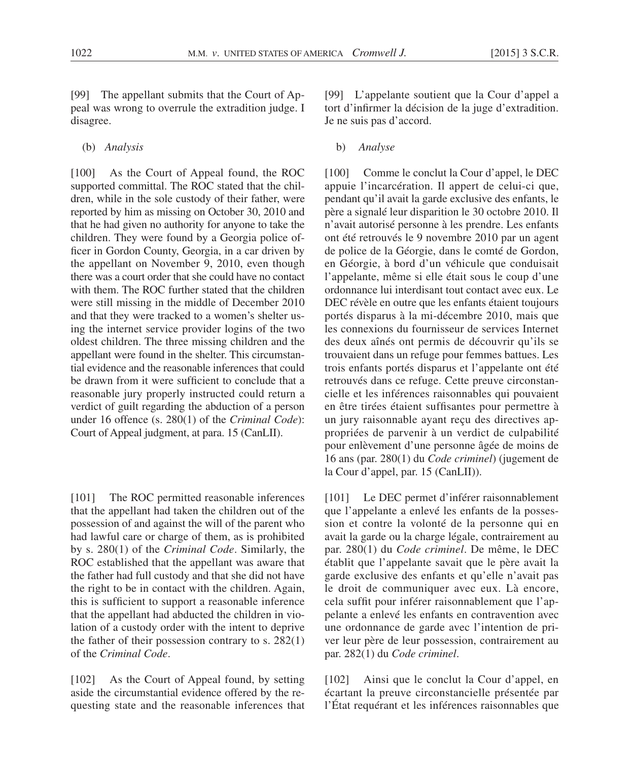[99] The appellant submits that the Court of Appeal was wrong to overrule the extradition judge. I disagree.

(b) *Analysis*

[100] As the Court of Appeal found, the ROC supported committal. The ROC stated that the children, while in the sole custody of their father, were reported by him as missing on October 30, 2010 and that he had given no authority for anyone to take the children. They were found by a Georgia police officer in Gordon County, Georgia, in a car driven by the appellant on November 9, 2010, even though there was a court order that she could have no contact with them. The ROC further stated that the children were still missing in the middle of December 2010 and that they were tracked to a women's shelter using the internet service provider logins of the two oldest children. The three missing children and the appellant were found in the shelter. This circumstantial evidence and the reasonable inferences that could be drawn from it were sufficient to conclude that a reasonable jury properly instructed could return a verdict of guilt regarding the abduction of a person under 16 offence (s. 280(1) of the *Criminal Code*): Court of Appeal judgment, at para. 15 (CanLII).

[101] The ROC permitted reasonable inferences that the appellant had taken the children out of the possession of and against the will of the parent who had lawful care or charge of them, as is prohibited by s. 280(1) of the *Criminal Code*. Similarly, the ROC established that the appellant was aware that the father had full custody and that she did not have the right to be in contact with the children. Again, this is sufficient to support a reasonable inference that the appellant had abducted the children in violation of a custody order with the intent to deprive the father of their possession contrary to s. 282(1) of the *Criminal Code*.

[102] As the Court of Appeal found, by setting aside the circumstantial evidence offered by the requesting state and the reasonable inferences that

[99] L'appelante soutient que la Cour d'appel a tort d'infirmer la décision de la juge d'extradition. Je ne suis pas d'accord.

b) *Analyse*

[100] Comme le conclut la Cour d'appel, le DEC appuie l'incarcération. Il appert de celui-ci que, pendant qu'il avait la garde exclusive des enfants, le père a signalé leur disparition le 30 octobre 2010. Il n'avait autorisé personne à les prendre. Les enfants ont été retrouvés le 9 novembre 2010 par un agent de police de la Géorgie, dans le comté de Gordon, en Géorgie, à bord d'un véhicule que conduisait l'appelante, même si elle était sous le coup d'une ordonnance lui interdisant tout contact avec eux. Le DEC révèle en outre que les enfants étaient toujours portés disparus à la mi-décembre 2010, mais que les connexions du fournisseur de services Internet des deux aînés ont permis de découvrir qu'ils se trouvaient dans un refuge pour femmes battues. Les trois enfants portés disparus et l'appelante ont été retrouvés dans ce refuge. Cette preuve circonstancielle et les inférences raisonnables qui pouvaient en être tirées étaient suffisantes pour permettre à un jury raisonnable ayant reçu des directives appropriées de parvenir à un verdict de culpabilité pour enlèvement d'une personne âgée de moins de 16 ans (par. 280(1) du *Code criminel*) (jugement de la Cour d'appel, par. 15 (CanLII)).

[101] Le DEC permet d'inférer raisonnablement que l'appelante a enlevé les enfants de la possession et contre la volonté de la personne qui en avait la garde ou la charge légale, contrairement au par. 280(1) du *Code criminel*. De même, le DEC établit que l'appelante savait que le père avait la garde exclusive des enfants et qu'elle n'avait pas le droit de communiquer avec eux. Là encore, cela suffit pour inférer raisonnablement que l'appelante a enlevé les enfants en contravention avec une ordonnance de garde avec l'intention de priver leur père de leur possession, contrairement au par. 282(1) du *Code criminel*.

[102] Ainsi que le conclut la Cour d'appel, en écartant la preuve circonstancielle présentée par l'État requérant et les inférences raisonnables que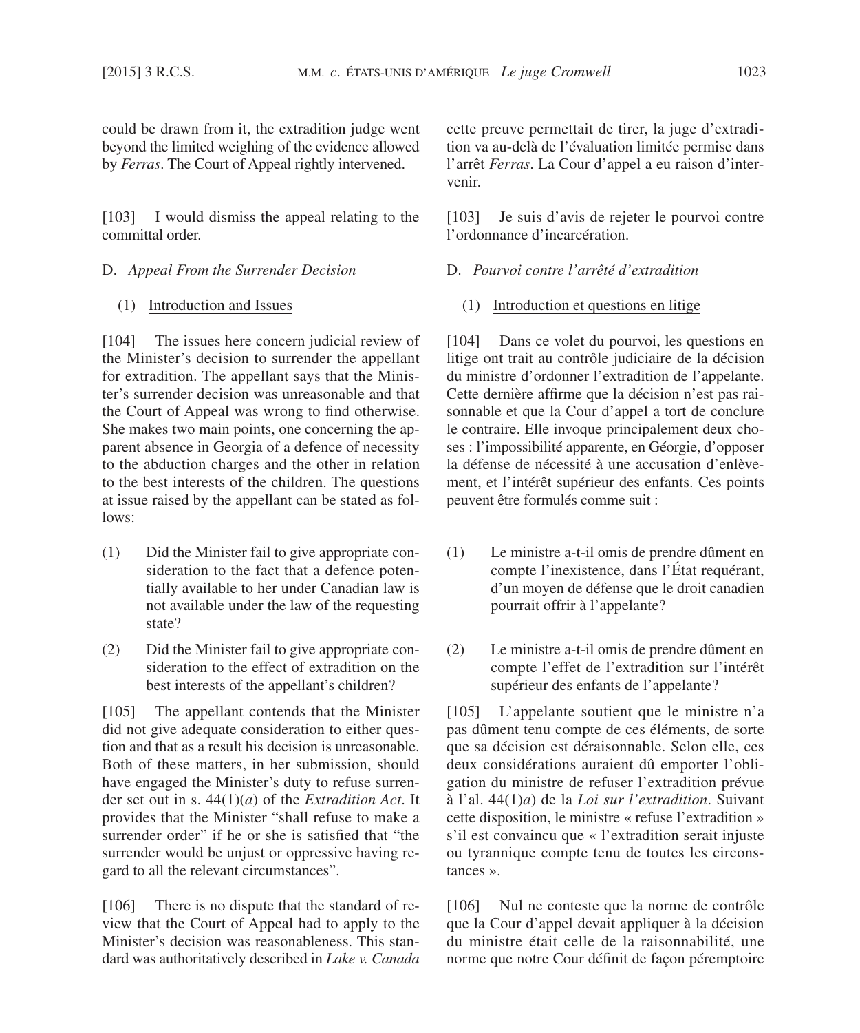could be drawn from it, the extradition judge went beyond the limited weighing of the evidence allowed by *Ferras*. The Court of Appeal rightly intervened.

[103] I would dismiss the appeal relating to the committal order.

D. *Appeal From the Surrender Decision*

(1) Introduction and Issues

[104] The issues here concern judicial review of the Minister's decision to surrender the appellant for extradition. The appellant says that the Minister's surrender decision was unreasonable and that the Court of Appeal was wrong to find otherwise. She makes two main points, one concerning the apparent absence in Georgia of a defence of necessity to the abduction charges and the other in relation to the best interests of the children. The questions at issue raised by the appellant can be stated as follows:

(1) Did the Minister fail to give appropriate consideration to the fact that a defence potentially available to her under Canadian law is not available under the law of the requesting state?

(2) Did the Minister fail to give appropriate consideration to the effect of extradition on the best interests of the appellant's children?

[105] The appellant contends that the Minister did not give adequate consideration to either question and that as a result his decision is unreasonable. Both of these matters, in her submission, should have engaged the Minister's duty to refuse surrender set out in s. 44(1)(*a*) of the *Extradition Act*. It provides that the Minister "shall refuse to make a surrender order" if he or she is satisfied that "the surrender would be unjust or oppressive having regard to all the relevant circumstances".

[106] There is no dispute that the standard of review that the Court of Appeal had to apply to the Minister's decision was reasonableness. This standard was authoritatively described in *Lake v. Canada*

cette preuve permettait de tirer, la juge d'extradition va au-delà de l'évaluation limitée permise dans l'arrêt *Ferras*. La Cour d'appel a eu raison d'intervenir.

[103] Je suis d'avis de rejeter le pourvoi contre l'ordonnance d'incarcération.

D. *Pourvoi contre l'arrêté d'extradition*

(1) Introduction et questions en litige

[104] Dans ce volet du pourvoi, les questions en litige ont trait au contrôle judiciaire de la décision du ministre d'ordonner l'extradition de l'appelante. Cette dernière affirme que la décision n'est pas raisonnable et que la Cour d'appel a tort de conclure le contraire. Elle invoque principalement deux choses : l'impossibilité apparente, en Géorgie, d'opposer la défense de nécessité à une accusation d'enlèvement, et l'intérêt supérieur des enfants. Ces points peuvent être formulés comme suit :

(1) Le ministre a-t-il omis de prendre dûment en compte l'inexistence, dans l'État requérant, d'un moyen de défense que le droit canadien pourrait offrir à l'appelante?

(2) Le ministre a-t-il omis de prendre dûment en compte l'effet de l'extradition sur l'intérêt supérieur des enfants de l'appelante?

[105] L'appelante soutient que le ministre n'a pas dûment tenu compte de ces éléments, de sorte que sa décision est déraisonnable. Selon elle, ces deux considérations auraient dû emporter l'obligation du ministre de refuser l'extradition prévue à l'al. 44(1)*a*) de la *Loi sur l'extradition*. Suivant cette disposition, le ministre « refuse l'extradition » s'il est convaincu que « l'extradition serait injuste ou tyrannique compte tenu de toutes les circonstances ».

[106] Nul ne conteste que la norme de contrôle que la Cour d'appel devait appliquer à la décision du ministre était celle de la raisonnabilité, une norme que notre Cour définit de façon péremptoire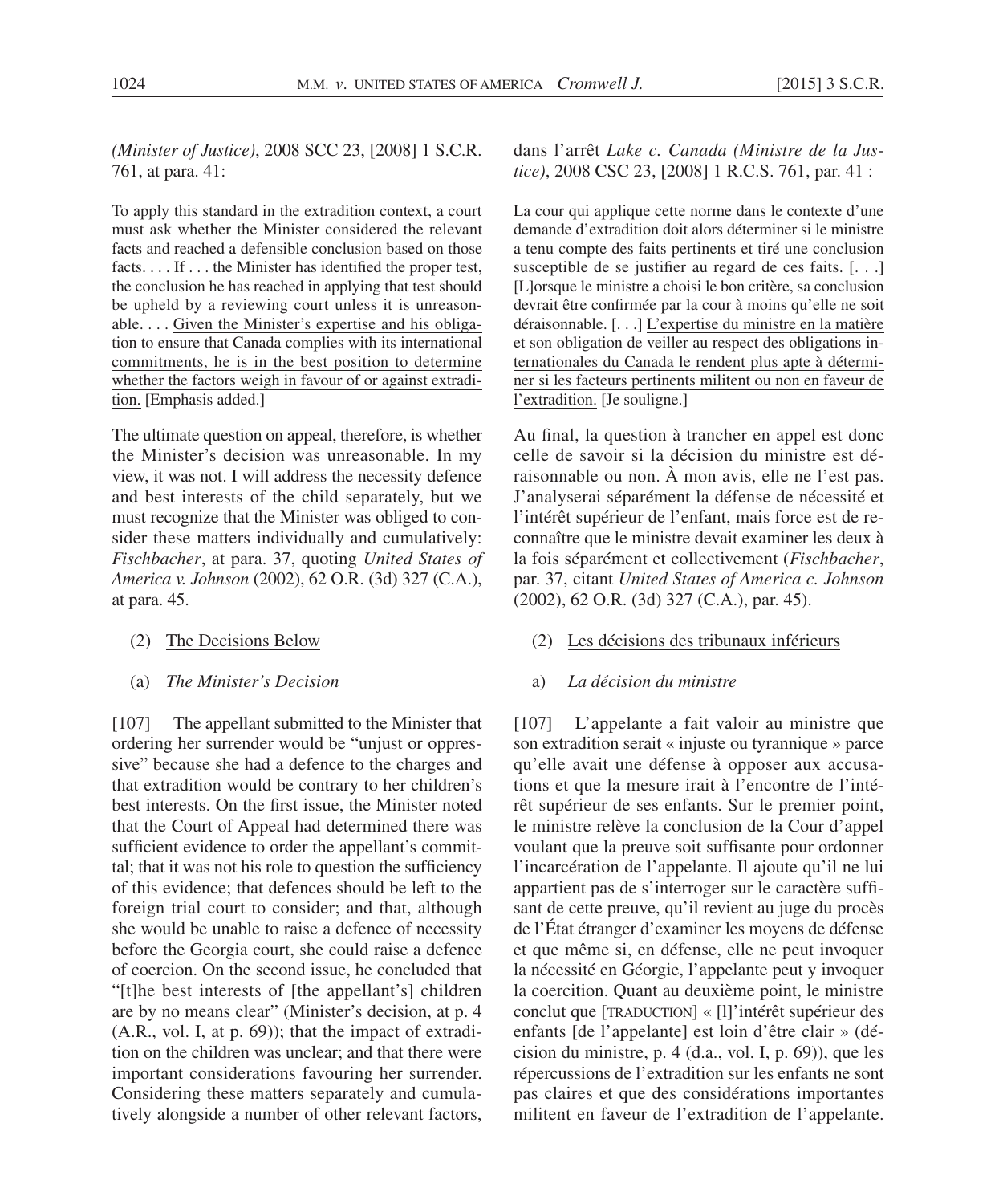*(Minister of Justice)*, 2008 SCC 23, [2008] 1 S.C.R. 761, at para. 41:

> To apply this standard in the extradition context, a court must ask whether the Minister considered the relevant facts and reached a defensible conclusion based on those facts. . . . If . . . the Minister has identified the proper test, the conclusion he has reached in applying that test should be upheld by a reviewing court unless it is unreasonable. . . . <u>Given the Minister's expertise and his obligation to ensure that Canada complies with its international commitments, he is in the best position to determine whether the factors weigh in favour of or against extradition.</u> [Emphasis added.]

The ultimate question on appeal, therefore, is whether the Minister's decision was unreasonable. In my view, it was not. I will address the necessity defence and best interests of the child separately, but we must recognize that the Minister was obliged to consider these matters individually and cumulatively: *Fischbacher*, at para. 37, quoting *United States of America v. Johnson* (2002), 62 O.R. (3d) 327 (C.A.), at para. 45.

(2) <u>The Decisions Below</u>

(a) *The Minister's Decision*

[107] The appellant submitted to the Minister that ordering her surrender would be "unjust or oppressive" because she had a defence to the charges and that extradition would be contrary to her children's best interests. On the first issue, the Minister noted that the Court of Appeal had determined there was sufficient evidence to order the appellant's committal; that it was not his role to question the sufficiency of this evidence; that defences should be left to the foreign trial court to consider; and that, although she would be unable to raise a defence of necessity before the Georgia court, she could raise a defence of coercion. On the second issue, he concluded that "[t]he best interests of [the appellant's] children are by no means clear" (Minister's decision, at p. 4 (A.R., vol. I, at p. 69)); that the impact of extradition on the children was unclear; and that there were important considerations favouring her surrender. Considering these matters separately and cumulatively alongside a number of other relevant factors,

dans l'arrêt *Lake c. Canada (Ministre de la Justice)*, 2008 CSC 23, [2008] 1 R.C.S. 761, par. 41 :

> La cour qui applique cette norme dans le contexte d'une demande d'extradition doit alors déterminer si le ministre a tenu compte des faits pertinents et tiré une conclusion susceptible de se justifier au regard de ces faits. [. . .] [L]orsque le ministre a choisi le bon critère, sa conclusion devrait être confirmée par la cour à moins qu'elle ne soit déraisonnable. [. . .] <u>L'expertise du ministre en la matière et son obligation de veiller au respect des obligations internationales du Canada le rendent plus apte à déterminer si les facteurs pertinents militent ou non en faveur de l'extradition.</u> [Je souligne.]

Au final, la question à trancher en appel est donc celle de savoir si la décision du ministre est déraisonnable ou non. À mon avis, elle ne l'est pas. J'analyserai séparément la défense de nécessité et l'intérêt supérieur de l'enfant, mais force est de reconnaître que le ministre devait examiner les deux à la fois séparément et collectivement (*Fischbacher*, par. 37, citant *United States of America c. Johnson* (2002), 62 O.R. (3d) 327 (C.A.), par. 45).

(2) <u>Les décisions des tribunaux inférieurs</u>

a) *La décision du ministre*

[107] L'appelante a fait valoir au ministre que son extradition serait « injuste ou tyrannique » parce qu'elle avait une défense à opposer aux accusations et que la mesure irait à l'encontre de l'intérêt supérieur de ses enfants. Sur le premier point, le ministre relève la conclusion de la Cour d'appel voulant que la preuve soit suffisante pour ordonner l'incarcération de l'appelante. Il ajoute qu'il ne lui appartient pas de s'interroger sur le caractère suffisant de cette preuve, qu'il revient au juge du procès de l'État étranger d'examiner les moyens de défense et que même si, en défense, elle ne peut invoquer la nécessité en Géorgie, l'appelante peut y invoquer la coercition. Quant au deuxième point, le ministre conclut que [TRADUCTION] « [l]'intérêt supérieur des enfants [de l'appelante] est loin d'être clair » (décision du ministre, p. 4 (d.a., vol. I, p. 69)), que les répercussions de l'extradition sur les enfants ne sont pas claires et que des considérations importantes militent en faveur de l'extradition de l'appelante.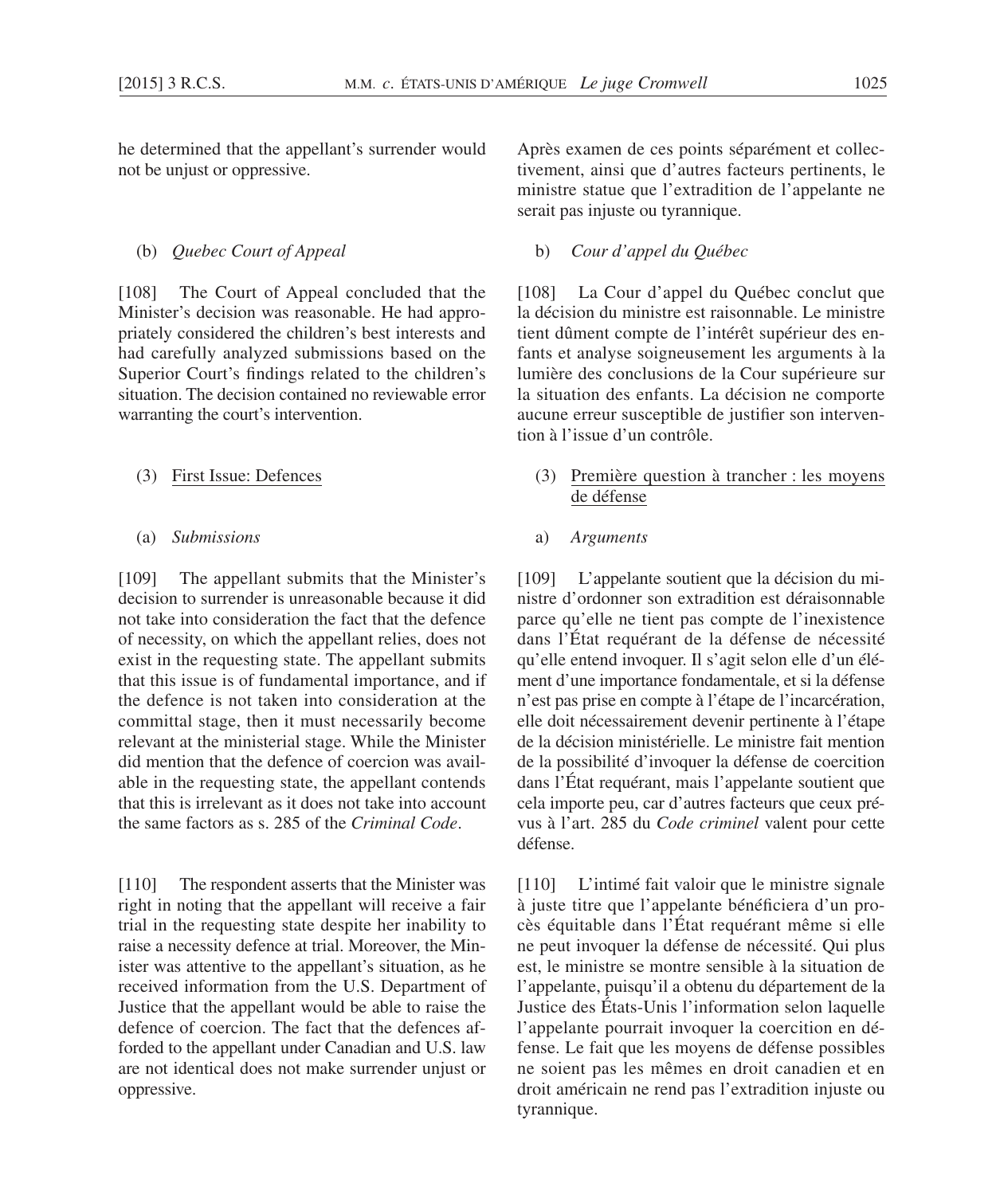he determined that the appellant's surrender would not be unjust or oppressive.

Après examen de ces points séparément et collectivement, ainsi que d'autres facteurs pertinents, le ministre statue que l'extradition de l'appelante ne serait pas injuste ou tyrannique.

(b) *Quebec Court of Appeal*

b) *Cour d'appel du Québec*

[108] The Court of Appeal concluded that the Minister's decision was reasonable. He had appropriately considered the children's best interests and had carefully analyzed submissions based on the Superior Court's findings related to the children's situation. The decision contained no reviewable error warranting the court's intervention.

[108] La Cour d'appel du Québec conclut que la décision du ministre est raisonnable. Le ministre tient dûment compte de l'intérêt supérieur des enfants et analyse soigneusement les arguments à la lumière des conclusions de la Cour supérieure sur la situation des enfants. La décision ne comporte aucune erreur susceptible de justifier son intervention à l'issue d'un contrôle.

(3) First Issue: Defences

(3) Première question à trancher : les moyens de défense

(a) *Submissions*

a) *Arguments*

[109] The appellant submits that the Minister's decision to surrender is unreasonable because it did not take into consideration the fact that the defence of necessity, on which the appellant relies, does not exist in the requesting state. The appellant submits that this issue is of fundamental importance, and if the defence is not taken into consideration at the committal stage, then it must necessarily become relevant at the ministerial stage. While the Minister did mention that the defence of coercion was available in the requesting state, the appellant contends that this is irrelevant as it does not take into account the same factors as s. 285 of the *Criminal Code*.

[109] L'appelante soutient que la décision du ministre d'ordonner son extradition est déraisonnable parce qu'elle ne tient pas compte de l'inexistence dans l'État requérant de la défense de nécessité qu'elle entend invoquer. Il s'agit selon elle d'un élément d'une importance fondamentale, et si la défense n'est pas prise en compte à l'étape de l'incarcération, elle doit nécessairement devenir pertinente à l'étape de la décision ministérielle. Le ministre fait mention de la possibilité d'invoquer la défense de coercition dans l'État requérant, mais l'appelante soutient que cela importe peu, car d'autres facteurs que ceux prévus à l'art. 285 du *Code criminel* valent pour cette défense.

[110] The respondent asserts that the Minister was right in noting that the appellant will receive a fair trial in the requesting state despite her inability to raise a necessity defence at trial. Moreover, the Minister was attentive to the appellant's situation, as he received information from the U.S. Department of Justice that the appellant would be able to raise the defence of coercion. The fact that the defences afforded to the appellant under Canadian and U.S. law are not identical does not make surrender unjust or oppressive.

[110] L'intimé fait valoir que le ministre signale à juste titre que l'appelante bénéficiera d'un procès équitable dans l'État requérant même si elle ne peut invoquer la défense de nécessité. Qui plus est, le ministre se montre sensible à la situation de l'appelante, puisqu'il a obtenu du département de la Justice des États-Unis l'information selon laquelle l'appelante pourrait invoquer la coercition en défense. Le fait que les moyens de défense possibles ne soient pas les mêmes en droit canadien et en droit américain ne rend pas l'extradition injuste ou tyrannique.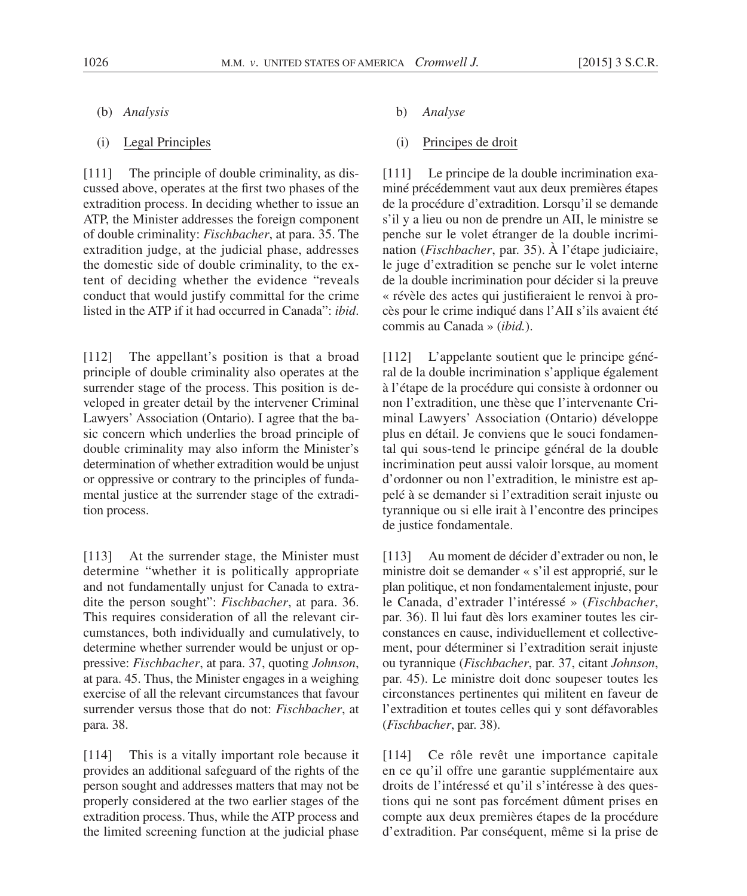(b) *Analysis*

(i) Legal Principles

[111] The principle of double criminality, as discussed above, operates at the first two phases of the extradition process. In deciding whether to issue an ATP, the Minister addresses the foreign component of double criminality: *Fischbacher*, at para. 35. The extradition judge, at the judicial phase, addresses the domestic side of double criminality, to the extent of deciding whether the evidence "reveals conduct that would justify committal for the crime listed in the ATP if it had occurred in Canada": *ibid*.

[112] The appellant's position is that a broad principle of double criminality also operates at the surrender stage of the process. This position is developed in greater detail by the intervener Criminal Lawyers' Association (Ontario). I agree that the basic concern which underlies the broad principle of double criminality may also inform the Minister's determination of whether extradition would be unjust or oppressive or contrary to the principles of fundamental justice at the surrender stage of the extradition process.

[113] At the surrender stage, the Minister must determine "whether it is politically appropriate and not fundamentally unjust for Canada to extradite the person sought": *Fischbacher*, at para. 36. This requires consideration of all the relevant circumstances, both individually and cumulatively, to determine whether surrender would be unjust or oppressive: *Fischbacher*, at para. 37, quoting *Johnson*, at para. 45. Thus, the Minister engages in a weighing exercise of all the relevant circumstances that favour surrender versus those that do not: *Fischbacher*, at para. 38.

[114] This is a vitally important role because it provides an additional safeguard of the rights of the person sought and addresses matters that may not be properly considered at the two earlier stages of the extradition process. Thus, while the ATP process and the limited screening function at the judicial phase

b) *Analyse*

(i) Principes de droit

[111] Le principe de la double incrimination examiné précédemment vaut aux deux premières étapes de la procédure d'extradition. Lorsqu'il se demande s'il y a lieu ou non de prendre un AII, le ministre se penche sur le volet étranger de la double incrimination (*Fischbacher*, par. 35). À l'étape judiciaire, le juge d'extradition se penche sur le volet interne de la double incrimination pour décider si la preuve « révèle des actes qui justifieraient le renvoi à procès pour le crime indiqué dans l'AII s'ils avaient été commis au Canada » (*ibid.*).

[112] L'appelante soutient que le principe général de la double incrimination s'applique également à l'étape de la procédure qui consiste à ordonner ou non l'extradition, une thèse que l'intervenante Criminal Lawyers' Association (Ontario) développe plus en détail. Je conviens que le souci fondamental qui sous-tend le principe général de la double incrimination peut aussi valoir lorsque, au moment d'ordonner ou non l'extradition, le ministre est appelé à se demander si l'extradition serait injuste ou tyrannique ou si elle irait à l'encontre des principes de justice fondamentale.

[113] Au moment de décider d'extrader ou non, le ministre doit se demander « s'il est approprié, sur le plan politique, et non fondamentalement injuste, pour le Canada, d'extrader l'intéressé » (*Fischbacher*, par. 36). Il lui faut dès lors examiner toutes les circonstances en cause, individuellement et collectivement, pour déterminer si l'extradition serait injuste ou tyrannique (*Fischbacher*, par. 37, citant *Johnson*, par. 45). Le ministre doit donc soupeser toutes les circonstances pertinentes qui militent en faveur de l'extradition et toutes celles qui y sont défavorables (*Fischbacher*, par. 38).

[114] Ce rôle revêt une importance capitale en ce qu'il offre une garantie supplémentaire aux droits de l'intéressé et qu'il s'intéresse à des questions qui ne sont pas forcément dûment prises en compte aux deux premières étapes de la procédure d'extradition. Par conséquent, même si la prise de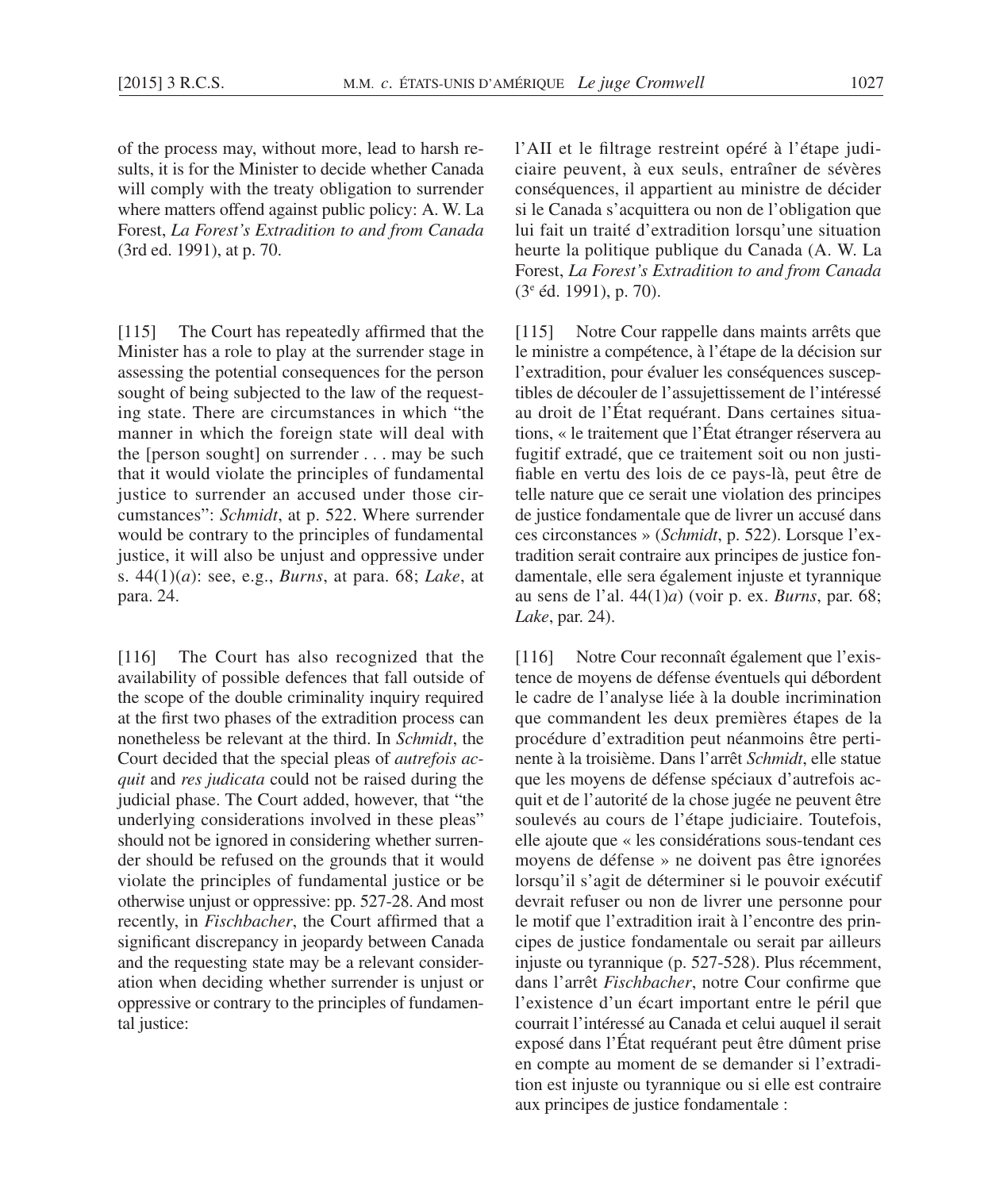of the process may, without more, lead to harsh results, it is for the Minister to decide whether Canada will comply with the treaty obligation to surrender where matters offend against public policy: A. W. La Forest, *La Forest's Extradition to and from Canada* (3rd ed. 1991), at p. 70.

[115] The Court has repeatedly affirmed that the Minister has a role to play at the surrender stage in assessing the potential consequences for the person sought of being subjected to the law of the requesting state. There are circumstances in which "the manner in which the foreign state will deal with the [person sought] on surrender . . . may be such that it would violate the principles of fundamental justice to surrender an accused under those circumstances": *Schmidt*, at p. 522. Where surrender would be contrary to the principles of fundamental justice, it will also be unjust and oppressive under s. 44(1)(*a*): see, e.g., *Burns*, at para. 68; *Lake*, at para. 24.

[116] The Court has also recognized that the availability of possible defences that fall outside of the scope of the double criminality inquiry required at the first two phases of the extradition process can nonetheless be relevant at the third. In *Schmidt*, the Court decided that the special pleas of *autrefois acquit* and *res judicata* could not be raised during the judicial phase. The Court added, however, that "the underlying considerations involved in these pleas" should not be ignored in considering whether surrender should be refused on the grounds that it would violate the principles of fundamental justice or be otherwise unjust or oppressive: pp. 527-28. And most recently, in *Fischbacher*, the Court affirmed that a significant discrepancy in jeopardy between Canada and the requesting state may be a relevant consideration when deciding whether surrender is unjust or oppressive or contrary to the principles of fundamental justice:

l'AII et le filtrage restreint opéré à l'étape judiciaire peuvent, à eux seuls, entraîner de sévères conséquences, il appartient au ministre de décider si le Canada s'acquittera ou non de l'obligation que lui fait un traité d'extradition lorsqu'une situation heurte la politique publique du Canada (A. W. La Forest, *La Forest's Extradition to and from Canada* (3e éd. 1991), p. 70).

[115] Notre Cour rappelle dans maints arrêts que le ministre a compétence, à l'étape de la décision sur l'extradition, pour évaluer les conséquences susceptibles de découler de l'assujettissement de l'intéressé au droit de l'État requérant. Dans certaines situations, « le traitement que l'État étranger réservera au fugitif extradé, que ce traitement soit ou non justifiable en vertu des lois de ce pays-là, peut être de telle nature que ce serait une violation des principes de justice fondamentale que de livrer un accusé dans ces circonstances » (*Schmidt*, p. 522). Lorsque l'extradition serait contraire aux principes de justice fondamentale, elle sera également injuste et tyrannique au sens de l'al. 44(1)*a*) (voir p. ex. *Burns*, par. 68; *Lake*, par. 24).

[116] Notre Cour reconnaît également que l'existence de moyens de défense éventuels qui débordent le cadre de l'analyse liée à la double incrimination que commandent les deux premières étapes de la procédure d'extradition peut néanmoins être pertinente à la troisième. Dans l'arrêt *Schmidt*, elle statue que les moyens de défense spéciaux d'autrefois acquit et de l'autorité de la chose jugée ne peuvent être soulevés au cours de l'étape judiciaire. Toutefois, elle ajoute que « les considérations sous-tendant ces moyens de défense » ne doivent pas être ignorées lorsqu'il s'agit de déterminer si le pouvoir exécutif devrait refuser ou non de livrer une personne pour le motif que l'extradition irait à l'encontre des principes de justice fondamentale ou serait par ailleurs injuste ou tyrannique (p. 527-528). Plus récemment, dans l'arrêt *Fischbacher*, notre Cour confirme que l'existence d'un écart important entre le péril que courrait l'intéressé au Canada et celui auquel il serait exposé dans l'État requérant peut être dûment prise en compte au moment de se demander si l'extradition est injuste ou tyrannique ou si elle est contraire aux principes de justice fondamentale :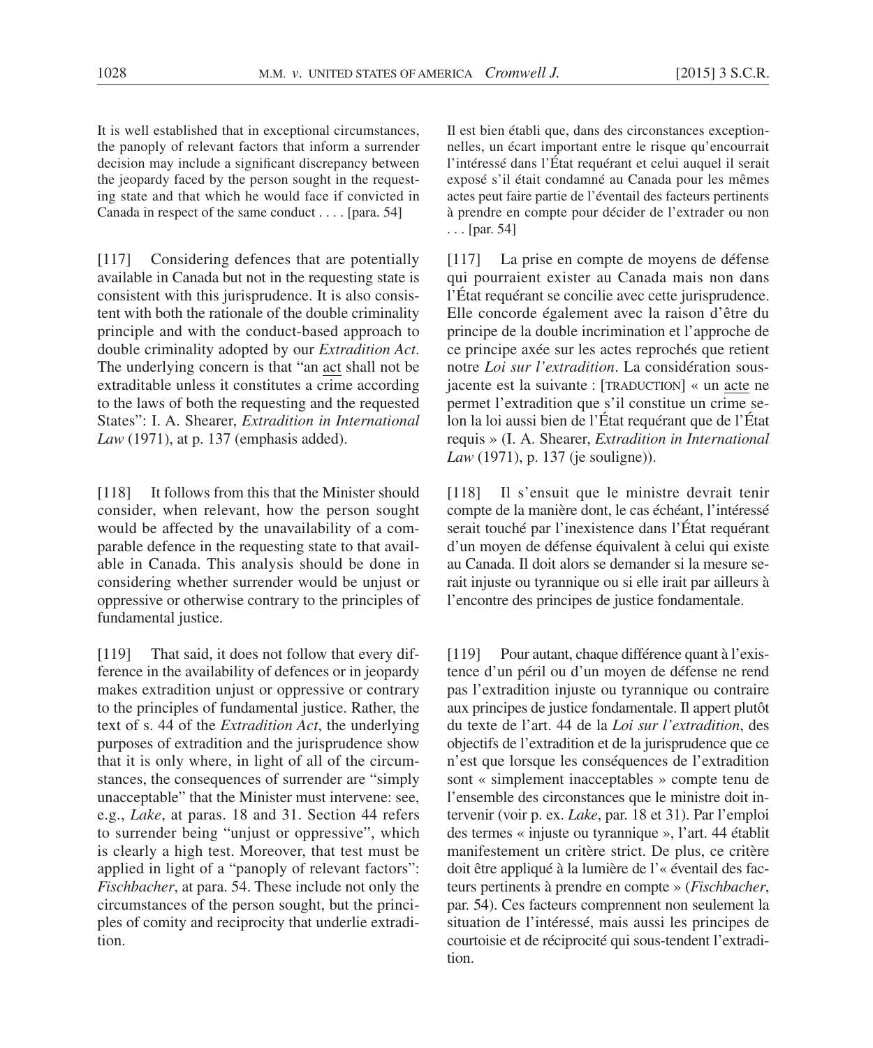It is well established that in exceptional circumstances, the panoply of relevant factors that inform a surrender decision may include a significant discrepancy between the jeopardy faced by the person sought in the requesting state and that which he would face if convicted in Canada in respect of the same conduct . . . . [para. 54]

[117] Considering defences that are potentially available in Canada but not in the requesting state is consistent with this jurisprudence. It is also consistent with both the rationale of the double criminality principle and with the conduct-based approach to double criminality adopted by our *Extradition Act*. The underlying concern is that "an act shall not be extraditable unless it constitutes a crime according to the laws of both the requesting and the requested States": I. A. Shearer, *Extradition in International Law* (1971), at p. 137 (emphasis added).

[118] It follows from this that the Minister should consider, when relevant, how the person sought would be affected by the unavailability of a comparable defence in the requesting state to that available in Canada. This analysis should be done in considering whether surrender would be unjust or oppressive or otherwise contrary to the principles of fundamental justice.

[119] That said, it does not follow that every difference in the availability of defences or in jeopardy makes extradition unjust or oppressive or contrary to the principles of fundamental justice. Rather, the text of s. 44 of the *Extradition Act*, the underlying purposes of extradition and the jurisprudence show that it is only where, in light of all of the circumstances, the consequences of surrender are "simply unacceptable" that the Minister must intervene: see, e.g., *Lake*, at paras. 18 and 31. Section 44 refers to surrender being "unjust or oppressive", which is clearly a high test. Moreover, that test must be applied in light of a "panoply of relevant factors": *Fischbacher*, at para. 54. These include not only the circumstances of the person sought, but the principles of comity and reciprocity that underlie extradition.

Il est bien établi que, dans des circonstances exceptionnelles, un écart important entre le risque qu'encourrait l'intéressé dans l'État requérant et celui auquel il serait exposé s'il était condamné au Canada pour les mêmes actes peut faire partie de l'éventail des facteurs pertinents à prendre en compte pour décider de l'extrader ou non . . . [par. 54]

[117] La prise en compte de moyens de défense qui pourraient exister au Canada mais non dans l'État requérant se concilie avec cette jurisprudence. Elle concorde également avec la raison d'être du principe de la double incrimination et l'approche de ce principe axée sur les actes reprochés que retient notre *Loi sur l'extradition*. La considération sous-jacente est la suivante : [TRADUCTION] « un acte ne permet l'extradition que s'il constitue un crime selon la loi aussi bien de l'État requérant que de l'État requis » (I. A. Shearer, *Extradition in International Law* (1971), p. 137 (je souligne)).

[118] Il s'ensuit que le ministre devrait tenir compte de la manière dont, le cas échéant, l'intéressé serait touché par l'inexistence dans l'État requérant d'un moyen de défense équivalent à celui qui existe au Canada. Il doit alors se demander si la mesure serait injuste ou tyrannique ou si elle irait par ailleurs à l'encontre des principes de justice fondamentale.

[119] Pour autant, chaque différence quant à l'existence d'un péril ou d'un moyen de défense ne rend pas l'extradition injuste ou tyrannique ou contraire aux principes de justice fondamentale. Il appert plutôt du texte de l'art. 44 de la *Loi sur l'extradition*, des objectifs de l'extradition et de la jurisprudence que ce n'est que lorsque les conséquences de l'extradition sont « simplement inacceptables » compte tenu de l'ensemble des circonstances que le ministre doit intervenir (voir p. ex. *Lake*, par. 18 et 31). Par l'emploi des termes « injuste ou tyrannique », l'art. 44 établit manifestement un critère strict. De plus, ce critère doit être appliqué à la lumière de l'« éventail des facteurs pertinents à prendre en compte » (*Fischbacher*, par. 54). Ces facteurs comprennent non seulement la situation de l'intéressé, mais aussi les principes de courtoisie et de réciprocité qui sous-tendent l'extradition.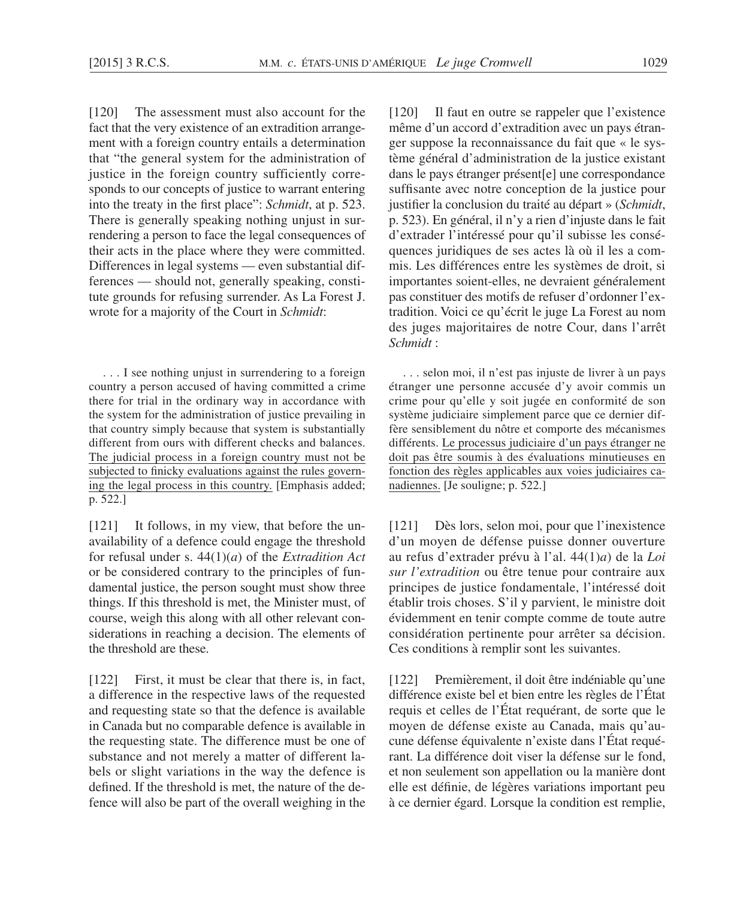[120] The assessment must also account for the fact that the very existence of an extradition arrangement with a foreign country entails a determination that "the general system for the administration of justice in the foreign country sufficiently corresponds to our concepts of justice to warrant entering into the treaty in the first place": *Schmidt*, at p. 523. There is generally speaking nothing unjust in surrendering a person to face the legal consequences of their acts in the place where they were committed. Differences in legal systems — even substantial differences — should not, generally speaking, constitute grounds for refusing surrender. As La Forest J. wrote for a majority of the Court in *Schmidt*:

> . . . I see nothing unjust in surrendering to a foreign country a person accused of having committed a crime there for trial in the ordinary way in accordance with the system for the administration of justice prevailing in that country simply because that system is substantially different from ours with different checks and balances. <u>The judicial process in a foreign country must not be subjected to finicky evaluations against the rules governing the legal process in this country.</u> [Emphasis added; p. 522.]

[121] It follows, in my view, that before the unavailability of a defence could engage the threshold for refusal under s. 44(1)(*a*) of the *Extradition Act* or be considered contrary to the principles of fundamental justice, the person sought must show three things. If this threshold is met, the Minister must, of course, weigh this along with all other relevant considerations in reaching a decision. The elements of the threshold are these.

[122] First, it must be clear that there is, in fact, a difference in the respective laws of the requested and requesting state so that the defence is available in Canada but no comparable defence is available in the requesting state. The difference must be one of substance and not merely a matter of different labels or slight variations in the way the defence is defined. If the threshold is met, the nature of the defence will also be part of the overall weighing in the

[120] Il faut en outre se rappeler que l'existence même d'un accord d'extradition avec un pays étranger suppose la reconnaissance du fait que « le système général d'administration de la justice existant dans le pays étranger présent[e] une correspondance suffisante avec notre conception de la justice pour justifier la conclusion du traité au départ » (*Schmidt*, p. 523). En général, il n'y a rien d'injuste dans le fait d'extrader l'intéressé pour qu'il subisse les conséquences juridiques de ses actes là où il les a commis. Les différences entre les systèmes de droit, si importantes soient-elles, ne devraient généralement pas constituer des motifs de refuser d'ordonner l'extradition. Voici ce qu'écrit le juge La Forest au nom des juges majoritaires de notre Cour, dans l'arrêt *Schmidt* :

> . . . selon moi, il n'est pas injuste de livrer à un pays étranger une personne accusée d'y avoir commis un crime pour qu'elle y soit jugée en conformité de son système judiciaire simplement parce que ce dernier diffère sensiblement du nôtre et comporte des mécanismes différents. <u>Le processus judiciaire d'un pays étranger ne doit pas être soumis à des évaluations minutieuses en fonction des règles applicables aux voies judiciaires canadiennes.</u> [Je souligne; p. 522.]

[121] Dès lors, selon moi, pour que l'inexistence d'un moyen de défense puisse donner ouverture au refus d'extrader prévu à l'al. 44(1)*a*) de la *Loi sur l'extradition* ou être tenue pour contraire aux principes de justice fondamentale, l'intéressé doit établir trois choses. S'il y parvient, le ministre doit évidemment en tenir compte comme de toute autre considération pertinente pour arrêter sa décision. Ces conditions à remplir sont les suivantes.

[122] Premièrement, il doit être indéniable qu'une différence existe bel et bien entre les règles de l'État requis et celles de l'État requérant, de sorte que le moyen de défense existe au Canada, mais qu'aucune défense équivalente n'existe dans l'État requérant. La différence doit viser la défense sur le fond, et non seulement son appellation ou la manière dont elle est définie, de légères variations important peu à ce dernier égard. Lorsque la condition est remplie,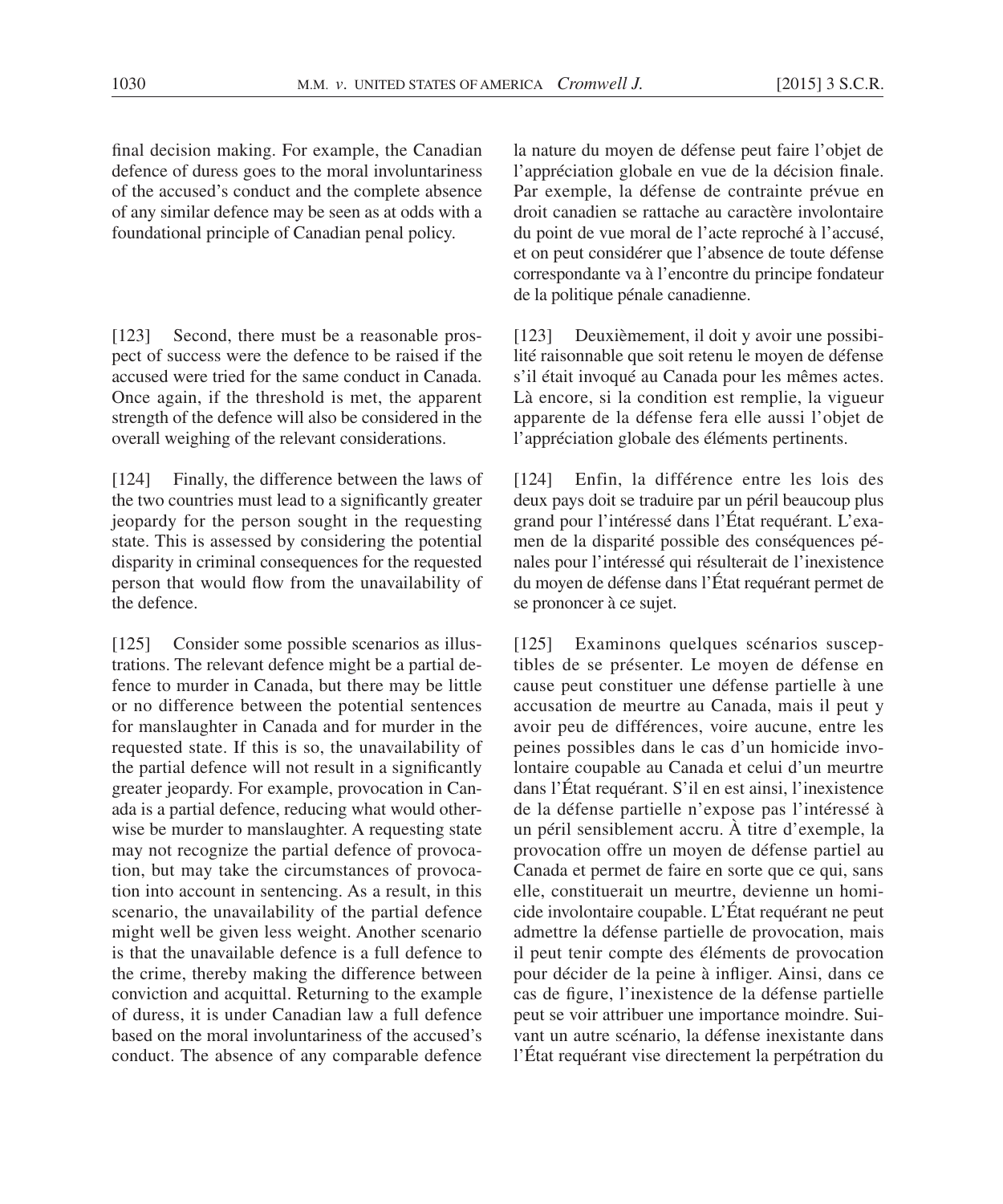final decision making. For example, the Canadian defence of duress goes to the moral involuntariness of the accused's conduct and the complete absence of any similar defence may be seen as at odds with a foundational principle of Canadian penal policy.

[123] Second, there must be a reasonable prospect of success were the defence to be raised if the accused were tried for the same conduct in Canada. Once again, if the threshold is met, the apparent strength of the defence will also be considered in the overall weighing of the relevant considerations.

[124] Finally, the difference between the laws of the two countries must lead to a significantly greater jeopardy for the person sought in the requesting state. This is assessed by considering the potential disparity in criminal consequences for the requested person that would flow from the unavailability of the defence.

[125] Consider some possible scenarios as illustrations. The relevant defence might be a partial defence to murder in Canada, but there may be little or no difference between the potential sentences for manslaughter in Canada and for murder in the requested state. If this is so, the unavailability of the partial defence will not result in a significantly greater jeopardy. For example, provocation in Canada is a partial defence, reducing what would otherwise be murder to manslaughter. A requesting state may not recognize the partial defence of provocation, but may take the circumstances of provocation into account in sentencing. As a result, in this scenario, the unavailability of the partial defence might well be given less weight. Another scenario is that the unavailable defence is a full defence to the crime, thereby making the difference between conviction and acquittal. Returning to the example of duress, it is under Canadian law a full defence based on the moral involuntariness of the accused's conduct. The absence of any comparable defence

la nature du moyen de défense peut faire l'objet de l'appréciation globale en vue de la décision finale. Par exemple, la défense de contrainte prévue en droit canadien se rattache au caractère involontaire du point de vue moral de l'acte reproché à l'accusé, et on peut considérer que l'absence de toute défense correspondante va à l'encontre du principe fondateur de la politique pénale canadienne.

[123] Deuxièmement, il doit y avoir une possibilité raisonnable que soit retenu le moyen de défense s'il était invoqué au Canada pour les mêmes actes. Là encore, si la condition est remplie, la vigueur apparente de la défense fera elle aussi l'objet de l'appréciation globale des éléments pertinents.

[124] Enfin, la différence entre les lois des deux pays doit se traduire par un péril beaucoup plus grand pour l'intéressé dans l'État requérant. L'examen de la disparité possible des conséquences pénales pour l'intéressé qui résulterait de l'inexistence du moyen de défense dans l'État requérant permet de se prononcer à ce sujet.

[125] Examinons quelques scénarios susceptibles de se présenter. Le moyen de défense en cause peut constituer une défense partielle à une accusation de meurtre au Canada, mais il peut y avoir peu de différences, voire aucune, entre les peines possibles dans le cas d'un homicide involontaire coupable au Canada et celui d'un meurtre dans l'État requérant. S'il en est ainsi, l'inexistence de la défense partielle n'expose pas l'intéressé à un péril sensiblement accru. À titre d'exemple, la provocation offre un moyen de défense partiel au Canada et permet de faire en sorte que ce qui, sans elle, constituerait un meurtre, devienne un homicide involontaire coupable. L'État requérant ne peut admettre la défense partielle de provocation, mais il peut tenir compte des éléments de provocation pour décider de la peine à infliger. Ainsi, dans ce cas de figure, l'inexistence de la défense partielle peut se voir attribuer une importance moindre. Suivant un autre scénario, la défense inexistante dans l'État requérant vise directement la perpétration du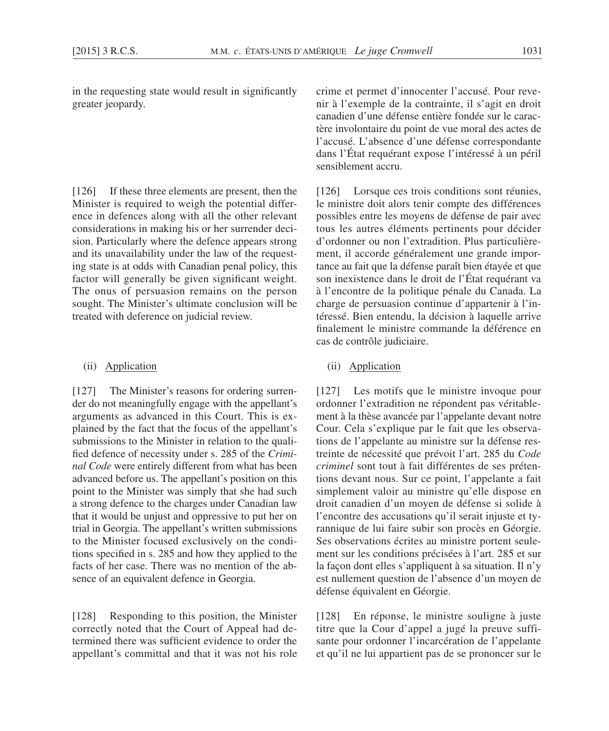in the requesting state would result in significantly greater jeopardy.

[126] If these three elements are present, then the Minister is required to weigh the potential difference in defences along with all the other relevant considerations in making his or her surrender decision. Particularly where the defence appears strong and its unavailability under the law of the requesting state is at odds with Canadian penal policy, this factor will generally be given significant weight. The onus of persuasion remains on the person sought. The Minister's ultimate conclusion will be treated with deference on judicial review.

(ii) Application

[127] The Minister's reasons for ordering surrender do not meaningfully engage with the appellant's arguments as advanced in this Court. This is explained by the fact that the focus of the appellant's submissions to the Minister in relation to the qualified defence of necessity under s. 285 of the *Criminal Code* were entirely different from what has been advanced before us. The appellant's position on this point to the Minister was simply that she had such a strong defence to the charges under Canadian law that it would be unjust and oppressive to put her on trial in Georgia. The appellant's written submissions to the Minister focused exclusively on the conditions specified in s. 285 and how they applied to the facts of her case. There was no mention of the absence of an equivalent defence in Georgia.

[128] Responding to this position, the Minister correctly noted that the Court of Appeal had determined there was sufficient evidence to order the appellant's committal and that it was not his role

crime et permet d'innocenter l'accusé. Pour revenir à l'exemple de la contrainte, il s'agit en droit canadien d'une défense entière fondée sur le caractère involontaire du point de vue moral des actes de l'accusé. L'absence d'une défense correspondante dans l'État requérant expose l'intéressé à un péril sensiblement accru.

[126] Lorsque ces trois conditions sont réunies, le ministre doit alors tenir compte des différences possibles entre les moyens de défense de pair avec tous les autres éléments pertinents pour décider d'ordonner ou non l'extradition. Plus particulièrement, il accorde généralement une grande importance au fait que la défense paraît bien étayée et que son inexistence dans le droit de l'État requérant va à l'encontre de la politique pénale du Canada. La charge de persuasion continue d'appartenir à l'intéressé. Bien entendu, la décision à laquelle arrive finalement le ministre commande la déférence en cas de contrôle judiciaire.

(ii) Application

[127] Les motifs que le ministre invoque pour ordonner l'extradition ne répondent pas véritablement à la thèse avancée par l'appelante devant notre Cour. Cela s'explique par le fait que les observations de l'appelante au ministre sur la défense restreinte de nécessité que prévoit l'art. 285 du *Code criminel* sont tout à fait différentes de ses prétentions devant nous. Sur ce point, l'appelante a fait simplement valoir au ministre qu'elle dispose en droit canadien d'un moyen de défense si solide à l'encontre des accusations qu'il serait injuste et tyrannique de lui faire subir son procès en Géorgie. Ses observations écrites au ministre portent seulement sur les conditions précisées à l'art. 285 et sur la façon dont elles s'appliquent à sa situation. Il n'y est nullement question de l'absence d'un moyen de défense équivalent en Géorgie.

[128] En réponse, le ministre souligne à juste titre que la Cour d'appel a jugé la preuve suffisante pour ordonner l'incarcération de l'appelante et qu'il ne lui appartient pas de se prononcer sur le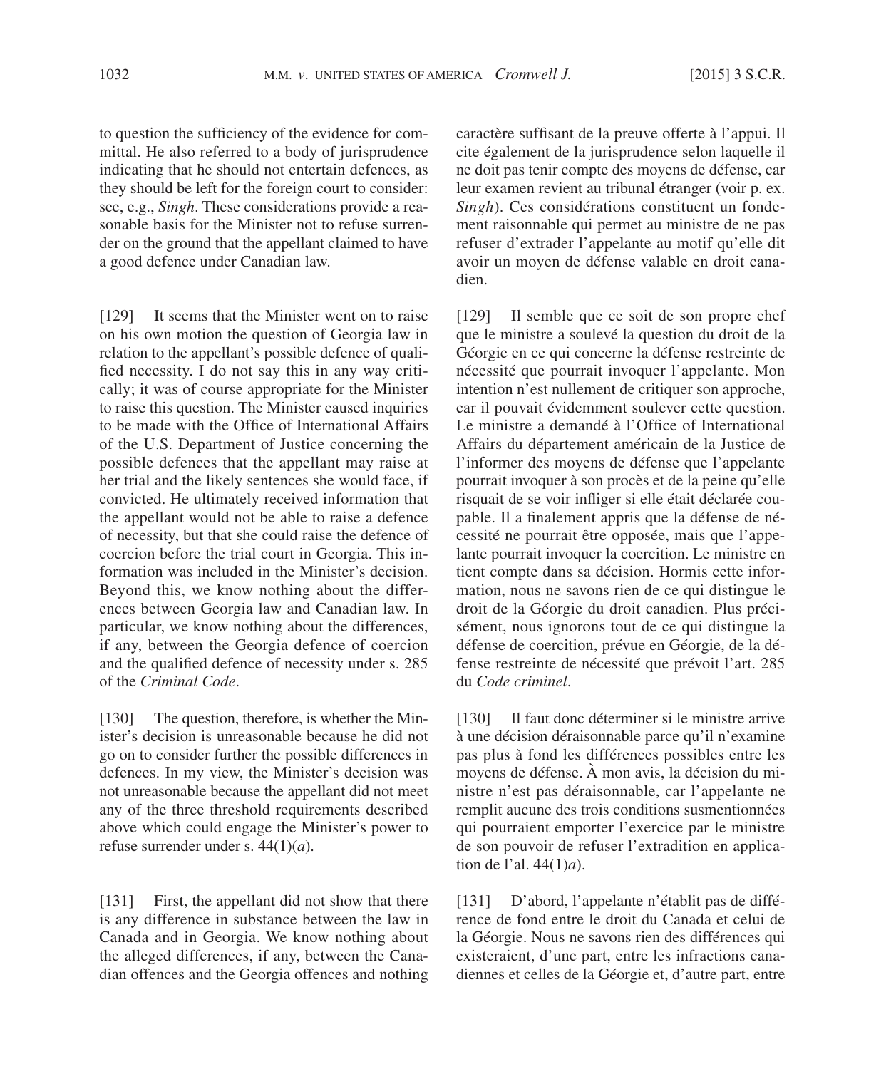to question the sufficiency of the evidence for committal. He also referred to a body of jurisprudence indicating that he should not entertain defences, as they should be left for the foreign court to consider: see, e.g., *Singh*. These considerations provide a reasonable basis for the Minister not to refuse surrender on the ground that the appellant claimed to have a good defence under Canadian law.

[129] It seems that the Minister went on to raise on his own motion the question of Georgia law in relation to the appellant's possible defence of qualified necessity. I do not say this in any way critically; it was of course appropriate for the Minister to raise this question. The Minister caused inquiries to be made with the Office of International Affairs of the U.S. Department of Justice concerning the possible defences that the appellant may raise at her trial and the likely sentences she would face, if convicted. He ultimately received information that the appellant would not be able to raise a defence of necessity, but that she could raise the defence of coercion before the trial court in Georgia. This information was included in the Minister's decision. Beyond this, we know nothing about the differences between Georgia law and Canadian law. In particular, we know nothing about the differences, if any, between the Georgia defence of coercion and the qualified defence of necessity under s. 285 of the *Criminal Code*.

[130] The question, therefore, is whether the Minister's decision is unreasonable because he did not go on to consider further the possible differences in defences. In my view, the Minister's decision was not unreasonable because the appellant did not meet any of the three threshold requirements described above which could engage the Minister's power to refuse surrender under s. 44(1)(*a*).

[131] First, the appellant did not show that there is any difference in substance between the law in Canada and in Georgia. We know nothing about the alleged differences, if any, between the Canadian offences and the Georgia offences and nothing

caractère suffisant de la preuve offerte à l'appui. Il cite également de la jurisprudence selon laquelle il ne doit pas tenir compte des moyens de défense, car leur examen revient au tribunal étranger (voir p. ex. *Singh*). Ces considérations constituent un fondement raisonnable qui permet au ministre de ne pas refuser d'extrader l'appelante au motif qu'elle dit avoir un moyen de défense valable en droit canadien.

[129] Il semble que ce soit de son propre chef que le ministre a soulevé la question du droit de la Géorgie en ce qui concerne la défense restreinte de nécessité que pourrait invoquer l'appelante. Mon intention n'est nullement de critiquer son approche, car il pouvait évidemment soulever cette question. Le ministre a demandé à l'Office of International Affairs du département américain de la Justice de l'informer des moyens de défense que l'appelante pourrait invoquer à son procès et de la peine qu'elle risquait de se voir infliger si elle était déclarée coupable. Il a finalement appris que la défense de nécessité ne pourrait être opposée, mais que l'appelante pourrait invoquer la coercition. Le ministre en tient compte dans sa décision. Hormis cette information, nous ne savons rien de ce qui distingue le droit de la Géorgie du droit canadien. Plus précisément, nous ignorons tout de ce qui distingue la défense de coercition, prévue en Géorgie, de la défense restreinte de nécessité que prévoit l'art. 285 du *Code criminel*.

[130] Il faut donc déterminer si le ministre arrive à une décision déraisonnable parce qu'il n'examine pas plus à fond les différences possibles entre les moyens de défense. À mon avis, la décision du ministre n'est pas déraisonnable, car l'appelante ne remplit aucune des trois conditions susmentionnées qui pourraient emporter l'exercice par le ministre de son pouvoir de refuser l'extradition en application de l'al. 44(1)*a*).

[131] D'abord, l'appelante n'établit pas de différence de fond entre le droit du Canada et celui de la Géorgie. Nous ne savons rien des différences qui existeraient, d'une part, entre les infractions canadiennes et celles de la Géorgie et, d'autre part, entre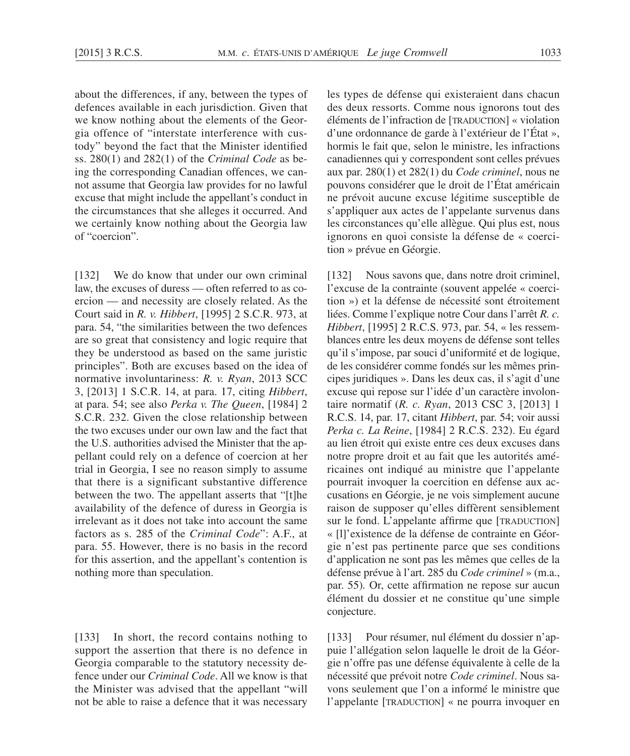about the differences, if any, between the types of defences available in each jurisdiction. Given that we know nothing about the elements of the Georgia offence of "interstate interference with custody" beyond the fact that the Minister identified ss. 280(1) and 282(1) of the *Criminal Code* as being the corresponding Canadian offences, we cannot assume that Georgia law provides for no lawful excuse that might include the appellant's conduct in the circumstances that she alleges it occurred. And we certainly know nothing about the Georgia law of "coercion".

[132] We do know that under our own criminal law, the excuses of duress — often referred to as coercion — and necessity are closely related. As the Court said in *R. v. Hibbert*, [1995] 2 S.C.R. 973, at para. 54, "the similarities between the two defences are so great that consistency and logic require that they be understood as based on the same juristic principles". Both are excuses based on the idea of normative involuntariness: *R. v. Ryan*, 2013 SCC 3, [2013] 1 S.C.R. 14, at para. 17, citing *Hibbert*, at para. 54; see also *Perka v. The Queen*, [1984] 2 S.C.R. 232. Given the close relationship between the two excuses under our own law and the fact that the U.S. authorities advised the Minister that the appellant could rely on a defence of coercion at her trial in Georgia, I see no reason simply to assume that there is a significant substantive difference between the two. The appellant asserts that "[t]he availability of the defence of duress in Georgia is irrelevant as it does not take into account the same factors as s. 285 of the *Criminal Code*": A.F., at para. 55. However, there is no basis in the record for this assertion, and the appellant's contention is nothing more than speculation.

[133] In short, the record contains nothing to support the assertion that there is no defence in Georgia comparable to the statutory necessity defence under our *Criminal Code*. All we know is that the Minister was advised that the appellant "will not be able to raise a defence that it was necessary

les types de défense qui existeraient dans chacun des deux ressorts. Comme nous ignorons tout des éléments de l'infraction de [TRADUCTION] « violation d'une ordonnance de garde à l'extérieur de l'État », hormis le fait que, selon le ministre, les infractions canadiennes qui y correspondent sont celles prévues aux par. 280(1) et 282(1) du *Code criminel*, nous ne pouvons considérer que le droit de l'État américain ne prévoit aucune excuse légitime susceptible de s'appliquer aux actes de l'appelante survenus dans les circonstances qu'elle allègue. Qui plus est, nous ignorons en quoi consiste la défense de « coercition » prévue en Géorgie.

[132] Nous savons que, dans notre droit criminel, l'excuse de la contrainte (souvent appelée « coercition ») et la défense de nécessité sont étroitement liées. Comme l'explique notre Cour dans l'arrêt *R. c. Hibbert*, [1995] 2 R.C.S. 973, par. 54, « les ressemblances entre les deux moyens de défense sont telles qu'il s'impose, par souci d'uniformité et de logique, de les considérer comme fondés sur les mêmes principes juridiques ». Dans les deux cas, il s'agit d'une excuse qui repose sur l'idée d'un caractère involontaire normatif (*R. c. Ryan*, 2013 CSC 3, [2013] 1 R.C.S. 14, par. 17, citant *Hibbert*, par. 54; voir aussi *Perka c. La Reine*, [1984] 2 R.C.S. 232). Eu égard au lien étroit qui existe entre ces deux excuses dans notre propre droit et au fait que les autorités américaines ont indiqué au ministre que l'appelante pourrait invoquer la coercition en défense aux accusations en Géorgie, je ne vois simplement aucune raison de supposer qu'elles diffèrent sensiblement sur le fond. L'appelante affirme que [TRADUCTION] « [l]'existence de la défense de contrainte en Géorgie n'est pas pertinente parce que ses conditions d'application ne sont pas les mêmes que celles de la défense prévue à l'art. 285 du *Code criminel* » (m.a., par. 55). Or, cette affirmation ne repose sur aucun élément du dossier et ne constitue qu'une simple conjecture.

[133] Pour résumer, nul élément du dossier n'appuie l'allégation selon laquelle le droit de la Géorgie n'offre pas une défense équivalente à celle de la nécessité que prévoit notre *Code criminel*. Nous savons seulement que l'on a informé le ministre que l'appelante [TRADUCTION] « ne pourra invoquer en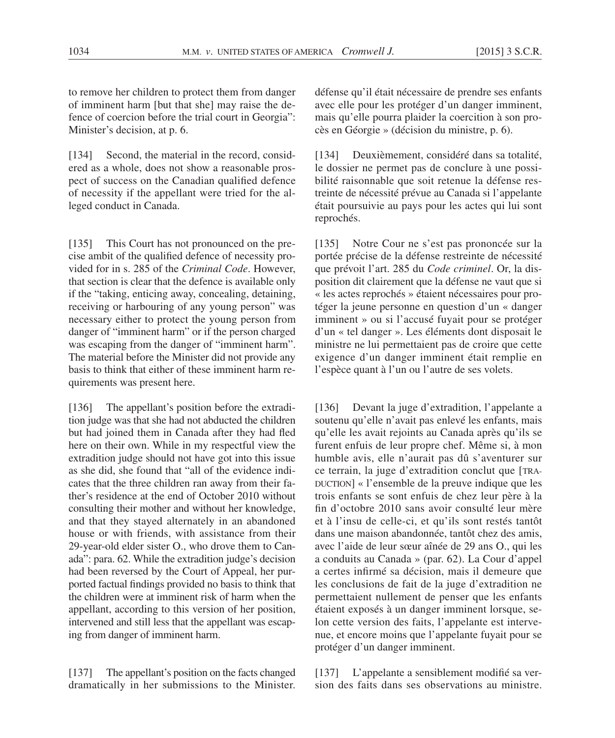to remove her children to protect them from danger of imminent harm [but that she] may raise the defence of coercion before the trial court in Georgia": Minister's decision, at p. 6.

[134] Second, the material in the record, considered as a whole, does not show a reasonable prospect of success on the Canadian qualified defence of necessity if the appellant were tried for the alleged conduct in Canada.

[135] This Court has not pronounced on the precise ambit of the qualified defence of necessity provided for in s. 285 of the *Criminal Code*. However, that section is clear that the defence is available only if the "taking, enticing away, concealing, detaining, receiving or harbouring of any young person" was necessary either to protect the young person from danger of "imminent harm" or if the person charged was escaping from the danger of "imminent harm". The material before the Minister did not provide any basis to think that either of these imminent harm requirements was present here.

[136] The appellant's position before the extradition judge was that she had not abducted the children but had joined them in Canada after they had fled here on their own. While in my respectful view the extradition judge should not have got into this issue as she did, she found that "all of the evidence indicates that the three children ran away from their father's residence at the end of October 2010 without consulting their mother and without her knowledge, and that they stayed alternately in an abandoned house or with friends, with assistance from their 29-year-old elder sister O., who drove them to Canada": para. 62. While the extradition judge's decision had been reversed by the Court of Appeal, her purported factual findings provided no basis to think that the children were at imminent risk of harm when the appellant, according to this version of her position, intervened and still less that the appellant was escaping from danger of imminent harm.

[137] The appellant's position on the facts changed dramatically in her submissions to the Minister.

défense qu'il était nécessaire de prendre ses enfants avec elle pour les protéger d'un danger imminent, mais qu'elle pourra plaider la coercition à son procès en Géorgie » (décision du ministre, p. 6).

[134] Deuxièmement, considéré dans sa totalité, le dossier ne permet pas de conclure à une possibilité raisonnable que soit retenue la défense restreinte de nécessité prévue au Canada si l'appelante était poursuivie au pays pour les actes qui lui sont reprochés.

[135] Notre Cour ne s'est pas prononcée sur la portée précise de la défense restreinte de nécessité que prévoit l'art. 285 du *Code criminel*. Or, la disposition dit clairement que la défense ne vaut que si « les actes reprochés » étaient nécessaires pour protéger la jeune personne en question d'un « danger imminent » ou si l'accusé fuyait pour se protéger d'un « tel danger ». Les éléments dont disposait le ministre ne lui permettaient pas de croire que cette exigence d'un danger imminent était remplie en l'espèce quant à l'un ou l'autre de ses volets.

[136] Devant la juge d'extradition, l'appelante a soutenu qu'elle n'avait pas enlevé les enfants, mais qu'elle les avait rejoints au Canada après qu'ils se furent enfuis de leur propre chef. Même si, à mon humble avis, elle n'aurait pas dû s'aventurer sur ce terrain, la juge d'extradition conclut que [TRADUCTION] « l'ensemble de la preuve indique que les trois enfants se sont enfuis de chez leur père à la fin d'octobre 2010 sans avoir consulté leur mère et à l'insu de celle-ci, et qu'ils sont restés tantôt dans une maison abandonnée, tantôt chez des amis, avec l'aide de leur sœur aînée de 29 ans O., qui les a conduits au Canada » (par. 62). La Cour d'appel a certes infirmé sa décision, mais il demeure que les conclusions de fait de la juge d'extradition ne permettaient nullement de penser que les enfants étaient exposés à un danger imminent lorsque, selon cette version des faits, l'appelante est intervenue, et encore moins que l'appelante fuyait pour se protéger d'un danger imminent.

[137] L'appelante a sensiblement modifié sa version des faits dans ses observations au ministre.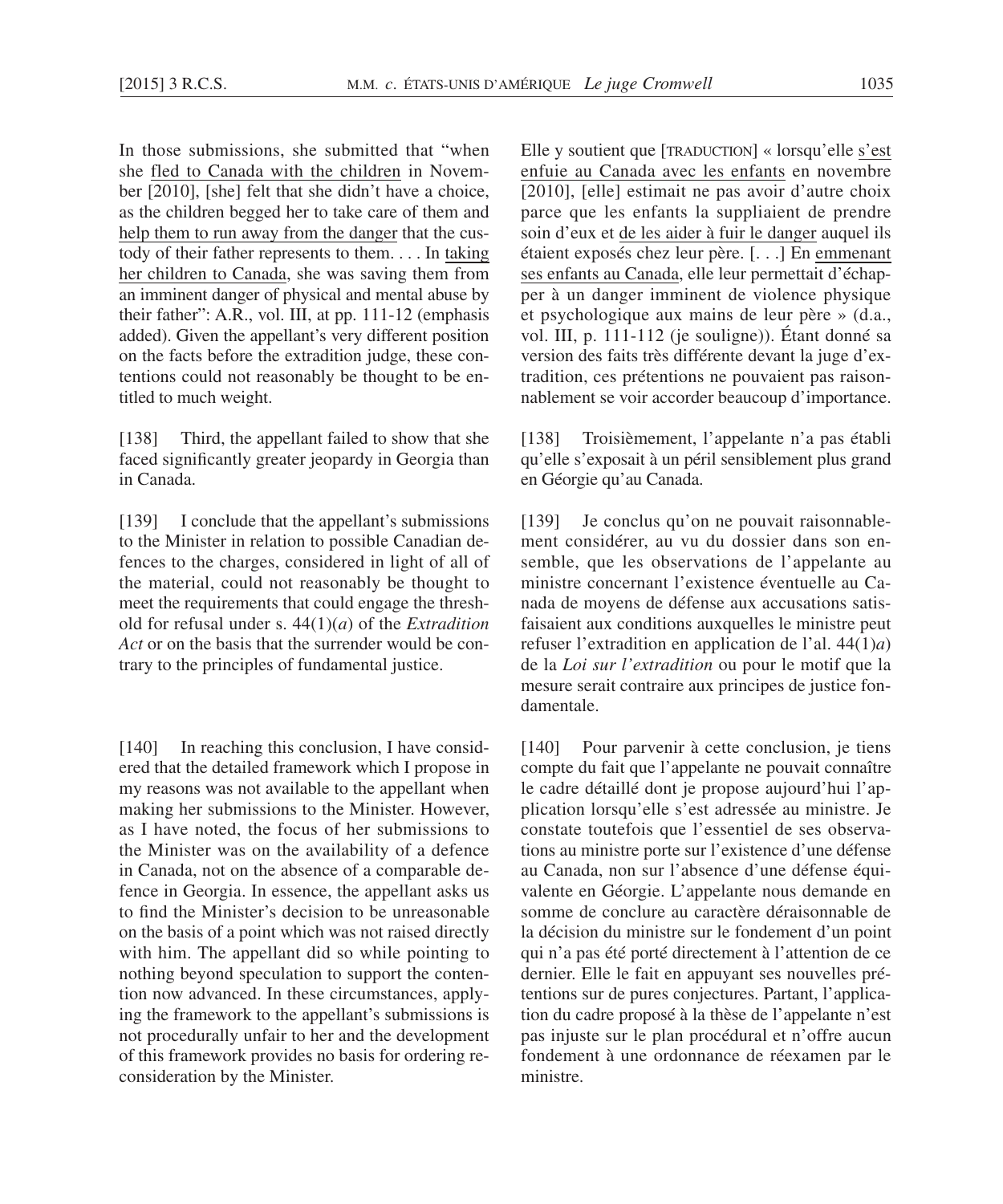In those submissions, she submitted that "when she fled to Canada with the children in November [2010], [she] felt that she didn't have a choice, as the children begged her to take care of them and help them to run away from the danger that the custody of their father represents to them. . . . In taking her children to Canada, she was saving them from an imminent danger of physical and mental abuse by their father": A.R., vol. III, at pp. 111-12 (emphasis added). Given the appellant's very different position on the facts before the extradition judge, these contentions could not reasonably be thought to be entitled to much weight.

[138] Third, the appellant failed to show that she faced significantly greater jeopardy in Georgia than in Canada.

[139] I conclude that the appellant's submissions to the Minister in relation to possible Canadian defences to the charges, considered in light of all of the material, could not reasonably be thought to meet the requirements that could engage the threshold for refusal under s. 44(1)(*a*) of the *Extradition Act* or on the basis that the surrender would be contrary to the principles of fundamental justice.

[140] In reaching this conclusion, I have considered that the detailed framework which I propose in my reasons was not available to the appellant when making her submissions to the Minister. However, as I have noted, the focus of her submissions to the Minister was on the availability of a defence in Canada, not on the absence of a comparable defence in Georgia. In essence, the appellant asks us to find the Minister's decision to be unreasonable on the basis of a point which was not raised directly with him. The appellant did so while pointing to nothing beyond speculation to support the contention now advanced. In these circumstances, applying the framework to the appellant's submissions is not procedurally unfair to her and the development of this framework provides no basis for ordering reconsideration by the Minister.

Elle y soutient que [TRADUCTION] « lorsqu'elle s'est enfuie au Canada avec les enfants en novembre [2010], [elle] estimait ne pas avoir d'autre choix parce que les enfants la suppliaient de prendre soin d'eux et de les aider à fuir le danger auquel ils étaient exposés chez leur père. [. . .] En emmenant ses enfants au Canada, elle leur permettait d'échapper à un danger imminent de violence physique et psychologique aux mains de leur père » (d.a., vol. III, p. 111-112 (je souligne)). Étant donné sa version des faits très différente devant la juge d'extradition, ces prétentions ne pouvaient pas raisonnablement se voir accorder beaucoup d'importance.

[138] Troisièmement, l'appelante n'a pas établi qu'elle s'exposait à un péril sensiblement plus grand en Géorgie qu'au Canada.

[139] Je conclus qu'on ne pouvait raisonnablement considérer, au vu du dossier dans son ensemble, que les observations de l'appelante au ministre concernant l'existence éventuelle au Canada de moyens de défense aux accusations satisfaisaient aux conditions auxquelles le ministre peut refuser l'extradition en application de l'al. 44(1)*a*) de la *Loi sur l'extradition* ou pour le motif que la mesure serait contraire aux principes de justice fondamentale.

[140] Pour parvenir à cette conclusion, je tiens compte du fait que l'appelante ne pouvait connaître le cadre détaillé dont je propose aujourd'hui l'application lorsqu'elle s'est adressée au ministre. Je constate toutefois que l'essentiel de ses observations au ministre porte sur l'existence d'une défense au Canada, non sur l'absence d'une défense équivalente en Géorgie. L'appelante nous demande en somme de conclure au caractère déraisonnable de la décision du ministre sur le fondement d'un point qui n'a pas été porté directement à l'attention de ce dernier. Elle le fait en appuyant ses nouvelles prétentions sur de pures conjectures. Partant, l'application du cadre proposé à la thèse de l'appelante n'est pas injuste sur le plan procédural et n'offre aucun fondement à une ordonnance de réexamen par le ministre.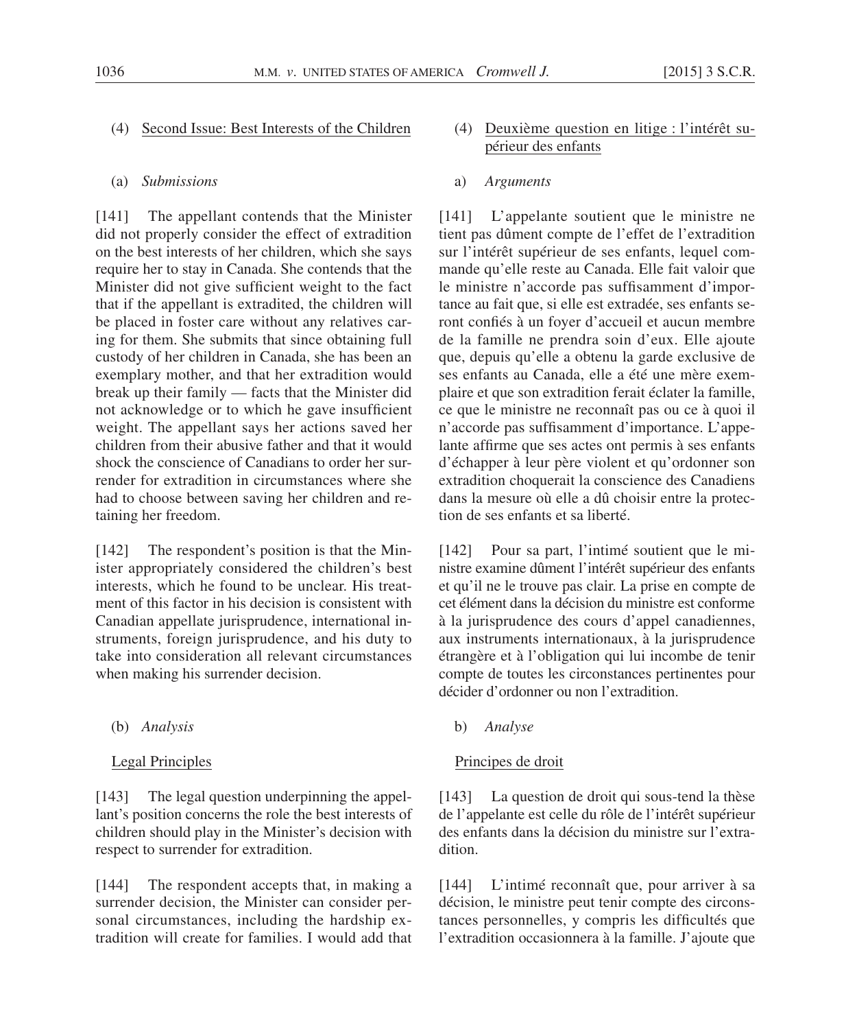### (4) Second Issue: Best Interests of the Children

#### (a) *Submissions*

[141] The appellant contends that the Minister did not properly consider the effect of extradition on the best interests of her children, which she says require her to stay in Canada. She contends that the Minister did not give sufficient weight to the fact that if the appellant is extradited, the children will be placed in foster care without any relatives caring for them. She submits that since obtaining full custody of her children in Canada, she has been an exemplary mother, and that her extradition would break up their family — facts that the Minister did not acknowledge or to which he gave insufficient weight. The appellant says her actions saved her children from their abusive father and that it would shock the conscience of Canadians to order her surrender for extradition in circumstances where she had to choose between saving her children and retaining her freedom.

[142] The respondent's position is that the Minister appropriately considered the children's best interests, which he found to be unclear. His treatment of this factor in his decision is consistent with Canadian appellate jurisprudence, international instruments, foreign jurisprudence, and his duty to take into consideration all relevant circumstances when making his surrender decision.

#### (b) *Analysis*

Legal Principles

[143] The legal question underpinning the appellant's position concerns the role the best interests of children should play in the Minister's decision with respect to surrender for extradition.

[144] The respondent accepts that, in making a surrender decision, the Minister can consider personal circumstances, including the hardship extradition will create for families. I would add that

### (4) Deuxième question en litige : l'intérêt supérieur des enfants

#### a) *Arguments*

[141] L'appelante soutient que le ministre ne tient pas dûment compte de l'effet de l'extradition sur l'intérêt supérieur de ses enfants, lequel commande qu'elle reste au Canada. Elle fait valoir que le ministre n'accorde pas suffisamment d'importance au fait que, si elle est extradée, ses enfants seront confiés à un foyer d'accueil et aucun membre de la famille ne prendra soin d'eux. Elle ajoute que, depuis qu'elle a obtenu la garde exclusive de ses enfants au Canada, elle a été une mère exemplaire et que son extradition ferait éclater la famille, ce que le ministre ne reconnaît pas ou ce à quoi il n'accorde pas suffisamment d'importance. L'appelante affirme que ses actes ont permis à ses enfants d'échapper à leur père violent et qu'ordonner son extradition choquerait la conscience des Canadiens dans la mesure où elle a dû choisir entre la protection de ses enfants et sa liberté.

[142] Pour sa part, l'intimé soutient que le ministre examine dûment l'intérêt supérieur des enfants et qu'il ne le trouve pas clair. La prise en compte de cet élément dans la décision du ministre est conforme à la jurisprudence des cours d'appel canadiennes, aux instruments internationaux, à la jurisprudence étrangère et à l'obligation qui lui incombe de tenir compte de toutes les circonstances pertinentes pour décider d'ordonner ou non l'extradition.

#### b) *Analyse*

Principes de droit

[143] La question de droit qui sous-tend la thèse de l'appelante est celle du rôle de l'intérêt supérieur des enfants dans la décision du ministre sur l'extradition.

[144] L'intimé reconnaît que, pour arriver à sa décision, le ministre peut tenir compte des circonstances personnelles, y compris les difficultés que l'extradition occasionnera à la famille. J'ajoute que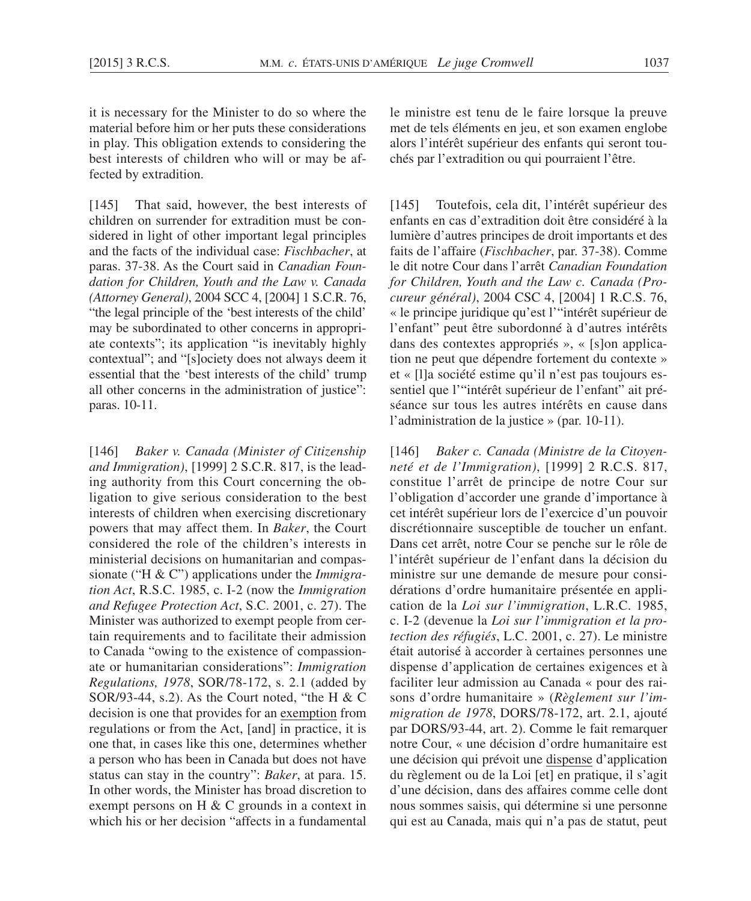it is necessary for the Minister to do so where the material before him or her puts these considerations in play. This obligation extends to considering the best interests of children who will or may be affected by extradition.

[145] That said, however, the best interests of children on surrender for extradition must be considered in light of other important legal principles and the facts of the individual case: *Fischbacher*, at paras. 37-38. As the Court said in *Canadian Foundation for Children, Youth and the Law v. Canada (Attorney General)*, 2004 SCC 4, [2004] 1 S.C.R. 76, "the legal principle of the 'best interests of the child' may be subordinated to other concerns in appropriate contexts"; its application "is inevitably highly contextual"; and "[s]ociety does not always deem it essential that the 'best interests of the child' trump all other concerns in the administration of justice": paras. 10-11.

[146] *Baker v. Canada (Minister of Citizenship and Immigration)*, [1999] 2 S.C.R. 817, is the leading authority from this Court concerning the obligation to give serious consideration to the best interests of children when exercising discretionary powers that may affect them. In *Baker*, the Court considered the role of the children's interests in ministerial decisions on humanitarian and compassionate ("H & C") applications under the *Immigration Act*, R.S.C. 1985, c. I-2 (now the *Immigration and Refugee Protection Act*, S.C. 2001, c. 27). The Minister was authorized to exempt people from certain requirements and to facilitate their admission to Canada "owing to the existence of compassionate or humanitarian considerations": *Immigration Regulations, 1978*, SOR/78-172, s. 2.1 (added by SOR/93-44, s.2). As the Court noted, "the H & C decision is one that provides for an exemption from regulations or from the Act, [and] in practice, it is one that, in cases like this one, determines whether a person who has been in Canada but does not have status can stay in the country": *Baker*, at para. 15. In other words, the Minister has broad discretion to exempt persons on H & C grounds in a context in which his or her decision "affects in a fundamental

le ministre est tenu de le faire lorsque la preuve met de tels éléments en jeu, et son examen englobe alors l'intérêt supérieur des enfants qui seront touchés par l'extradition ou qui pourraient l'être.

[145] Toutefois, cela dit, l'intérêt supérieur des enfants en cas d'extradition doit être considéré à la lumière d'autres principes de droit importants et des faits de l'affaire (*Fischbacher*, par. 37-38). Comme le dit notre Cour dans l'arrêt *Canadian Foundation for Children, Youth and the Law c. Canada (Procureur général)*, 2004 CSC 4, [2004] 1 R.C.S. 76, « le principe juridique qu'est l'"intérêt supérieur de l'enfant" peut être subordonné à d'autres intérêts dans des contextes appropriés », « [s]on application ne peut que dépendre fortement du contexte » et « [l]a société estime qu'il n'est pas toujours essentiel que l'"intérêt supérieur de l'enfant" ait préséance sur tous les autres intérêts en cause dans l'administration de la justice » (par. 10-11).

[146] *Baker c. Canada (Ministre de la Citoyenneté et de l'Immigration)*, [1999] 2 R.C.S. 817, constitue l'arrêt de principe de notre Cour sur l'obligation d'accorder une grande d'importance à cet intérêt supérieur lors de l'exercice d'un pouvoir discrétionnaire susceptible de toucher un enfant. Dans cet arrêt, notre Cour se penche sur le rôle de l'intérêt supérieur de l'enfant dans la décision du ministre sur une demande de mesure pour considérations d'ordre humanitaire présentée en application de la *Loi sur l'immigration*, L.R.C. 1985, c. I-2 (devenue la *Loi sur l'immigration et la protection des réfugiés*, L.C. 2001, c. 27). Le ministre était autorisé à accorder à certaines personnes une dispense d'application de certaines exigences et à faciliter leur admission au Canada « pour des raisons d'ordre humanitaire » (*Règlement sur l'immigration de 1978*, DORS/78-172, art. 2.1, ajouté par DORS/93-44, art. 2). Comme le fait remarquer notre Cour, « une décision d'ordre humanitaire est une décision qui prévoit une dispense d'application du règlement ou de la Loi [et] en pratique, il s'agit d'une décision, dans des affaires comme celle dont nous sommes saisis, qui détermine si une personne qui est au Canada, mais qui n'a pas de statut, peut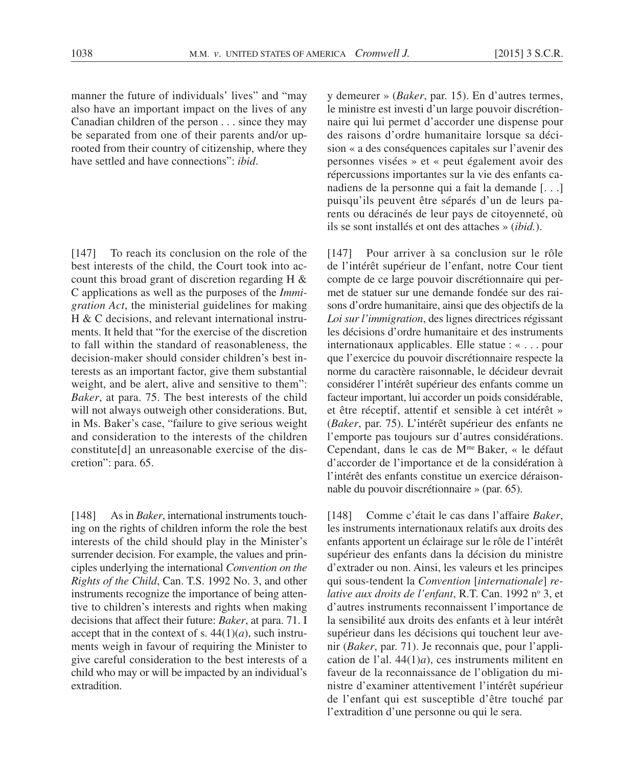manner the future of individuals' lives" and "may also have an important impact on the lives of any Canadian children of the person . . . since they may be separated from one of their parents and/or uprooted from their country of citizenship, where they have settled and have connections": *ibid*.

[147] To reach its conclusion on the role of the best interests of the child, the Court took into account this broad grant of discretion regarding H & C applications as well as the purposes of the *Immigration Act*, the ministerial guidelines for making H & C decisions, and relevant international instruments. It held that "for the exercise of the discretion to fall within the standard of reasonableness, the decision-maker should consider children's best interests as an important factor, give them substantial weight, and be alert, alive and sensitive to them": *Baker*, at para. 75. The best interests of the child will not always outweigh other considerations. But, in Ms. Baker's case, "failure to give serious weight and consideration to the interests of the children constitute[d] an unreasonable exercise of the discretion": para. 65.

[148] As in *Baker*, international instruments touching on the rights of children inform the role the best interests of the child should play in the Minister's surrender decision. For example, the values and principles underlying the international *Convention on the Rights of the Child*, Can. T.S. 1992 No. 3, and other instruments recognize the importance of being attentive to children's interests and rights when making decisions that affect their future: *Baker*, at para. 71. I accept that in the context of s. 44(1)(*a*), such instruments weigh in favour of requiring the Minister to give careful consideration to the best interests of a child who may or will be impacted by an individual's extradition.

y demeurer » (*Baker*, par. 15). En d'autres termes, le ministre est investi d'un large pouvoir discrétionnaire qui lui permet d'accorder une dispense pour des raisons d'ordre humanitaire lorsque sa décision « a des conséquences capitales sur l'avenir des personnes visées » et « peut également avoir des répercussions importantes sur la vie des enfants canadiens de la personne qui a fait la demande [. . .] puisqu'ils peuvent être séparés d'un de leurs parents ou déracinés de leur pays de citoyenneté, où ils se sont installés et ont des attaches » (*ibid.*).

[147] Pour arriver à sa conclusion sur le rôle de l'intérêt supérieur de l'enfant, notre Cour tient compte de ce large pouvoir discrétionnaire qui permet de statuer sur une demande fondée sur des raisons d'ordre humanitaire, ainsi que des objectifs de la *Loi sur l'immigration*, des lignes directrices régissant les décisions d'ordre humanitaire et des instruments internationaux applicables. Elle statue : « . . . pour que l'exercice du pouvoir discrétionnaire respecte la norme du caractère raisonnable, le décideur devrait considérer l'intérêt supérieur des enfants comme un facteur important, lui accorder un poids considérable, et être réceptif, attentif et sensible à cet intérêt » (*Baker*, par. 75). L'intérêt supérieur des enfants ne l'emporte pas toujours sur d'autres considérations. Cependant, dans le cas de Mme Baker, « le défaut d'accorder de l'importance et de la considération à l'intérêt des enfants constitue un exercice déraisonnable du pouvoir discrétionnaire » (par. 65).

[148] Comme c'était le cas dans l'affaire *Baker*, les instruments internationaux relatifs aux droits des enfants apportent un éclairage sur le rôle de l'intérêt supérieur des enfants dans la décision du ministre d'extrader ou non. Ainsi, les valeurs et les principes qui sous-tendent la *Convention* [*internationale*] *relative aux droits de l'enfant*, R.T. Can. 1992 no 3, et d'autres instruments reconnaissent l'importance de la sensibilité aux droits des enfants et à leur intérêt supérieur dans les décisions qui touchent leur avenir (*Baker*, par. 71). Je reconnais que, pour l'application de l'al. 44(1)*a*), ces instruments militent en faveur de la reconnaissance de l'obligation du ministre d'examiner attentivement l'intérêt supérieur de l'enfant qui est susceptible d'être touché par l'extradition d'une personne ou qui le sera.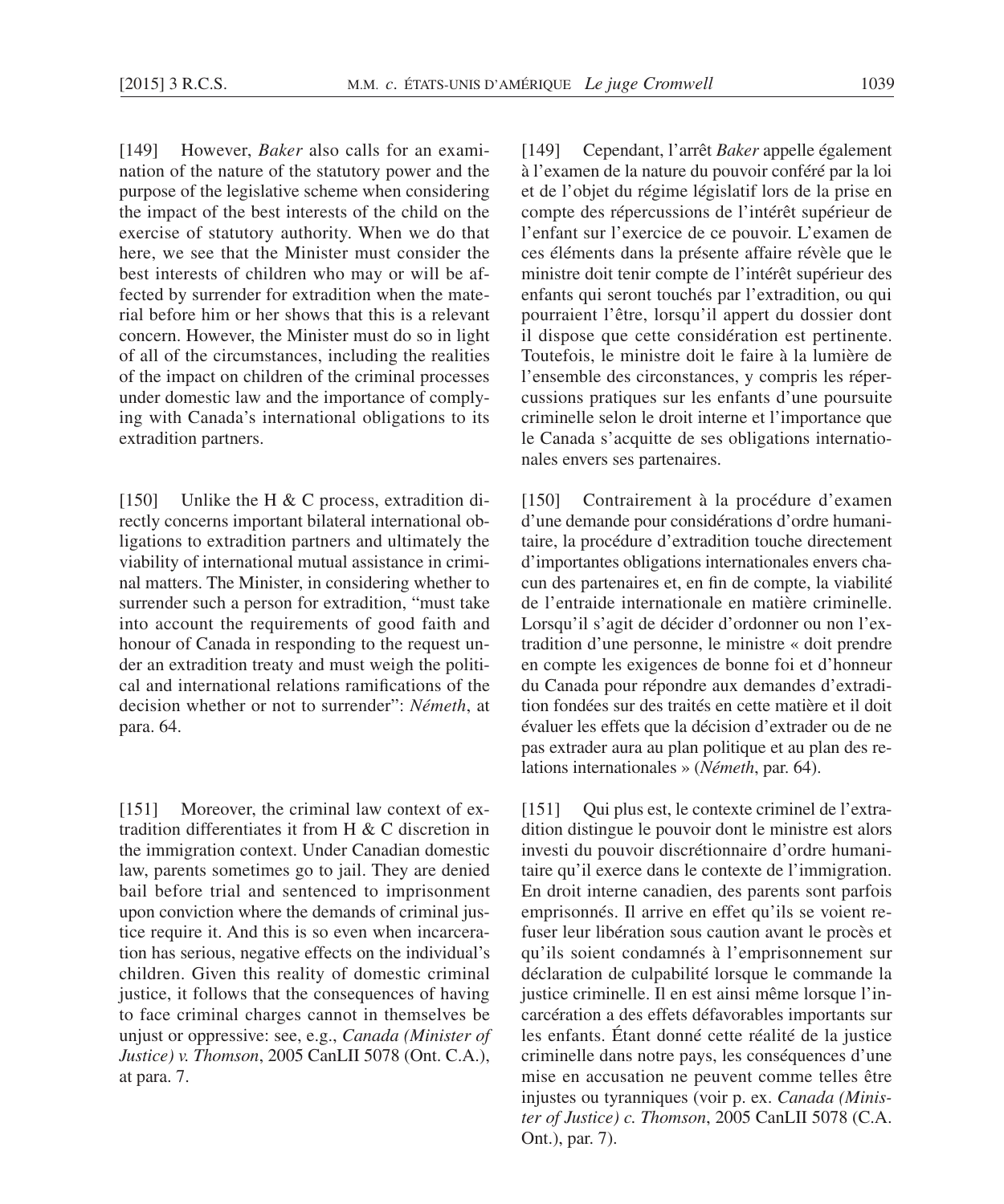[149] However, *Baker* also calls for an examination of the nature of the statutory power and the purpose of the legislative scheme when considering the impact of the best interests of the child on the exercise of statutory authority. When we do that here, we see that the Minister must consider the best interests of children who may or will be affected by surrender for extradition when the material before him or her shows that this is a relevant concern. However, the Minister must do so in light of all of the circumstances, including the realities of the impact on children of the criminal processes under domestic law and the importance of complying with Canada's international obligations to its extradition partners.

[150] Unlike the H & C process, extradition directly concerns important bilateral international obligations to extradition partners and ultimately the viability of international mutual assistance in criminal matters. The Minister, in considering whether to surrender such a person for extradition, "must take into account the requirements of good faith and honour of Canada in responding to the request under an extradition treaty and must weigh the political and international relations ramifications of the decision whether or not to surrender": *Németh*, at para. 64.

[151] Moreover, the criminal law context of extradition differentiates it from H & C discretion in the immigration context. Under Canadian domestic law, parents sometimes go to jail. They are denied bail before trial and sentenced to imprisonment upon conviction where the demands of criminal justice require it. And this is so even when incarceration has serious, negative effects on the individual's children. Given this reality of domestic criminal justice, it follows that the consequences of having to face criminal charges cannot in themselves be unjust or oppressive: see, e.g., *Canada (Minister of Justice) v. Thomson*, 2005 CanLII 5078 (Ont. C.A.), at para. 7.

[149] Cependant, l'arrêt *Baker* appelle également à l'examen de la nature du pouvoir conféré par la loi et de l'objet du régime législatif lors de la prise en compte des répercussions de l'intérêt supérieur de l'enfant sur l'exercice de ce pouvoir. L'examen de ces éléments dans la présente affaire révèle que le ministre doit tenir compte de l'intérêt supérieur des enfants qui seront touchés par l'extradition, ou qui pourraient l'être, lorsqu'il appert du dossier dont il dispose que cette considération est pertinente. Toutefois, le ministre doit le faire à la lumière de l'ensemble des circonstances, y compris les répercussions pratiques sur les enfants d'une poursuite criminelle selon le droit interne et l'importance que le Canada s'acquitte de ses obligations internationales envers ses partenaires.

[150] Contrairement à la procédure d'examen d'une demande pour considérations d'ordre humanitaire, la procédure d'extradition touche directement d'importantes obligations internationales envers chacun des partenaires et, en fin de compte, la viabilité de l'entraide internationale en matière criminelle. Lorsqu'il s'agit de décider d'ordonner ou non l'extradition d'une personne, le ministre « doit prendre en compte les exigences de bonne foi et d'honneur du Canada pour répondre aux demandes d'extradition fondées sur des traités en cette matière et il doit évaluer les effets que la décision d'extrader ou de ne pas extrader aura au plan politique et au plan des relations internationales » (*Németh*, par. 64).

[151] Qui plus est, le contexte criminel de l'extradition distingue le pouvoir dont le ministre est alors investi du pouvoir discrétionnaire d'ordre humanitaire qu'il exerce dans le contexte de l'immigration. En droit interne canadien, des parents sont parfois emprisonnés. Il arrive en effet qu'ils se voient refuser leur libération sous caution avant le procès et qu'ils soient condamnés à l'emprisonnement sur déclaration de culpabilité lorsque le commande la justice criminelle. Il en est ainsi même lorsque l'incarcération a des effets défavorables importants sur les enfants. Étant donné cette réalité de la justice criminelle dans notre pays, les conséquences d'une mise en accusation ne peuvent comme telles être injustes ou tyranniques (voir p. ex. *Canada (Minister of Justice) c. Thomson*, 2005 CanLII 5078 (C.A. Ont.), par. 7).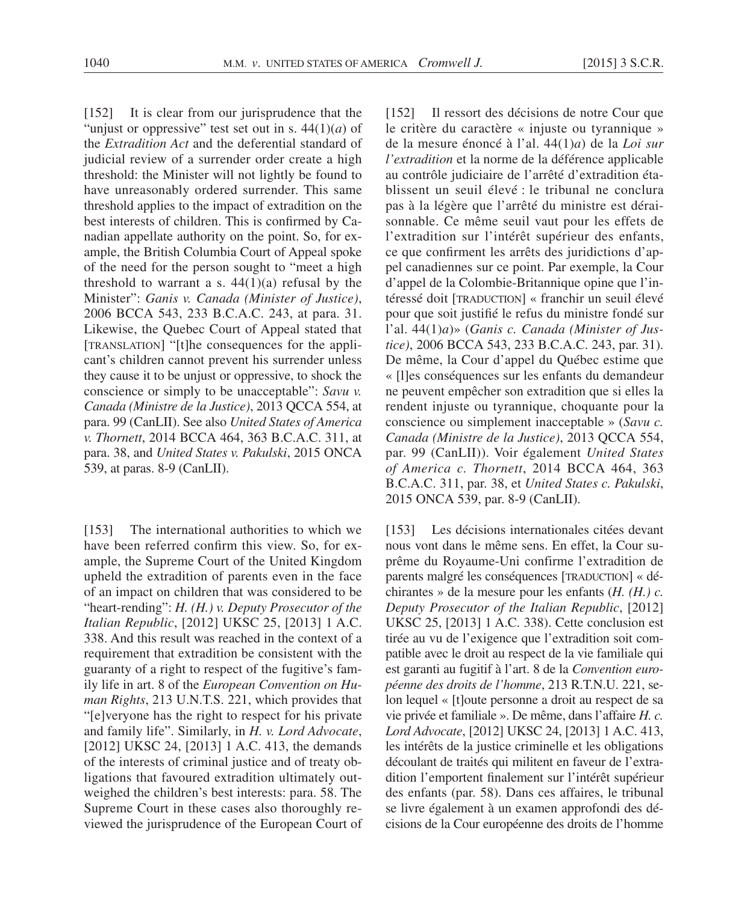[152] It is clear from our jurisprudence that the "unjust or oppressive" test set out in s. 44(1)(*a*) of the *Extradition Act* and the deferential standard of judicial review of a surrender order create a high threshold: the Minister will not lightly be found to have unreasonably ordered surrender. This same threshold applies to the impact of extradition on the best interests of children. This is confirmed by Canadian appellate authority on the point. So, for example, the British Columbia Court of Appeal spoke of the need for the person sought to "meet a high threshold to warrant a s. 44(1)(a) refusal by the Minister": *Ganis v. Canada (Minister of Justice)*, 2006 BCCA 543, 233 B.C.A.C. 243, at para. 31. Likewise, the Quebec Court of Appeal stated that [TRANSLATION] "[t]he consequences for the applicant's children cannot prevent his surrender unless they cause it to be unjust or oppressive, to shock the conscience or simply to be unacceptable": *Savu v. Canada (Ministre de la Justice)*, 2013 QCCA 554, at para. 99 (CanLII). See also *United States of America v. Thornett*, 2014 BCCA 464, 363 B.C.A.C. 311, at para. 38, and *United States v. Pakulski*, 2015 ONCA 539, at paras. 8-9 (CanLII).

[153] The international authorities to which we have been referred confirm this view. So, for example, the Supreme Court of the United Kingdom upheld the extradition of parents even in the face of an impact on children that was considered to be "heart-rending": *H. (H.) v. Deputy Prosecutor of the Italian Republic*, [2012] UKSC 25, [2013] 1 A.C. 338. And this result was reached in the context of a requirement that extradition be consistent with the guaranty of a right to respect of the fugitive's family life in art. 8 of the *European Convention on Human Rights*, 213 U.N.T.S. 221, which provides that "[e]veryone has the right to respect for his private and family life". Similarly, in *H. v. Lord Advocate*, [2012] UKSC 24, [2013] 1 A.C. 413, the demands of the interests of criminal justice and of treaty obligations that favoured extradition ultimately outweighed the children's best interests: para. 58. The Supreme Court in these cases also thoroughly reviewed the jurisprudence of the European Court of

[152] Il ressort des décisions de notre Cour que le critère du caractère « injuste ou tyrannique » de la mesure énoncé à l'al. 44(1)*a*) de la *Loi sur l'extradition* et la norme de la déférence applicable au contrôle judiciaire de l'arrêté d'extradition établissent un seuil élevé : le tribunal ne conclura pas à la légère que l'arrêté du ministre est déraisonnable. Ce même seuil vaut pour les effets de l'extradition sur l'intérêt supérieur des enfants, ce que confirment les arrêts des juridictions d'appel canadiennes sur ce point. Par exemple, la Cour d'appel de la Colombie-Britannique opine que l'intéressé doit [TRADUCTION] « franchir un seuil élevé pour que soit justifié le refus du ministre fondé sur l'al. 44(1)*a*)» (*Ganis c. Canada (Minister of Justice)*, 2006 BCCA 543, 233 B.C.A.C. 243, par. 31). De même, la Cour d'appel du Québec estime que « [l]es conséquences sur les enfants du demandeur ne peuvent empêcher son extradition que si elles la rendent injuste ou tyrannique, choquante pour la conscience ou simplement inacceptable » (*Savu c. Canada (Ministre de la Justice)*, 2013 QCCA 554, par. 99 (CanLII)). Voir également *United States of America c. Thornett*, 2014 BCCA 464, 363 B.C.A.C. 311, par. 38, et *United States c. Pakulski*, 2015 ONCA 539, par. 8-9 (CanLII).

[153] Les décisions internationales citées devant nous vont dans le même sens. En effet, la Cour suprême du Royaume-Uni confirme l'extradition de parents malgré les conséquences [TRADUCTION] « déchirantes » de la mesure pour les enfants (*H. (H.) c. Deputy Prosecutor of the Italian Republic*, [2012] UKSC 25, [2013] 1 A.C. 338). Cette conclusion est tirée au vu de l'exigence que l'extradition soit compatible avec le droit au respect de la vie familiale qui est garanti au fugitif à l'art. 8 de la *Convention européenne des droits de l'homme*, 213 R.T.N.U. 221, selon lequel « [t]oute personne a droit au respect de sa vie privée et familiale ». De même, dans l'affaire *H. c. Lord Advocate*, [2012] UKSC 24, [2013] 1 A.C. 413, les intérêts de la justice criminelle et les obligations découlant de traités qui militent en faveur de l'extradition l'emportent finalement sur l'intérêt supérieur des enfants (par. 58). Dans ces affaires, le tribunal se livre également à un examen approfondi des décisions de la Cour européenne des droits de l'homme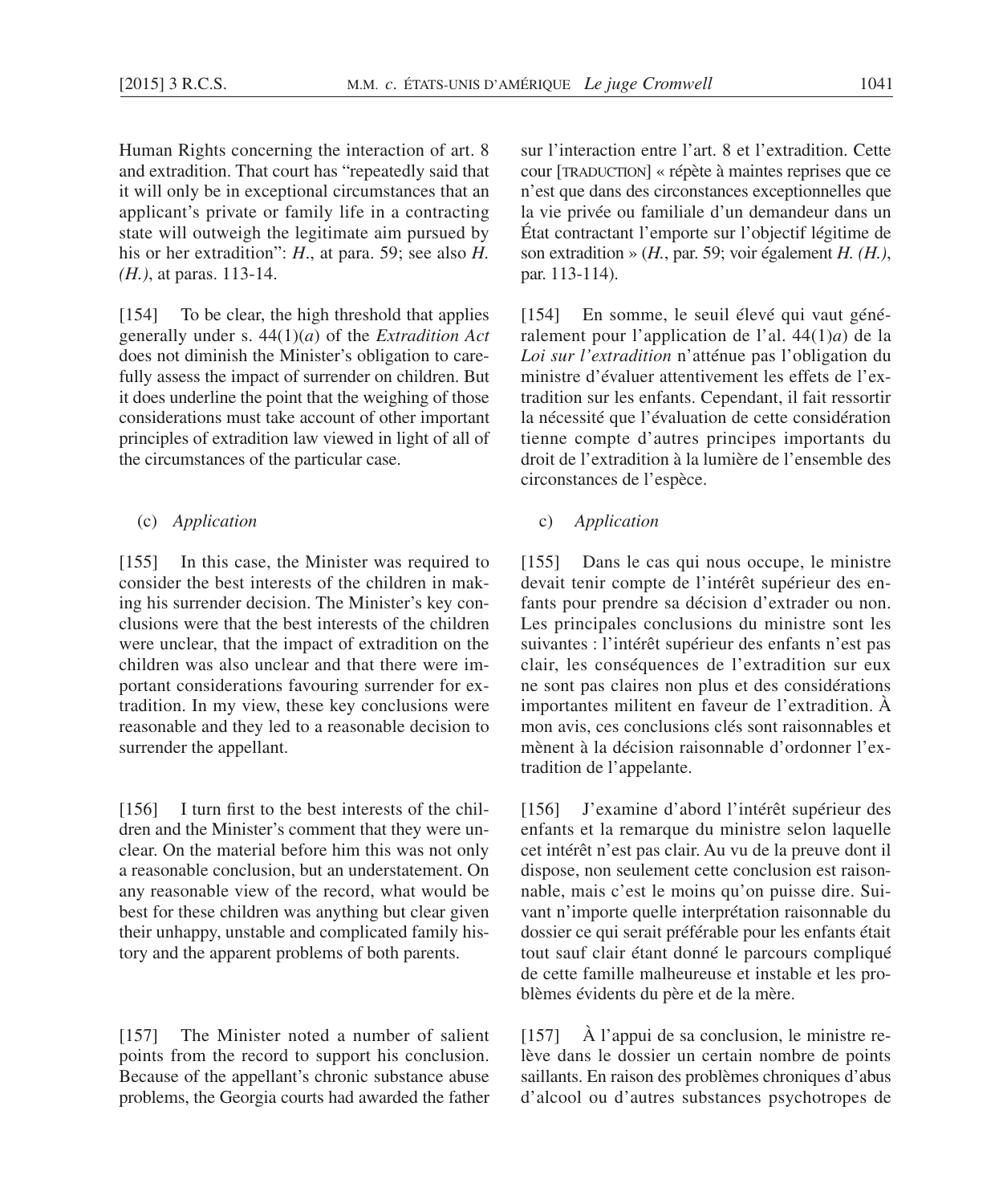Human Rights concerning the interaction of art. 8 and extradition. That court has "repeatedly said that it will only be in exceptional circumstances that an applicant's private or family life in a contracting state will outweigh the legitimate aim pursued by his or her extradition": *H.*, at para. 59; see also *H. (H.)*, at paras. 113-14.

[154] To be clear, the high threshold that applies generally under s. 44(1)(*a*) of the *Extradition Act* does not diminish the Minister's obligation to carefully assess the impact of surrender on children. But it does underline the point that the weighing of those considerations must take account of other important principles of extradition law viewed in light of all of the circumstances of the particular case.

(c) *Application*

[155] In this case, the Minister was required to consider the best interests of the children in making his surrender decision. The Minister's key conclusions were that the best interests of the children were unclear, that the impact of extradition on the children was also unclear and that there were important considerations favouring surrender for extradition. In my view, these key conclusions were reasonable and they led to a reasonable decision to surrender the appellant.

[156] I turn first to the best interests of the children and the Minister's comment that they were unclear. On the material before him this was not only a reasonable conclusion, but an understatement. On any reasonable view of the record, what would be best for these children was anything but clear given their unhappy, unstable and complicated family history and the apparent problems of both parents.

[157] The Minister noted a number of salient points from the record to support his conclusion. Because of the appellant's chronic substance abuse problems, the Georgia courts had awarded the father

sur l'interaction entre l'art. 8 et l'extradition. Cette cour [TRADUCTION] « répète à maintes reprises que ce n'est que dans des circonstances exceptionnelles que la vie privée ou familiale d'un demandeur dans un État contractant l'emporte sur l'objectif légitime de son extradition » (*H.*, par. 59; voir également *H. (H.)*, par. 113-114).

[154] En somme, le seuil élevé qui vaut généralement pour l'application de l'al. 44(1)*a*) de la *Loi sur l'extradition* n'atténue pas l'obligation du ministre d'évaluer attentivement les effets de l'extradition sur les enfants. Cependant, il fait ressortir la nécessité que l'évaluation de cette considération tienne compte d'autres principes importants du droit de l'extradition à la lumière de l'ensemble des circonstances de l'espèce.

c) *Application*

[155] Dans le cas qui nous occupe, le ministre devait tenir compte de l'intérêt supérieur des enfants pour prendre sa décision d'extrader ou non. Les principales conclusions du ministre sont les suivantes : l'intérêt supérieur des enfants n'est pas clair, les conséquences de l'extradition sur eux ne sont pas claires non plus et des considérations importantes militent en faveur de l'extradition. À mon avis, ces conclusions clés sont raisonnables et mènent à la décision raisonnable d'ordonner l'extradition de l'appelante.

[156] J'examine d'abord l'intérêt supérieur des enfants et la remarque du ministre selon laquelle cet intérêt n'est pas clair. Au vu de la preuve dont il dispose, non seulement cette conclusion est raisonnable, mais c'est le moins qu'on puisse dire. Suivant n'importe quelle interprétation raisonnable du dossier ce qui serait préférable pour les enfants était tout sauf clair étant donné le parcours compliqué de cette famille malheureuse et instable et les problèmes évidents du père et de la mère.

[157] À l'appui de sa conclusion, le ministre relève dans le dossier un certain nombre de points saillants. En raison des problèmes chroniques d'abus d'alcool ou d'autres substances psychotropes de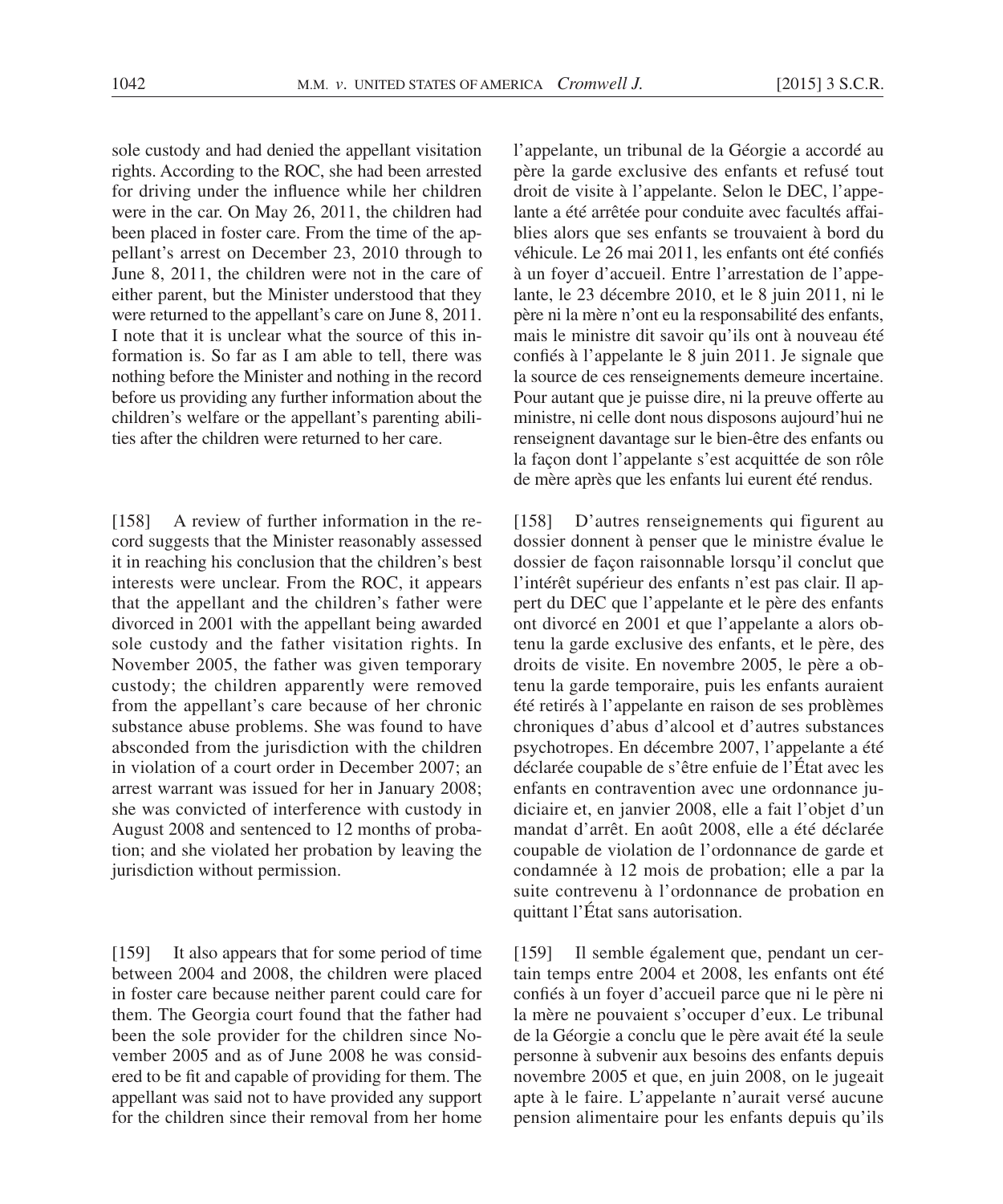sole custody and had denied the appellant visitation rights. According to the ROC, she had been arrested for driving under the influence while her children were in the car. On May 26, 2011, the children had been placed in foster care. From the time of the appellant's arrest on December 23, 2010 through to June 8, 2011, the children were not in the care of either parent, but the Minister understood that they were returned to the appellant's care on June 8, 2011. I note that it is unclear what the source of this information is. So far as I am able to tell, there was nothing before the Minister and nothing in the record before us providing any further information about the children's welfare or the appellant's parenting abilities after the children were returned to her care.

[158] A review of further information in the record suggests that the Minister reasonably assessed it in reaching his conclusion that the children's best interests were unclear. From the ROC, it appears that the appellant and the children's father were divorced in 2001 with the appellant being awarded sole custody and the father visitation rights. In November 2005, the father was given temporary custody; the children apparently were removed from the appellant's care because of her chronic substance abuse problems. She was found to have absconded from the jurisdiction with the children in violation of a court order in December 2007; an arrest warrant was issued for her in January 2008; she was convicted of interference with custody in August 2008 and sentenced to 12 months of probation; and she violated her probation by leaving the jurisdiction without permission.

[159] It also appears that for some period of time between 2004 and 2008, the children were placed in foster care because neither parent could care for them. The Georgia court found that the father had been the sole provider for the children since November 2005 and as of June 2008 he was considered to be fit and capable of providing for them. The appellant was said not to have provided any support for the children since their removal from her home

l'appelante, un tribunal de la Géorgie a accordé au père la garde exclusive des enfants et refusé tout droit de visite à l'appelante. Selon le DEC, l'appelante a été arrêtée pour conduite avec facultés affaiblies alors que ses enfants se trouvaient à bord du véhicule. Le 26 mai 2011, les enfants ont été confiés à un foyer d'accueil. Entre l'arrestation de l'appelante, le 23 décembre 2010, et le 8 juin 2011, ni le père ni la mère n'ont eu la responsabilité des enfants, mais le ministre dit savoir qu'ils ont à nouveau été confiés à l'appelante le 8 juin 2011. Je signale que la source de ces renseignements demeure incertaine. Pour autant que je puisse dire, ni la preuve offerte au ministre, ni celle dont nous disposons aujourd'hui ne renseignent davantage sur le bien-être des enfants ou la façon dont l'appelante s'est acquittée de son rôle de mère après que les enfants lui eurent été rendus.

[158] D'autres renseignements qui figurent au dossier donnent à penser que le ministre évalue le dossier de façon raisonnable lorsqu'il conclut que l'intérêt supérieur des enfants n'est pas clair. Il appert du DEC que l'appelante et le père des enfants ont divorcé en 2001 et que l'appelante a alors obtenu la garde exclusive des enfants, et le père, des droits de visite. En novembre 2005, le père a obtenu la garde temporaire, puis les enfants auraient été retirés à l'appelante en raison de ses problèmes chroniques d'abus d'alcool et d'autres substances psychotropes. En décembre 2007, l'appelante a été déclarée coupable de s'être enfuie de l'État avec les enfants en contravention avec une ordonnance judiciaire et, en janvier 2008, elle a fait l'objet d'un mandat d'arrêt. En août 2008, elle a été déclarée coupable de violation de l'ordonnance de garde et condamnée à 12 mois de probation; elle a par la suite contrevenu à l'ordonnance de probation en quittant l'État sans autorisation.

[159] Il semble également que, pendant un certain temps entre 2004 et 2008, les enfants ont été confiés à un foyer d'accueil parce que ni le père ni la mère ne pouvaient s'occuper d'eux. Le tribunal de la Géorgie a conclu que le père avait été la seule personne à subvenir aux besoins des enfants depuis novembre 2005 et que, en juin 2008, on le jugeait apte à le faire. L'appelante n'aurait versé aucune pension alimentaire pour les enfants depuis qu'ils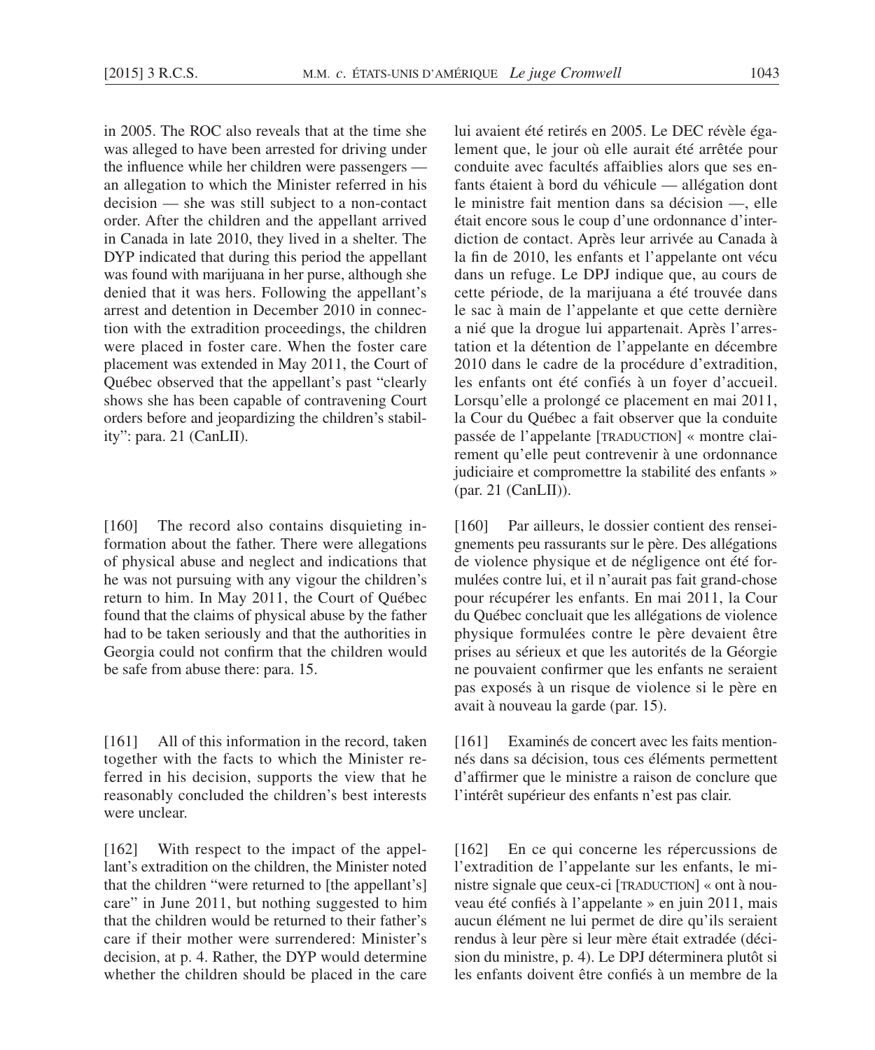in 2005. The ROC also reveals that at the time she was alleged to have been arrested for driving under the influence while her children were passengers — an allegation to which the Minister referred in his decision — she was still subject to a non-contact order. After the children and the appellant arrived in Canada in late 2010, they lived in a shelter. The DYP indicated that during this period the appellant was found with marijuana in her purse, although she denied that it was hers. Following the appellant's arrest and detention in December 2010 in connection with the extradition proceedings, the children were placed in foster care. When the foster care placement was extended in May 2011, the Court of Québec observed that the appellant's past "clearly shows she has been capable of contravening Court orders before and jeopardizing the children's stability": para. 21 (CanLII).

[160] The record also contains disquieting information about the father. There were allegations of physical abuse and neglect and indications that he was not pursuing with any vigour the children's return to him. In May 2011, the Court of Québec found that the claims of physical abuse by the father had to be taken seriously and that the authorities in Georgia could not confirm that the children would be safe from abuse there: para. 15.

[161] All of this information in the record, taken together with the facts to which the Minister referred in his decision, supports the view that he reasonably concluded the children's best interests were unclear.

[162] With respect to the impact of the appellant's extradition on the children, the Minister noted that the children "were returned to [the appellant's] care" in June 2011, but nothing suggested to him that the children would be returned to their father's care if their mother were surrendered: Minister's decision, at p. 4. Rather, the DYP would determine whether the children should be placed in the care

lui avaient été retirés en 2005. Le DEC révèle également que, le jour où elle aurait été arrêtée pour conduite avec facultés affaiblies alors que ses enfants étaient à bord du véhicule — allégation dont le ministre fait mention dans sa décision —, elle était encore sous le coup d'une ordonnance d'interdiction de contact. Après leur arrivée au Canada à la fin de 2010, les enfants et l'appelante ont vécu dans un refuge. Le DPJ indique que, au cours de cette période, de la marijuana a été trouvée dans le sac à main de l'appelante et que cette dernière a nié que la drogue lui appartenait. Après l'arrestation et la détention de l'appelante en décembre 2010 dans le cadre de la procédure d'extradition, les enfants ont été confiés à un foyer d'accueil. Lorsqu'elle a prolongé ce placement en mai 2011, la Cour du Québec a fait observer que la conduite passée de l'appelante [TRADUCTION] « montre clairement qu'elle peut contrevenir à une ordonnance judiciaire et compromettre la stabilité des enfants » (par. 21 (CanLII)).

[160] Par ailleurs, le dossier contient des renseignements peu rassurants sur le père. Des allégations de violence physique et de négligence ont été formulées contre lui, et il n'aurait pas fait grand-chose pour récupérer les enfants. En mai 2011, la Cour du Québec concluait que les allégations de violence physique formulées contre le père devaient être prises au sérieux et que les autorités de la Géorgie ne pouvaient confirmer que les enfants ne seraient pas exposés à un risque de violence si le père en avait à nouveau la garde (par. 15).

[161] Examinés de concert avec les faits mentionnés dans sa décision, tous ces éléments permettent d'affirmer que le ministre a raison de conclure que l'intérêt supérieur des enfants n'est pas clair.

[162] En ce qui concerne les répercussions de l'extradition de l'appelante sur les enfants, le ministre signale que ceux-ci [TRADUCTION] « ont à nouveau été confiés à l'appelante » en juin 2011, mais aucun élément ne lui permet de dire qu'ils seraient rendus à leur père si leur mère était extradée (décision du ministre, p. 4). Le DPJ déterminera plutôt si les enfants doivent être confiés à un membre de la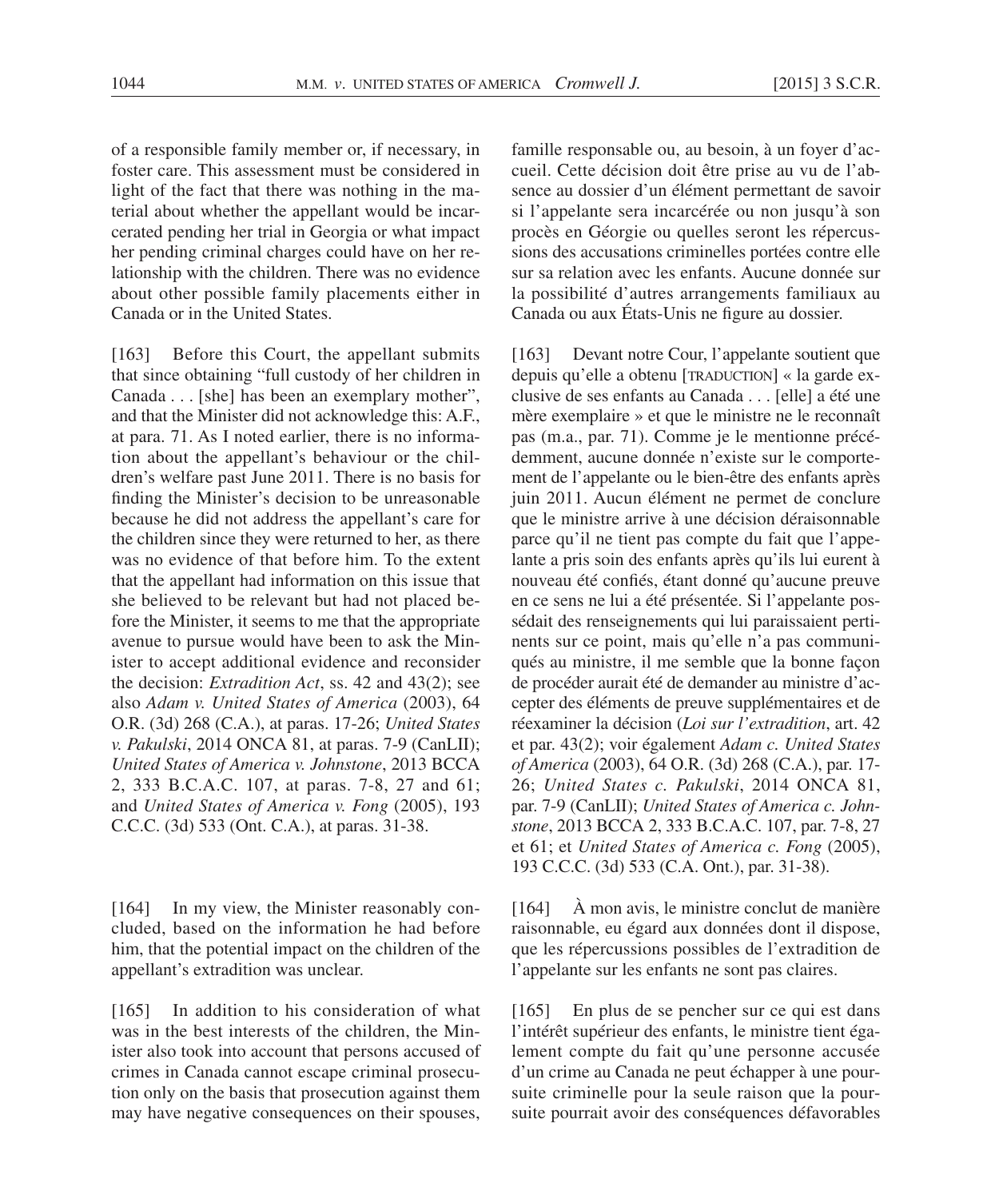of a responsible family member or, if necessary, in foster care. This assessment must be considered in light of the fact that there was nothing in the material about whether the appellant would be incarcerated pending her trial in Georgia or what impact her pending criminal charges could have on her relationship with the children. There was no evidence about other possible family placements either in Canada or in the United States.

[163] Before this Court, the appellant submits that since obtaining "full custody of her children in Canada . . . [she] has been an exemplary mother", and that the Minister did not acknowledge this: A.F., at para. 71. As I noted earlier, there is no information about the appellant's behaviour or the children's welfare past June 2011. There is no basis for finding the Minister's decision to be unreasonable because he did not address the appellant's care for the children since they were returned to her, as there was no evidence of that before him. To the extent that the appellant had information on this issue that she believed to be relevant but had not placed before the Minister, it seems to me that the appropriate avenue to pursue would have been to ask the Minister to accept additional evidence and reconsider the decision: *Extradition Act*, ss. 42 and 43(2); see also *Adam v. United States of America* (2003), 64 O.R. (3d) 268 (C.A.), at paras. 17-26; *United States v. Pakulski*, 2014 ONCA 81, at paras. 7-9 (CanLII); *United States of America v. Johnstone*, 2013 BCCA 2, 333 B.C.A.C. 107, at paras. 7-8, 27 and 61; and *United States of America v. Fong* (2005), 193 C.C.C. (3d) 533 (Ont. C.A.), at paras. 31-38.

[164] In my view, the Minister reasonably concluded, based on the information he had before him, that the potential impact on the children of the appellant's extradition was unclear.

[165] In addition to his consideration of what was in the best interests of the children, the Minister also took into account that persons accused of crimes in Canada cannot escape criminal prosecution only on the basis that prosecution against them may have negative consequences on their spouses,

famille responsable ou, au besoin, à un foyer d'accueil. Cette décision doit être prise au vu de l'absence au dossier d'un élément permettant de savoir si l'appelante sera incarcérée ou non jusqu'à son procès en Géorgie ou quelles seront les répercussions des accusations criminelles portées contre elle sur sa relation avec les enfants. Aucune donnée sur la possibilité d'autres arrangements familiaux au Canada ou aux États-Unis ne figure au dossier.

[163] Devant notre Cour, l'appelante soutient que depuis qu'elle a obtenu [TRADUCTION] « la garde exclusive de ses enfants au Canada . . . [elle] a été une mère exemplaire » et que le ministre ne le reconnaît pas (m.a., par. 71). Comme je le mentionne précédemment, aucune donnée n'existe sur le comportement de l'appelante ou le bien-être des enfants après juin 2011. Aucun élément ne permet de conclure que le ministre arrive à une décision déraisonnable parce qu'il ne tient pas compte du fait que l'appelante a pris soin des enfants après qu'ils lui eurent à nouveau été confiés, étant donné qu'aucune preuve en ce sens ne lui a été présentée. Si l'appelante possédait des renseignements qui lui paraissaient pertinents sur ce point, mais qu'elle n'a pas communiqués au ministre, il me semble que la bonne façon de procéder aurait été de demander au ministre d'accepter des éléments de preuve supplémentaires et de réexaminer la décision (*Loi sur l'extradition*, art. 42 et par. 43(2); voir également *Adam c. United States of America* (2003), 64 O.R. (3d) 268 (C.A.), par. 17-26; *United States c. Pakulski*, 2014 ONCA 81, par. 7-9 (CanLII); *United States of America c. Johnstone*, 2013 BCCA 2, 333 B.C.A.C. 107, par. 7-8, 27 et 61; et *United States of America c. Fong* (2005), 193 C.C.C. (3d) 533 (C.A. Ont.), par. 31-38).

[164] À mon avis, le ministre conclut de manière raisonnable, eu égard aux données dont il dispose, que les répercussions possibles de l'extradition de l'appelante sur les enfants ne sont pas claires.

[165] En plus de se pencher sur ce qui est dans l'intérêt supérieur des enfants, le ministre tient également compte du fait qu'une personne accusée d'un crime au Canada ne peut échapper à une poursuite criminelle pour la seule raison que la poursuite pourrait avoir des conséquences défavorables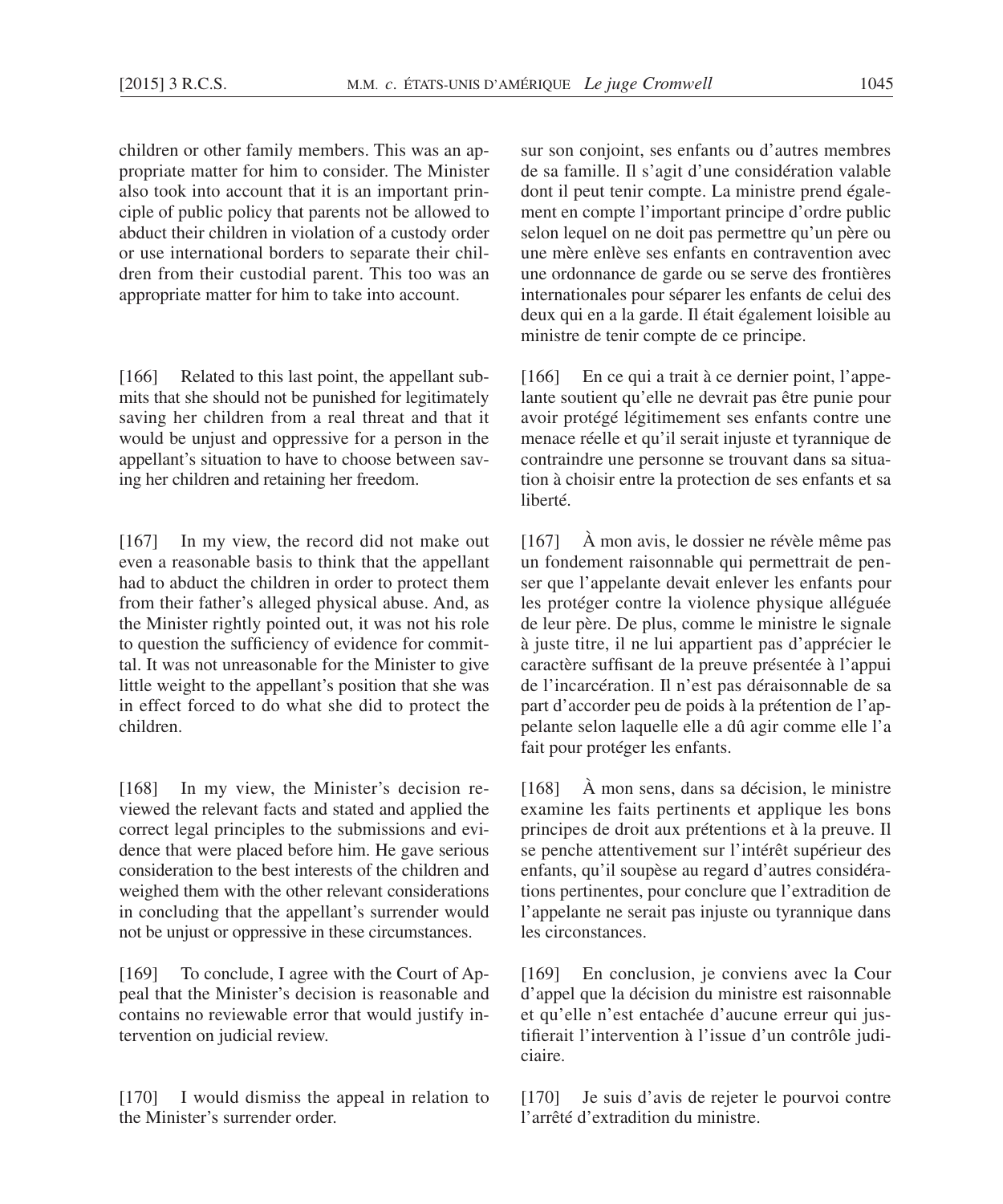children or other family members. This was an appropriate matter for him to consider. The Minister also took into account that it is an important principle of public policy that parents not be allowed to abduct their children in violation of a custody order or use international borders to separate their children from their custodial parent. This too was an appropriate matter for him to take into account.

[166] Related to this last point, the appellant submits that she should not be punished for legitimately saving her children from a real threat and that it would be unjust and oppressive for a person in the appellant's situation to have to choose between saving her children and retaining her freedom.

[167] In my view, the record did not make out even a reasonable basis to think that the appellant had to abduct the children in order to protect them from their father's alleged physical abuse. And, as the Minister rightly pointed out, it was not his role to question the sufficiency of evidence for committal. It was not unreasonable for the Minister to give little weight to the appellant's position that she was in effect forced to do what she did to protect the children.

[168] In my view, the Minister's decision reviewed the relevant facts and stated and applied the correct legal principles to the submissions and evidence that were placed before him. He gave serious consideration to the best interests of the children and weighed them with the other relevant considerations in concluding that the appellant's surrender would not be unjust or oppressive in these circumstances.

[169] To conclude, I agree with the Court of Appeal that the Minister's decision is reasonable and contains no reviewable error that would justify intervention on judicial review.

[170] I would dismiss the appeal in relation to the Minister's surrender order.

sur son conjoint, ses enfants ou d'autres membres de sa famille. Il s'agit d'une considération valable dont il peut tenir compte. La ministre prend également en compte l'important principe d'ordre public selon lequel on ne doit pas permettre qu'un père ou une mère enlève ses enfants en contravention avec une ordonnance de garde ou se serve des frontières internationales pour séparer les enfants de celui des deux qui en a la garde. Il était également loisible au ministre de tenir compte de ce principe.

[166] En ce qui a trait à ce dernier point, l'appelante soutient qu'elle ne devrait pas être punie pour avoir protégé légitimement ses enfants contre une menace réelle et qu'il serait injuste et tyrannique de contraindre une personne se trouvant dans sa situation à choisir entre la protection de ses enfants et sa liberté.

[167] À mon avis, le dossier ne révèle même pas un fondement raisonnable qui permettrait de penser que l'appelante devait enlever les enfants pour les protéger contre la violence physique alléguée de leur père. De plus, comme le ministre le signale à juste titre, il ne lui appartient pas d'apprécier le caractère suffisant de la preuve présentée à l'appui de l'incarcération. Il n'est pas déraisonnable de sa part d'accorder peu de poids à la prétention de l'appelante selon laquelle elle a dû agir comme elle l'a fait pour protéger les enfants.

[168] À mon sens, dans sa décision, le ministre examine les faits pertinents et applique les bons principes de droit aux prétentions et à la preuve. Il se penche attentivement sur l'intérêt supérieur des enfants, qu'il soupèse au regard d'autres considérations pertinentes, pour conclure que l'extradition de l'appelante ne serait pas injuste ou tyrannique dans les circonstances.

[169] En conclusion, je conviens avec la Cour d'appel que la décision du ministre est raisonnable et qu'elle n'est entachée d'aucune erreur qui justifierait l'intervention à l'issue d'un contrôle judiciaire.

[170] Je suis d'avis de rejeter le pourvoi contre l'arrêté d'extradition du ministre.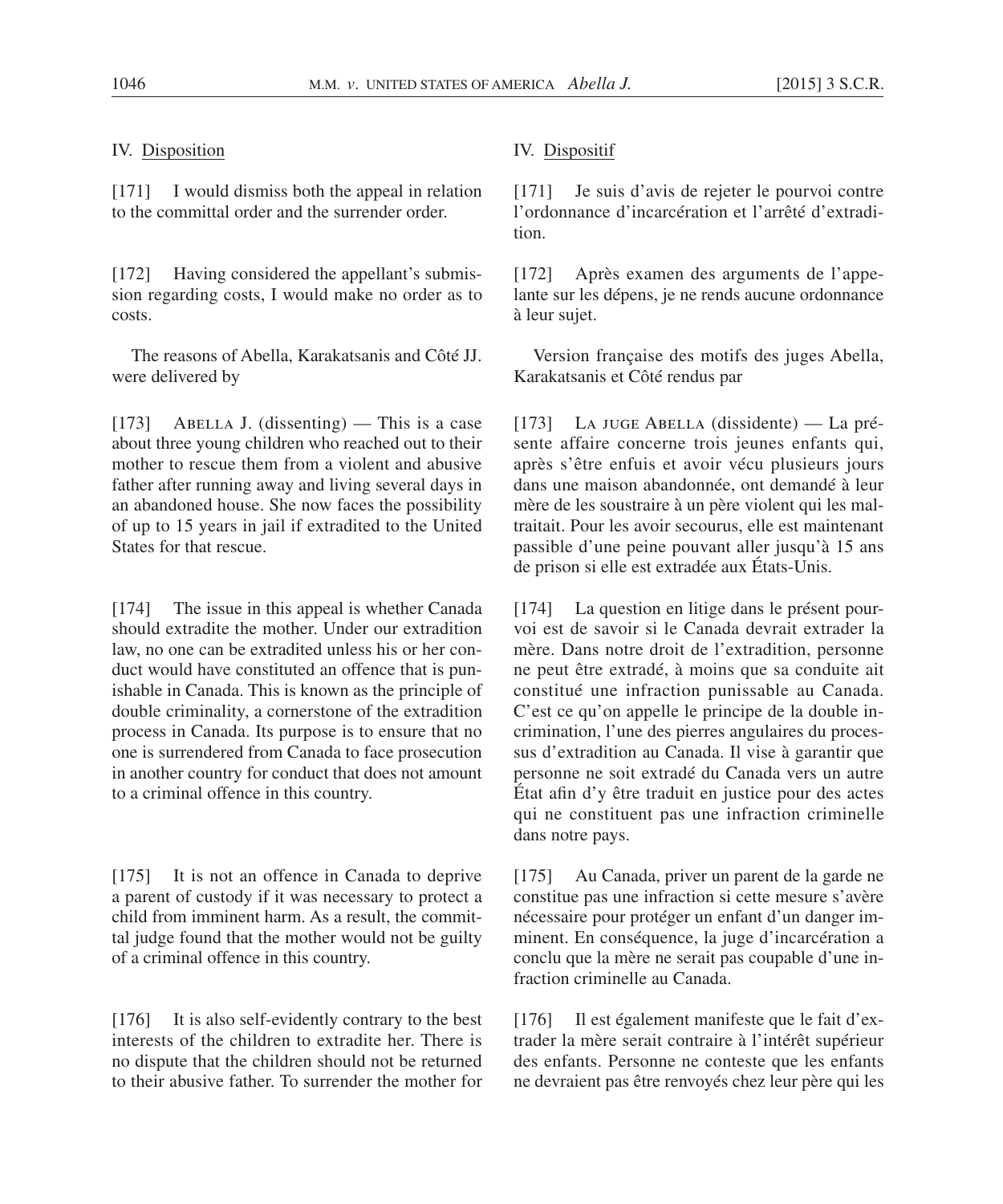## IV. Disposition

[171] I would dismiss both the appeal in relation to the committal order and the surrender order.

[172] Having considered the appellant's submission regarding costs, I would make no order as to costs.

The reasons of Abella, Karakatsanis and Côté JJ. were delivered by

[173] Abella J. (dissenting) — This is a case about three young children who reached out to their mother to rescue them from a violent and abusive father after running away and living several days in an abandoned house. She now faces the possibility of up to 15 years in jail if extradited to the United States for that rescue.

[174] The issue in this appeal is whether Canada should extradite the mother. Under our extradition law, no one can be extradited unless his or her conduct would have constituted an offence that is punishable in Canada. This is known as the principle of double criminality, a cornerstone of the extradition process in Canada. Its purpose is to ensure that no one is surrendered from Canada to face prosecution in another country for conduct that does not amount to a criminal offence in this country.

[175] It is not an offence in Canada to deprive a parent of custody if it was necessary to protect a child from imminent harm. As a result, the committal judge found that the mother would not be guilty of a criminal offence in this country.

[176] It is also self-evidently contrary to the best interests of the children to extradite her. There is no dispute that the children should not be returned to their abusive father. To surrender the mother for

## IV. Dispositif

[171] Je suis d'avis de rejeter le pourvoi contre l'ordonnance d'incarcération et l'arrêté d'extradition.

[172] Après examen des arguments de l'appelante sur les dépens, je ne rends aucune ordonnance à leur sujet.

Version française des motifs des juges Abella, Karakatsanis et Côté rendus par

[173] La juge Abella (dissidente) — La présente affaire concerne trois jeunes enfants qui, après s'être enfuis et avoir vécu plusieurs jours dans une maison abandonnée, ont demandé à leur mère de les soustraire à un père violent qui les maltraitait. Pour les avoir secourus, elle est maintenant passible d'une peine pouvant aller jusqu'à 15 ans de prison si elle est extradée aux États-Unis.

[174] La question en litige dans le présent pourvoi est de savoir si le Canada devrait extrader la mère. Dans notre droit de l'extradition, personne ne peut être extradé, à moins que sa conduite ait constitué une infraction punissable au Canada. C'est ce qu'on appelle le principe de la double incrimination, l'une des pierres angulaires du processus d'extradition au Canada. Il vise à garantir que personne ne soit extradé du Canada vers un autre État afin d'y être traduit en justice pour des actes qui ne constituent pas une infraction criminelle dans notre pays.

[175] Au Canada, priver un parent de la garde ne constitue pas une infraction si cette mesure s'avère nécessaire pour protéger un enfant d'un danger imminent. En conséquence, la juge d'incarcération a conclu que la mère ne serait pas coupable d'une infraction criminelle au Canada.

[176] Il est également manifeste que le fait d'extrader la mère serait contraire à l'intérêt supérieur des enfants. Personne ne conteste que les enfants ne devraient pas être renvoyés chez leur père qui les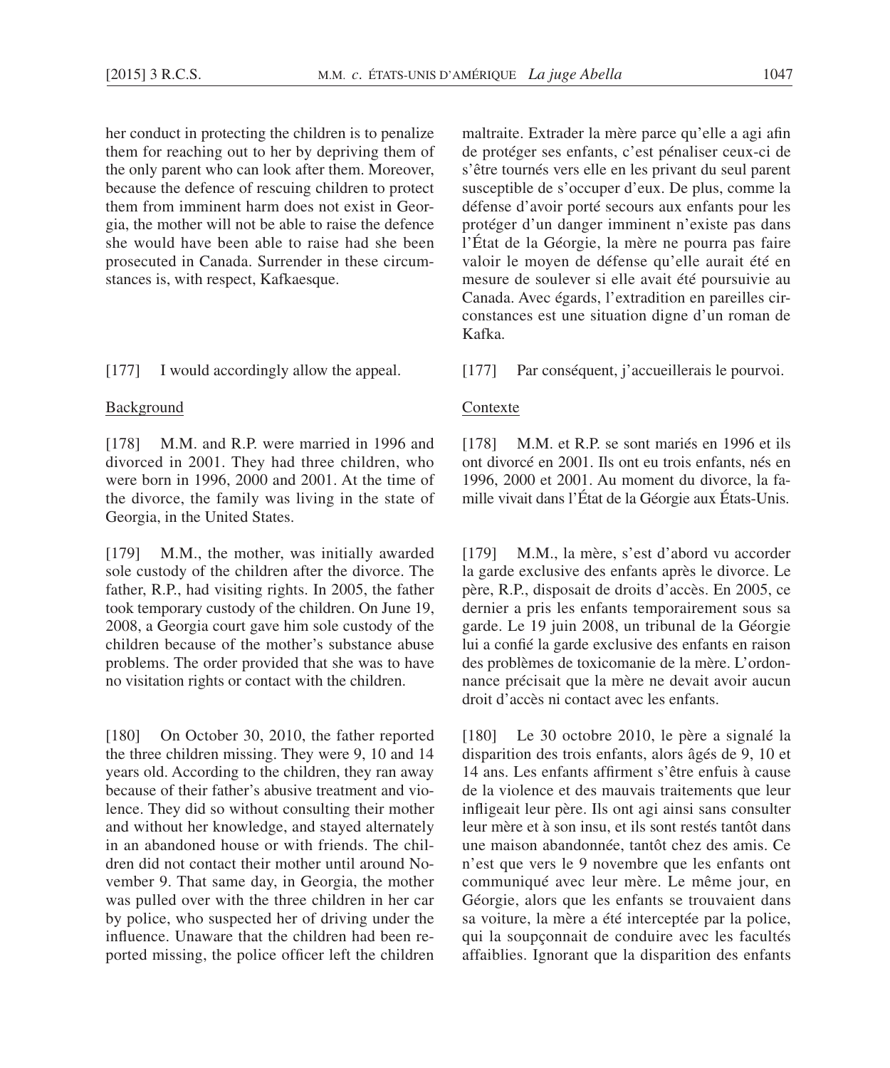her conduct in protecting the children is to penalize them for reaching out to her by depriving them of the only parent who can look after them. Moreover, because the defence of rescuing children to protect them from imminent harm does not exist in Georgia, the mother will not be able to raise the defence she would have been able to raise had she been prosecuted in Canada. Surrender in these circumstances is, with respect, Kafkaesque.

[177] I would accordingly allow the appeal.

Background

[178] M.M. and R.P. were married in 1996 and divorced in 2001. They had three children, who were born in 1996, 2000 and 2001. At the time of the divorce, the family was living in the state of Georgia, in the United States.

[179] M.M., the mother, was initially awarded sole custody of the children after the divorce. The father, R.P., had visiting rights. In 2005, the father took temporary custody of the children. On June 19, 2008, a Georgia court gave him sole custody of the children because of the mother's substance abuse problems. The order provided that she was to have no visitation rights or contact with the children.

[180] On October 30, 2010, the father reported the three children missing. They were 9, 10 and 14 years old. According to the children, they ran away because of their father's abusive treatment and violence. They did so without consulting their mother and without her knowledge, and stayed alternately in an abandoned house or with friends. The children did not contact their mother until around November 9. That same day, in Georgia, the mother was pulled over with the three children in her car by police, who suspected her of driving under the influence. Unaware that the children had been reported missing, the police officer left the children

maltraite. Extrader la mère parce qu'elle a agi afin de protéger ses enfants, c'est pénaliser ceux-ci de s'être tournés vers elle en les privant du seul parent susceptible de s'occuper d'eux. De plus, comme la défense d'avoir porté secours aux enfants pour les protéger d'un danger imminent n'existe pas dans l'État de la Géorgie, la mère ne pourra pas faire valoir le moyen de défense qu'elle aurait été en mesure de soulever si elle avait été poursuivie au Canada. Avec égards, l'extradition en pareilles circonstances est une situation digne d'un roman de Kafka.

[177] Par conséquent, j'accueillerais le pourvoi.

Contexte

[178] M.M. et R.P. se sont mariés en 1996 et ils ont divorcé en 2001. Ils ont eu trois enfants, nés en 1996, 2000 et 2001. Au moment du divorce, la famille vivait dans l'État de la Géorgie aux États-Unis.

[179] M.M., la mère, s'est d'abord vu accorder la garde exclusive des enfants après le divorce. Le père, R.P., disposait de droits d'accès. En 2005, ce dernier a pris les enfants temporairement sous sa garde. Le 19 juin 2008, un tribunal de la Géorgie lui a confié la garde exclusive des enfants en raison des problèmes de toxicomanie de la mère. L'ordonnance précisait que la mère ne devait avoir aucun droit d'accès ni contact avec les enfants.

[180] Le 30 octobre 2010, le père a signalé la disparition des trois enfants, alors âgés de 9, 10 et 14 ans. Les enfants affirment s'être enfuis à cause de la violence et des mauvais traitements que leur infligeait leur père. Ils ont agi ainsi sans consulter leur mère et à son insu, et ils sont restés tantôt dans une maison abandonnée, tantôt chez des amis. Ce n'est que vers le 9 novembre que les enfants ont communiqué avec leur mère. Le même jour, en Géorgie, alors que les enfants se trouvaient dans sa voiture, la mère a été interceptée par la police, qui la soupçonnait de conduire avec les facultés affaiblies. Ignorant que la disparition des enfants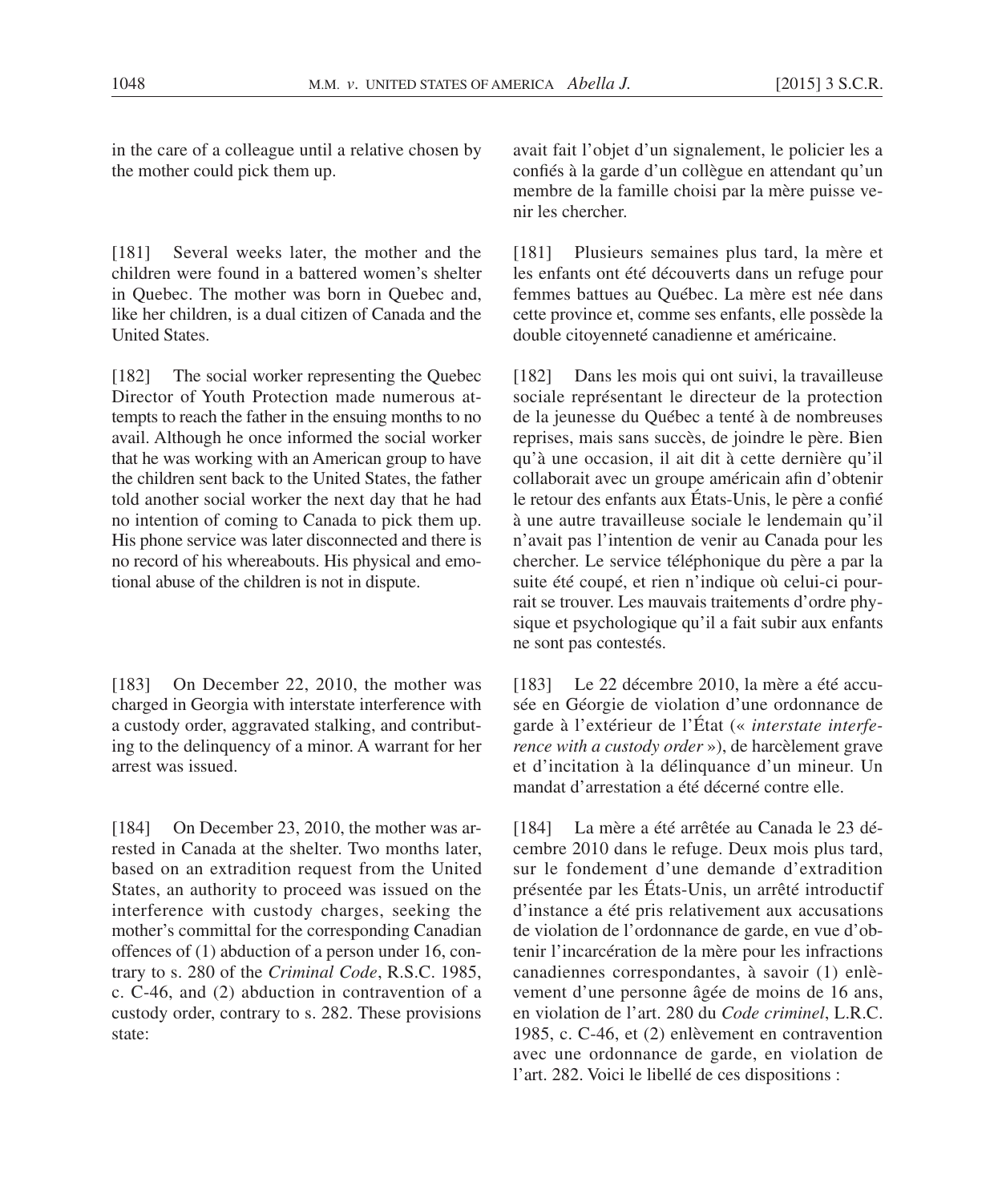in the care of a colleague until a relative chosen by the mother could pick them up.

avait fait l'objet d'un signalement, le policier les a confiés à la garde d'un collègue en attendant qu'un membre de la famille choisi par la mère puisse venir les chercher.

[181] Several weeks later, the mother and the children were found in a battered women's shelter in Quebec. The mother was born in Quebec and, like her children, is a dual citizen of Canada and the United States.

[181] Plusieurs semaines plus tard, la mère et les enfants ont été découverts dans un refuge pour femmes battues au Québec. La mère est née dans cette province et, comme ses enfants, elle possède la double citoyenneté canadienne et américaine.

[182] The social worker representing the Quebec Director of Youth Protection made numerous attempts to reach the father in the ensuing months to no avail. Although he once informed the social worker that he was working with an American group to have the children sent back to the United States, the father told another social worker the next day that he had no intention of coming to Canada to pick them up. His phone service was later disconnected and there is no record of his whereabouts. His physical and emotional abuse of the children is not in dispute.

[182] Dans les mois qui ont suivi, la travailleuse sociale représentant le directeur de la protection de la jeunesse du Québec a tenté à de nombreuses reprises, mais sans succès, de joindre le père. Bien qu'à une occasion, il ait dit à cette dernière qu'il collaborait avec un groupe américain afin d'obtenir le retour des enfants aux États-Unis, le père a confié à une autre travailleuse sociale le lendemain qu'il n'avait pas l'intention de venir au Canada pour les chercher. Le service téléphonique du père a par la suite été coupé, et rien n'indique où celui-ci pourrait se trouver. Les mauvais traitements d'ordre physique et psychologique qu'il a fait subir aux enfants ne sont pas contestés.

[183] On December 22, 2010, the mother was charged in Georgia with interstate interference with a custody order, aggravated stalking, and contributing to the delinquency of a minor. A warrant for her arrest was issued.

[183] Le 22 décembre 2010, la mère a été accusée en Géorgie de violation d'une ordonnance de garde à l'extérieur de l'État (« *interstate interference with a custody order* »), de harcèlement grave et d'incitation à la délinquance d'un mineur. Un mandat d'arrestation a été décerné contre elle.

[184] On December 23, 2010, the mother was arrested in Canada at the shelter. Two months later, based on an extradition request from the United States, an authority to proceed was issued on the interference with custody charges, seeking the mother's committal for the corresponding Canadian offences of (1) abduction of a person under 16, contrary to s. 280 of the *Criminal Code*, R.S.C. 1985, c. C-46, and (2) abduction in contravention of a custody order, contrary to s. 282. These provisions state:

[184] La mère a été arrêtée au Canada le 23 décembre 2010 dans le refuge. Deux mois plus tard, sur le fondement d'une demande d'extradition présentée par les États-Unis, un arrêté introductif d'instance a été pris relativement aux accusations de violation de l'ordonnance de garde, en vue d'obtenir l'incarcération de la mère pour les infractions canadiennes correspondantes, à savoir (1) enlèvement d'une personne âgée de moins de 16 ans, en violation de l'art. 280 du *Code criminel*, L.R.C. 1985, c. C-46, et (2) enlèvement en contravention avec une ordonnance de garde, en violation de l'art. 282. Voici le libellé de ces dispositions :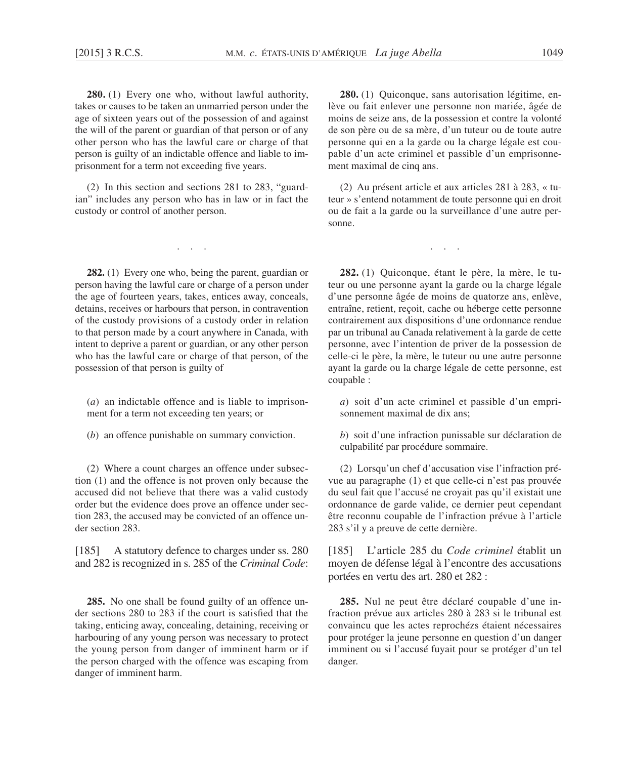**280.** (1) Every one who, without lawful authority, takes or causes to be taken an unmarried person under the age of sixteen years out of the possession of and against the will of the parent or guardian of that person or of any other person who has the lawful care or charge of that person is guilty of an indictable offence and liable to imprisonment for a term not exceeding five years.

(2) In this section and sections 281 to 283, "guardian" includes any person who has in law or in fact the custody or control of another person.

. . .

**282.** (1) Every one who, being the parent, guardian or person having the lawful care or charge of a person under the age of fourteen years, takes, entices away, conceals, detains, receives or harbours that person, in contravention of the custody provisions of a custody order in relation to that person made by a court anywhere in Canada, with intent to deprive a parent or guardian, or any other person who has the lawful care or charge of that person, of the possession of that person is guilty of

(*a*) an indictable offence and is liable to imprisonment for a term not exceeding ten years; or

(*b*) an offence punishable on summary conviction.

(2) Where a count charges an offence under subsection (1) and the offence is not proven only because the accused did not believe that there was a valid custody order but the evidence does prove an offence under section 283, the accused may be convicted of an offence under section 283.

[185] A statutory defence to charges under ss. 280 and 282 is recognized in s. 285 of the *Criminal Code*:

**285.** No one shall be found guilty of an offence under sections 280 to 283 if the court is satisfied that the taking, enticing away, concealing, detaining, receiving or harbouring of any young person was necessary to protect the young person from danger of imminent harm or if the person charged with the offence was escaping from danger of imminent harm.

**280.** (1) Quiconque, sans autorisation légitime, enlève ou fait enlever une personne non mariée, âgée de moins de seize ans, de la possession et contre la volonté de son père ou de sa mère, d'un tuteur ou de toute autre personne qui en a la garde ou la charge légale est coupable d'un acte criminel et passible d'un emprisonnement maximal de cinq ans.

(2) Au présent article et aux articles 281 à 283, « tuteur » s'entend notamment de toute personne qui en droit ou de fait a la garde ou la surveillance d'une autre personne.

. . .

**282.** (1) Quiconque, étant le père, la mère, le tuteur ou une personne ayant la garde ou la charge légale d'une personne âgée de moins de quatorze ans, enlève, entraîne, retient, reçoit, cache ou héberge cette personne contrairement aux dispositions d'une ordonnance rendue par un tribunal au Canada relativement à la garde de cette personne, avec l'intention de priver de la possession de celle-ci le père, la mère, le tuteur ou une autre personne ayant la garde ou la charge légale de cette personne, est coupable :

*a*) soit d'un acte criminel et passible d'un emprisonnement maximal de dix ans;

*b*) soit d'une infraction punissable sur déclaration de culpabilité par procédure sommaire.

(2) Lorsqu'un chef d'accusation vise l'infraction prévue au paragraphe (1) et que celle-ci n'est pas prouvée du seul fait que l'accusé ne croyait pas qu'il existait une ordonnance de garde valide, ce dernier peut cependant être reconnu coupable de l'infraction prévue à l'article 283 s'il y a preuve de cette dernière.

[185] L'article 285 du *Code criminel* établit un moyen de défense légal à l'encontre des accusations portées en vertu des art. 280 et 282 :

**285.** Nul ne peut être déclaré coupable d'une infraction prévue aux articles 280 à 283 si le tribunal est convaincu que les actes reprochés étaient nécessaires pour protéger la jeune personne en question d'un danger imminent ou si l'accusé fuyait pour se protéger d'un tel danger.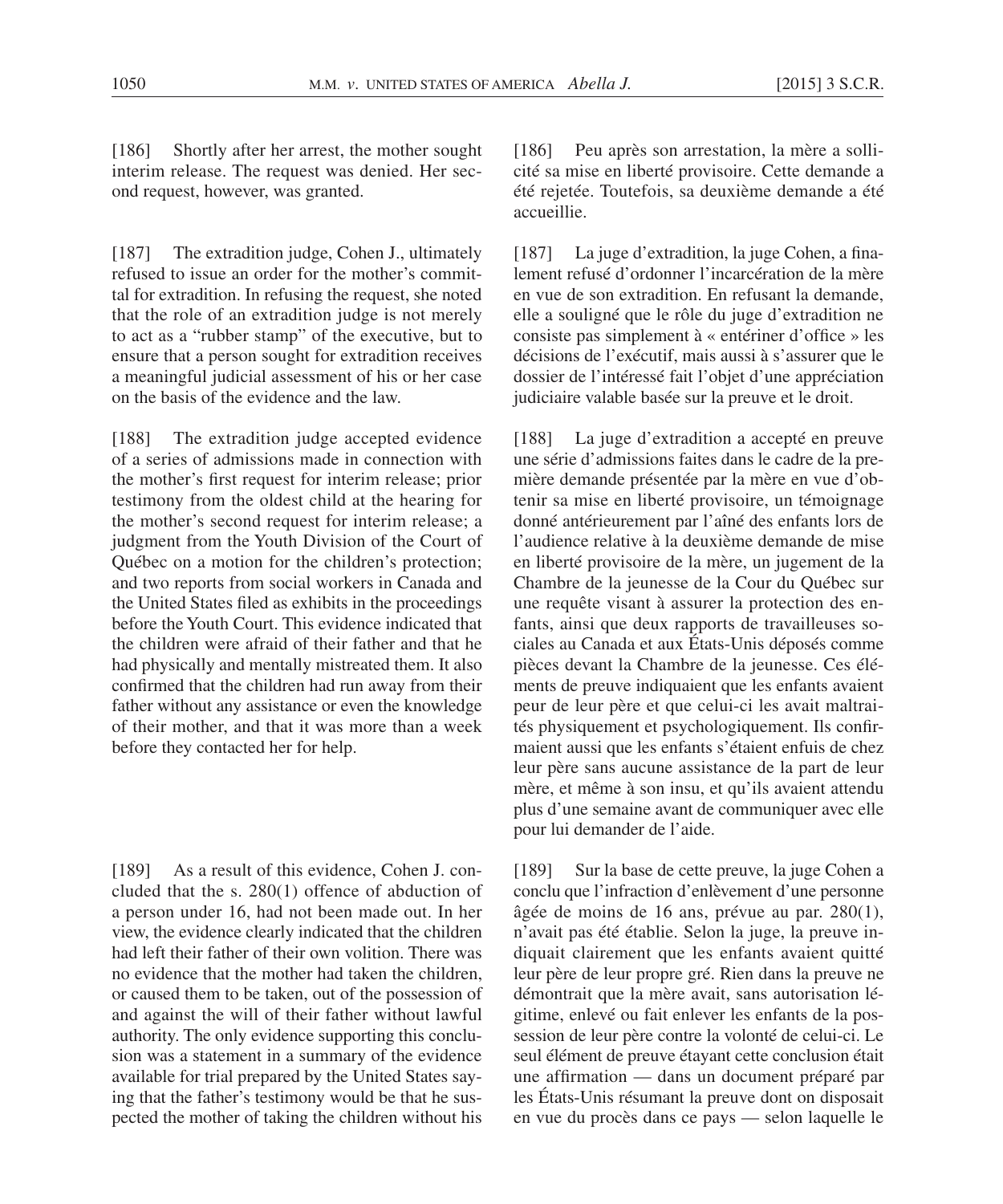[186] Shortly after her arrest, the mother sought interim release. The request was denied. Her second request, however, was granted.

[187] The extradition judge, Cohen J., ultimately refused to issue an order for the mother's committal for extradition. In refusing the request, she noted that the role of an extradition judge is not merely to act as a "rubber stamp" of the executive, but to ensure that a person sought for extradition receives a meaningful judicial assessment of his or her case on the basis of the evidence and the law.

[188] The extradition judge accepted evidence of a series of admissions made in connection with the mother's first request for interim release; prior testimony from the oldest child at the hearing for the mother's second request for interim release; a judgment from the Youth Division of the Court of Québec on a motion for the children's protection; and two reports from social workers in Canada and the United States filed as exhibits in the proceedings before the Youth Court. This evidence indicated that the children were afraid of their father and that he had physically and mentally mistreated them. It also confirmed that the children had run away from their father without any assistance or even the knowledge of their mother, and that it was more than a week before they contacted her for help.

[189] As a result of this evidence, Cohen J. concluded that the s. 280(1) offence of abduction of a person under 16, had not been made out. In her view, the evidence clearly indicated that the children had left their father of their own volition. There was no evidence that the mother had taken the children, or caused them to be taken, out of the possession of and against the will of their father without lawful authority. The only evidence supporting this conclusion was a statement in a summary of the evidence available for trial prepared by the United States saying that the father's testimony would be that he suspected the mother of taking the children without his

[186] Peu après son arrestation, la mère a sollicité sa mise en liberté provisoire. Cette demande a été rejetée. Toutefois, sa deuxième demande a été accueillie.

[187] La juge d'extradition, la juge Cohen, a finalement refusé d'ordonner l'incarcération de la mère en vue de son extradition. En refusant la demande, elle a souligné que le rôle du juge d'extradition ne consiste pas simplement à « entériner d'office » les décisions de l'exécutif, mais aussi à s'assurer que le dossier de l'intéressé fait l'objet d'une appréciation judiciaire valable basée sur la preuve et le droit.

[188] La juge d'extradition a accepté en preuve une série d'admissions faites dans le cadre de la première demande présentée par la mère en vue d'obtenir sa mise en liberté provisoire, un témoignage donné antérieurement par l'aîné des enfants lors de l'audience relative à la deuxième demande de mise en liberté provisoire de la mère, un jugement de la Chambre de la jeunesse de la Cour du Québec sur une requête visant à assurer la protection des enfants, ainsi que deux rapports de travailleuses sociales au Canada et aux États-Unis déposés comme pièces devant la Chambre de la jeunesse. Ces éléments de preuve indiquaient que les enfants avaient peur de leur père et que celui-ci les avait maltraités physiquement et psychologiquement. Ils confirmaient aussi que les enfants s'étaient enfuis de chez leur père sans aucune assistance de la part de leur mère, et même à son insu, et qu'ils avaient attendu plus d'une semaine avant de communiquer avec elle pour lui demander de l'aide.

[189] Sur la base de cette preuve, la juge Cohen a conclu que l'infraction d'enlèvement d'une personne âgée de moins de 16 ans, prévue au par. 280(1), n'avait pas été établie. Selon la juge, la preuve indiquait clairement que les enfants avaient quitté leur père de leur propre gré. Rien dans la preuve ne démontrait que la mère avait, sans autorisation légitime, enlevé ou fait enlever les enfants de la possession de leur père contre la volonté de celui-ci. Le seul élément de preuve étayant cette conclusion était une affirmation — dans un document préparé par les États-Unis résumant la preuve dont on disposait en vue du procès dans ce pays — selon laquelle le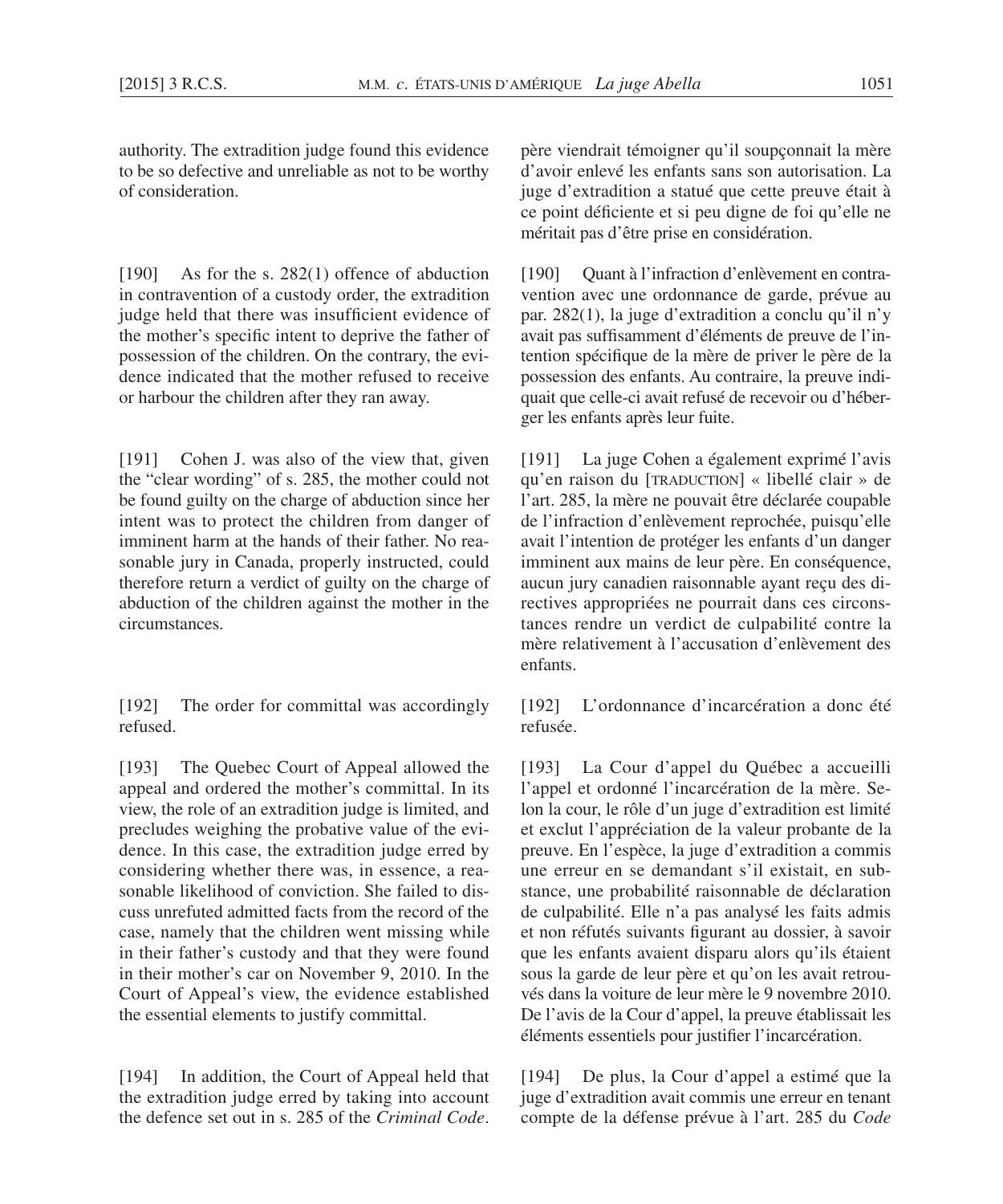authority. The extradition judge found this evidence to be so defective and unreliable as not to be worthy of consideration.

[190] As for the s. 282(1) offence of abduction in contravention of a custody order, the extradition judge held that there was insufficient evidence of the mother's specific intent to deprive the father of possession of the children. On the contrary, the evidence indicated that the mother refused to receive or harbour the children after they ran away.

[191] Cohen J. was also of the view that, given the "clear wording" of s. 285, the mother could not be found guilty on the charge of abduction since her intent was to protect the children from danger of imminent harm at the hands of their father. No reasonable jury in Canada, properly instructed, could therefore return a verdict of guilty on the charge of abduction of the children against the mother in the circumstances.

[192] The order for committal was accordingly refused.

[193] The Quebec Court of Appeal allowed the appeal and ordered the mother's committal. In its view, the role of an extradition judge is limited, and precludes weighing the probative value of the evidence. In this case, the extradition judge erred by considering whether there was, in essence, a reasonable likelihood of conviction. She failed to discuss unrefuted admitted facts from the record of the case, namely that the children went missing while in their father's custody and that they were found in their mother's car on November 9, 2010. In the Court of Appeal's view, the evidence established the essential elements to justify committal.

[194] In addition, the Court of Appeal held that the extradition judge erred by taking into account the defence set out in s. 285 of the *Criminal Code*.

père viendrait témoigner qu'il soupçonnait la mère d'avoir enlevé les enfants sans son autorisation. La juge d'extradition a statué que cette preuve était à ce point déficiente et si peu digne de foi qu'elle ne méritait pas d'être prise en considération.

[190] Quant à l'infraction d'enlèvement en contravention avec une ordonnance de garde, prévue au par. 282(1), la juge d'extradition a conclu qu'il n'y avait pas suffisamment d'éléments de preuve de l'intention spécifique de la mère de priver le père de la possession des enfants. Au contraire, la preuve indiquait que celle-ci avait refusé de recevoir ou d'héberger les enfants après leur fuite.

[191] La juge Cohen a également exprimé l'avis qu'en raison du [TRADUCTION] « libellé clair » de l'art. 285, la mère ne pouvait être déclarée coupable de l'infraction d'enlèvement reprochée, puisqu'elle avait l'intention de protéger les enfants d'un danger imminent aux mains de leur père. En conséquence, aucun jury canadien raisonnable ayant reçu des directives appropriées ne pourrait dans ces circonstances rendre un verdict de culpabilité contre la mère relativement à l'accusation d'enlèvement des enfants.

[192] L'ordonnance d'incarcération a donc été refusée.

[193] La Cour d'appel du Québec a accueilli l'appel et ordonné l'incarcération de la mère. Selon la cour, le rôle d'un juge d'extradition est limité et exclut l'appréciation de la valeur probante de la preuve. En l'espèce, la juge d'extradition a commis une erreur en se demandant s'il existait, en substance, une probabilité raisonnable de déclaration de culpabilité. Elle n'a pas analysé les faits admis et non réfutés suivants figurant au dossier, à savoir que les enfants avaient disparu alors qu'ils étaient sous la garde de leur père et qu'on les avait retrouvés dans la voiture de leur mère le 9 novembre 2010. De l'avis de la Cour d'appel, la preuve établissait les éléments essentiels pour justifier l'incarcération.

[194] De plus, la Cour d'appel a estimé que la juge d'extradition avait commis une erreur en tenant compte de la défense prévue à l'art. 285 du *Code*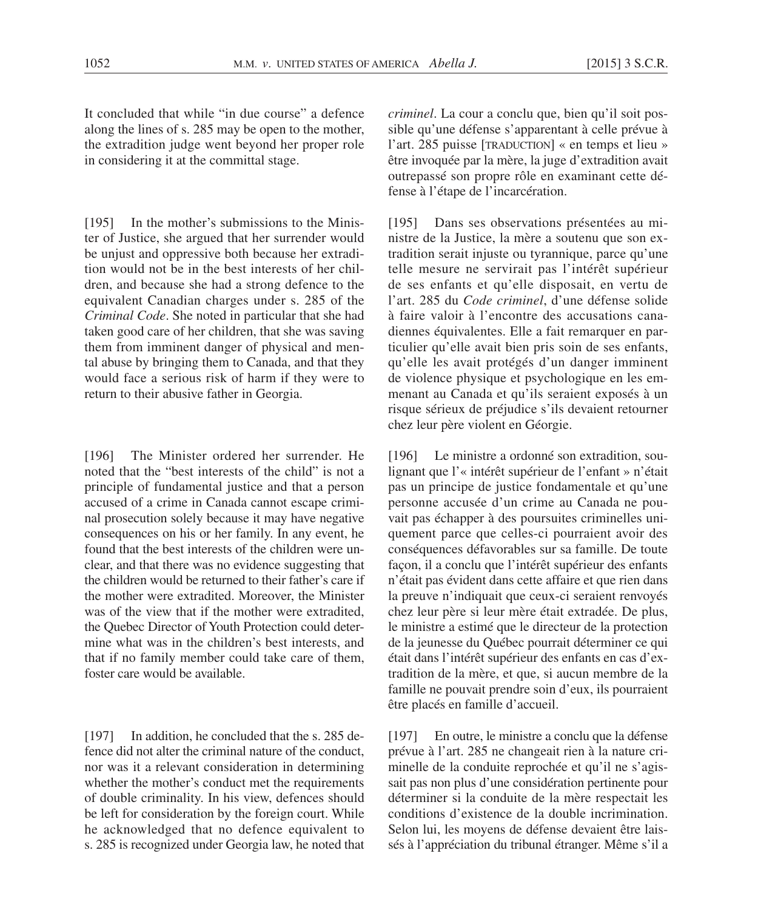It concluded that while "in due course" a defence along the lines of s. 285 may be open to the mother, the extradition judge went beyond her proper role in considering it at the committal stage.

[195] In the mother's submissions to the Minister of Justice, she argued that her surrender would be unjust and oppressive both because her extradition would not be in the best interests of her children, and because she had a strong defence to the equivalent Canadian charges under s. 285 of the *Criminal Code*. She noted in particular that she had taken good care of her children, that she was saving them from imminent danger of physical and mental abuse by bringing them to Canada, and that they would face a serious risk of harm if they were to return to their abusive father in Georgia.

[196] The Minister ordered her surrender. He noted that the "best interests of the child" is not a principle of fundamental justice and that a person accused of a crime in Canada cannot escape criminal prosecution solely because it may have negative consequences on his or her family. In any event, he found that the best interests of the children were unclear, and that there was no evidence suggesting that the children would be returned to their father's care if the mother were extradited. Moreover, the Minister was of the view that if the mother were extradited, the Quebec Director of Youth Protection could determine what was in the children's best interests, and that if no family member could take care of them, foster care would be available.

[197] In addition, he concluded that the s. 285 defence did not alter the criminal nature of the conduct, nor was it a relevant consideration in determining whether the mother's conduct met the requirements of double criminality. In his view, defences should be left for consideration by the foreign court. While he acknowledged that no defence equivalent to s. 285 is recognized under Georgia law, he noted that

*criminel*. La cour a conclu que, bien qu'il soit possible qu'une défense s'apparentant à celle prévue à l'art. 285 puisse [TRADUCTION] « en temps et lieu » être invoquée par la mère, la juge d'extradition avait outrepassé son propre rôle en examinant cette défense à l'étape de l'incarcération.

[195] Dans ses observations présentées au ministre de la Justice, la mère a soutenu que son extradition serait injuste ou tyrannique, parce qu'une telle mesure ne servirait pas l'intérêt supérieur de ses enfants et qu'elle disposait, en vertu de l'art. 285 du *Code criminel*, d'une défense solide à faire valoir à l'encontre des accusations canadiennes équivalentes. Elle a fait remarquer en particulier qu'elle avait bien pris soin de ses enfants, qu'elle les avait protégés d'un danger imminent de violence physique et psychologique en les emmenant au Canada et qu'ils seraient exposés à un risque sérieux de préjudice s'ils devaient retourner chez leur père violent en Géorgie.

[196] Le ministre a ordonné son extradition, soulignant que l'« intérêt supérieur de l'enfant » n'était pas un principe de justice fondamentale et qu'une personne accusée d'un crime au Canada ne pouvait pas échapper à des poursuites criminelles uniquement parce que celles-ci pourraient avoir des conséquences défavorables sur sa famille. De toute façon, il a conclu que l'intérêt supérieur des enfants n'était pas évident dans cette affaire et que rien dans la preuve n'indiquait que ceux-ci seraient renvoyés chez leur père si leur mère était extradée. De plus, le ministre a estimé que le directeur de la protection de la jeunesse du Québec pourrait déterminer ce qui était dans l'intérêt supérieur des enfants en cas d'extradition de la mère, et que, si aucun membre de la famille ne pouvait prendre soin d'eux, ils pourraient être placés en famille d'accueil.

[197] En outre, le ministre a conclu que la défense prévue à l'art. 285 ne changeait rien à la nature criminelle de la conduite reprochée et qu'il ne s'agissait pas non plus d'une considération pertinente pour déterminer si la conduite de la mère respectait les conditions d'existence de la double incrimination. Selon lui, les moyens de défense devaient être laissés à l'appréciation du tribunal étranger. Même s'il a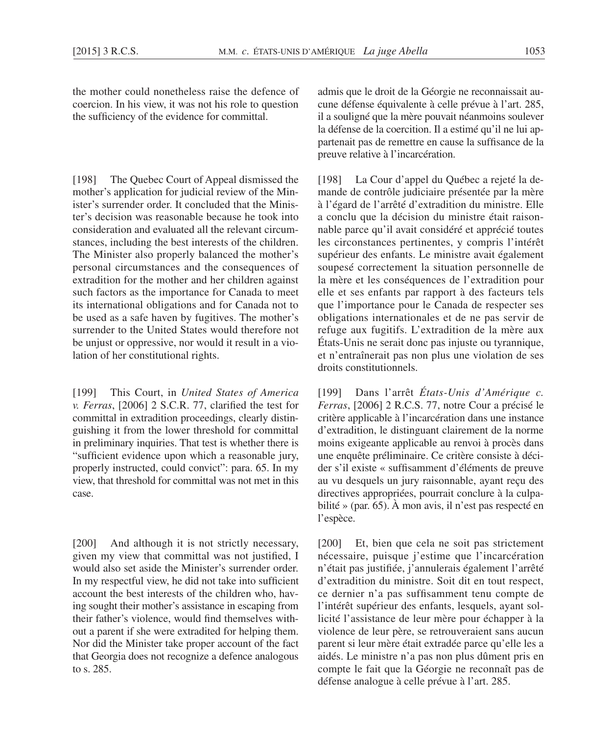the mother could nonetheless raise the defence of coercion. In his view, it was not his role to question the sufficiency of the evidence for committal.

[198] The Quebec Court of Appeal dismissed the mother's application for judicial review of the Minister's surrender order. It concluded that the Minister's decision was reasonable because he took into consideration and evaluated all the relevant circumstances, including the best interests of the children. The Minister also properly balanced the mother's personal circumstances and the consequences of extradition for the mother and her children against such factors as the importance for Canada to meet its international obligations and for Canada not to be used as a safe haven by fugitives. The mother's surrender to the United States would therefore not be unjust or oppressive, nor would it result in a violation of her constitutional rights.

[199] This Court, in *United States of America v. Ferras*, [2006] 2 S.C.R. 77, clarified the test for committal in extradition proceedings, clearly distinguishing it from the lower threshold for committal in preliminary inquiries. That test is whether there is "sufficient evidence upon which a reasonable jury, properly instructed, could convict": para. 65. In my view, that threshold for committal was not met in this case.

[200] And although it is not strictly necessary, given my view that committal was not justified, I would also set aside the Minister's surrender order. In my respectful view, he did not take into sufficient account the best interests of the children who, having sought their mother's assistance in escaping from their father's violence, would find themselves without a parent if she were extradited for helping them. Nor did the Minister take proper account of the fact that Georgia does not recognize a defence analogous to s. 285.

admis que le droit de la Géorgie ne reconnaissait aucune défense équivalente à celle prévue à l'art. 285, il a souligné que la mère pouvait néanmoins soulever la défense de la coercition. Il a estimé qu'il ne lui appartenait pas de remettre en cause la suffisance de la preuve relative à l'incarcération.

[198] La Cour d'appel du Québec a rejeté la demande de contrôle judiciaire présentée par la mère à l'égard de l'arrêté d'extradition du ministre. Elle a conclu que la décision du ministre était raisonnable parce qu'il avait considéré et apprécié toutes les circonstances pertinentes, y compris l'intérêt supérieur des enfants. Le ministre avait également soupesé correctement la situation personnelle de la mère et les conséquences de l'extradition pour elle et ses enfants par rapport à des facteurs tels que l'importance pour le Canada de respecter ses obligations internationales et de ne pas servir de refuge aux fugitifs. L'extradition de la mère aux États-Unis ne serait donc pas injuste ou tyrannique, et n'entraînerait pas non plus une violation de ses droits constitutionnels.

[199] Dans l'arrêt *États-Unis d'Amérique c. Ferras*, [2006] 2 R.C.S. 77, notre Cour a précisé le critère applicable à l'incarcération dans une instance d'extradition, le distinguant clairement de la norme moins exigeante applicable au renvoi à procès dans une enquête préliminaire. Ce critère consiste à décider s'il existe « suffisamment d'éléments de preuve au vu desquels un jury raisonnable, ayant reçu des directives appropriées, pourrait conclure à la culpabilité » (par. 65). À mon avis, il n'est pas respecté en l'espèce.

[200] Et, bien que cela ne soit pas strictement nécessaire, puisque j'estime que l'incarcération n'était pas justifiée, j'annulerais également l'arrêté d'extradition du ministre. Soit dit en tout respect, ce dernier n'a pas suffisamment tenu compte de l'intérêt supérieur des enfants, lesquels, ayant sollicité l'assistance de leur mère pour échapper à la violence de leur père, se retrouveraient sans aucun parent si leur mère était extradée parce qu'elle les a aidés. Le ministre n'a pas non plus dûment pris en compte le fait que la Géorgie ne reconnaît pas de défense analogue à celle prévue à l'art. 285.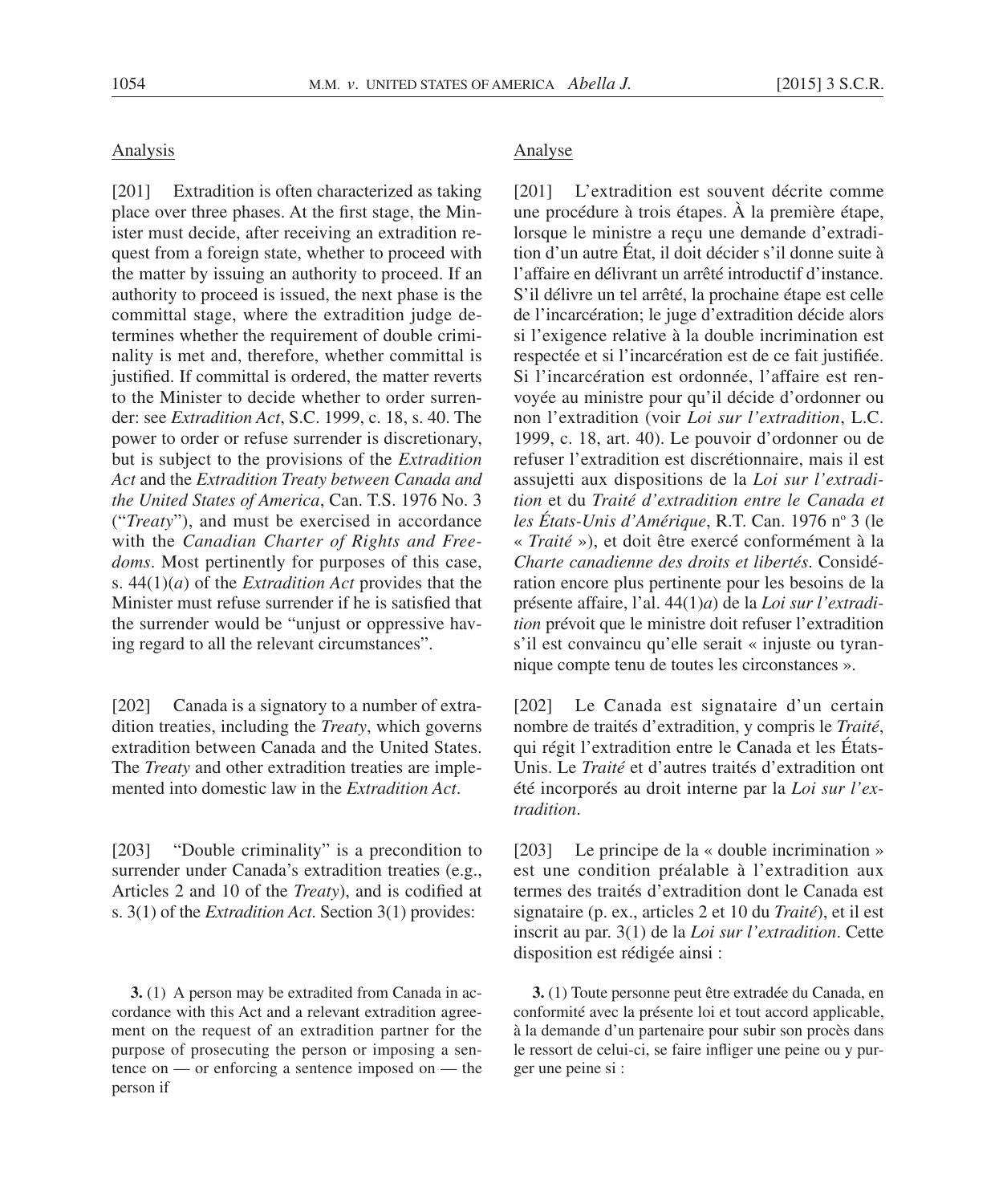## Analysis

[201] Extradition is often characterized as taking place over three phases. At the first stage, the Minister must decide, after receiving an extradition request from a foreign state, whether to proceed with the matter by issuing an authority to proceed. If an authority to proceed is issued, the next phase is the committal stage, where the extradition judge determines whether the requirement of double criminality is met and, therefore, whether committal is justified. If committal is ordered, the matter reverts to the Minister to decide whether to order surrender: see *Extradition Act*, S.C. 1999, c. 18, s. 40. The power to order or refuse surrender is discretionary, but is subject to the provisions of the *Extradition Act* and the *Extradition Treaty between Canada and the United States of America*, Can. T.S. 1976 No. 3 ("*Treaty*"), and must be exercised in accordance with the *Canadian Charter of Rights and Freedoms*. Most pertinently for purposes of this case, s. 44(1)(*a*) of the *Extradition Act* provides that the Minister must refuse surrender if he is satisfied that the surrender would be "unjust or oppressive having regard to all the relevant circumstances".

[202] Canada is a signatory to a number of extradition treaties, including the *Treaty*, which governs extradition between Canada and the United States. The *Treaty* and other extradition treaties are implemented into domestic law in the *Extradition Act*.

[203] "Double criminality" is a precondition to surrender under Canada's extradition treaties (e.g., Articles 2 and 10 of the *Treaty*), and is codified at s. 3(1) of the *Extradition Act*. Section 3(1) provides:

> **3.** (1) A person may be extradited from Canada in accordance with this Act and a relevant extradition agreement on the request of an extradition partner for the purpose of prosecuting the person or imposing a sentence on — or enforcing a sentence imposed on — the person if

## Analyse

[201] L'extradition est souvent décrite comme une procédure à trois étapes. À la première étape, lorsque le ministre a reçu une demande d'extradition d'un autre État, il doit décider s'il donne suite à l'affaire en délivrant un arrêté introductif d'instance. S'il délivre un tel arrêté, la prochaine étape est celle de l'incarcération; le juge d'extradition décide alors si l'exigence relative à la double incrimination est respectée et si l'incarcération est de ce fait justifiée. Si l'incarcération est ordonnée, l'affaire est renvoyée au ministre pour qu'il décide d'ordonner ou non l'extradition (voir *Loi sur l'extradition*, L.C. 1999, c. 18, art. 40). Le pouvoir d'ordonner ou de refuser l'extradition est discrétionnaire, mais il est assujetti aux dispositions de la *Loi sur l'extradition* et du *Traité d'extradition entre le Canada et les États-Unis d'Amérique*, R.T. Can. 1976 nº 3 (le « *Traité* »), et doit être exercé conformément à la *Charte canadienne des droits et libertés*. Considération encore plus pertinente pour les besoins de la présente affaire, l'al. 44(1)*a*) de la *Loi sur l'extradition* prévoit que le ministre doit refuser l'extradition s'il est convaincu qu'elle serait « injuste ou tyrannique compte tenu de toutes les circonstances ».

[202] Le Canada est signataire d'un certain nombre de traités d'extradition, y compris le *Traité*, qui régit l'extradition entre le Canada et les États-Unis. Le *Traité* et d'autres traités d'extradition ont été incorporés au droit interne par la *Loi sur l'extradition*.

[203] Le principe de la « double incrimination » est une condition préalable à l'extradition aux termes des traités d'extradition dont le Canada est signataire (p. ex., articles 2 et 10 du *Traité*), et il est inscrit au par. 3(1) de la *Loi sur l'extradition*. Cette disposition est rédigée ainsi :

> **3.** (1) Toute personne peut être extradée du Canada, en conformité avec la présente loi et tout accord applicable, à la demande d'un partenaire pour subir son procès dans le ressort de celui-ci, se faire infliger une peine ou y purger une peine si :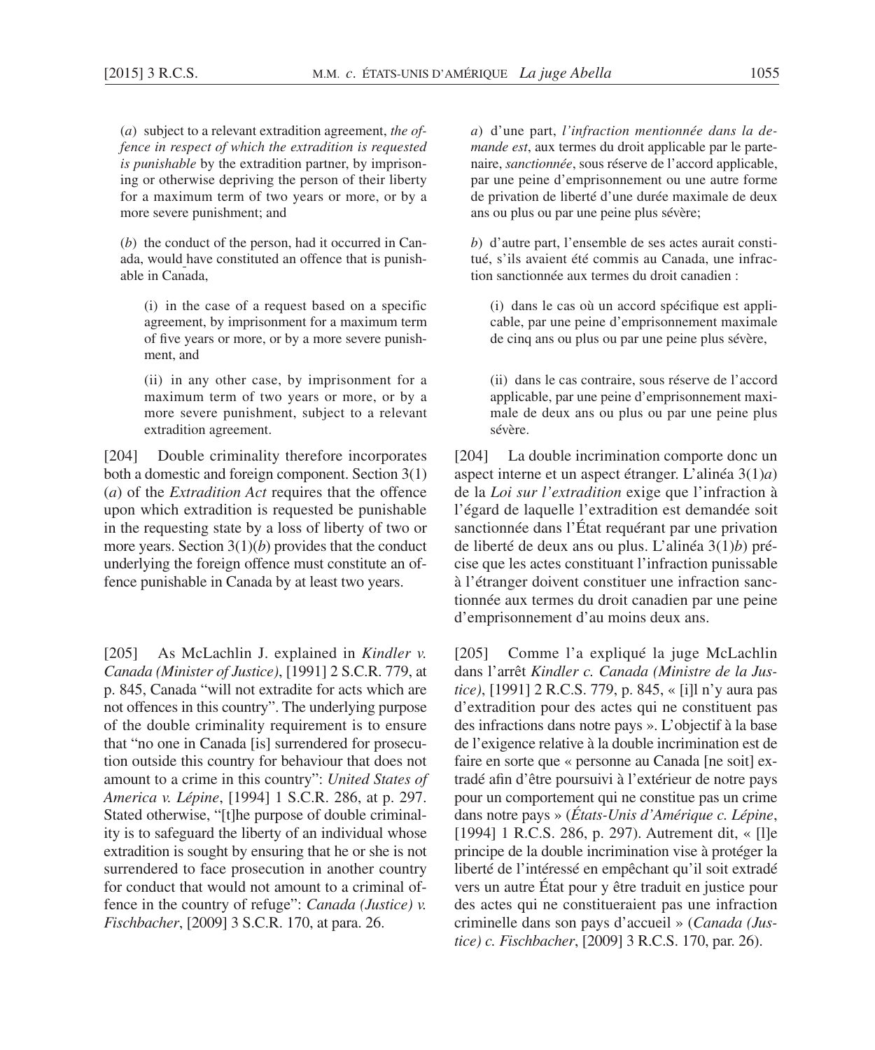(*a*) subject to a relevant extradition agreement, *the offence in respect of which the extradition is requested is punishable* by the extradition partner, by imprisoning or otherwise depriving the person of their liberty for a maximum term of two years or more, or by a more severe punishment; and

(*b*) the conduct of the person, had it occurred in Canada, would have constituted an offence that is punishable in Canada,

(i) in the case of a request based on a specific agreement, by imprisonment for a maximum term of five years or more, or by a more severe punishment, and

(ii) in any other case, by imprisonment for a maximum term of two years or more, or by a more severe punishment, subject to a relevant extradition agreement.

[204] Double criminality therefore incorporates both a domestic and foreign component. Section 3(1)(*a*) of the *Extradition Act* requires that the offence upon which extradition is requested be punishable in the requesting state by a loss of liberty of two or more years. Section 3(1)(*b*) provides that the conduct underlying the foreign offence must constitute an offence punishable in Canada by at least two years.

[205] As McLachlin J. explained in *Kindler v. Canada (Minister of Justice)*, [1991] 2 S.C.R. 779, at p. 845, Canada "will not extradite for acts which are not offences in this country". The underlying purpose of the double criminality requirement is to ensure that "no one in Canada [is] surrendered for prosecution outside this country for behaviour that does not amount to a crime in this country": *United States of America v. Lépine*, [1994] 1 S.C.R. 286, at p. 297. Stated otherwise, "[t]he purpose of double criminality is to safeguard the liberty of an individual whose extradition is sought by ensuring that he or she is not surrendered to face prosecution in another country for conduct that would not amount to a criminal offence in the country of refuge": *Canada (Justice) v. Fischbacher*, [2009] 3 S.C.R. 170, at para. 26.

*a*) d'une part, *l'infraction mentionnée dans la demande est*, aux termes du droit applicable par le partenaire, *sanctionnée*, sous réserve de l'accord applicable, par une peine d'emprisonnement ou une autre forme de privation de liberté d'une durée maximale de deux ans ou plus ou par une peine plus sévère;

*b*) d'autre part, l'ensemble de ses actes aurait constitué, s'ils avaient été commis au Canada, une infraction sanctionnée aux termes du droit canadien :

(i) dans le cas où un accord spécifique est applicable, par une peine d'emprisonnement maximale de cinq ans ou plus ou par une peine plus sévère,

(ii) dans le cas contraire, sous réserve de l'accord applicable, par une peine d'emprisonnement maximale de deux ans ou plus ou par une peine plus sévère.

[204] La double incrimination comporte donc un aspect interne et un aspect étranger. L'alinéa 3(1)*a*) de la *Loi sur l'extradition* exige que l'infraction à l'égard de laquelle l'extradition est demandée soit sanctionnée dans l'État requérant par une privation de liberté de deux ans ou plus. L'alinéa 3(1)*b*) précise que les actes constituant l'infraction punissable à l'étranger doivent constituer une infraction sanctionnée aux termes du droit canadien par une peine d'emprisonnement d'au moins deux ans.

[205] Comme l'a expliqué la juge McLachlin dans l'arrêt *Kindler c. Canada (Ministre de la Justice)*, [1991] 2 R.C.S. 779, p. 845, « [i]l n'y aura pas d'extradition pour des actes qui ne constituent pas des infractions dans notre pays ». L'objectif à la base de l'exigence relative à la double incrimination est de faire en sorte que « personne au Canada [ne soit] extradé afin d'être poursuivi à l'extérieur de notre pays pour un comportement qui ne constitue pas un crime dans notre pays » (*États-Unis d'Amérique c. Lépine*, [1994] 1 R.C.S. 286, p. 297). Autrement dit, « [l]e principe de la double incrimination vise à protéger la liberté de l'intéressé en empêchant qu'il soit extradé vers un autre État pour y être traduit en justice pour des actes qui ne constitueraient pas une infraction criminelle dans son pays d'accueil » (*Canada (Justice) c. Fischbacher*, [2009] 3 R.C.S. 170, par. 26).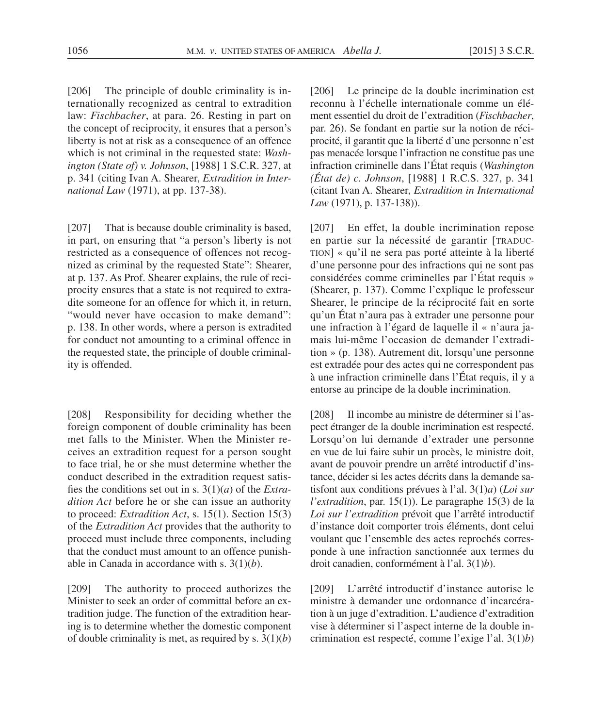[206] The principle of double criminality is internationally recognized as central to extradition law: *Fischbacher*, at para. 26. Resting in part on the concept of reciprocity, it ensures that a person's liberty is not at risk as a consequence of an offence which is not criminal in the requested state: *Washington (State of) v. Johnson*, [1988] 1 S.C.R. 327, at p. 341 (citing Ivan A. Shearer, *Extradition in International Law* (1971), at pp. 137-38).

[207] That is because double criminality is based, in part, on ensuring that "a person's liberty is not restricted as a consequence of offences not recognized as criminal by the requested State": Shearer, at p. 137. As Prof. Shearer explains, the rule of reciprocity ensures that a state is not required to extradite someone for an offence for which it, in return, "would never have occasion to make demand": p. 138. In other words, where a person is extradited for conduct not amounting to a criminal offence in the requested state, the principle of double criminality is offended.

[208] Responsibility for deciding whether the foreign component of double criminality has been met falls to the Minister. When the Minister receives an extradition request for a person sought to face trial, he or she must determine whether the conduct described in the extradition request satisfies the conditions set out in s. 3(1)(*a*) of the *Extradition Act* before he or she can issue an authority to proceed: *Extradition Act*, s. 15(1). Section 15(3) of the *Extradition Act* provides that the authority to proceed must include three components, including that the conduct must amount to an offence punishable in Canada in accordance with s. 3(1)(*b*).

[209] The authority to proceed authorizes the Minister to seek an order of committal before an extradition judge. The function of the extradition hearing is to determine whether the domestic component of double criminality is met, as required by s. 3(1)(*b*)

[206] Le principe de la double incrimination est reconnu à l'échelle internationale comme un élément essentiel du droit de l'extradition (*Fischbacher*, par. 26). Se fondant en partie sur la notion de réciprocité, il garantit que la liberté d'une personne n'est pas menacée lorsque l'infraction ne constitue pas une infraction criminelle dans l'État requis (*Washington (État de) c. Johnson*, [1988] 1 R.C.S. 327, p. 341 (citant Ivan A. Shearer, *Extradition in International Law* (1971), p. 137-138)).

[207] En effet, la double incrimination repose en partie sur la nécessité de garantir [TRADUCTION] « qu'il ne sera pas porté atteinte à la liberté d'une personne pour des infractions qui ne sont pas considérées comme criminelles par l'État requis » (Shearer, p. 137). Comme l'explique le professeur Shearer, le principe de la réciprocité fait en sorte qu'un État n'aura pas à extrader une personne pour une infraction à l'égard de laquelle il « n'aura jamais lui-même l'occasion de demander l'extradition » (p. 138). Autrement dit, lorsqu'une personne est extradée pour des actes qui ne correspondent pas à une infraction criminelle dans l'État requis, il y a entorse au principe de la double incrimination.

[208] Il incombe au ministre de déterminer si l'aspect étranger de la double incrimination est respecté. Lorsqu'on lui demande d'extrader une personne en vue de lui faire subir un procès, le ministre doit, avant de pouvoir prendre un arrêté introductif d'instance, décider si les actes décrits dans la demande satisfont aux conditions prévues à l'al. 3(1)*a*) (*Loi sur l'extradition*, par. 15(1)). Le paragraphe 15(3) de la *Loi sur l'extradition* prévoit que l'arrêté introductif d'instance doit comporter trois éléments, dont celui voulant que l'ensemble des actes reprochés corresponde à une infraction sanctionnée aux termes du droit canadien, conformément à l'al. 3(1)*b*).

[209] L'arrêté introductif d'instance autorise le ministre à demander une ordonnance d'incarcération à un juge d'extradition. L'audience d'extradition vise à déterminer si l'aspect interne de la double incrimination est respecté, comme l'exige l'al. 3(1)*b*)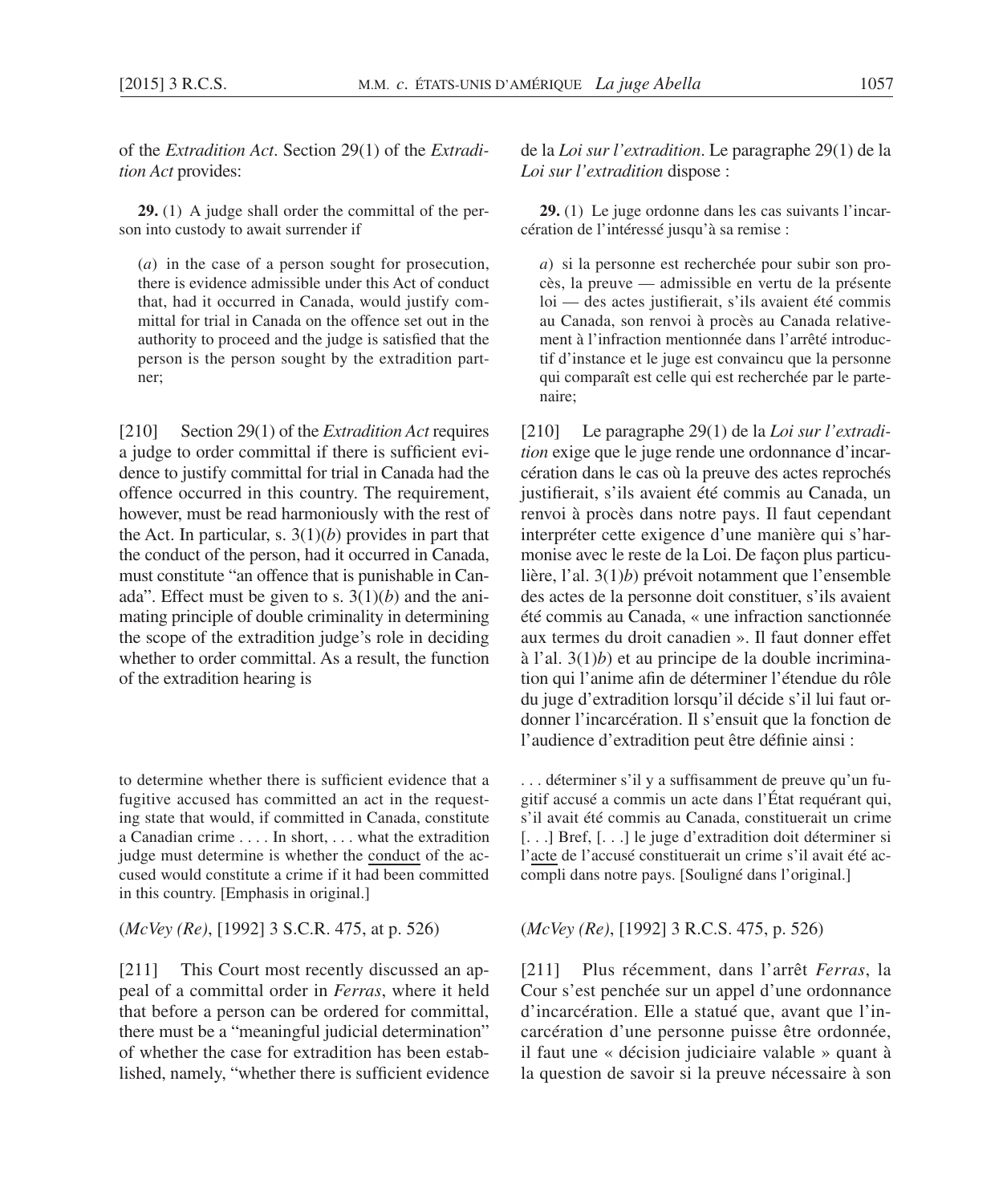of the *Extradition Act*. Section 29(1) of the *Extradition Act* provides:

> **29.** (1) A judge shall order the committal of the person into custody to await surrender if
>
> (*a*) in the case of a person sought for prosecution, there is evidence admissible under this Act of conduct that, had it occurred in Canada, would justify committal for trial in Canada on the offence set out in the authority to proceed and the judge is satisfied that the person is the person sought by the extradition partner;

[210] Section 29(1) of the *Extradition Act* requires a judge to order committal if there is sufficient evidence to justify committal for trial in Canada had the offence occurred in this country. The requirement, however, must be read harmoniously with the rest of the Act. In particular, s. 3(1)(*b*) provides in part that the conduct of the person, had it occurred in Canada, must constitute "an offence that is punishable in Canada". Effect must be given to s. 3(1)(*b*) and the animating principle of double criminality in determining the scope of the extradition judge's role in deciding whether to order committal. As a result, the function of the extradition hearing is

> to determine whether there is sufficient evidence that a fugitive accused has committed an act in the requesting state that would, if committed in Canada, constitute a Canadian crime . . . . In short, . . . what the extradition judge must determine is whether the <u>conduct</u> of the accused would constitute a crime if it had been committed in this country. [Emphasis in original.]

(*McVey (Re)*, [1992] 3 S.C.R. 475, at p. 526)

[211] This Court most recently discussed an appeal of a committal order in *Ferras*, where it held that before a person can be ordered for committal, there must be a "meaningful judicial determination" of whether the case for extradition has been established, namely, "whether there is sufficient evidence

de la *Loi sur l'extradition*. Le paragraphe 29(1) de la *Loi sur l'extradition* dispose :

> **29.** (1) Le juge ordonne dans les cas suivants l'incarcération de l'intéressé jusqu'à sa remise :
>
> *a*) si la personne est recherchée pour subir son procès, la preuve — admissible en vertu de la présente loi — des actes justifierait, s'ils avaient été commis au Canada, son renvoi à procès au Canada relativement à l'infraction mentionnée dans l'arrêté introductif d'instance et le juge est convaincu que la personne qui comparaît est celle qui est recherchée par le partenaire;

[210] Le paragraphe 29(1) de la *Loi sur l'extradition* exige que le juge rende une ordonnance d'incarcération dans le cas où la preuve des actes reprochés justifierait, s'ils avaient été commis au Canada, un renvoi à procès dans notre pays. Il faut cependant interpréter cette exigence d'une manière qui s'harmonise avec le reste de la Loi. De façon plus particulière, l'al. 3(1)*b*) prévoit notamment que l'ensemble des actes de la personne doit constituer, s'ils avaient été commis au Canada, « une infraction sanctionnée aux termes du droit canadien ». Il faut donner effet à l'al. 3(1)*b*) et au principe de la double incrimination qui l'anime afin de déterminer l'étendue du rôle du juge d'extradition lorsqu'il décide s'il lui faut ordonner l'incarcération. Il s'ensuit que la fonction de l'audience d'extradition peut être définie ainsi :

> . . . déterminer s'il y a suffisamment de preuve qu'un fugitif accusé a commis un acte dans l'État requérant qui, s'il avait été commis au Canada, constituerait un crime [. . .] Bref, [. . .] le juge d'extradition doit déterminer si l'<u>acte</u> de l'accusé constituerait un crime s'il avait été accompli dans notre pays. [Souligné dans l'original.]

(*McVey (Re)*, [1992] 3 R.C.S. 475, p. 526)

[211] Plus récemment, dans l'arrêt *Ferras*, la Cour s'est penchée sur un appel d'une ordonnance d'incarcération. Elle a statué que, avant que l'incarcération d'une personne puisse être ordonnée, il faut une « décision judiciaire valable » quant à la question de savoir si la preuve nécessaire à son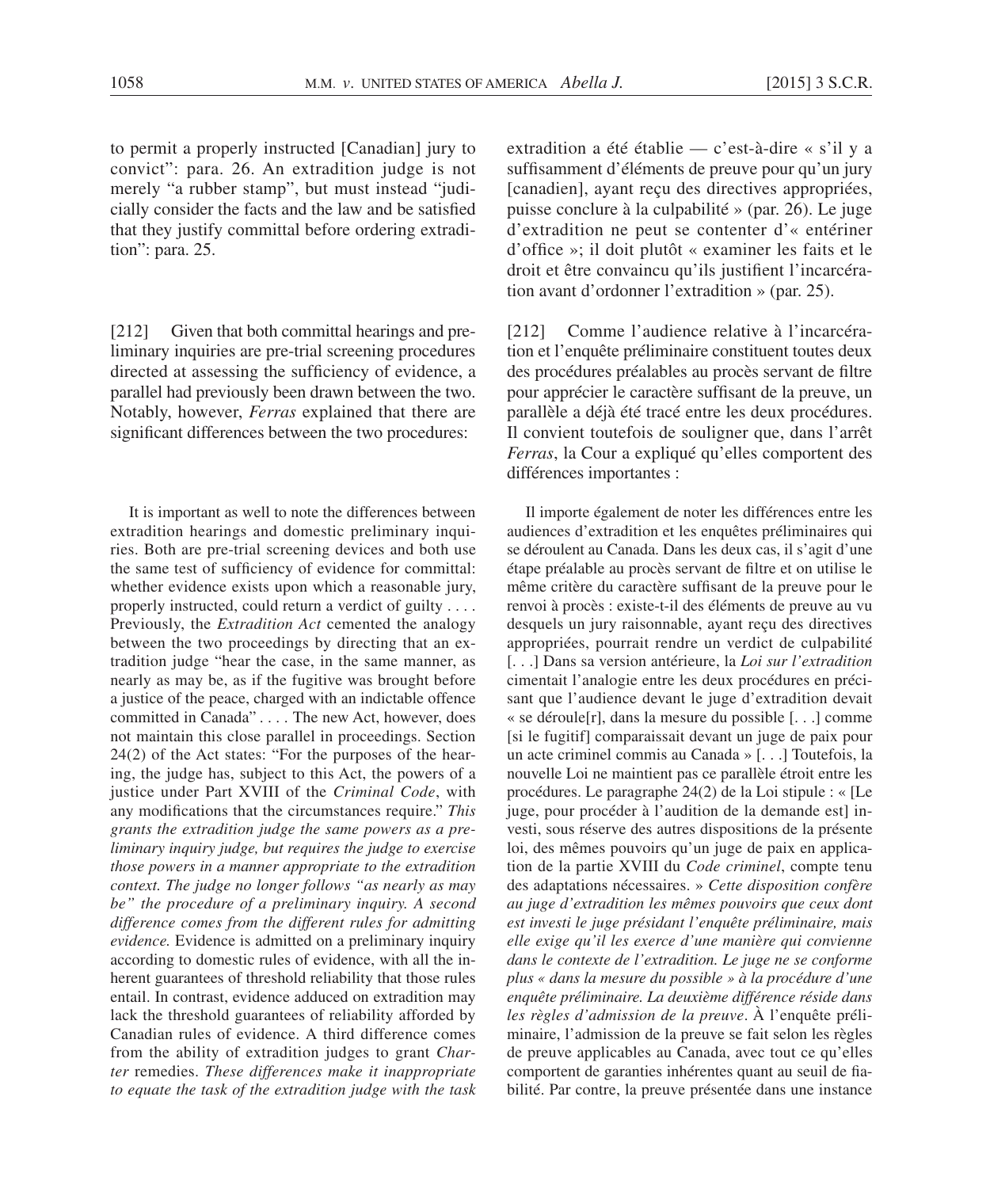to permit a properly instructed [Canadian] jury to convict": para. 26. An extradition judge is not merely "a rubber stamp", but must instead "judicially consider the facts and the law and be satisfied that they justify committal before ordering extradition": para. 25.

[212] Given that both committal hearings and preliminary inquiries are pre-trial screening procedures directed at assessing the sufficiency of evidence, a parallel had previously been drawn between the two. Notably, however, *Ferras* explained that there are significant differences between the two procedures:

> It is important as well to note the differences between extradition hearings and domestic preliminary inquiries. Both are pre-trial screening devices and both use the same test of sufficiency of evidence for committal: whether evidence exists upon which a reasonable jury, properly instructed, could return a verdict of guilty . . . . Previously, the *Extradition Act* cemented the analogy between the two proceedings by directing that an extradition judge "hear the case, in the same manner, as nearly as may be, as if the fugitive was brought before a justice of the peace, charged with an indictable offence committed in Canada" . . . . The new Act, however, does not maintain this close parallel in proceedings. Section 24(2) of the Act states: "For the purposes of the hearing, the judge has, subject to this Act, the powers of a justice under Part XVIII of the *Criminal Code*, with any modifications that the circumstances require." *This grants the extradition judge the same powers as a preliminary inquiry judge, but requires the judge to exercise those powers in a manner appropriate to the extradition context. The judge no longer follows "as nearly as may be" the procedure of a preliminary inquiry. A second difference comes from the different rules for admitting evidence.* Evidence is admitted on a preliminary inquiry according to domestic rules of evidence, with all the inherent guarantees of threshold reliability that those rules entail. In contrast, evidence adduced on extradition may lack the threshold guarantees of reliability afforded by Canadian rules of evidence. A third difference comes from the ability of extradition judges to grant *Charter* remedies. *These differences make it inappropriate to equate the task of the extradition judge with the task*

extradition a été établie — c'est-à-dire « s'il y a suffisamment d'éléments de preuve pour qu'un jury [canadien], ayant reçu des directives appropriées, puisse conclure à la culpabilité » (par. 26). Le juge d'extradition ne peut se contenter d'« entériner d'office »; il doit plutôt « examiner les faits et le droit et être convaincu qu'ils justifient l'incarcération avant d'ordonner l'extradition » (par. 25).

[212] Comme l'audience relative à l'incarcération et l'enquête préliminaire constituent toutes deux des procédures préalables au procès servant de filtre pour apprécier le caractère suffisant de la preuve, un parallèle a déjà été tracé entre les deux procédures. Il convient toutefois de souligner que, dans l'arrêt *Ferras*, la Cour a expliqué qu'elles comportent des différences importantes :

> Il importe également de noter les différences entre les audiences d'extradition et les enquêtes préliminaires qui se déroulent au Canada. Dans les deux cas, il s'agit d'une étape préalable au procès servant de filtre et on utilise le même critère du caractère suffisant de la preuve pour le renvoi à procès : existe-t-il des éléments de preuve au vu desquels un jury raisonnable, ayant reçu des directives appropriées, pourrait rendre un verdict de culpabilité [. . .] Dans sa version antérieure, la *Loi sur l'extradition* cimentait l'analogie entre les deux procédures en précisant que l'audience devant le juge d'extradition devait « se déroule[r], dans la mesure du possible [. . .] comme [si le fugitif] comparaissait devant un juge de paix pour un acte criminel commis au Canada » [. . .] Toutefois, la nouvelle Loi ne maintient pas ce parallèle étroit entre les procédures. Le paragraphe 24(2) de la Loi stipule : « [Le juge, pour procéder à l'audition de la demande est] investi, sous réserve des autres dispositions de la présente loi, des mêmes pouvoirs qu'un juge de paix en application de la partie XVIII du *Code criminel*, compte tenu des adaptations nécessaires. » *Cette disposition confère au juge d'extradition les mêmes pouvoirs que ceux dont est investi le juge présidant l'enquête préliminaire, mais elle exige qu'il les exerce d'une manière qui convienne dans le contexte de l'extradition. Le juge ne se conforme plus « dans la mesure du possible » à la procédure d'une enquête préliminaire. La deuxième différence réside dans les règles d'admission de la preuve*. À l'enquête préliminaire, l'admission de la preuve se fait selon les règles de preuve applicables au Canada, avec tout ce qu'elles comportent de garanties inhérentes quant au seuil de fiabilité. Par contre, la preuve présentée dans une instance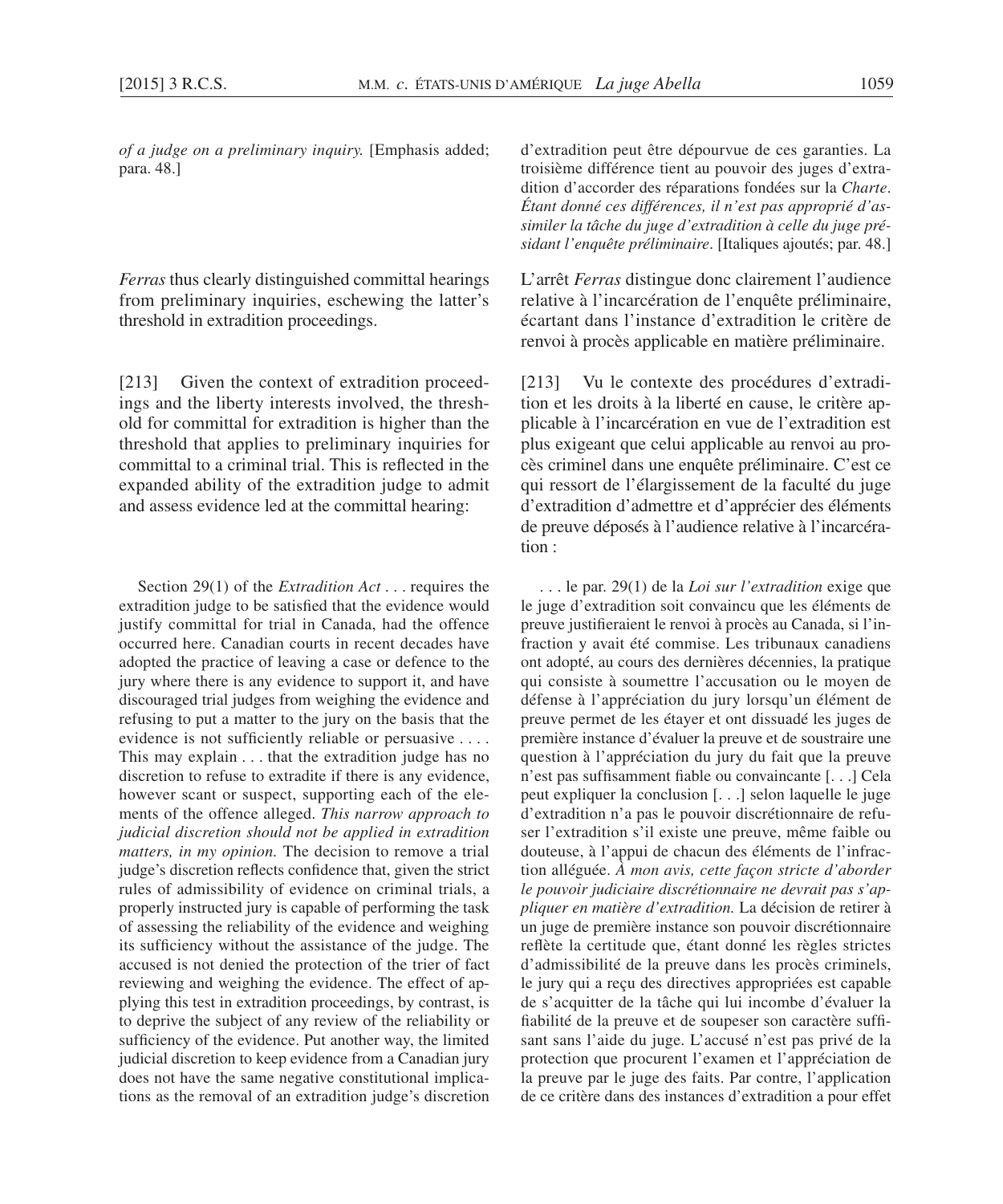*of a judge on a preliminary inquiry.* [Emphasis added; para. 48.]

*Ferras* thus clearly distinguished committal hearings from preliminary inquiries, eschewing the latter's threshold in extradition proceedings.

[213] Given the context of extradition proceedings and the liberty interests involved, the threshold for committal for extradition is higher than the threshold that applies to preliminary inquiries for committal to a criminal trial. This is reflected in the expanded ability of the extradition judge to admit and assess evidence led at the committal hearing:

> Section 29(1) of the *Extradition Act* . . . requires the extradition judge to be satisfied that the evidence would justify committal for trial in Canada, had the offence occurred here. Canadian courts in recent decades have adopted the practice of leaving a case or defence to the jury where there is any evidence to support it, and have discouraged trial judges from weighing the evidence and refusing to put a matter to the jury on the basis that the evidence is not sufficiently reliable or persuasive . . . . This may explain . . . that the extradition judge has no discretion to refuse to extradite if there is any evidence, however scant or suspect, supporting each of the elements of the offence alleged. *This narrow approach to judicial discretion should not be applied in extradition matters, in my opinion.* The decision to remove a trial judge's discretion reflects confidence that, given the strict rules of admissibility of evidence on criminal trials, a properly instructed jury is capable of performing the task of assessing the reliability of the evidence and weighing its sufficiency without the assistance of the judge. The accused is not denied the protection of the trier of fact reviewing and weighing the evidence. The effect of applying this test in extradition proceedings, by contrast, is to deprive the subject of any review of the reliability or sufficiency of the evidence. Put another way, the limited judicial discretion to keep evidence from a Canadian jury does not have the same negative constitutional implications as the removal of an extradition judge's discretion

d'extradition peut être dépourvue de ces garanties. La troisième différence tient au pouvoir des juges d'extradition d'accorder des réparations fondées sur la *Charte*. *Étant donné ces différences, il n'est pas approprié d'assimiler la tâche du juge d'extradition à celle du juge présidant l'enquête préliminaire*. [Italiques ajoutés; par. 48.]

L'arrêt *Ferras* distingue donc clairement l'audience relative à l'incarcération de l'enquête préliminaire, écartant dans l'instance d'extradition le critère de renvoi à procès applicable en matière préliminaire.

[213] Vu le contexte des procédures d'extradition et les droits à la liberté en cause, le critère applicable à l'incarcération en vue de l'extradition est plus exigeant que celui applicable au renvoi au procès criminel dans une enquête préliminaire. C'est ce qui ressort de l'élargissement de la faculté du juge d'extradition d'admettre et d'apprécier des éléments de preuve déposés à l'audience relative à l'incarcération :

> . . . le par. 29(1) de la *Loi sur l'extradition* exige que le juge d'extradition soit convaincu que les éléments de preuve justifieraient le renvoi à procès au Canada, si l'infraction y avait été commise. Les tribunaux canadiens ont adopté, au cours des dernières décennies, la pratique qui consiste à soumettre l'accusation ou le moyen de défense à l'appréciation du jury lorsqu'un élément de preuve permet de les étayer et ont dissuadé les juges de première instance d'évaluer la preuve et de soustraire une question à l'appréciation du jury du fait que la preuve n'est pas suffisamment fiable ou convaincante [. . .] Cela peut expliquer la conclusion [. . .] selon laquelle le juge d'extradition n'a pas le pouvoir discrétionnaire de refuser l'extradition s'il existe une preuve, même faible ou douteuse, à l'appui de chacun des éléments de l'infraction alléguée. *À mon avis, cette façon stricte d'aborder le pouvoir judiciaire discrétionnaire ne devrait pas s'appliquer en matière d'extradition.* La décision de retirer à un juge de première instance son pouvoir discrétionnaire reflète la certitude que, étant donné les règles strictes d'admissibilité de la preuve dans les procès criminels, le jury qui a reçu des directives appropriées est capable de s'acquitter de la tâche qui lui incombe d'évaluer la fiabilité de la preuve et de soupeser son caractère suffisant sans l'aide du juge. L'accusé n'est pas privé de la protection que procurent l'examen et l'appréciation de la preuve par le juge des faits. Par contre, l'application de ce critère dans des instances d'extradition a pour effet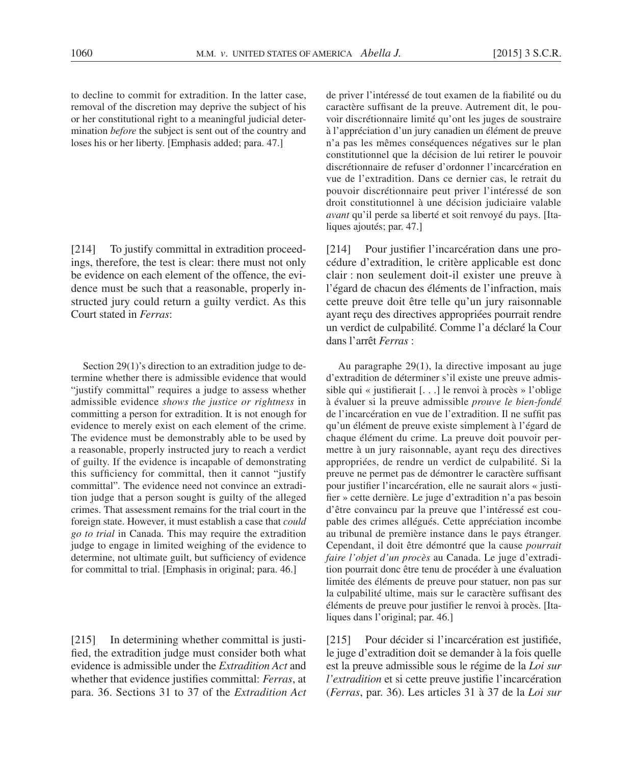to decline to commit for extradition. In the latter case, removal of the discretion may deprive the subject of his or her constitutional right to a meaningful judicial determination *before* the subject is sent out of the country and loses his or her liberty. [Emphasis added; para. 47.]

[214] To justify committal in extradition proceedings, therefore, the test is clear: there must not only be evidence on each element of the offence, the evidence must be such that a reasonable, properly instructed jury could return a guilty verdict. As this Court stated in *Ferras*:

> Section 29(1)'s direction to an extradition judge to determine whether there is admissible evidence that would "justify committal" requires a judge to assess whether admissible evidence *shows the justice or rightness* in committing a person for extradition. It is not enough for evidence to merely exist on each element of the crime. The evidence must be demonstrably able to be used by a reasonable, properly instructed jury to reach a verdict of guilty. If the evidence is incapable of demonstrating this sufficiency for committal, then it cannot "justify committal". The evidence need not convince an extradition judge that a person sought is guilty of the alleged crimes. That assessment remains for the trial court in the foreign state. However, it must establish a case that *could go to trial* in Canada. This may require the extradition judge to engage in limited weighing of the evidence to determine, not ultimate guilt, but sufficiency of evidence for committal to trial. [Emphasis in original; para. 46.]

[215] In determining whether committal is justified, the extradition judge must consider both what evidence is admissible under the *Extradition Act* and whether that evidence justifies committal: *Ferras*, at para. 36. Sections 31 to 37 of the *Extradition Act*

de priver l'intéressé de tout examen de la fiabilité ou du caractère suffisant de la preuve. Autrement dit, le pouvoir discrétionnaire limité qu'ont les juges de soustraire à l'appréciation d'un jury canadien un élément de preuve n'a pas les mêmes conséquences négatives sur le plan constitutionnel que la décision de lui retirer le pouvoir discrétionnaire de refuser d'ordonner l'incarcération en vue de l'extradition. Dans ce dernier cas, le retrait du pouvoir discrétionnaire peut priver l'intéressé de son droit constitutionnel à une décision judiciaire valable *avant* qu'il perde sa liberté et soit renvoyé du pays. [Italiques ajoutés; par. 47.]

[214] Pour justifier l'incarcération dans une procédure d'extradition, le critère applicable est donc clair : non seulement doit-il exister une preuve à l'égard de chacun des éléments de l'infraction, mais cette preuve doit être telle qu'un jury raisonnable ayant reçu des directives appropriées pourrait rendre un verdict de culpabilité. Comme l'a déclaré la Cour dans l'arrêt *Ferras* :

> Au paragraphe 29(1), la directive imposant au juge d'extradition de déterminer s'il existe une preuve admissible qui « justifierait [. . .] le renvoi à procès » l'oblige à évaluer si la preuve admissible *prouve le bien-fondé* de l'incarcération en vue de l'extradition. Il ne suffit pas qu'un élément de preuve existe simplement à l'égard de chaque élément du crime. La preuve doit pouvoir permettre à un jury raisonnable, ayant reçu des directives appropriées, de rendre un verdict de culpabilité. Si la preuve ne permet pas de démontrer le caractère suffisant pour justifier l'incarcération, elle ne saurait alors « justifier » cette dernière. Le juge d'extradition n'a pas besoin d'être convaincu par la preuve que l'intéressé est coupable des crimes allégués. Cette appréciation incombe au tribunal de première instance dans le pays étranger. Cependant, il doit être démontré que la cause *pourrait faire l'objet d'un procès* au Canada. Le juge d'extradition pourrait donc être tenu de procéder à une évaluation limitée des éléments de preuve pour statuer, non pas sur la culpabilité ultime, mais sur le caractère suffisant des éléments de preuve pour justifier le renvoi à procès. [Italiques dans l'original; par. 46.]

[215] Pour décider si l'incarcération est justifiée, le juge d'extradition doit se demander à la fois quelle est la preuve admissible sous le régime de la *Loi sur l'extradition* et si cette preuve justifie l'incarcération (*Ferras*, par. 36). Les articles 31 à 37 de la *Loi sur*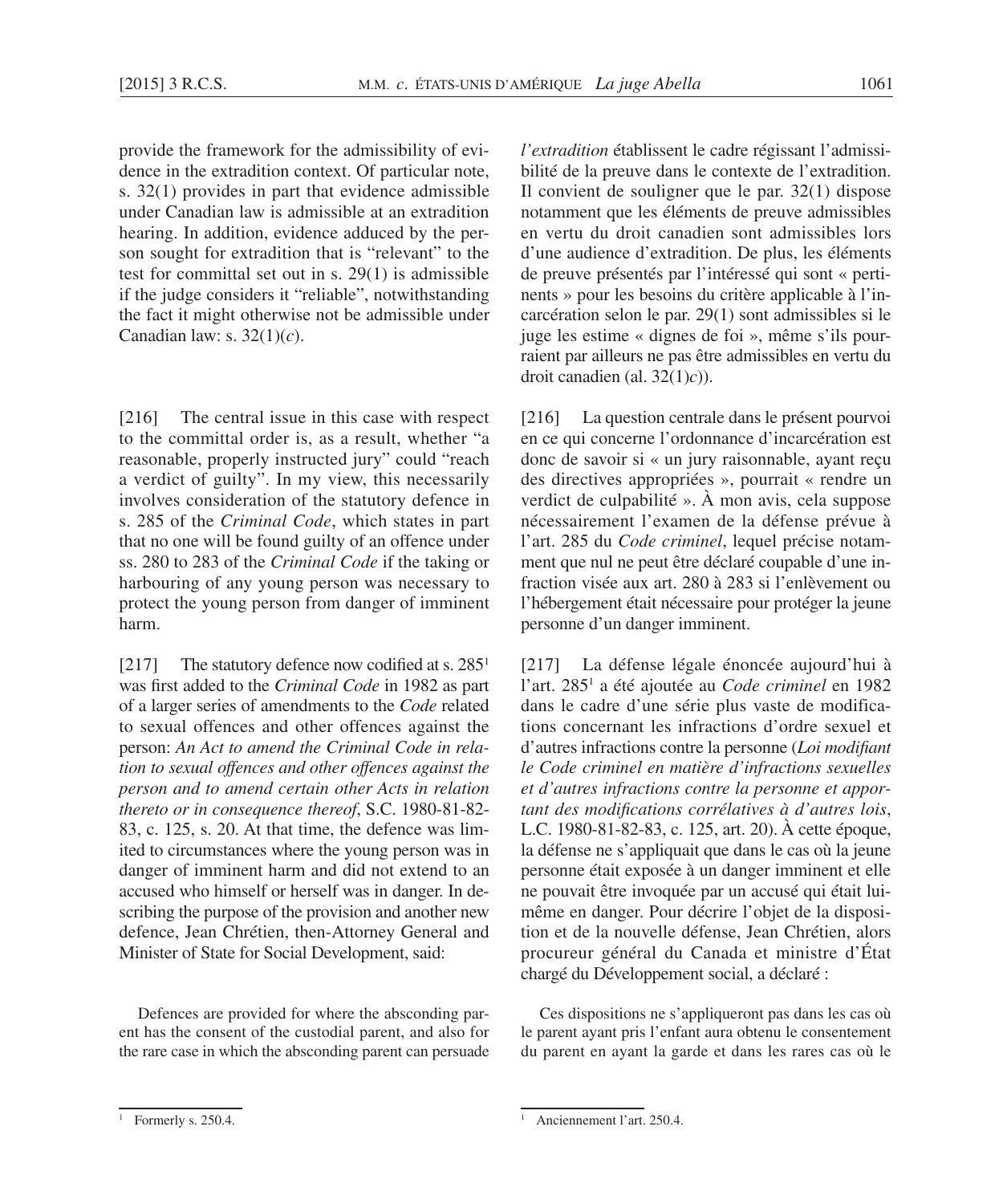provide the framework for the admissibility of evidence in the extradition context. Of particular note, s. 32(1) provides in part that evidence admissible under Canadian law is admissible at an extradition hearing. In addition, evidence adduced by the person sought for extradition that is "relevant" to the test for committal set out in s. 29(1) is admissible if the judge considers it "reliable", notwithstanding the fact it might otherwise not be admissible under Canadian law: s. 32(1)(*c*).

[216] The central issue in this case with respect to the committal order is, as a result, whether "a reasonable, properly instructed jury" could "reach a verdict of guilty". In my view, this necessarily involves consideration of the statutory defence in s. 285 of the *Criminal Code*, which states in part that no one will be found guilty of an offence under ss. 280 to 283 of the *Criminal Code* if the taking or harbouring of any young person was necessary to protect the young person from danger of imminent harm.

[217] The statutory defence now codified at s. 285[1] was first added to the *Criminal Code* in 1982 as part of a larger series of amendments to the *Code* related to sexual offences and other offences against the person: *An Act to amend the Criminal Code in relation to sexual offences and other offences against the person and to amend certain other Acts in relation thereto or in consequence thereof*, S.C. 1980-81-82-83, c. 125, s. 20. At that time, the defence was limited to circumstances where the young person was in danger of imminent harm and did not extend to an accused who himself or herself was in danger. In describing the purpose of the provision and another new defence, Jean Chrétien, then-Attorney General and Minister of State for Social Development, said:

> Defences are provided for where the absconding parent has the consent of the custodial parent, and also for the rare case in which the absconding parent can persuade

[1] Formerly s. 250.4.

*l'extradition* établissent le cadre régissant l'admissibilité de la preuve dans le contexte de l'extradition. Il convient de souligner que le par. 32(1) dispose notamment que les éléments de preuve admissibles en vertu du droit canadien sont admissibles lors d'une audience d'extradition. De plus, les éléments de preuve présentés par l'intéressé qui sont « pertinents » pour les besoins du critère applicable à l'incarcération selon le par. 29(1) sont admissibles si le juge les estime « dignes de foi », même s'ils pourraient par ailleurs ne pas être admissibles en vertu du droit canadien (al. 32(1)*c*)).

[216] La question centrale dans le présent pourvoi en ce qui concerne l'ordonnance d'incarcération est donc de savoir si « un jury raisonnable, ayant reçu des directives appropriées », pourrait « rendre un verdict de culpabilité ». À mon avis, cela suppose nécessairement l'examen de la défense prévue à l'art. 285 du *Code criminel*, lequel précise notamment que nul ne peut être déclaré coupable d'une infraction visée aux art. 280 à 283 si l'enlèvement ou l'hébergement était nécessaire pour protéger la jeune personne d'un danger imminent.

[217] La défense légale énoncée aujourd'hui à l'art. 285[1] a été ajoutée au *Code criminel* en 1982 dans le cadre d'une série plus vaste de modifications concernant les infractions d'ordre sexuel et d'autres infractions contre la personne (*Loi modifiant le Code criminel en matière d'infractions sexuelles et d'autres infractions contre la personne et apportant des modifications corrélatives à d'autres lois*, L.C. 1980-81-82-83, c. 125, art. 20). À cette époque, la défense ne s'appliquait que dans le cas où la jeune personne était exposée à un danger imminent et elle ne pouvait être invoquée par un accusé qui était lui-même en danger. Pour décrire l'objet de la disposition et de la nouvelle défense, Jean Chrétien, alors procureur général du Canada et ministre d'État chargé du Développement social, a déclaré :

> Ces dispositions ne s'appliqueront pas dans les cas où le parent ayant pris l'enfant aura obtenu le consentement du parent en ayant la garde et dans les rares cas où le

[1] Anciennement l'art. 250.4.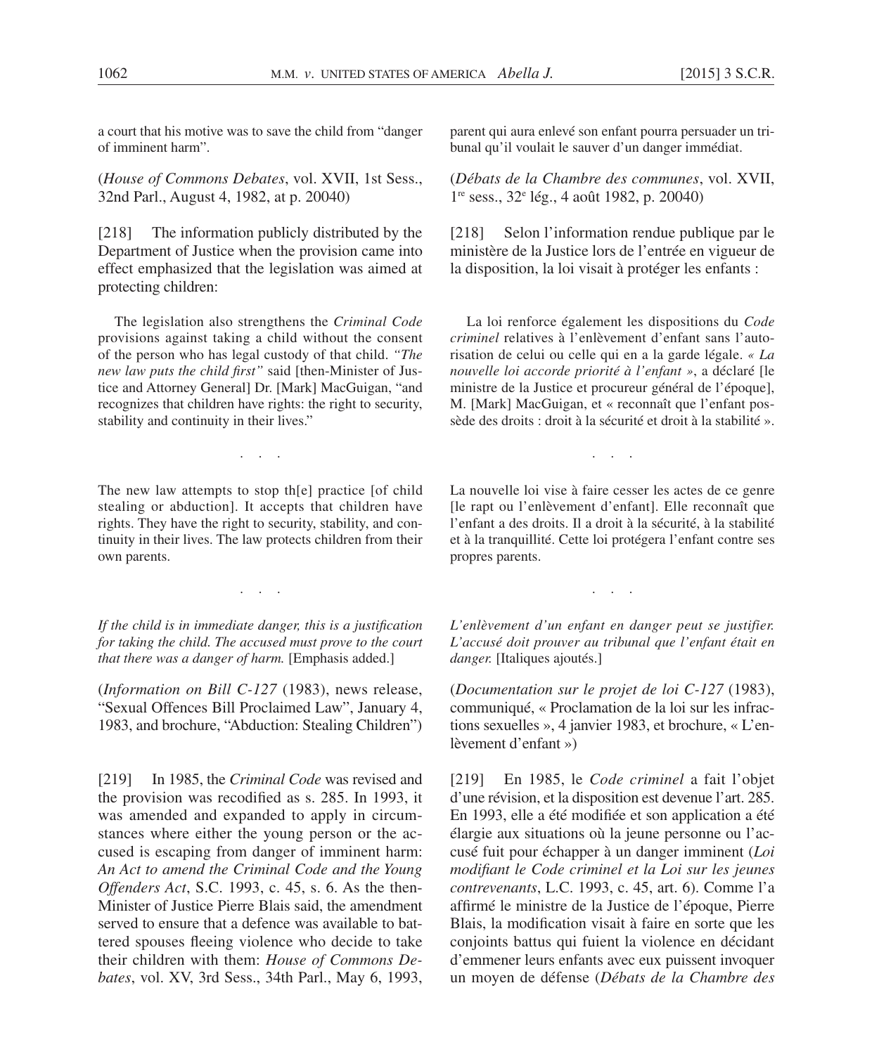a court that his motive was to save the child from "danger of imminent harm".

(*House of Commons Debates*, vol. XVII, 1st Sess., 32nd Parl., August 4, 1982, at p. 20040)

[218] The information publicly distributed by the Department of Justice when the provision came into effect emphasized that the legislation was aimed at protecting children:

> The legislation also strengthens the *Criminal Code* provisions against taking a child without the consent of the person who has legal custody of that child. *"The new law puts the child first"* said [then-Minister of Justice and Attorney General] Dr. [Mark] MacGuigan, "and recognizes that children have rights: the right to security, stability and continuity in their lives."
>
> . . .
>
> The new law attempts to stop th[e] practice [of child stealing or abduction]. It accepts that children have rights. They have the right to security, stability, and continuity in their lives. The law protects children from their own parents.
>
> . . .
>
> *If the child is in immediate danger, this is a justification for taking the child. The accused must prove to the court that there was a danger of harm.* [Emphasis added.]

(*Information on Bill C-127* (1983), news release, "Sexual Offences Bill Proclaimed Law", January 4, 1983, and brochure, "Abduction: Stealing Children")

[219] In 1985, the *Criminal Code* was revised and the provision was recodified as s. 285. In 1993, it was amended and expanded to apply in circumstances where either the young person or the accused is escaping from danger of imminent harm: *An Act to amend the Criminal Code and the Young Offenders Act*, S.C. 1993, c. 45, s. 6. As the then-Minister of Justice Pierre Blais said, the amendment served to ensure that a defence was available to battered spouses fleeing violence who decide to take their children with them: *House of Commons Debates*, vol. XV, 3rd Sess., 34th Parl., May 6, 1993,

parent qui aura enlevé son enfant pourra persuader un tribunal qu'il voulait le sauver d'un danger immédiat.

(*Débats de la Chambre des communes*, vol. XVII, 1re sess., 32e lég., 4 août 1982, p. 20040)

[218] Selon l'information rendue publique par le ministère de la Justice lors de l'entrée en vigueur de la disposition, la loi visait à protéger les enfants :

> La loi renforce également les dispositions du *Code criminel* relatives à l'enlèvement d'enfant sans l'autorisation de celui ou celle qui en a la garde légale. *« La nouvelle loi accorde priorité à l'enfant »*, a déclaré [le ministre de la Justice et procureur général de l'époque], M. [Mark] MacGuigan, et « reconnaît que l'enfant possède des droits : droit à la sécurité et droit à la stabilité ».
>
> . . .
>
> La nouvelle loi vise à faire cesser les actes de ce genre [le rapt ou l'enlèvement d'enfant]. Elle reconnaît que l'enfant a des droits. Il a droit à la sécurité, à la stabilité et à la tranquillité. Cette loi protégera l'enfant contre ses propres parents.
>
> . . .
>
> *L'enlèvement d'un enfant en danger peut se justifier. L'accusé doit prouver au tribunal que l'enfant était en danger.* [Italiques ajoutés.]

(*Documentation sur le projet de loi C-127* (1983), communiqué, « Proclamation de la loi sur les infractions sexuelles », 4 janvier 1983, et brochure, « L'enlèvement d'enfant »)

[219] En 1985, le *Code criminel* a fait l'objet d'une révision, et la disposition est devenue l'art. 285. En 1993, elle a été modifiée et son application a été élargie aux situations où la jeune personne ou l'accusé fuit pour échapper à un danger imminent (*Loi modifiant le Code criminel et la Loi sur les jeunes contrevenants*, L.C. 1993, c. 45, art. 6). Comme l'a affirmé le ministre de la Justice de l'époque, Pierre Blais, la modification visait à faire en sorte que les conjoints battus qui fuient la violence en décidant d'emmener leurs enfants avec eux puissent invoquer un moyen de défense (*Débats de la Chambre des*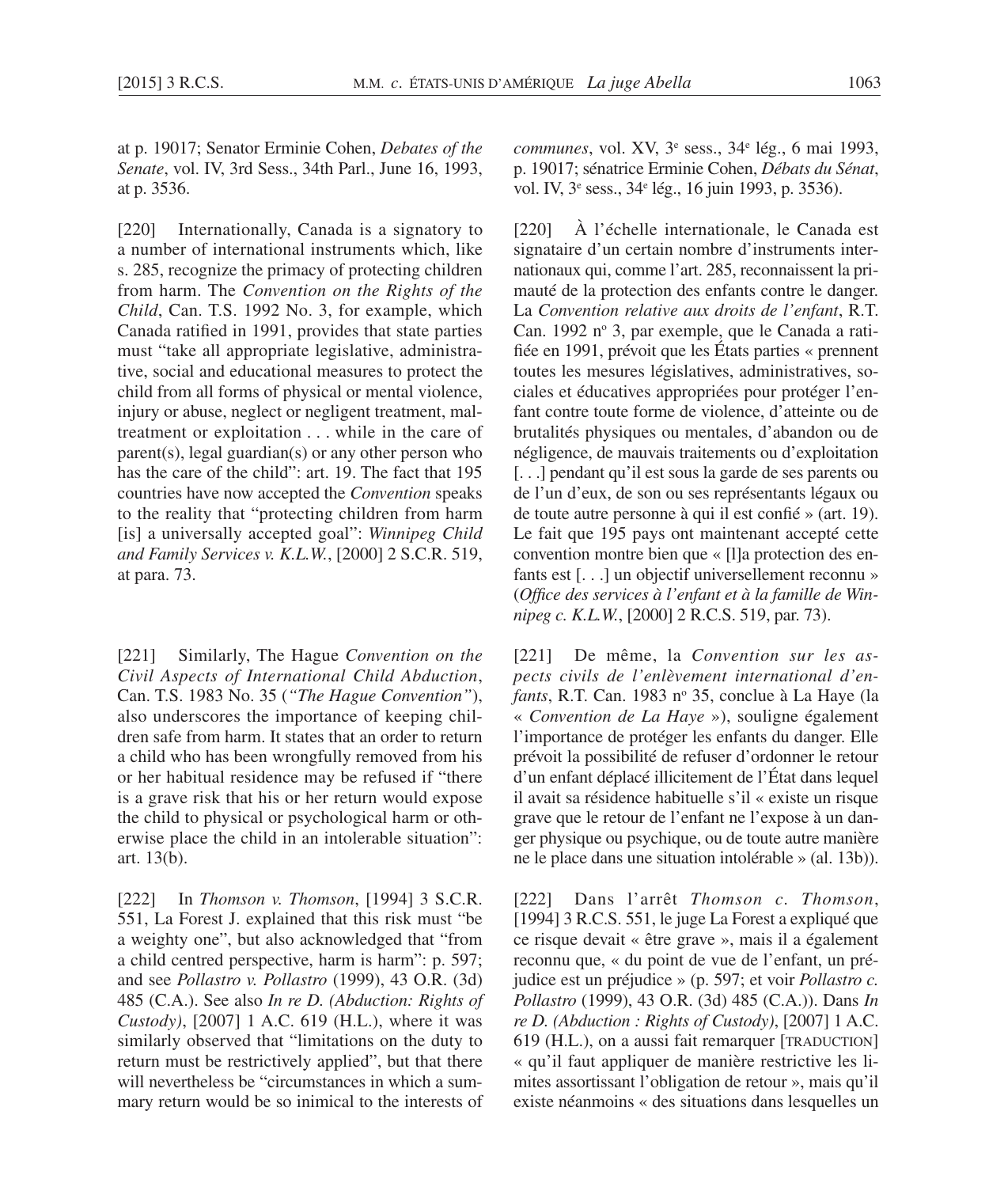at p. 19017; Senator Erminie Cohen, *Debates of the Senate*, vol. IV, 3rd Sess., 34th Parl., June 16, 1993, at p. 3536.

[220] Internationally, Canada is a signatory to a number of international instruments which, like s. 285, recognize the primacy of protecting children from harm. The *Convention on the Rights of the Child*, Can. T.S. 1992 No. 3, for example, which Canada ratified in 1991, provides that state parties must "take all appropriate legislative, administrative, social and educational measures to protect the child from all forms of physical or mental violence, injury or abuse, neglect or negligent treatment, maltreatment or exploitation . . . while in the care of parent(s), legal guardian(s) or any other person who has the care of the child": art. 19. The fact that 195 countries have now accepted the *Convention* speaks to the reality that "protecting children from harm [is] a universally accepted goal": *Winnipeg Child and Family Services v. K.L.W.*, [2000] 2 S.C.R. 519, at para. 73.

[221] Similarly, The Hague *Convention on the Civil Aspects of International Child Abduction*, Can. T.S. 1983 No. 35 (*"The Hague Convention"*), also underscores the importance of keeping children safe from harm. It states that an order to return a child who has been wrongfully removed from his or her habitual residence may be refused if "there is a grave risk that his or her return would expose the child to physical or psychological harm or otherwise place the child in an intolerable situation": art. 13(b).

[222] In *Thomson v. Thomson*, [1994] 3 S.C.R. 551, La Forest J. explained that this risk must "be a weighty one", but also acknowledged that "from a child centred perspective, harm is harm": p. 597; and see *Pollastro v. Pollastro* (1999), 43 O.R. (3d) 485 (C.A.). See also *In re D. (Abduction: Rights of Custody)*, [2007] 1 A.C. 619 (H.L.), where it was similarly observed that "limitations on the duty to return must be restrictively applied", but that there will nevertheless be "circumstances in which a summary return would be so inimical to the interests of

*communes*, vol. XV, 3e sess., 34e lég., 6 mai 1993, p. 19017; sénatrice Erminie Cohen, *Débats du Sénat*, vol. IV, 3e sess., 34e lég., 16 juin 1993, p. 3536).

[220] À l'échelle internationale, le Canada est signataire d'un certain nombre d'instruments internationaux qui, comme l'art. 285, reconnaissent la primauté de la protection des enfants contre le danger. La *Convention relative aux droits de l'enfant*, R.T. Can. 1992 no 3, par exemple, que le Canada a ratifiée en 1991, prévoit que les États parties « prennent toutes les mesures législatives, administratives, sociales et éducatives appropriées pour protéger l'enfant contre toute forme de violence, d'atteinte ou de brutalités physiques ou mentales, d'abandon ou de négligence, de mauvais traitements ou d'exploitation [. . .] pendant qu'il est sous la garde de ses parents ou de l'un d'eux, de son ou ses représentants légaux ou de toute autre personne à qui il est confié » (art. 19). Le fait que 195 pays ont maintenant accepté cette convention montre bien que « [l]a protection des enfants est [. . .] un objectif universellement reconnu » (*Office des services à l'enfant et à la famille de Winnipeg c. K.L.W.*, [2000] 2 R.C.S. 519, par. 73).

[221] De même, la *Convention sur les aspects civils de l'enlèvement international d'enfants*, R.T. Can. 1983 no 35, conclue à La Haye (la « *Convention de La Haye* »), souligne également l'importance de protéger les enfants du danger. Elle prévoit la possibilité de refuser d'ordonner le retour d'un enfant déplacé illicitement de l'État dans lequel il avait sa résidence habituelle s'il « existe un risque grave que le retour de l'enfant ne l'expose à un danger physique ou psychique, ou de toute autre manière ne le place dans une situation intolérable » (al. 13b)).

[222] Dans l'arrêt *Thomson c. Thomson*, [1994] 3 R.C.S. 551, le juge La Forest a expliqué que ce risque devait « être grave », mais il a également reconnu que, « du point de vue de l'enfant, un préjudice est un préjudice » (p. 597; et voir *Pollastro c. Pollastro* (1999), 43 O.R. (3d) 485 (C.A.)). Dans *In re D. (Abduction : Rights of Custody)*, [2007] 1 A.C. 619 (H.L.), on a aussi fait remarquer [TRADUCTION] « qu'il faut appliquer de manière restrictive les limites assortissant l'obligation de retour », mais qu'il existe néanmoins « des situations dans lesquelles un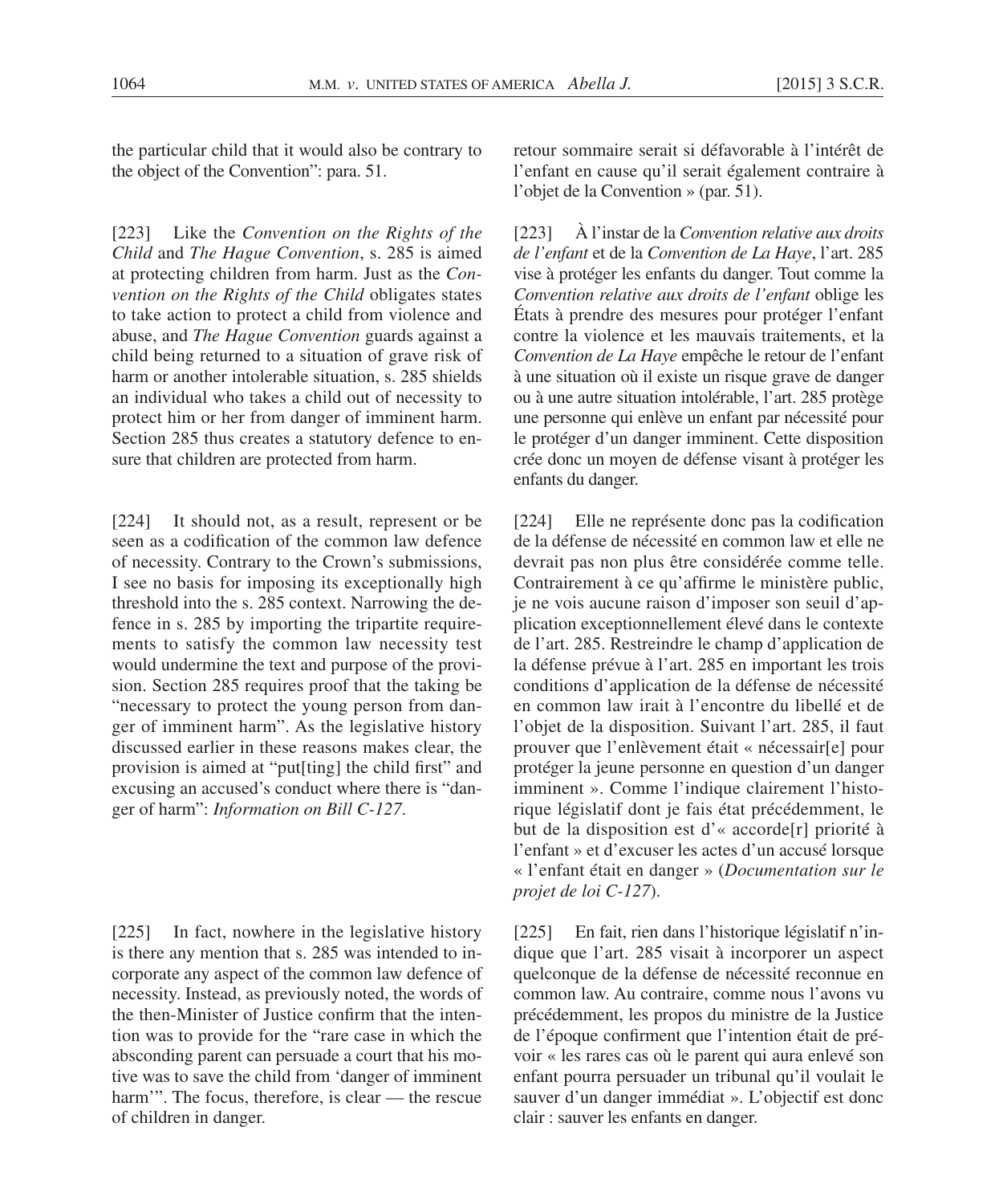the particular child that it would also be contrary to the object of the Convention": para. 51.

[223] Like the *Convention on the Rights of the Child* and *The Hague Convention*, s. 285 is aimed at protecting children from harm. Just as the *Convention on the Rights of the Child* obligates states to take action to protect a child from violence and abuse, and *The Hague Convention* guards against a child being returned to a situation of grave risk of harm or another intolerable situation, s. 285 shields an individual who takes a child out of necessity to protect him or her from danger of imminent harm. Section 285 thus creates a statutory defence to ensure that children are protected from harm.

[224] It should not, as a result, represent or be seen as a codification of the common law defence of necessity. Contrary to the Crown's submissions, I see no basis for imposing its exceptionally high threshold into the s. 285 context. Narrowing the defence in s. 285 by importing the tripartite requirements to satisfy the common law necessity test would undermine the text and purpose of the provision. Section 285 requires proof that the taking be "necessary to protect the young person from danger of imminent harm". As the legislative history discussed earlier in these reasons makes clear, the provision is aimed at "put[ting] the child first" and excusing an accused's conduct where there is "danger of harm": *Information on Bill C-127*.

[225] In fact, nowhere in the legislative history is there any mention that s. 285 was intended to incorporate any aspect of the common law defence of necessity. Instead, as previously noted, the words of the then-Minister of Justice confirm that the intention was to provide for the "rare case in which the absconding parent can persuade a court that his motive was to save the child from 'danger of imminent harm'". The focus, therefore, is clear — the rescue of children in danger.

retour sommaire serait si défavorable à l'intérêt de l'enfant en cause qu'il serait également contraire à l'objet de la Convention » (par. 51).

[223] À l'instar de la *Convention relative aux droits de l'enfant* et de la *Convention de La Haye*, l'art. 285 vise à protéger les enfants du danger. Tout comme la *Convention relative aux droits de l'enfant* oblige les États à prendre des mesures pour protéger l'enfant contre la violence et les mauvais traitements, et la *Convention de La Haye* empêche le retour de l'enfant à une situation où il existe un risque grave de danger ou à une autre situation intolérable, l'art. 285 protège une personne qui enlève un enfant par nécessité pour le protéger d'un danger imminent. Cette disposition crée donc un moyen de défense visant à protéger les enfants du danger.

[224] Elle ne représente donc pas la codification de la défense de nécessité en common law et elle ne devrait pas non plus être considérée comme telle. Contrairement à ce qu'affirme le ministère public, je ne vois aucune raison d'imposer son seuil d'application exceptionnellement élevé dans le contexte de l'art. 285. Restreindre le champ d'application de la défense prévue à l'art. 285 en important les trois conditions d'application de la défense de nécessité en common law irait à l'encontre du libellé et de l'objet de la disposition. Suivant l'art. 285, il faut prouver que l'enlèvement était « nécessair[e] pour protéger la jeune personne en question d'un danger imminent ». Comme l'indique clairement l'historique législatif dont je fais état précédemment, le but de la disposition est d'« accorde[r] priorité à l'enfant » et d'excuser les actes d'un accusé lorsque « l'enfant était en danger » (*Documentation sur le projet de loi C-127*).

[225] En fait, rien dans l'historique législatif n'indique que l'art. 285 visait à incorporer un aspect quelconque de la défense de nécessité reconnue en common law. Au contraire, comme nous l'avons vu précédemment, les propos du ministre de la Justice de l'époque confirment que l'intention était de prévoir « les rares cas où le parent qui aura enlevé son enfant pourra persuader un tribunal qu'il voulait le sauver d'un danger immédiat ». L'objectif est donc clair : sauver les enfants en danger.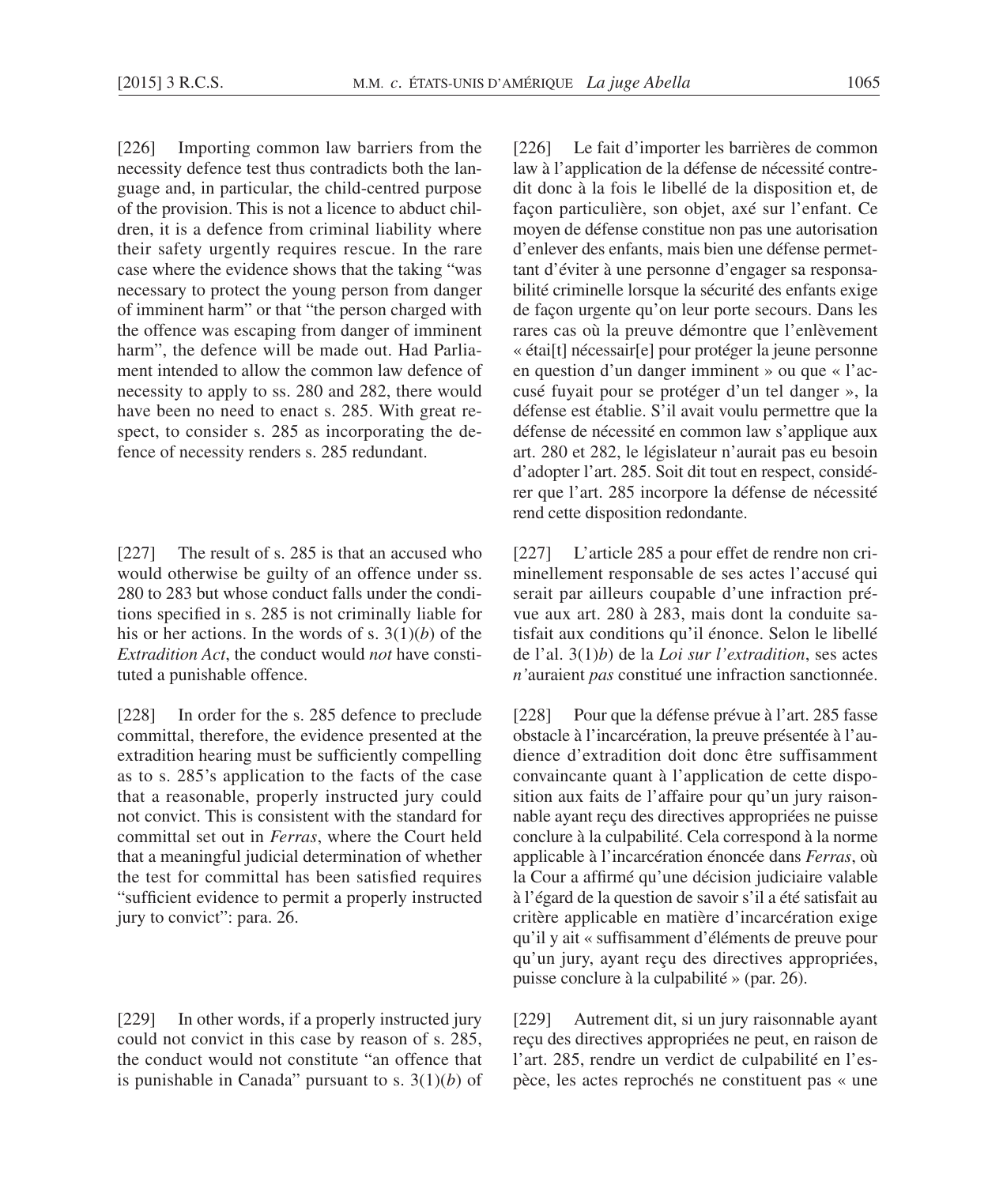[226] Importing common law barriers from the necessity defence test thus contradicts both the language and, in particular, the child-centred purpose of the provision. This is not a licence to abduct children, it is a defence from criminal liability where their safety urgently requires rescue. In the rare case where the evidence shows that the taking "was necessary to protect the young person from danger of imminent harm" or that "the person charged with the offence was escaping from danger of imminent harm", the defence will be made out. Had Parliament intended to allow the common law defence of necessity to apply to ss. 280 and 282, there would have been no need to enact s. 285. With great respect, to consider s. 285 as incorporating the defence of necessity renders s. 285 redundant.

[227] The result of s. 285 is that an accused who would otherwise be guilty of an offence under ss. 280 to 283 but whose conduct falls under the conditions specified in s. 285 is not criminally liable for his or her actions. In the words of s. 3(1)(*b*) of the *Extradition Act*, the conduct would *not* have constituted a punishable offence.

[228] In order for the s. 285 defence to preclude committal, therefore, the evidence presented at the extradition hearing must be sufficiently compelling as to s. 285's application to the facts of the case that a reasonable, properly instructed jury could not convict. This is consistent with the standard for committal set out in *Ferras*, where the Court held that a meaningful judicial determination of whether the test for committal has been satisfied requires "sufficient evidence to permit a properly instructed jury to convict": para. 26.

[229] In other words, if a properly instructed jury could not convict in this case by reason of s. 285, the conduct would not constitute "an offence that is punishable in Canada" pursuant to s. 3(1)(*b*) of

[226] Le fait d'importer les barrières de common law à l'application de la défense de nécessité contredit donc à la fois le libellé de la disposition et, de façon particulière, son objet, axé sur l'enfant. Ce moyen de défense constitue non pas une autorisation d'enlever des enfants, mais bien une défense permettant d'éviter à une personne d'engager sa responsabilité criminelle lorsque la sécurité des enfants exige de façon urgente qu'on leur porte secours. Dans les rares cas où la preuve démontre que l'enlèvement « étai[t] nécessair[e] pour protéger la jeune personne en question d'un danger imminent » ou que « l'accusé fuyait pour se protéger d'un tel danger », la défense est établie. S'il avait voulu permettre que la défense de nécessité en common law s'applique aux art. 280 et 282, le législateur n'aurait pas eu besoin d'adopter l'art. 285. Soit dit tout en respect, considérer que l'art. 285 incorpore la défense de nécessité rend cette disposition redondante.

[227] L'article 285 a pour effet de rendre non criminellement responsable de ses actes l'accusé qui serait par ailleurs coupable d'une infraction prévue aux art. 280 à 283, mais dont la conduite satisfait aux conditions qu'il énonce. Selon le libellé de l'al. 3(1)*b*) de la *Loi sur l'extradition*, ses actes *n'*auraient *pas* constitué une infraction sanctionnée.

[228] Pour que la défense prévue à l'art. 285 fasse obstacle à l'incarcération, la preuve présentée à l'audience d'extradition doit donc être suffisamment convaincante quant à l'application de cette disposition aux faits de l'affaire pour qu'un jury raisonnable ayant reçu des directives appropriées ne puisse conclure à la culpabilité. Cela correspond à la norme applicable à l'incarcération énoncée dans *Ferras*, où la Cour a affirmé qu'une décision judiciaire valable à l'égard de la question de savoir s'il a été satisfait au critère applicable en matière d'incarcération exige qu'il y ait « suffisamment d'éléments de preuve pour qu'un jury, ayant reçu des directives appropriées, puisse conclure à la culpabilité » (par. 26).

[229] Autrement dit, si un jury raisonnable ayant reçu des directives appropriées ne peut, en raison de l'art. 285, rendre un verdict de culpabilité en l'espèce, les actes reprochés ne constituent pas « une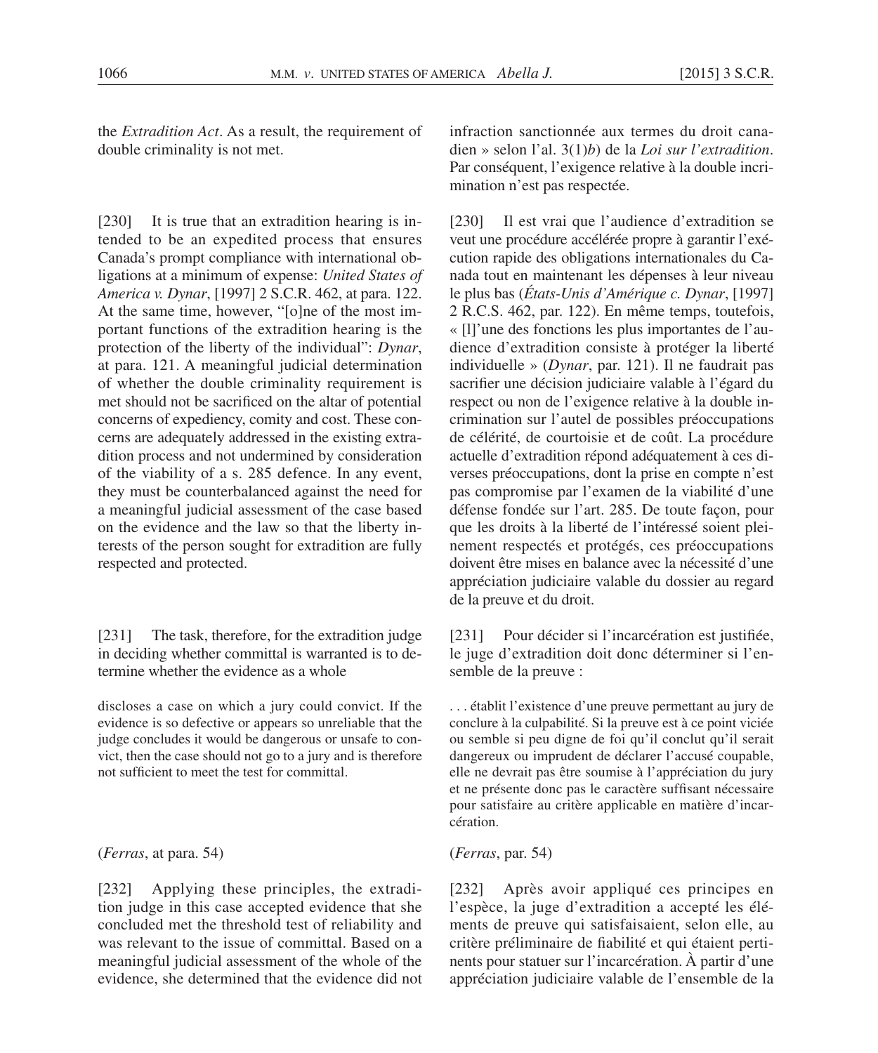the *Extradition Act*. As a result, the requirement of double criminality is not met.

[230] It is true that an extradition hearing is intended to be an expedited process that ensures Canada's prompt compliance with international obligations at a minimum of expense: *United States of America v. Dynar*, [1997] 2 S.C.R. 462, at para. 122. At the same time, however, "[o]ne of the most important functions of the extradition hearing is the protection of the liberty of the individual": *Dynar*, at para. 121. A meaningful judicial determination of whether the double criminality requirement is met should not be sacrificed on the altar of potential concerns of expediency, comity and cost. These concerns are adequately addressed in the existing extradition process and not undermined by consideration of the viability of a s. 285 defence. In any event, they must be counterbalanced against the need for a meaningful judicial assessment of the case based on the evidence and the law so that the liberty interests of the person sought for extradition are fully respected and protected.

[231] The task, therefore, for the extradition judge in deciding whether committal is warranted is to determine whether the evidence as a whole

> discloses a case on which a jury could convict. If the evidence is so defective or appears so unreliable that the judge concludes it would be dangerous or unsafe to convict, then the case should not go to a jury and is therefore not sufficient to meet the test for committal.

(*Ferras*, at para. 54)

[232] Applying these principles, the extradition judge in this case accepted evidence that she concluded met the threshold test of reliability and was relevant to the issue of committal. Based on a meaningful judicial assessment of the whole of the evidence, she determined that the evidence did not

infraction sanctionnée aux termes du droit canadien » selon l'al. 3(1)*b*) de la *Loi sur l'extradition*. Par conséquent, l'exigence relative à la double incrimination n'est pas respectée.

[230] Il est vrai que l'audience d'extradition se veut une procédure accélérée propre à garantir l'exécution rapide des obligations internationales du Canada tout en maintenant les dépenses à leur niveau le plus bas (*États-Unis d'Amérique c. Dynar*, [1997] 2 R.C.S. 462, par. 122). En même temps, toutefois, « [l]'une des fonctions les plus importantes de l'audience d'extradition consiste à protéger la liberté individuelle » (*Dynar*, par. 121). Il ne faudrait pas sacrifier une décision judiciaire valable à l'égard du respect ou non de l'exigence relative à la double incrimination sur l'autel de possibles préoccupations de célérité, de courtoisie et de coût. La procédure actuelle d'extradition répond adéquatement à ces diverses préoccupations, dont la prise en compte n'est pas compromise par l'examen de la viabilité d'une défense fondée sur l'art. 285. De toute façon, pour que les droits à la liberté de l'intéressé soient pleinement respectés et protégés, ces préoccupations doivent être mises en balance avec la nécessité d'une appréciation judiciaire valable du dossier au regard de la preuve et du droit.

[231] Pour décider si l'incarcération est justifiée, le juge d'extradition doit donc déterminer si l'ensemble de la preuve :

> . . . établit l'existence d'une preuve permettant au jury de conclure à la culpabilité. Si la preuve est à ce point viciée ou semble si peu digne de foi qu'il conclut qu'il serait dangereux ou imprudent de déclarer l'accusé coupable, elle ne devrait pas être soumise à l'appréciation du jury et ne présente donc pas le caractère suffisant nécessaire pour satisfaire au critère applicable en matière d'incarcération.

(*Ferras*, par. 54)

[232] Après avoir appliqué ces principes en l'espèce, la juge d'extradition a accepté les éléments de preuve qui satisfaisaient, selon elle, au critère préliminaire de fiabilité et qui étaient pertinents pour statuer sur l'incarcération. À partir d'une appréciation judiciaire valable de l'ensemble de la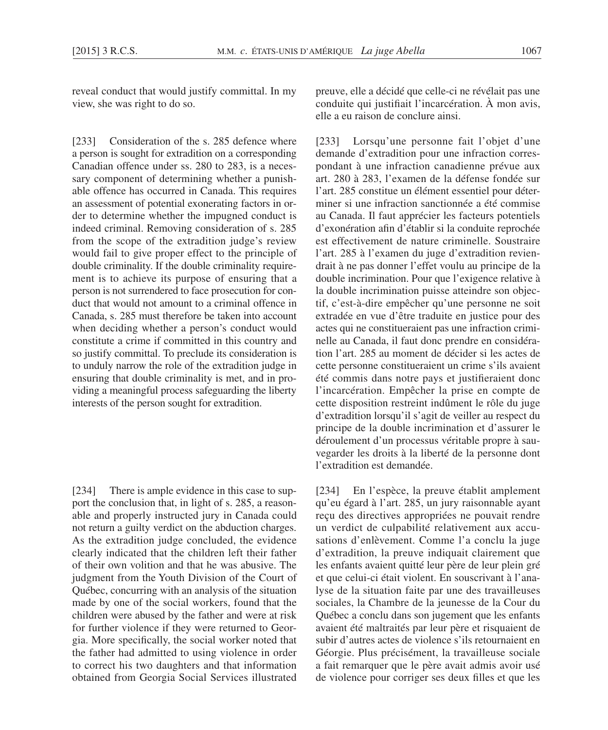reveal conduct that would justify committal. In my view, she was right to do so.

[233] Consideration of the s. 285 defence where a person is sought for extradition on a corresponding Canadian offence under ss. 280 to 283, is a necessary component of determining whether a punishable offence has occurred in Canada. This requires an assessment of potential exonerating factors in order to determine whether the impugned conduct is indeed criminal. Removing consideration of s. 285 from the scope of the extradition judge's review would fail to give proper effect to the principle of double criminality. If the double criminality requirement is to achieve its purpose of ensuring that a person is not surrendered to face prosecution for conduct that would not amount to a criminal offence in Canada, s. 285 must therefore be taken into account when deciding whether a person's conduct would constitute a crime if committed in this country and so justify committal. To preclude its consideration is to unduly narrow the role of the extradition judge in ensuring that double criminality is met, and in providing a meaningful process safeguarding the liberty interests of the person sought for extradition.

[234] There is ample evidence in this case to support the conclusion that, in light of s. 285, a reasonable and properly instructed jury in Canada could not return a guilty verdict on the abduction charges. As the extradition judge concluded, the evidence clearly indicated that the children left their father of their own volition and that he was abusive. The judgment from the Youth Division of the Court of Québec, concurring with an analysis of the situation made by one of the social workers, found that the children were abused by the father and were at risk for further violence if they were returned to Georgia. More specifically, the social worker noted that the father had admitted to using violence in order to correct his two daughters and that information obtained from Georgia Social Services illustrated

preuve, elle a décidé que celle-ci ne révélait pas une conduite qui justifiait l'incarcération. À mon avis, elle a eu raison de conclure ainsi.

[233] Lorsqu'une personne fait l'objet d'une demande d'extradition pour une infraction correspondant à une infraction canadienne prévue aux art. 280 à 283, l'examen de la défense fondée sur l'art. 285 constitue un élément essentiel pour déterminer si une infraction sanctionnée a été commise au Canada. Il faut apprécier les facteurs potentiels d'exonération afin d'établir si la conduite reprochée est effectivement de nature criminelle. Soustraire l'art. 285 à l'examen du juge d'extradition reviendrait à ne pas donner l'effet voulu au principe de la double incrimination. Pour que l'exigence relative à la double incrimination puisse atteindre son objectif, c'est-à-dire empêcher qu'une personne ne soit extradée en vue d'être traduite en justice pour des actes qui ne constitueraient pas une infraction criminelle au Canada, il faut donc prendre en considération l'art. 285 au moment de décider si les actes de cette personne constitueraient un crime s'ils avaient été commis dans notre pays et justifieraient donc l'incarcération. Empêcher la prise en compte de cette disposition restreint indûment le rôle du juge d'extradition lorsqu'il s'agit de veiller au respect du principe de la double incrimination et d'assurer le déroulement d'un processus véritable propre à sauvegarder les droits à la liberté de la personne dont l'extradition est demandée.

[234] En l'espèce, la preuve établit amplement qu'eu égard à l'art. 285, un jury raisonnable ayant reçu des directives appropriées ne pouvait rendre un verdict de culpabilité relativement aux accusations d'enlèvement. Comme l'a conclu la juge d'extradition, la preuve indiquait clairement que les enfants avaient quitté leur père de leur plein gré et que celui-ci était violent. En souscrivant à l'analyse de la situation faite par une des travailleuses sociales, la Chambre de la jeunesse de la Cour du Québec a conclu dans son jugement que les enfants avaient été maltraités par leur père et risquaient de subir d'autres actes de violence s'ils retournaient en Géorgie. Plus précisément, la travailleuse sociale a fait remarquer que le père avait admis avoir usé de violence pour corriger ses deux filles et que les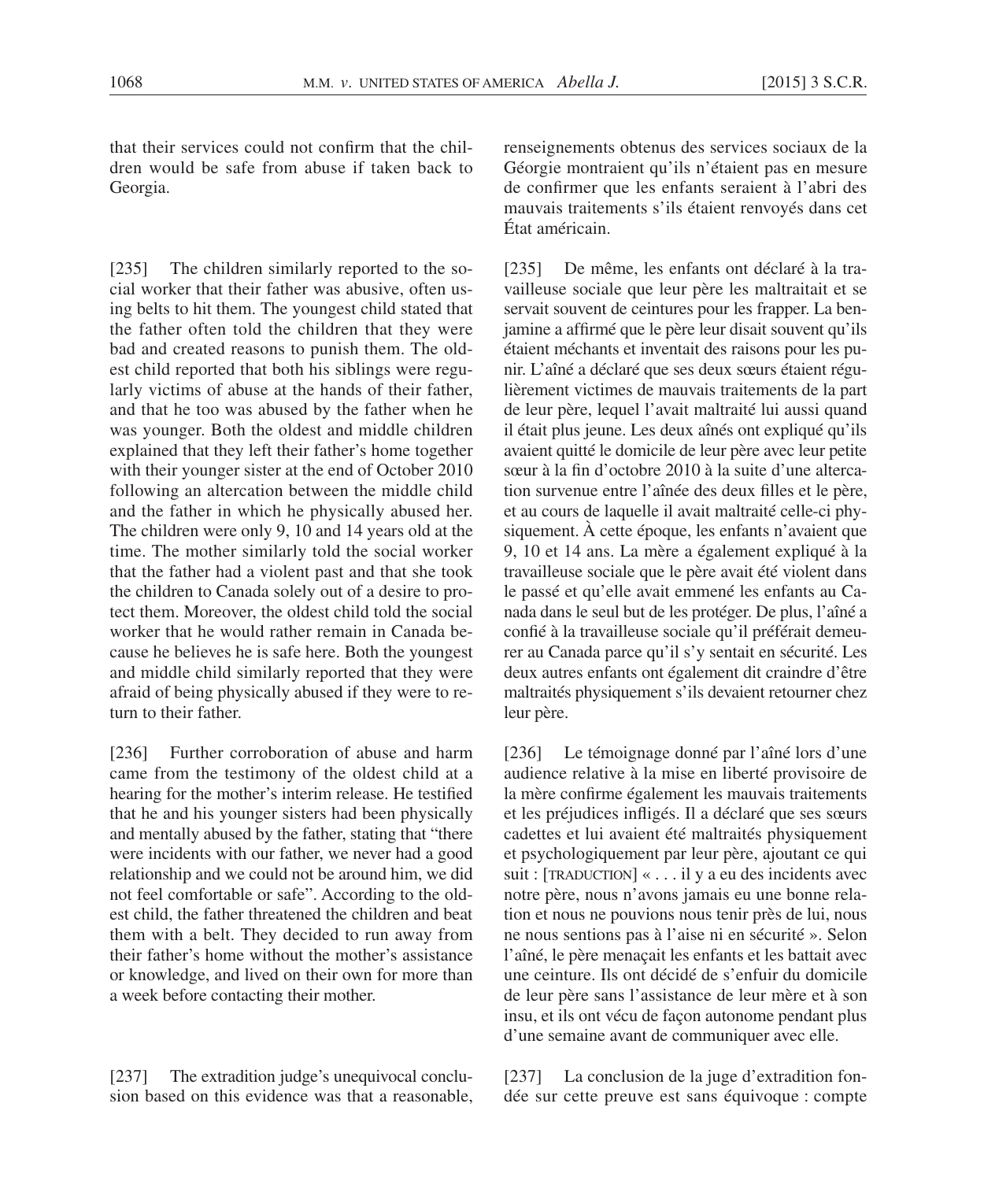that their services could not confirm that the children would be safe from abuse if taken back to Georgia.

[235] The children similarly reported to the social worker that their father was abusive, often using belts to hit them. The youngest child stated that the father often told the children that they were bad and created reasons to punish them. The oldest child reported that both his siblings were regularly victims of abuse at the hands of their father, and that he too was abused by the father when he was younger. Both the oldest and middle children explained that they left their father's home together with their younger sister at the end of October 2010 following an altercation between the middle child and the father in which he physically abused her. The children were only 9, 10 and 14 years old at the time. The mother similarly told the social worker that the father had a violent past and that she took the children to Canada solely out of a desire to protect them. Moreover, the oldest child told the social worker that he would rather remain in Canada because he believes he is safe here. Both the youngest and middle child similarly reported that they were afraid of being physically abused if they were to return to their father.

[236] Further corroboration of abuse and harm came from the testimony of the oldest child at a hearing for the mother's interim release. He testified that he and his younger sisters had been physically and mentally abused by the father, stating that "there were incidents with our father, we never had a good relationship and we could not be around him, we did not feel comfortable or safe". According to the oldest child, the father threatened the children and beat them with a belt. They decided to run away from their father's home without the mother's assistance or knowledge, and lived on their own for more than a week before contacting their mother.

[237] The extradition judge's unequivocal conclusion based on this evidence was that a reasonable,

renseignements obtenus des services sociaux de la Géorgie montraient qu'ils n'étaient pas en mesure de confirmer que les enfants seraient à l'abri des mauvais traitements s'ils étaient renvoyés dans cet État américain.

[235] De même, les enfants ont déclaré à la travailleuse sociale que leur père les maltraitait et se servait souvent de ceintures pour les frapper. La benjamine a affirmé que le père leur disait souvent qu'ils étaient méchants et inventait des raisons pour les punir. L'aîné a déclaré que ses deux sœurs étaient régulièrement victimes de mauvais traitements de la part de leur père, lequel l'avait maltraité lui aussi quand il était plus jeune. Les deux aînés ont expliqué qu'ils avaient quitté le domicile de leur père avec leur petite sœur à la fin d'octobre 2010 à la suite d'une altercation survenue entre l'aînée des deux filles et le père, et au cours de laquelle il avait maltraité celle-ci physiquement. À cette époque, les enfants n'avaient que 9, 10 et 14 ans. La mère a également expliqué à la travailleuse sociale que le père avait été violent dans le passé et qu'elle avait emmené les enfants au Canada dans le seul but de les protéger. De plus, l'aîné a confié à la travailleuse sociale qu'il préférait demeurer au Canada parce qu'il s'y sentait en sécurité. Les deux autres enfants ont également dit craindre d'être maltraités physiquement s'ils devaient retourner chez leur père.

[236] Le témoignage donné par l'aîné lors d'une audience relative à la mise en liberté provisoire de la mère confirme également les mauvais traitements et les préjudices infligés. Il a déclaré que ses sœurs cadettes et lui avaient été maltraités physiquement et psychologiquement par leur père, ajoutant ce qui suit : [TRADUCTION] « . . . il y a eu des incidents avec notre père, nous n'avons jamais eu une bonne relation et nous ne pouvions nous tenir près de lui, nous ne nous sentions pas à l'aise ni en sécurité ». Selon l'aîné, le père menaçait les enfants et les battait avec une ceinture. Ils ont décidé de s'enfuir du domicile de leur père sans l'assistance de leur mère et à son insu, et ils ont vécu de façon autonome pendant plus d'une semaine avant de communiquer avec elle.

[237] La conclusion de la juge d'extradition fondée sur cette preuve est sans équivoque : compte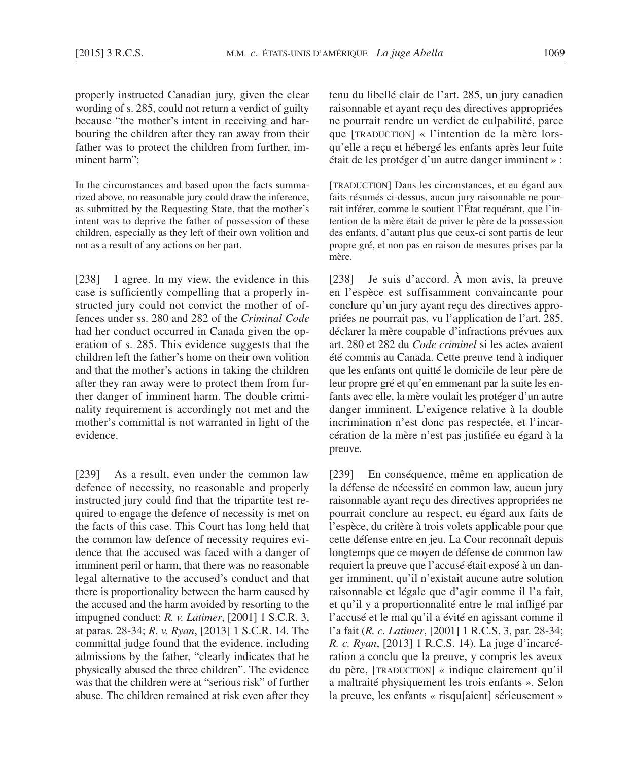properly instructed Canadian jury, given the clear wording of s. 285, could not return a verdict of guilty because "the mother's intent in receiving and harbouring the children after they ran away from their father was to protect the children from further, imminent harm":

> In the circumstances and based upon the facts summarized above, no reasonable jury could draw the inference, as submitted by the Requesting State, that the mother's intent was to deprive the father of possession of these children, especially as they left of their own volition and not as a result of any actions on her part.

[238] I agree. In my view, the evidence in this case is sufficiently compelling that a properly instructed jury could not convict the mother of offences under ss. 280 and 282 of the *Criminal Code* had her conduct occurred in Canada given the operation of s. 285. This evidence suggests that the children left the father's home on their own volition and that the mother's actions in taking the children after they ran away were to protect them from further danger of imminent harm. The double criminality requirement is accordingly not met and the mother's committal is not warranted in light of the evidence.

[239] As a result, even under the common law defence of necessity, no reasonable and properly instructed jury could find that the tripartite test required to engage the defence of necessity is met on the facts of this case. This Court has long held that the common law defence of necessity requires evidence that the accused was faced with a danger of imminent peril or harm, that there was no reasonable legal alternative to the accused's conduct and that there is proportionality between the harm caused by the accused and the harm avoided by resorting to the impugned conduct: *R. v. Latimer*, [2001] 1 S.C.R. 3, at paras. 28-34; *R. v. Ryan*, [2013] 1 S.C.R. 14. The committal judge found that the evidence, including admissions by the father, "clearly indicates that he physically abused the three children". The evidence was that the children were at "serious risk" of further abuse. The children remained at risk even after they

tenu du libellé clair de l'art. 285, un jury canadien raisonnable et ayant reçu des directives appropriées ne pourrait rendre un verdict de culpabilité, parce que [TRADUCTION] « l'intention de la mère lorsqu'elle a reçu et hébergé les enfants après leur fuite était de les protéger d'un autre danger imminent » :

> [TRADUCTION] Dans les circonstances, et eu égard aux faits résumés ci-dessus, aucun jury raisonnable ne pourrait inférer, comme le soutient l'État requérant, que l'intention de la mère était de priver le père de la possession des enfants, d'autant plus que ceux-ci sont partis de leur propre gré, et non pas en raison de mesures prises par la mère.

[238] Je suis d'accord. À mon avis, la preuve en l'espèce est suffisamment convaincante pour conclure qu'un jury ayant reçu des directives appropriées ne pourrait pas, vu l'application de l'art. 285, déclarer la mère coupable d'infractions prévues aux art. 280 et 282 du *Code criminel* si les actes avaient été commis au Canada. Cette preuve tend à indiquer que les enfants ont quitté le domicile de leur père de leur propre gré et qu'en emmenant par la suite les enfants avec elle, la mère voulait les protéger d'un autre danger imminent. L'exigence relative à la double incrimination n'est donc pas respectée, et l'incarcération de la mère n'est pas justifiée eu égard à la preuve.

[239] En conséquence, même en application de la défense de nécessité en common law, aucun jury raisonnable ayant reçu des directives appropriées ne pourrait conclure au respect, eu égard aux faits de l'espèce, du critère à trois volets applicable pour que cette défense entre en jeu. La Cour reconnaît depuis longtemps que ce moyen de défense de common law requiert la preuve que l'accusé était exposé à un danger imminent, qu'il n'existait aucune autre solution raisonnable et légale que d'agir comme il l'a fait, et qu'il y a proportionnalité entre le mal infligé par l'accusé et le mal qu'il a évité en agissant comme il l'a fait (*R. c. Latimer*, [2001] 1 R.C.S. 3, par. 28-34; *R. c. Ryan*, [2013] 1 R.C.S. 14). La juge d'incarcération a conclu que la preuve, y compris les aveux du père, [TRADUCTION] « indique clairement qu'il a maltraité physiquement les trois enfants ». Selon la preuve, les enfants « risqu[aient] sérieusement »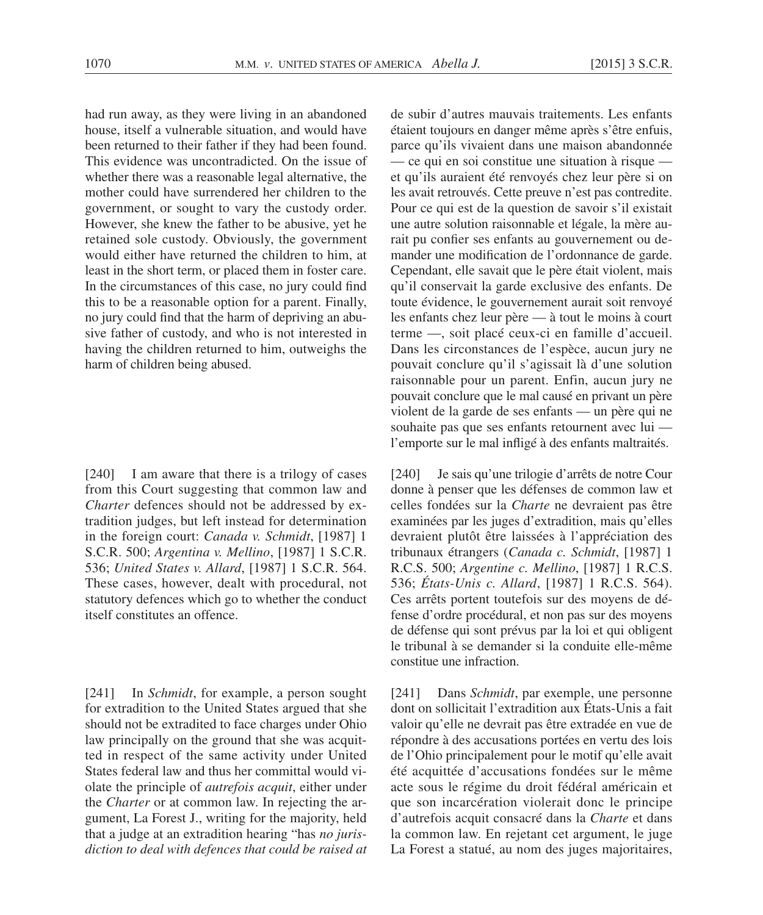had run away, as they were living in an abandoned house, itself a vulnerable situation, and would have been returned to their father if they had been found. This evidence was uncontradicted. On the issue of whether there was a reasonable legal alternative, the mother could have surrendered her children to the government, or sought to vary the custody order. However, she knew the father to be abusive, yet he retained sole custody. Obviously, the government would either have returned the children to him, at least in the short term, or placed them in foster care. In the circumstances of this case, no jury could find this to be a reasonable option for a parent. Finally, no jury could find that the harm of depriving an abusive father of custody, and who is not interested in having the children returned to him, outweighs the harm of children being abused.

[240] I am aware that there is a trilogy of cases from this Court suggesting that common law and *Charter* defences should not be addressed by extradition judges, but left instead for determination in the foreign court: *Canada v. Schmidt*, [1987] 1 S.C.R. 500; *Argentina v. Mellino*, [1987] 1 S.C.R. 536; *United States v. Allard*, [1987] 1 S.C.R. 564. These cases, however, dealt with procedural, not statutory defences which go to whether the conduct itself constitutes an offence.

[241] In *Schmidt*, for example, a person sought for extradition to the United States argued that she should not be extradited to face charges under Ohio law principally on the ground that she was acquitted in respect of the same activity under United States federal law and thus her committal would violate the principle of *autrefois acquit*, either under the *Charter* or at common law. In rejecting the argument, La Forest J., writing for the majority, held that a judge at an extradition hearing "has *no jurisdiction to deal with defences that could be raised at*

de subir d'autres mauvais traitements. Les enfants étaient toujours en danger même après s'être enfuis, parce qu'ils vivaient dans une maison abandonnée — ce qui en soi constitue une situation à risque — et qu'ils auraient été renvoyés chez leur père si on les avait retrouvés. Cette preuve n'est pas contredite. Pour ce qui est de la question de savoir s'il existait une autre solution raisonnable et légale, la mère aurait pu confier ses enfants au gouvernement ou demander une modification de l'ordonnance de garde. Cependant, elle savait que le père était violent, mais qu'il conservait la garde exclusive des enfants. De toute évidence, le gouvernement aurait soit renvoyé les enfants chez leur père — à tout le moins à court terme —, soit placé ceux-ci en famille d'accueil. Dans les circonstances de l'espèce, aucun jury ne pouvait conclure qu'il s'agissait là d'une solution raisonnable pour un parent. Enfin, aucun jury ne pouvait conclure que le mal causé en privant un père violent de la garde de ses enfants — un père qui ne souhaite pas que ses enfants retournent avec lui — l'emporte sur le mal infligé à des enfants maltraités.

[240] Je sais qu'une trilogie d'arrêts de notre Cour donne à penser que les défenses de common law et celles fondées sur la *Charte* ne devraient pas être examinées par les juges d'extradition, mais qu'elles devraient plutôt être laissées à l'appréciation des tribunaux étrangers (*Canada c. Schmidt*, [1987] 1 R.C.S. 500; *Argentine c. Mellino*, [1987] 1 R.C.S. 536; *États-Unis c. Allard*, [1987] 1 R.C.S. 564). Ces arrêts portent toutefois sur des moyens de défense d'ordre procédural, et non pas sur des moyens de défense qui sont prévus par la loi et qui obligent le tribunal à se demander si la conduite elle-même constitue une infraction.

[241] Dans *Schmidt*, par exemple, une personne dont on sollicitait l'extradition aux États-Unis a fait valoir qu'elle ne devrait pas être extradée en vue de répondre à des accusations portées en vertu des lois de l'Ohio principalement pour le motif qu'elle avait été acquittée d'accusations fondées sur le même acte sous le régime du droit fédéral américain et que son incarcération violerait donc le principe d'autrefois acquit consacré dans la *Charte* et dans la common law. En rejetant cet argument, le juge La Forest a statué, au nom des juges majoritaires,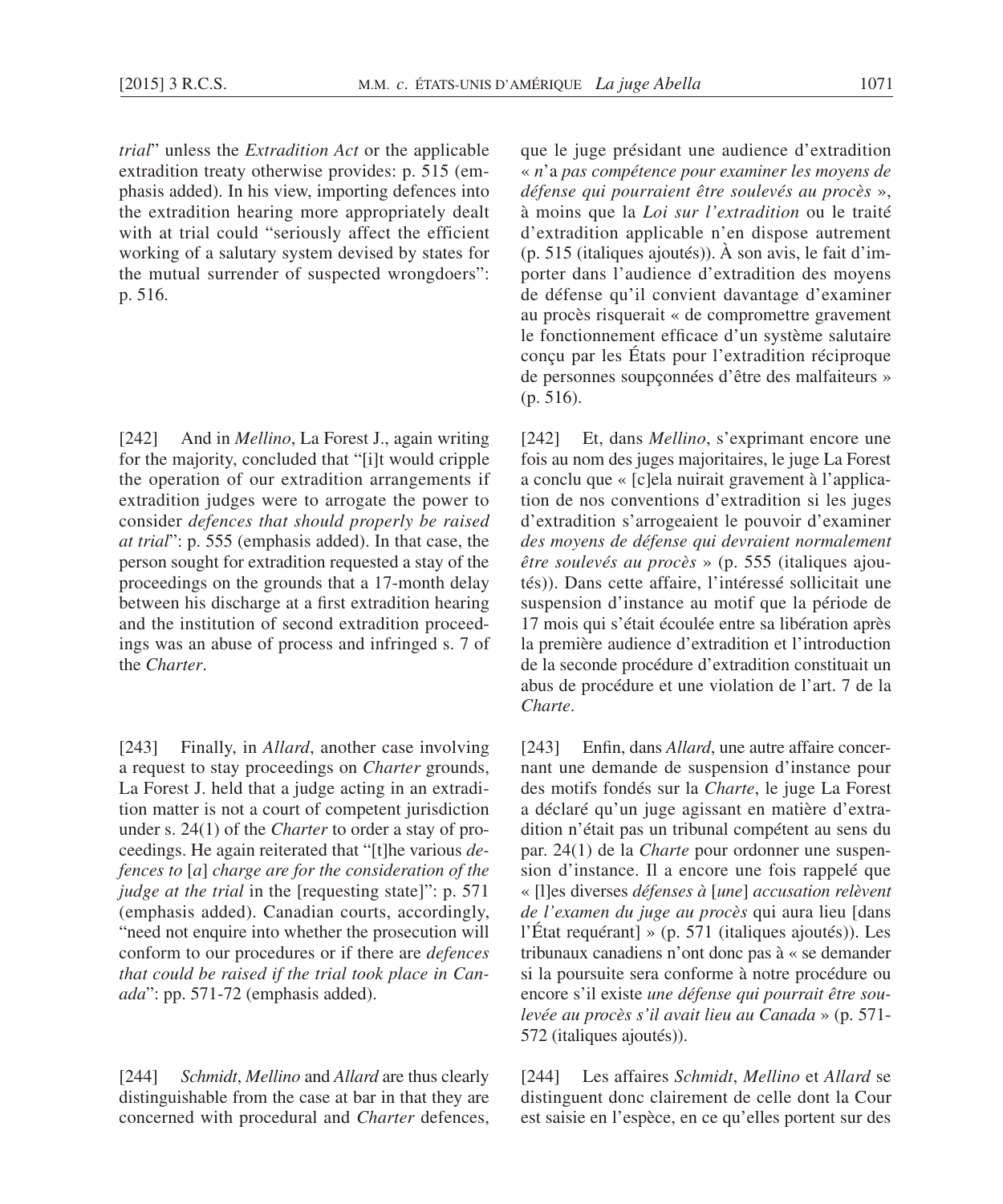*trial*" unless the *Extradition Act* or the applicable extradition treaty otherwise provides: p. 515 (emphasis added). In his view, importing defences into the extradition hearing more appropriately dealt with at trial could "seriously affect the efficient working of a salutary system devised by states for the mutual surrender of suspected wrongdoers": p. 516.

[242] And in *Mellino*, La Forest J., again writing for the majority, concluded that "[i]t would cripple the operation of our extradition arrangements if extradition judges were to arrogate the power to consider *defences that should properly be raised at trial*": p. 555 (emphasis added). In that case, the person sought for extradition requested a stay of the proceedings on the grounds that a 17-month delay between his discharge at a first extradition hearing and the institution of second extradition proceedings was an abuse of process and infringed s. 7 of the *Charter*.

[243] Finally, in *Allard*, another case involving a request to stay proceedings on *Charter* grounds, La Forest J. held that a judge acting in an extradition matter is not a court of competent jurisdiction under s. 24(1) of the *Charter* to order a stay of proceedings. He again reiterated that "[t]he various *defences to* [*a*] *charge are for the consideration of the judge at the trial* in the [requesting state]": p. 571 (emphasis added). Canadian courts, accordingly, "need not enquire into whether the prosecution will conform to our procedures or if there are *defences that could be raised if the trial took place in Canada*": pp. 571-72 (emphasis added).

[244] *Schmidt*, *Mellino* and *Allard* are thus clearly distinguishable from the case at bar in that they are concerned with procedural and *Charter* defences,

que le juge présidant une audience d'extradition « *n*'a *pas compétence pour examiner les moyens de défense qui pourraient être soulevés au procès* », à moins que la *Loi sur l'extradition* ou le traité d'extradition applicable n'en dispose autrement (p. 515 (italiques ajoutés)). À son avis, le fait d'importer dans l'audience d'extradition des moyens de défense qu'il convient davantage d'examiner au procès risquerait « de compromettre gravement le fonctionnement efficace d'un système salutaire conçu par les États pour l'extradition réciproque de personnes soupçonnées d'être des malfaiteurs » (p. 516).

[242] Et, dans *Mellino*, s'exprimant encore une fois au nom des juges majoritaires, le juge La Forest a conclu que « [c]ela nuirait gravement à l'application de nos conventions d'extradition si les juges d'extradition s'arrogeaient le pouvoir d'examiner *des moyens de défense qui devraient normalement être soulevés au procès* » (p. 555 (italiques ajoutés)). Dans cette affaire, l'intéressé sollicitait une suspension d'instance au motif que la période de 17 mois qui s'était écoulée entre sa libération après la première audience d'extradition et l'introduction de la seconde procédure d'extradition constituait un abus de procédure et une violation de l'art. 7 de la *Charte*.

[243] Enfin, dans *Allard*, une autre affaire concernant une demande de suspension d'instance pour des motifs fondés sur la *Charte*, le juge La Forest a déclaré qu'un juge agissant en matière d'extradition n'était pas un tribunal compétent au sens du par. 24(1) de la *Charte* pour ordonner une suspension d'instance. Il a encore une fois rappelé que « [l]es diverses *défenses à* [*une*] *accusation relèvent de l'examen du juge au procès* qui aura lieu [dans l'État requérant] » (p. 571 (italiques ajoutés)). Les tribunaux canadiens n'ont donc pas à « se demander si la poursuite sera conforme à notre procédure ou encore s'il existe *une défense qui pourrait être soulevée au procès s'il avait lieu au Canada* » (p. 571-572 (italiques ajoutés)).

[244] Les affaires *Schmidt*, *Mellino* et *Allard* se distinguent donc clairement de celle dont la Cour est saisie en l'espèce, en ce qu'elles portent sur des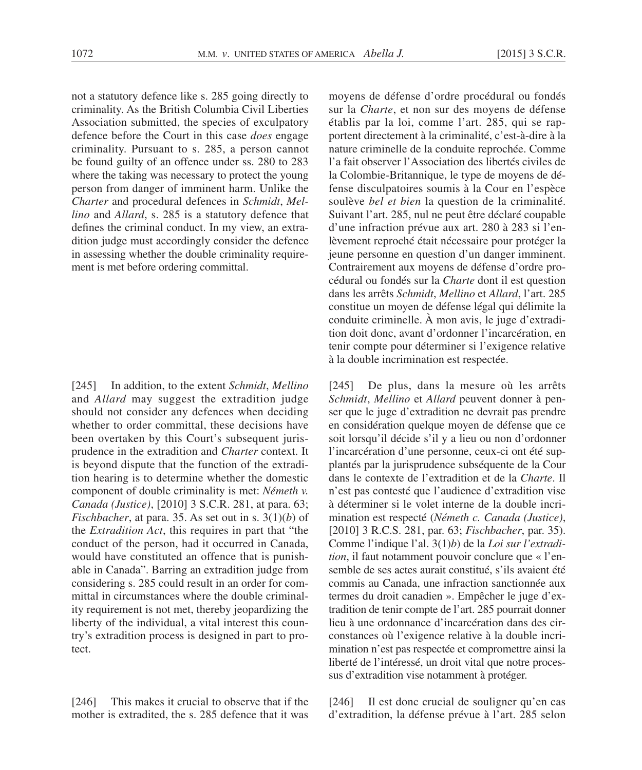not a statutory defence like s. 285 going directly to criminality. As the British Columbia Civil Liberties Association submitted, the species of exculpatory defence before the Court in this case *does* engage criminality. Pursuant to s. 285, a person cannot be found guilty of an offence under ss. 280 to 283 where the taking was necessary to protect the young person from danger of imminent harm. Unlike the *Charter* and procedural defences in *Schmidt*, *Mellino* and *Allard*, s. 285 is a statutory defence that defines the criminal conduct. In my view, an extradition judge must accordingly consider the defence in assessing whether the double criminality requirement is met before ordering committal.

[245] In addition, to the extent *Schmidt*, *Mellino* and *Allard* may suggest the extradition judge should not consider any defences when deciding whether to order committal, these decisions have been overtaken by this Court's subsequent jurisprudence in the extradition and *Charter* context. It is beyond dispute that the function of the extradition hearing is to determine whether the domestic component of double criminality is met: *Németh v. Canada (Justice)*, [2010] 3 S.C.R. 281, at para. 63; *Fischbacher*, at para. 35. As set out in s. 3(1)(*b*) of the *Extradition Act*, this requires in part that "the conduct of the person, had it occurred in Canada, would have constituted an offence that is punishable in Canada". Barring an extradition judge from considering s. 285 could result in an order for committal in circumstances where the double criminality requirement is not met, thereby jeopardizing the liberty of the individual, a vital interest this country's extradition process is designed in part to protect.

[246] This makes it crucial to observe that if the mother is extradited, the s. 285 defence that it was

moyens de défense d'ordre procédural ou fondés sur la *Charte*, et non sur des moyens de défense établis par la loi, comme l'art. 285, qui se rapportent directement à la criminalité, c'est-à-dire à la nature criminelle de la conduite reprochée. Comme l'a fait observer l'Association des libertés civiles de la Colombie-Britannique, le type de moyens de défense disculpatoires soumis à la Cour en l'espèce soulève *bel et bien* la question de la criminalité. Suivant l'art. 285, nul ne peut être déclaré coupable d'une infraction prévue aux art. 280 à 283 si l'enlèvement reproché était nécessaire pour protéger la jeune personne en question d'un danger imminent. Contrairement aux moyens de défense d'ordre procédural ou fondés sur la *Charte* dont il est question dans les arrêts *Schmidt*, *Mellino* et *Allard*, l'art. 285 constitue un moyen de défense légal qui délimite la conduite criminelle. À mon avis, le juge d'extradition doit donc, avant d'ordonner l'incarcération, en tenir compte pour déterminer si l'exigence relative à la double incrimination est respectée.

[245] De plus, dans la mesure où les arrêts *Schmidt*, *Mellino* et *Allard* peuvent donner à penser que le juge d'extradition ne devrait pas prendre en considération quelque moyen de défense que ce soit lorsqu'il décide s'il y a lieu ou non d'ordonner l'incarcération d'une personne, ceux-ci ont été supplantés par la jurisprudence subséquente de la Cour dans le contexte de l'extradition et de la *Charte*. Il n'est pas contesté que l'audience d'extradition vise à déterminer si le volet interne de la double incrimination est respecté (*Németh c. Canada (Justice)*, [2010] 3 R.C.S. 281, par. 63; *Fischbacher*, par. 35). Comme l'indique l'al. 3(1)*b*) de la *Loi sur l'extradition*, il faut notamment pouvoir conclure que « l'ensemble de ses actes aurait constitué, s'ils avaient été commis au Canada, une infraction sanctionnée aux termes du droit canadien ». Empêcher le juge d'extradition de tenir compte de l'art. 285 pourrait donner lieu à une ordonnance d'incarcération dans des circonstances où l'exigence relative à la double incrimination n'est pas respectée et compromettre ainsi la liberté de l'intéressé, un droit vital que notre processus d'extradition vise notamment à protéger.

[246] Il est donc crucial de souligner qu'en cas d'extradition, la défense prévue à l'art. 285 selon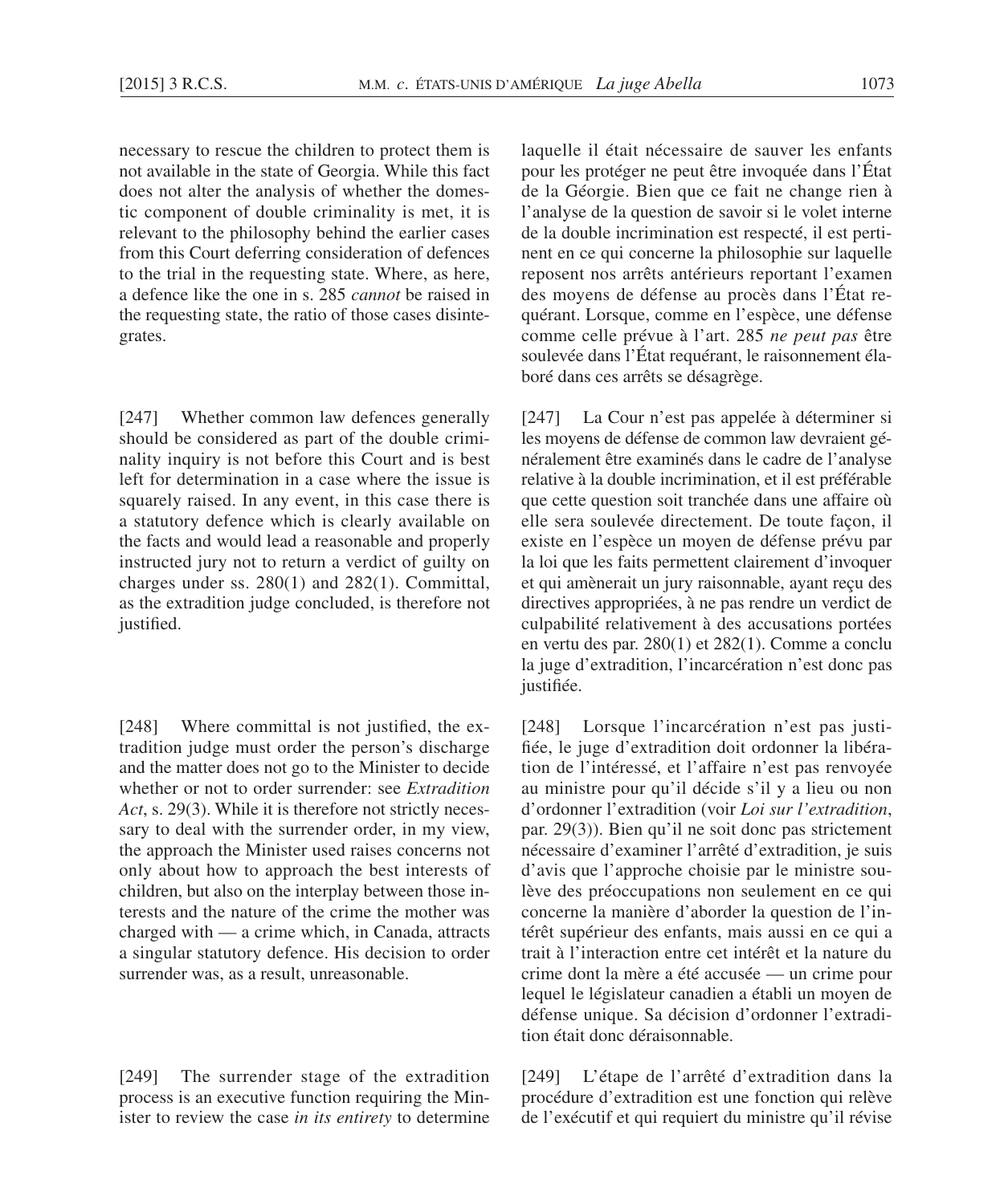necessary to rescue the children to protect them is not available in the state of Georgia. While this fact does not alter the analysis of whether the domestic component of double criminality is met, it is relevant to the philosophy behind the earlier cases from this Court deferring consideration of defences to the trial in the requesting state. Where, as here, a defence like the one in s. 285 *cannot* be raised in the requesting state, the ratio of those cases disintegrates.

[247] Whether common law defences generally should be considered as part of the double criminality inquiry is not before this Court and is best left for determination in a case where the issue is squarely raised. In any event, in this case there is a statutory defence which is clearly available on the facts and would lead a reasonable and properly instructed jury not to return a verdict of guilty on charges under ss. 280(1) and 282(1). Committal, as the extradition judge concluded, is therefore not justified.

[248] Where committal is not justified, the extradition judge must order the person's discharge and the matter does not go to the Minister to decide whether or not to order surrender: see *Extradition Act*, s. 29(3). While it is therefore not strictly necessary to deal with the surrender order, in my view, the approach the Minister used raises concerns not only about how to approach the best interests of children, but also on the interplay between those interests and the nature of the crime the mother was charged with — a crime which, in Canada, attracts a singular statutory defence. His decision to order surrender was, as a result, unreasonable.

[249] The surrender stage of the extradition process is an executive function requiring the Minister to review the case *in its entirety* to determine

laquelle il était nécessaire de sauver les enfants pour les protéger ne peut être invoquée dans l'État de la Géorgie. Bien que ce fait ne change rien à l'analyse de la question de savoir si le volet interne de la double incrimination est respecté, il est pertinent en ce qui concerne la philosophie sur laquelle reposent nos arrêts antérieurs reportant l'examen des moyens de défense au procès dans l'État requérant. Lorsque, comme en l'espèce, une défense comme celle prévue à l'art. 285 *ne peut pas* être soulevée dans l'État requérant, le raisonnement élaboré dans ces arrêts se désagrège.

[247] La Cour n'est pas appelée à déterminer si les moyens de défense de common law devraient généralement être examinés dans le cadre de l'analyse relative à la double incrimination, et il est préférable que cette question soit tranchée dans une affaire où elle sera soulevée directement. De toute façon, il existe en l'espèce un moyen de défense prévu par la loi que les faits permettent clairement d'invoquer et qui amènerait un jury raisonnable, ayant reçu des directives appropriées, à ne pas rendre un verdict de culpabilité relativement à des accusations portées en vertu des par. 280(1) et 282(1). Comme a conclu la juge d'extradition, l'incarcération n'est donc pas justifiée.

[248] Lorsque l'incarcération n'est pas justifiée, le juge d'extradition doit ordonner la libération de l'intéressé, et l'affaire n'est pas renvoyée au ministre pour qu'il décide s'il y a lieu ou non d'ordonner l'extradition (voir *Loi sur l'extradition*, par. 29(3)). Bien qu'il ne soit donc pas strictement nécessaire d'examiner l'arrêté d'extradition, je suis d'avis que l'approche choisie par le ministre soulève des préoccupations non seulement en ce qui concerne la manière d'aborder la question de l'intérêt supérieur des enfants, mais aussi en ce qui a trait à l'interaction entre cet intérêt et la nature du crime dont la mère a été accusée — un crime pour lequel le législateur canadien a établi un moyen de défense unique. Sa décision d'ordonner l'extradition était donc déraisonnable.

[249] L'étape de l'arrêté d'extradition dans la procédure d'extradition est une fonction qui relève de l'exécutif et qui requiert du ministre qu'il révise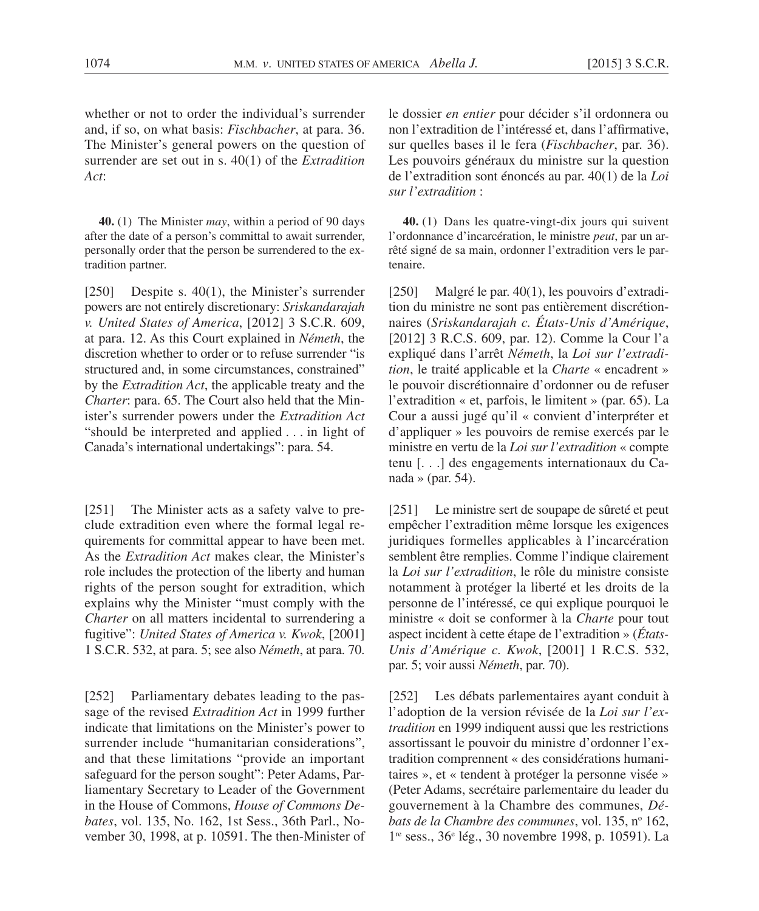whether or not to order the individual's surrender and, if so, on what basis: *Fischbacher*, at para. 36. The Minister's general powers on the question of surrender are set out in s. 40(1) of the *Extradition Act*:

> **40.** (1) The Minister *may*, within a period of 90 days after the date of a person's committal to await surrender, personally order that the person be surrendered to the extradition partner.

[250] Despite s. 40(1), the Minister's surrender powers are not entirely discretionary: *Sriskandarajah v. United States of America*, [2012] 3 S.C.R. 609, at para. 12. As this Court explained in *Németh*, the discretion whether to order or to refuse surrender "is structured and, in some circumstances, constrained" by the *Extradition Act*, the applicable treaty and the *Charter*: para. 65. The Court also held that the Minister's surrender powers under the *Extradition Act* "should be interpreted and applied . . . in light of Canada's international undertakings": para. 54.

[251] The Minister acts as a safety valve to preclude extradition even where the formal legal requirements for committal appear to have been met. As the *Extradition Act* makes clear, the Minister's role includes the protection of the liberty and human rights of the person sought for extradition, which explains why the Minister "must comply with the *Charter* on all matters incidental to surrendering a fugitive": *United States of America v. Kwok*, [2001] 1 S.C.R. 532, at para. 5; see also *Németh*, at para. 70.

[252] Parliamentary debates leading to the passage of the revised *Extradition Act* in 1999 further indicate that limitations on the Minister's power to surrender include "humanitarian considerations", and that these limitations "provide an important safeguard for the person sought": Peter Adams, Parliamentary Secretary to Leader of the Government in the House of Commons, *House of Commons Debates*, vol. 135, No. 162, 1st Sess., 36th Parl., November 30, 1998, at p. 10591. The then-Minister of

le dossier *en entier* pour décider s'il ordonnera ou non l'extradition de l'intéressé et, dans l'affirmative, sur quelles bases il le fera (*Fischbacher*, par. 36). Les pouvoirs généraux du ministre sur la question de l'extradition sont énoncés au par. 40(1) de la *Loi sur l'extradition* :

> **40.** (1) Dans les quatre-vingt-dix jours qui suivent l'ordonnance d'incarcération, le ministre *peut*, par un arrêté signé de sa main, ordonner l'extradition vers le partenaire.

[250] Malgré le par. 40(1), les pouvoirs d'extradition du ministre ne sont pas entièrement discrétionnaires (*Sriskandarajah c. États-Unis d'Amérique*, [2012] 3 R.C.S. 609, par. 12). Comme la Cour l'a expliqué dans l'arrêt *Németh*, la *Loi sur l'extradition*, le traité applicable et la *Charte* « encadrent » le pouvoir discrétionnaire d'ordonner ou de refuser l'extradition « et, parfois, le limitent » (par. 65). La Cour a aussi jugé qu'il « convient d'interpréter et d'appliquer » les pouvoirs de remise exercés par le ministre en vertu de la *Loi sur l'extradition* « compte tenu [. . .] des engagements internationaux du Canada » (par. 54).

[251] Le ministre sert de soupape de sûreté et peut empêcher l'extradition même lorsque les exigences juridiques formelles applicables à l'incarcération semblent être remplies. Comme l'indique clairement la *Loi sur l'extradition*, le rôle du ministre consiste notamment à protéger la liberté et les droits de la personne de l'intéressé, ce qui explique pourquoi le ministre « doit se conformer à la *Charte* pour tout aspect incident à cette étape de l'extradition » (*États-Unis d'Amérique c. Kwok*, [2001] 1 R.C.S. 532, par. 5; voir aussi *Németh*, par. 70).

[252] Les débats parlementaires ayant conduit à l'adoption de la version révisée de la *Loi sur l'extradition* en 1999 indiquent aussi que les restrictions assortissant le pouvoir du ministre d'ordonner l'extradition comprennent « des considérations humanitaires », et « tendent à protéger la personne visée » (Peter Adams, secrétaire parlementaire du leader du gouvernement à la Chambre des communes, *Débats de la Chambre des communes*, vol. 135, n[o] 162, 1[re] sess., 36[e] lég., 30 novembre 1998, p. 10591). La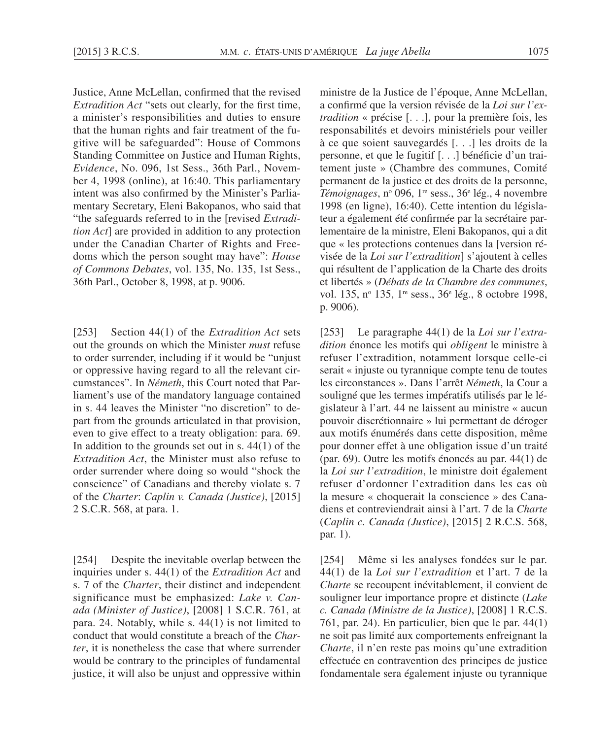Justice, Anne McLellan, confirmed that the revised *Extradition Act* "sets out clearly, for the first time, a minister's responsibilities and duties to ensure that the human rights and fair treatment of the fugitive will be safeguarded": House of Commons Standing Committee on Justice and Human Rights, *Evidence*, No. 096, 1st Sess., 36th Parl., November 4, 1998 (online), at 16:40. This parliamentary intent was also confirmed by the Minister's Parliamentary Secretary, Eleni Bakopanos, who said that "the safeguards referred to in the [revised *Extradition Act*] are provided in addition to any protection under the Canadian Charter of Rights and Freedoms which the person sought may have": *House of Commons Debates*, vol. 135, No. 135, 1st Sess., 36th Parl., October 8, 1998, at p. 9006.

[253] Section 44(1) of the *Extradition Act* sets out the grounds on which the Minister *must* refuse to order surrender, including if it would be "unjust or oppressive having regard to all the relevant circumstances". In *Németh*, this Court noted that Parliament's use of the mandatory language contained in s. 44 leaves the Minister "no discretion" to depart from the grounds articulated in that provision, even to give effect to a treaty obligation: para. 69. In addition to the grounds set out in s. 44(1) of the *Extradition Act*, the Minister must also refuse to order surrender where doing so would "shock the conscience" of Canadians and thereby violate s. 7 of the *Charter*: *Caplin v. Canada (Justice)*, [2015] 2 S.C.R. 568, at para. 1.

[254] Despite the inevitable overlap between the inquiries under s. 44(1) of the *Extradition Act* and s. 7 of the *Charter*, their distinct and independent significance must be emphasized: *Lake v. Canada (Minister of Justice)*, [2008] 1 S.C.R. 761, at para. 24. Notably, while s. 44(1) is not limited to conduct that would constitute a breach of the *Charter*, it is nonetheless the case that where surrender would be contrary to the principles of fundamental justice, it will also be unjust and oppressive within

ministre de la Justice de l'époque, Anne McLellan, a confirmé que la version révisée de la *Loi sur l'extradition* « précise [. . .], pour la première fois, les responsabilités et devoirs ministériels pour veiller à ce que soient sauvegardés [. . .] les droits de la personne, et que le fugitif [. . .] bénéficie d'un traitement juste » (Chambre des communes, Comité permanent de la justice et des droits de la personne, *Témoignages*, n° 096, 1re sess., 36e lég., 4 novembre 1998 (en ligne), 16:40). Cette intention du législateur a également été confirmée par la secrétaire parlementaire de la ministre, Eleni Bakopanos, qui a dit que « les protections contenues dans la [version révisée de la *Loi sur l'extradition*] s'ajoutent à celles qui résultent de l'application de la Charte des droits et libertés » (*Débats de la Chambre des communes*, vol. 135, n° 135, 1re sess., 36e lég., 8 octobre 1998, p. 9006).

[253] Le paragraphe 44(1) de la *Loi sur l'extradition* énonce les motifs qui *obligent* le ministre à refuser l'extradition, notamment lorsque celle-ci serait « injuste ou tyrannique compte tenu de toutes les circonstances ». Dans l'arrêt *Németh*, la Cour a souligné que les termes impératifs utilisés par le législateur à l'art. 44 ne laissent au ministre « aucun pouvoir discrétionnaire » lui permettant de déroger aux motifs énumérés dans cette disposition, même pour donner effet à une obligation issue d'un traité (par. 69). Outre les motifs énoncés au par. 44(1) de la *Loi sur l'extradition*, le ministre doit également refuser d'ordonner l'extradition dans les cas où la mesure « choquerait la conscience » des Canadiens et contreviendrait ainsi à l'art. 7 de la *Charte* (*Caplin c. Canada (Justice)*, [2015] 2 R.C.S. 568, par. 1).

[254] Même si les analyses fondées sur le par. 44(1) de la *Loi sur l'extradition* et l'art. 7 de la *Charte* se recoupent inévitablement, il convient de souligner leur importance propre et distincte (*Lake c. Canada (Ministre de la Justice)*, [2008] 1 R.C.S. 761, par. 24). En particulier, bien que le par. 44(1) ne soit pas limité aux comportements enfreignant la *Charte*, il n'en reste pas moins qu'une extradition effectuée en contravention des principes de justice fondamentale sera également injuste ou tyrannique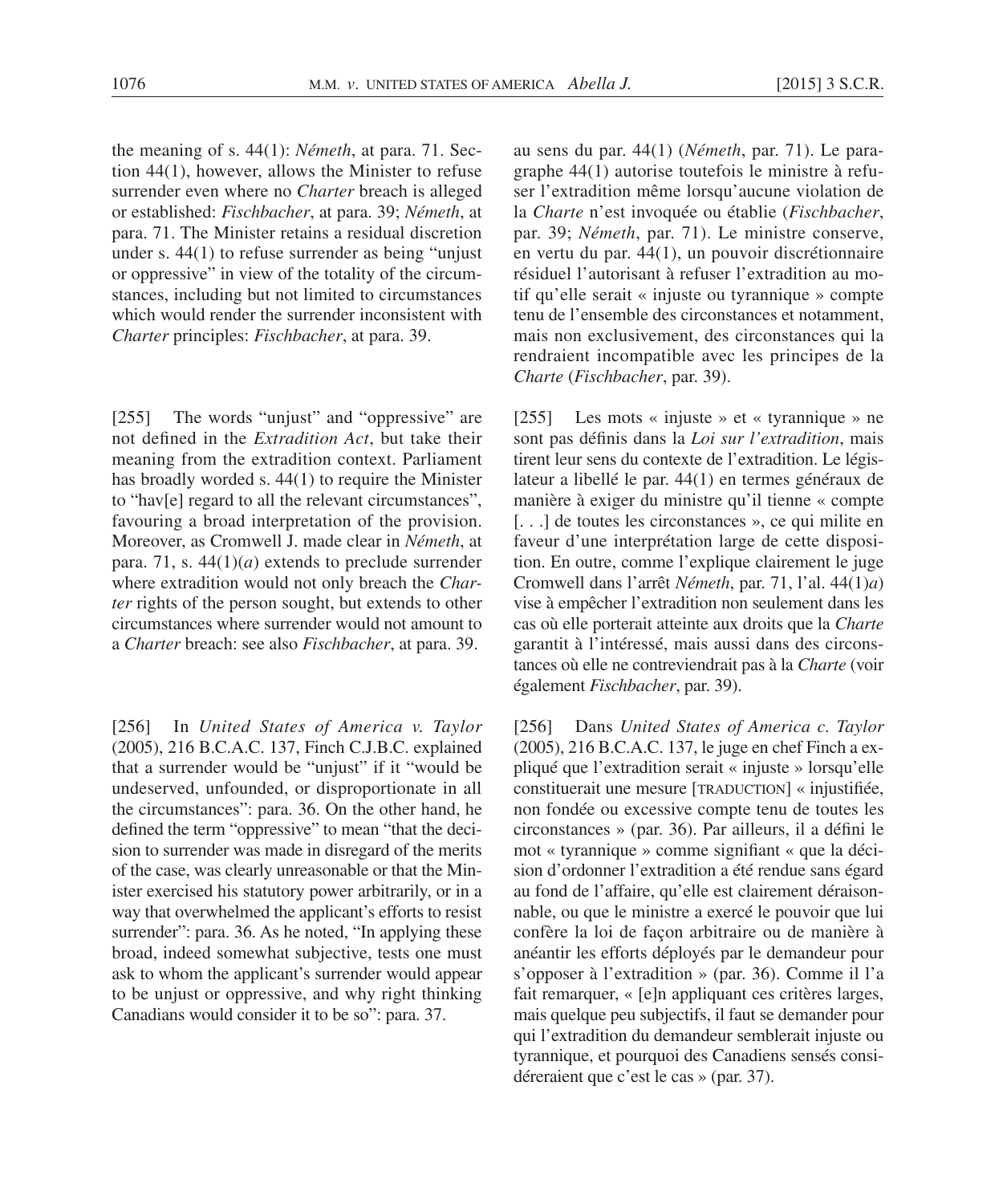the meaning of s. 44(1): *Németh*, at para. 71. Section 44(1), however, allows the Minister to refuse surrender even where no *Charter* breach is alleged or established: *Fischbacher*, at para. 39; *Németh*, at para. 71. The Minister retains a residual discretion under s. 44(1) to refuse surrender as being "unjust or oppressive" in view of the totality of the circumstances, including but not limited to circumstances which would render the surrender inconsistent with *Charter* principles: *Fischbacher*, at para. 39.

[255] The words "unjust" and "oppressive" are not defined in the *Extradition Act*, but take their meaning from the extradition context. Parliament has broadly worded s. 44(1) to require the Minister to "hav[e] regard to all the relevant circumstances", favouring a broad interpretation of the provision. Moreover, as Cromwell J. made clear in *Németh*, at para. 71, s. 44(1)(*a*) extends to preclude surrender where extradition would not only breach the *Charter* rights of the person sought, but extends to other circumstances where surrender would not amount to a *Charter* breach: see also *Fischbacher*, at para. 39.

[256] In *United States of America v. Taylor* (2005), 216 B.C.A.C. 137, Finch C.J.B.C. explained that a surrender would be "unjust" if it "would be undeserved, unfounded, or disproportionate in all the circumstances": para. 36. On the other hand, he defined the term "oppressive" to mean "that the decision to surrender was made in disregard of the merits of the case, was clearly unreasonable or that the Minister exercised his statutory power arbitrarily, or in a way that overwhelmed the applicant's efforts to resist surrender": para. 36. As he noted, "In applying these broad, indeed somewhat subjective, tests one must ask to whom the applicant's surrender would appear to be unjust or oppressive, and why right thinking Canadians would consider it to be so": para. 37.

au sens du par. 44(1) (*Németh*, par. 71). Le paragraphe 44(1) autorise toutefois le ministre à refuser l'extradition même lorsqu'aucune violation de la *Charte* n'est invoquée ou établie (*Fischbacher*, par. 39; *Németh*, par. 71). Le ministre conserve, en vertu du par. 44(1), un pouvoir discrétionnaire résiduel l'autorisant à refuser l'extradition au motif qu'elle serait « injuste ou tyrannique » compte tenu de l'ensemble des circonstances et notamment, mais non exclusivement, des circonstances qui la rendraient incompatible avec les principes de la *Charte* (*Fischbacher*, par. 39).

[255] Les mots « injuste » et « tyrannique » ne sont pas définis dans la *Loi sur l'extradition*, mais tirent leur sens du contexte de l'extradition. Le législateur a libellé le par. 44(1) en termes généraux de manière à exiger du ministre qu'il tienne « compte [. . .] de toutes les circonstances », ce qui milite en faveur d'une interprétation large de cette disposition. En outre, comme l'explique clairement le juge Cromwell dans l'arrêt *Németh*, par. 71, l'al. 44(1)*a*) vise à empêcher l'extradition non seulement dans les cas où elle porterait atteinte aux droits que la *Charte* garantit à l'intéressé, mais aussi dans des circonstances où elle ne contreviendrait pas à la *Charte* (voir également *Fischbacher*, par. 39).

[256] Dans *United States of America c. Taylor* (2005), 216 B.C.A.C. 137, le juge en chef Finch a expliqué que l'extradition serait « injuste » lorsqu'elle constituerait une mesure [TRADUCTION] « injustifiée, non fondée ou excessive compte tenu de toutes les circonstances » (par. 36). Par ailleurs, il a défini le mot « tyrannique » comme signifiant « que la décision d'ordonner l'extradition a été rendue sans égard au fond de l'affaire, qu'elle est clairement déraisonnable, ou que le ministre a exercé le pouvoir que lui confère la loi de façon arbitraire ou de manière à anéantir les efforts déployés par le demandeur pour s'opposer à l'extradition » (par. 36). Comme il l'a fait remarquer, « [e]n appliquant ces critères larges, mais quelque peu subjectifs, il faut se demander pour qui l'extradition du demandeur semblerait injuste ou tyrannique, et pourquoi des Canadiens sensés considéreraient que c'est le cas » (par. 37).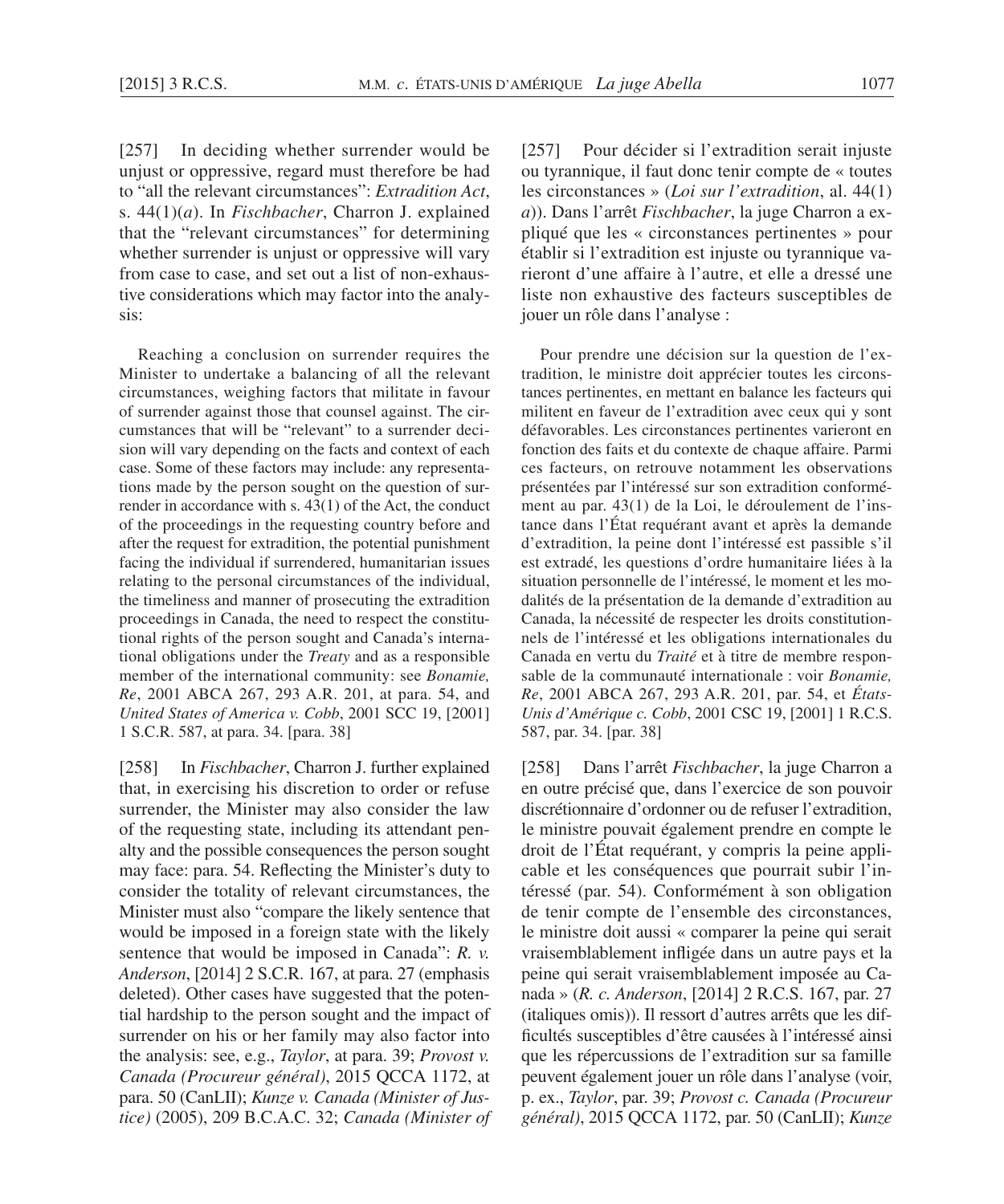[257] In deciding whether surrender would be unjust or oppressive, regard must therefore be had to "all the relevant circumstances": *Extradition Act*, s. 44(1)(*a*). In *Fischbacher*, Charron J. explained that the "relevant circumstances" for determining whether surrender is unjust or oppressive will vary from case to case, and set out a list of non-exhaustive considerations which may factor into the analysis:

> Reaching a conclusion on surrender requires the Minister to undertake a balancing of all the relevant circumstances, weighing factors that militate in favour of surrender against those that counsel against. The circumstances that will be "relevant" to a surrender decision will vary depending on the facts and context of each case. Some of these factors may include: any representations made by the person sought on the question of surrender in accordance with s. 43(1) of the Act, the conduct of the proceedings in the requesting country before and after the request for extradition, the potential punishment facing the individual if surrendered, humanitarian issues relating to the personal circumstances of the individual, the timeliness and manner of prosecuting the extradition proceedings in Canada, the need to respect the constitutional rights of the person sought and Canada's international obligations under the *Treaty* and as a responsible member of the international community: see *Bonamie, Re*, 2001 ABCA 267, 293 A.R. 201, at para. 54, and *United States of America v. Cobb*, 2001 SCC 19, [2001] 1 S.C.R. 587, at para. 34. [para. 38]

[258] In *Fischbacher*, Charron J. further explained that, in exercising his discretion to order or refuse surrender, the Minister may also consider the law of the requesting state, including its attendant penalty and the possible consequences the person sought may face: para. 54. Reflecting the Minister's duty to consider the totality of relevant circumstances, the Minister must also "compare the likely sentence that would be imposed in a foreign state with the likely sentence that would be imposed in Canada": *R. v. Anderson*, [2014] 2 S.C.R. 167, at para. 27 (emphasis deleted). Other cases have suggested that the potential hardship to the person sought and the impact of surrender on his or her family may also factor into the analysis: see, e.g., *Taylor*, at para. 39; *Provost v. Canada (Procureur général)*, 2015 QCCA 1172, at para. 50 (CanLII); *Kunze v. Canada (Minister of Justice)* (2005), 209 B.C.A.C. 32; *Canada (Minister of*

[257] Pour décider si l'extradition serait injuste ou tyrannique, il faut donc tenir compte de « toutes les circonstances » (*Loi sur l'extradition*, al. 44(1) *a*)). Dans l'arrêt *Fischbacher*, la juge Charron a expliqué que les « circonstances pertinentes » pour établir si l'extradition est injuste ou tyrannique varieront d'une affaire à l'autre, et elle a dressé une liste non exhaustive des facteurs susceptibles de jouer un rôle dans l'analyse :

> Pour prendre une décision sur la question de l'extradition, le ministre doit apprécier toutes les circonstances pertinentes, en mettant en balance les facteurs qui militent en faveur de l'extradition avec ceux qui y sont défavorables. Les circonstances pertinentes varieront en fonction des faits et du contexte de chaque affaire. Parmi ces facteurs, on retrouve notamment les observations présentées par l'intéressé sur son extradition conformément au par. 43(1) de la Loi, le déroulement de l'instance dans l'État requérant avant et après la demande d'extradition, la peine dont l'intéressé est passible s'il est extradé, les questions d'ordre humanitaire liées à la situation personnelle de l'intéressé, le moment et les modalités de la présentation de la demande d'extradition au Canada, la nécessité de respecter les droits constitutionnels de l'intéressé et les obligations internationales du Canada en vertu du *Traité* et à titre de membre responsable de la communauté internationale : voir *Bonamie, Re*, 2001 ABCA 267, 293 A.R. 201, par. 54, et *États-Unis d'Amérique c. Cobb*, 2001 CSC 19, [2001] 1 R.C.S. 587, par. 34. [par. 38]

[258] Dans l'arrêt *Fischbacher*, la juge Charron a en outre précisé que, dans l'exercice de son pouvoir discrétionnaire d'ordonner ou de refuser l'extradition, le ministre pouvait également prendre en compte le droit de l'État requérant, y compris la peine applicable et les conséquences que pourrait subir l'intéressé (par. 54). Conformément à son obligation de tenir compte de l'ensemble des circonstances, le ministre doit aussi « comparer la peine qui serait vraisemblablement infligée dans un autre pays et la peine qui serait vraisemblablement imposée au Canada » (*R. c. Anderson*, [2014] 2 R.C.S. 167, par. 27 (italiques omis)). Il ressort d'autres arrêts que les difficultés susceptibles d'être causées à l'intéressé ainsi que les répercussions de l'extradition sur sa famille peuvent également jouer un rôle dans l'analyse (voir, p. ex., *Taylor*, par. 39; *Provost c. Canada (Procureur général)*, 2015 QCCA 1172, par. 50 (CanLII); *Kunze*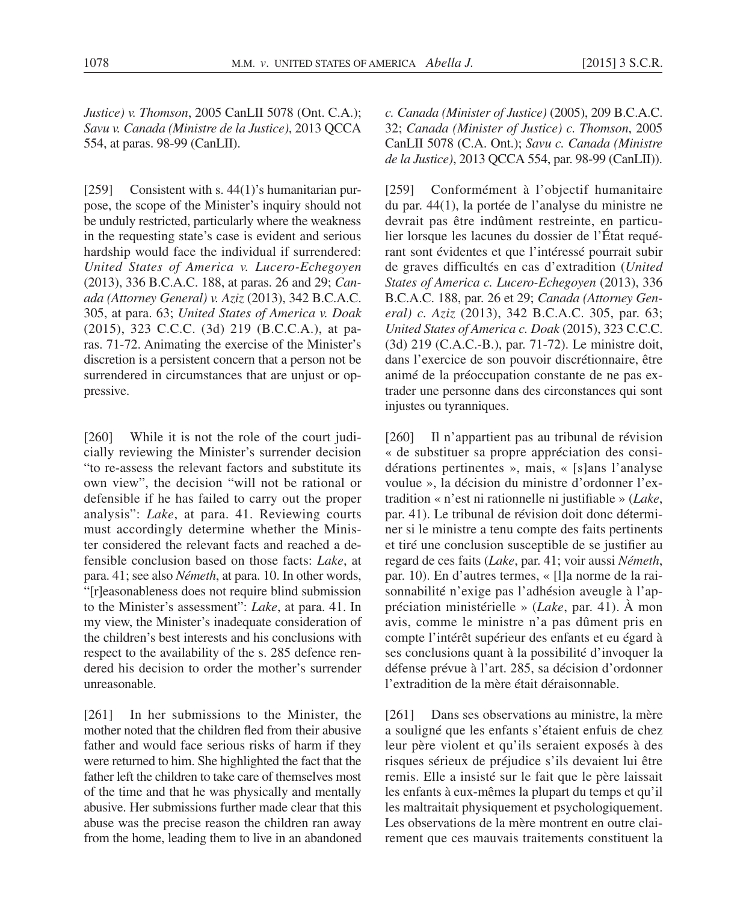*Justice) v. Thomson*, 2005 CanLII 5078 (Ont. C.A.); *Savu v. Canada (Ministre de la Justice)*, 2013 QCCA 554, at paras. 98-99 (CanLII).

[259] Consistent with s. 44(1)'s humanitarian purpose, the scope of the Minister's inquiry should not be unduly restricted, particularly where the weakness in the requesting state's case is evident and serious hardship would face the individual if surrendered: *United States of America v. Lucero-Echegoyen* (2013), 336 B.C.A.C. 188, at paras. 26 and 29; *Canada (Attorney General) v. Aziz* (2013), 342 B.C.A.C. 305, at para. 63; *United States of America v. Doak* (2015), 323 C.C.C. (3d) 219 (B.C.C.A.), at paras. 71-72. Animating the exercise of the Minister's discretion is a persistent concern that a person not be surrendered in circumstances that are unjust or oppressive.

[260] While it is not the role of the court judicially reviewing the Minister's surrender decision "to re-assess the relevant factors and substitute its own view", the decision "will not be rational or defensible if he has failed to carry out the proper analysis": *Lake*, at para. 41. Reviewing courts must accordingly determine whether the Minister considered the relevant facts and reached a defensible conclusion based on those facts: *Lake*, at para. 41; see also *Németh*, at para. 10. In other words, "[r]easonableness does not require blind submission to the Minister's assessment": *Lake*, at para. 41. In my view, the Minister's inadequate consideration of the children's best interests and his conclusions with respect to the availability of the s. 285 defence rendered his decision to order the mother's surrender unreasonable.

[261] In her submissions to the Minister, the mother noted that the children fled from their abusive father and would face serious risks of harm if they were returned to him. She highlighted the fact that the father left the children to take care of themselves most of the time and that he was physically and mentally abusive. Her submissions further made clear that this abuse was the precise reason the children ran away from the home, leading them to live in an abandoned

*c. Canada (Minister of Justice)* (2005), 209 B.C.A.C. 32; *Canada (Minister of Justice) c. Thomson*, 2005 CanLII 5078 (C.A. Ont.); *Savu c. Canada (Ministre de la Justice)*, 2013 QCCA 554, par. 98-99 (CanLII)).

[259] Conformément à l'objectif humanitaire du par. 44(1), la portée de l'analyse du ministre ne devrait pas être indûment restreinte, en particulier lorsque les lacunes du dossier de l'État requérant sont évidentes et que l'intéressé pourrait subir de graves difficultés en cas d'extradition (*United States of America c. Lucero-Echegoyen* (2013), 336 B.C.A.C. 188, par. 26 et 29; *Canada (Attorney General) c. Aziz* (2013), 342 B.C.A.C. 305, par. 63; *United States of America c. Doak* (2015), 323 C.C.C. (3d) 219 (C.A.C.-B.), par. 71-72). Le ministre doit, dans l'exercice de son pouvoir discrétionnaire, être animé de la préoccupation constante de ne pas extrader une personne dans des circonstances qui sont injustes ou tyranniques.

[260] Il n'appartient pas au tribunal de révision « de substituer sa propre appréciation des considérations pertinentes », mais, « [s]ans l'analyse voulue », la décision du ministre d'ordonner l'extradition « n'est ni rationnelle ni justifiable » (*Lake*, par. 41). Le tribunal de révision doit donc déterminer si le ministre a tenu compte des faits pertinents et tiré une conclusion susceptible de se justifier au regard de ces faits (*Lake*, par. 41; voir aussi *Németh*, par. 10). En d'autres termes, « [l]a norme de la raisonnabilité n'exige pas l'adhésion aveugle à l'appréciation ministérielle » (*Lake*, par. 41). À mon avis, comme le ministre n'a pas dûment pris en compte l'intérêt supérieur des enfants et eu égard à ses conclusions quant à la possibilité d'invoquer la défense prévue à l'art. 285, sa décision d'ordonner l'extradition de la mère était déraisonnable.

[261] Dans ses observations au ministre, la mère a souligné que les enfants s'étaient enfuis de chez leur père violent et qu'ils seraient exposés à des risques sérieux de préjudice s'ils devaient lui être remis. Elle a insisté sur le fait que le père laissait les enfants à eux-mêmes la plupart du temps et qu'il les maltraitait physiquement et psychologiquement. Les observations de la mère montrent en outre clairement que ces mauvais traitements constituent la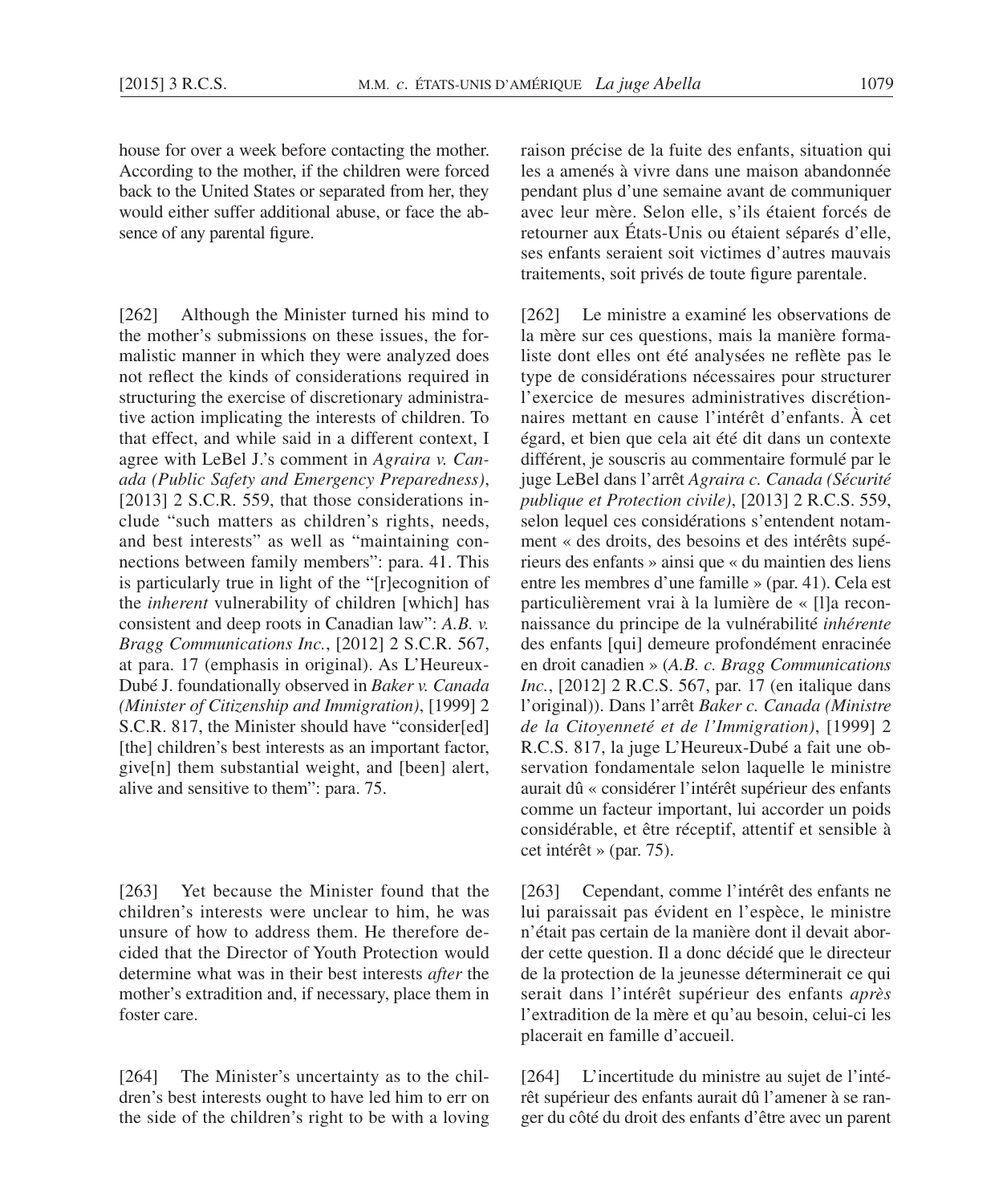house for over a week before contacting the mother. According to the mother, if the children were forced back to the United States or separated from her, they would either suffer additional abuse, or face the absence of any parental figure.

[262] Although the Minister turned his mind to the mother's submissions on these issues, the formalistic manner in which they were analyzed does not reflect the kinds of considerations required in structuring the exercise of discretionary administrative action implicating the interests of children. To that effect, and while said in a different context, I agree with LeBel J.'s comment in *Agraira v. Canada (Public Safety and Emergency Preparedness)*, [2013] 2 S.C.R. 559, that those considerations include "such matters as children's rights, needs, and best interests" as well as "maintaining connections between family members": para. 41. This is particularly true in light of the "[r]ecognition of the *inherent* vulnerability of children [which] has consistent and deep roots in Canadian law": *A.B. v. Bragg Communications Inc.*, [2012] 2 S.C.R. 567, at para. 17 (emphasis in original). As L'Heureux-Dubé J. foundationally observed in *Baker v. Canada (Minister of Citizenship and Immigration)*, [1999] 2 S.C.R. 817, the Minister should have "consider[ed] [the] children's best interests as an important factor, give[n] them substantial weight, and [been] alert, alive and sensitive to them": para. 75.

[263] Yet because the Minister found that the children's interests were unclear to him, he was unsure of how to address them. He therefore decided that the Director of Youth Protection would determine what was in their best interests *after* the mother's extradition and, if necessary, place them in foster care.

[264] The Minister's uncertainty as to the children's best interests ought to have led him to err on the side of the children's right to be with a loving

raison précise de la fuite des enfants, situation qui les a amenés à vivre dans une maison abandonnée pendant plus d'une semaine avant de communiquer avec leur mère. Selon elle, s'ils étaient forcés de retourner aux États-Unis ou étaient séparés d'elle, ses enfants seraient soit victimes d'autres mauvais traitements, soit privés de toute figure parentale.

[262] Le ministre a examiné les observations de la mère sur ces questions, mais la manière formaliste dont elles ont été analysées ne reflète pas le type de considérations nécessaires pour structurer l'exercice de mesures administratives discrétionnaires mettant en cause l'intérêt d'enfants. À cet égard, et bien que cela ait été dit dans un contexte différent, je souscris au commentaire formulé par le juge LeBel dans l'arrêt *Agraira c. Canada (Sécurité publique et Protection civile)*, [2013] 2 R.C.S. 559, selon lequel ces considérations s'entendent notamment « des droits, des besoins et des intérêts supérieurs des enfants » ainsi que « du maintien des liens entre les membres d'une famille » (par. 41). Cela est particulièrement vrai à la lumière de « [l]a reconnaissance du principe de la vulnérabilité *inhérente* des enfants [qui] demeure profondément enracinée en droit canadien » (*A.B. c. Bragg Communications Inc.*, [2012] 2 R.C.S. 567, par. 17 (en italique dans l'original)). Dans l'arrêt *Baker c. Canada (Ministre de la Citoyenneté et de l'Immigration)*, [1999] 2 R.C.S. 817, la juge L'Heureux-Dubé a fait une observation fondamentale selon laquelle le ministre aurait dû « considérer l'intérêt supérieur des enfants comme un facteur important, lui accorder un poids considérable, et être réceptif, attentif et sensible à cet intérêt » (par. 75).

[263] Cependant, comme l'intérêt des enfants ne lui paraissait pas évident en l'espèce, le ministre n'était pas certain de la manière dont il devait aborder cette question. Il a donc décidé que le directeur de la protection de la jeunesse déterminerait ce qui serait dans l'intérêt supérieur des enfants *après* l'extradition de la mère et qu'au besoin, celui-ci les placerait en famille d'accueil.

[264] L'incertitude du ministre au sujet de l'intérêt supérieur des enfants aurait dû l'amener à se ranger du côté du droit des enfants d'être avec un parent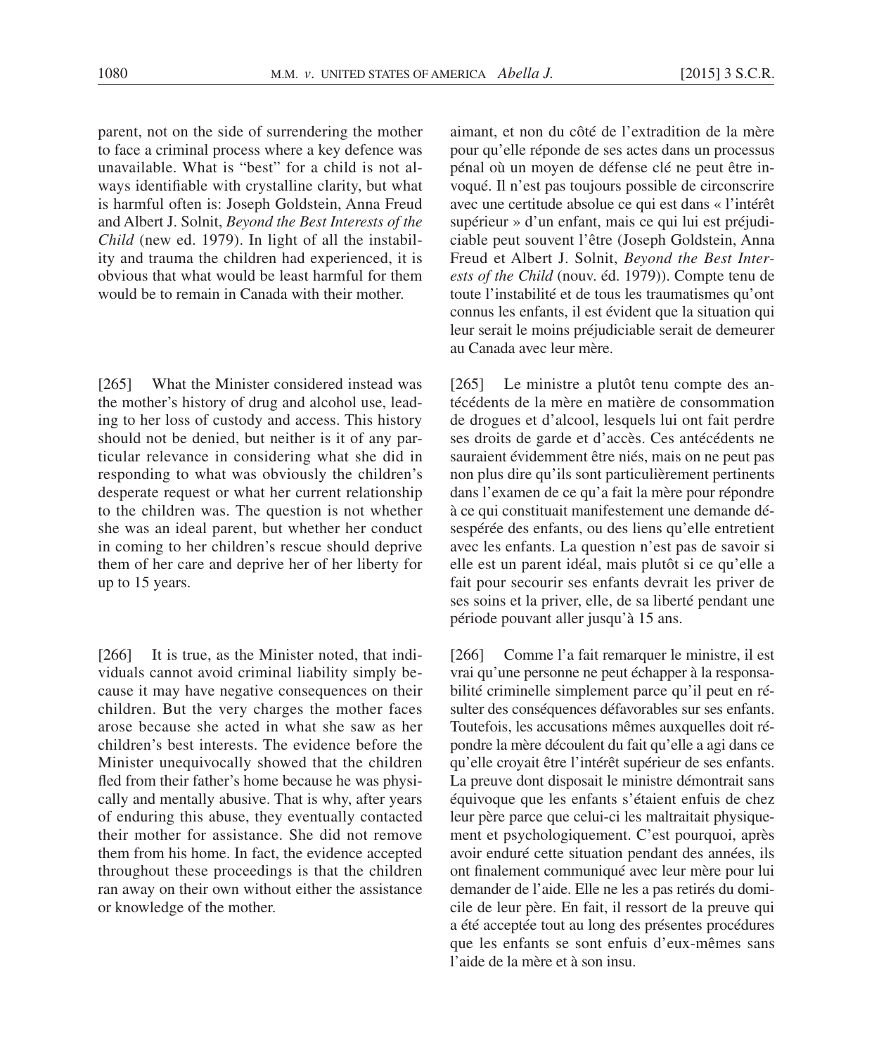parent, not on the side of surrendering the mother to face a criminal process where a key defence was unavailable. What is "best" for a child is not always identifiable with crystalline clarity, but what is harmful often is: Joseph Goldstein, Anna Freud and Albert J. Solnit, *Beyond the Best Interests of the Child* (new ed. 1979). In light of all the instability and trauma the children had experienced, it is obvious that what would be least harmful for them would be to remain in Canada with their mother.

[265] What the Minister considered instead was the mother's history of drug and alcohol use, leading to her loss of custody and access. This history should not be denied, but neither is it of any particular relevance in considering what she did in responding to what was obviously the children's desperate request or what her current relationship to the children was. The question is not whether she was an ideal parent, but whether her conduct in coming to her children's rescue should deprive them of her care and deprive her of her liberty for up to 15 years.

[266] It is true, as the Minister noted, that individuals cannot avoid criminal liability simply because it may have negative consequences on their children. But the very charges the mother faces arose because she acted in what she saw as her children's best interests. The evidence before the Minister unequivocally showed that the children fled from their father's home because he was physically and mentally abusive. That is why, after years of enduring this abuse, they eventually contacted their mother for assistance. She did not remove them from his home. In fact, the evidence accepted throughout these proceedings is that the children ran away on their own without either the assistance or knowledge of the mother.

aimant, et non du côté de l'extradition de la mère pour qu'elle réponde de ses actes dans un processus pénal où un moyen de défense clé ne peut être invoqué. Il n'est pas toujours possible de circonscrire avec une certitude absolue ce qui est dans « l'intérêt supérieur » d'un enfant, mais ce qui lui est préjudiciable peut souvent l'être (Joseph Goldstein, Anna Freud et Albert J. Solnit, *Beyond the Best Interests of the Child* (nouv. éd. 1979)). Compte tenu de toute l'instabilité et de tous les traumatismes qu'ont connus les enfants, il est évident que la situation qui leur serait le moins préjudiciable serait de demeurer au Canada avec leur mère.

[265] Le ministre a plutôt tenu compte des antécédents de la mère en matière de consommation de drogues et d'alcool, lesquels lui ont fait perdre ses droits de garde et d'accès. Ces antécédents ne sauraient évidemment être niés, mais on ne peut pas non plus dire qu'ils sont particulièrement pertinents dans l'examen de ce qu'a fait la mère pour répondre à ce qui constituait manifestement une demande désespérée des enfants, ou des liens qu'elle entretient avec les enfants. La question n'est pas de savoir si elle est un parent idéal, mais plutôt si ce qu'elle a fait pour secourir ses enfants devrait les priver de ses soins et la priver, elle, de sa liberté pendant une période pouvant aller jusqu'à 15 ans.

[266] Comme l'a fait remarquer le ministre, il est vrai qu'une personne ne peut échapper à la responsabilité criminelle simplement parce qu'il peut en résulter des conséquences défavorables sur ses enfants. Toutefois, les accusations mêmes auxquelles doit répondre la mère découlent du fait qu'elle a agi dans ce qu'elle croyait être l'intérêt supérieur de ses enfants. La preuve dont disposait le ministre démontrait sans équivoque que les enfants s'étaient enfuis de chez leur père parce que celui-ci les maltraitait physiquement et psychologiquement. C'est pourquoi, après avoir enduré cette situation pendant des années, ils ont finalement communiqué avec leur mère pour lui demander de l'aide. Elle ne les a pas retirés du domicile de leur père. En fait, il ressort de la preuve qui a été acceptée tout au long des présentes procédures que les enfants se sont enfuis d'eux-mêmes sans l'aide de la mère et à son insu.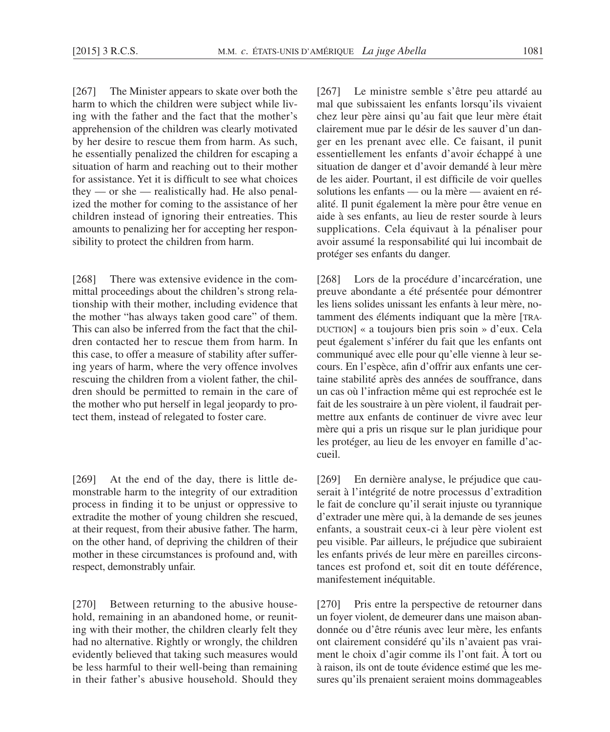[267] The Minister appears to skate over both the harm to which the children were subject while living with the father and the fact that the mother's apprehension of the children was clearly motivated by her desire to rescue them from harm. As such, he essentially penalized the children for escaping a situation of harm and reaching out to their mother for assistance. Yet it is difficult to see what choices they — or she — realistically had. He also penalized the mother for coming to the assistance of her children instead of ignoring their entreaties. This amounts to penalizing her for accepting her responsibility to protect the children from harm.

[268] There was extensive evidence in the committal proceedings about the children's strong relationship with their mother, including evidence that the mother "has always taken good care" of them. This can also be inferred from the fact that the children contacted her to rescue them from harm. In this case, to offer a measure of stability after suffering years of harm, where the very offence involves rescuing the children from a violent father, the children should be permitted to remain in the care of the mother who put herself in legal jeopardy to protect them, instead of relegated to foster care.

[269] At the end of the day, there is little demonstrable harm to the integrity of our extradition process in finding it to be unjust or oppressive to extradite the mother of young children she rescued, at their request, from their abusive father. The harm, on the other hand, of depriving the children of their mother in these circumstances is profound and, with respect, demonstrably unfair.

[270] Between returning to the abusive household, remaining in an abandoned home, or reuniting with their mother, the children clearly felt they had no alternative. Rightly or wrongly, the children evidently believed that taking such measures would be less harmful to their well-being than remaining in their father's abusive household. Should they

[267] Le ministre semble s'être peu attardé au mal que subissaient les enfants lorsqu'ils vivaient chez leur père ainsi qu'au fait que leur mère était clairement mue par le désir de les sauver d'un danger en les prenant avec elle. Ce faisant, il punit essentiellement les enfants d'avoir échappé à une situation de danger et d'avoir demandé à leur mère de les aider. Pourtant, il est difficile de voir quelles solutions les enfants — ou la mère — avaient en réalité. Il punit également la mère pour être venue en aide à ses enfants, au lieu de rester sourde à leurs supplications. Cela équivaut à la pénaliser pour avoir assumé la responsabilité qui lui incombait de protéger ses enfants du danger.

[268] Lors de la procédure d'incarcération, une preuve abondante a été présentée pour démontrer les liens solides unissant les enfants à leur mère, notamment des éléments indiquant que la mère [TRADUCTION] « a toujours bien pris soin » d'eux. Cela peut également s'inférer du fait que les enfants ont communiqué avec elle pour qu'elle vienne à leur secours. En l'espèce, afin d'offrir aux enfants une certaine stabilité après des années de souffrance, dans un cas où l'infraction même qui est reprochée est le fait de les soustraire à un père violent, il faudrait permettre aux enfants de continuer de vivre avec leur mère qui a pris un risque sur le plan juridique pour les protéger, au lieu de les envoyer en famille d'accueil.

[269] En dernière analyse, le préjudice que causerait à l'intégrité de notre processus d'extradition le fait de conclure qu'il serait injuste ou tyrannique d'extrader une mère qui, à la demande de ses jeunes enfants, a soustrait ceux-ci à leur père violent est peu visible. Par ailleurs, le préjudice que subiraient les enfants privés de leur mère en pareilles circonstances est profond et, soit dit en toute déférence, manifestement inéquitable.

[270] Pris entre la perspective de retourner dans un foyer violent, de demeurer dans une maison abandonnée ou d'être réunis avec leur mère, les enfants ont clairement considéré qu'ils n'avaient pas vraiment le choix d'agir comme ils l'ont fait. À tort ou à raison, ils ont de toute évidence estimé que les mesures qu'ils prenaient seraient moins dommageables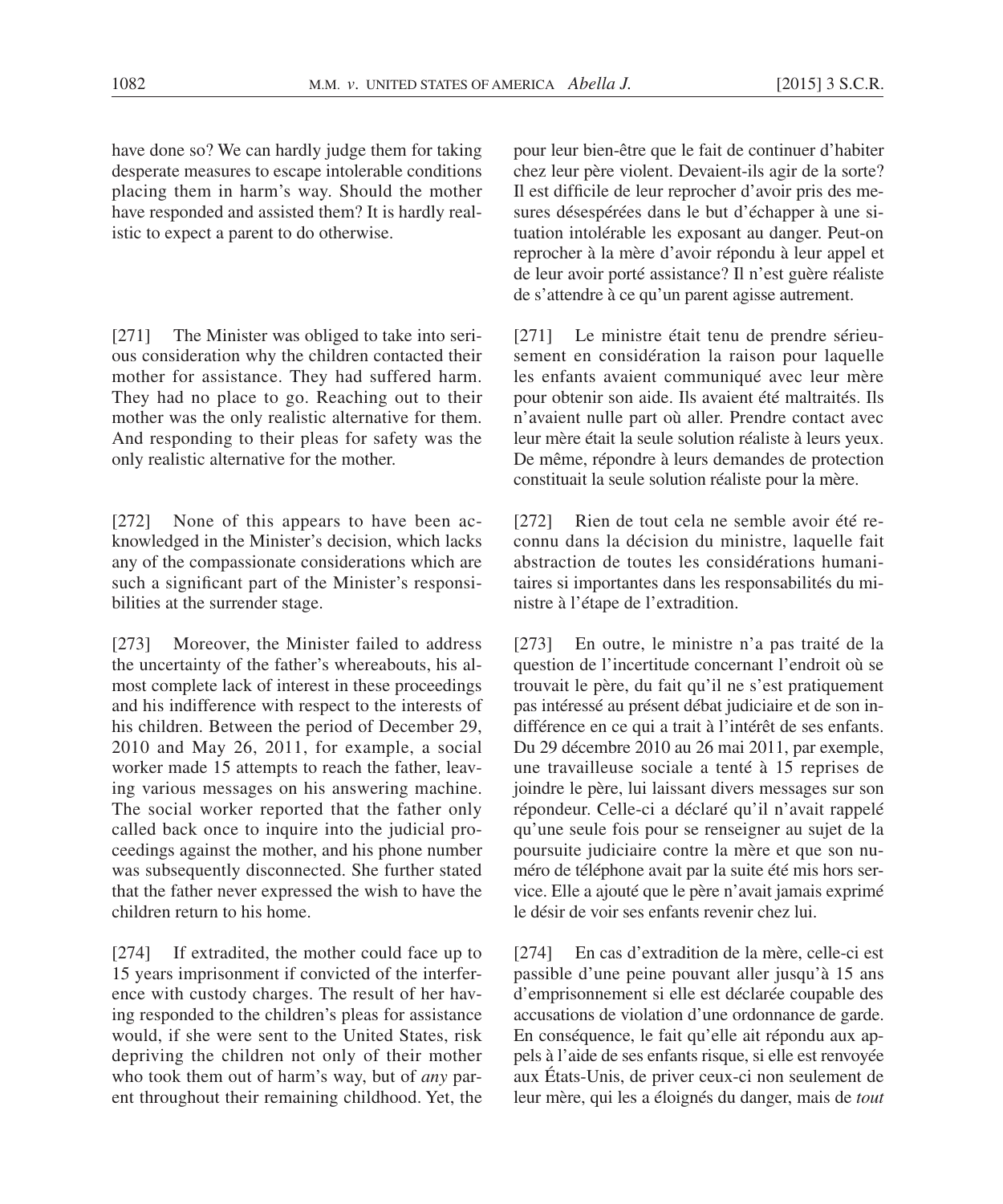have done so? We can hardly judge them for taking desperate measures to escape intolerable conditions placing them in harm's way. Should the mother have responded and assisted them? It is hardly realistic to expect a parent to do otherwise.

[271] The Minister was obliged to take into serious consideration why the children contacted their mother for assistance. They had suffered harm. They had no place to go. Reaching out to their mother was the only realistic alternative for them. And responding to their pleas for safety was the only realistic alternative for the mother.

[272] None of this appears to have been acknowledged in the Minister's decision, which lacks any of the compassionate considerations which are such a significant part of the Minister's responsibilities at the surrender stage.

[273] Moreover, the Minister failed to address the uncertainty of the father's whereabouts, his almost complete lack of interest in these proceedings and his indifference with respect to the interests of his children. Between the period of December 29, 2010 and May 26, 2011, for example, a social worker made 15 attempts to reach the father, leaving various messages on his answering machine. The social worker reported that the father only called back once to inquire into the judicial proceedings against the mother, and his phone number was subsequently disconnected. She further stated that the father never expressed the wish to have the children return to his home.

[274] If extradited, the mother could face up to 15 years imprisonment if convicted of the interference with custody charges. The result of her having responded to the children's pleas for assistance would, if she were sent to the United States, risk depriving the children not only of their mother who took them out of harm's way, but of *any* parent throughout their remaining childhood. Yet, the

pour leur bien-être que le fait de continuer d'habiter chez leur père violent. Devaient-ils agir de la sorte? Il est difficile de leur reprocher d'avoir pris des mesures désespérées dans le but d'échapper à une situation intolérable les exposant au danger. Peut-on reprocher à la mère d'avoir répondu à leur appel et de leur avoir porté assistance? Il n'est guère réaliste de s'attendre à ce qu'un parent agisse autrement.

[271] Le ministre était tenu de prendre sérieusement en considération la raison pour laquelle les enfants avaient communiqué avec leur mère pour obtenir son aide. Ils avaient été maltraités. Ils n'avaient nulle part où aller. Prendre contact avec leur mère était la seule solution réaliste à leurs yeux. De même, répondre à leurs demandes de protection constituait la seule solution réaliste pour la mère.

[272] Rien de tout cela ne semble avoir été reconnu dans la décision du ministre, laquelle fait abstraction de toutes les considérations humanitaires si importantes dans les responsabilités du ministre à l'étape de l'extradition.

[273] En outre, le ministre n'a pas traité de la question de l'incertitude concernant l'endroit où se trouvait le père, du fait qu'il ne s'est pratiquement pas intéressé au présent débat judiciaire et de son indifférence en ce qui a trait à l'intérêt de ses enfants. Du 29 décembre 2010 au 26 mai 2011, par exemple, une travailleuse sociale a tenté à 15 reprises de joindre le père, lui laissant divers messages sur son répondeur. Celle-ci a déclaré qu'il n'avait rappelé qu'une seule fois pour se renseigner au sujet de la poursuite judiciaire contre la mère et que son numéro de téléphone avait par la suite été mis hors service. Elle a ajouté que le père n'avait jamais exprimé le désir de voir ses enfants revenir chez lui.

[274] En cas d'extradition de la mère, celle-ci est passible d'une peine pouvant aller jusqu'à 15 ans d'emprisonnement si elle est déclarée coupable des accusations de violation d'une ordonnance de garde. En conséquence, le fait qu'elle ait répondu aux appels à l'aide de ses enfants risque, si elle est renvoyée aux États-Unis, de priver ceux-ci non seulement de leur mère, qui les a éloignés du danger, mais de *tout*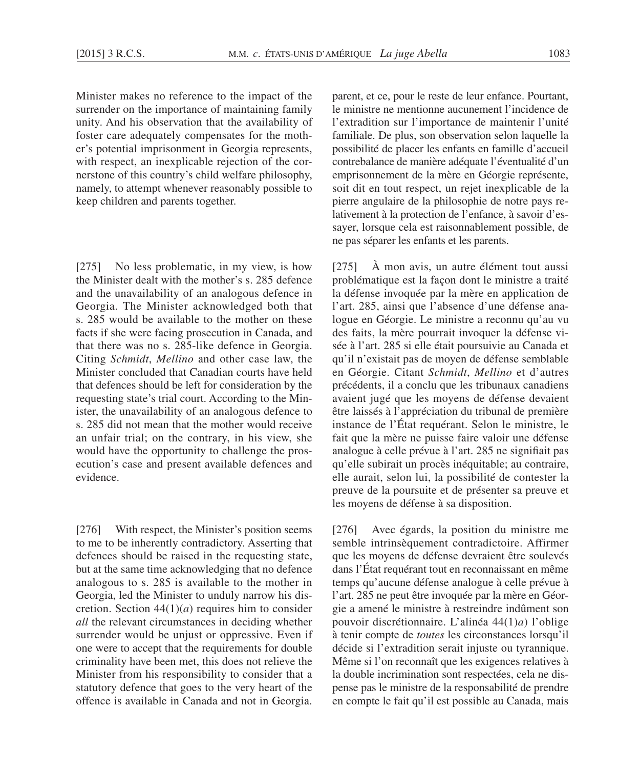Minister makes no reference to the impact of the surrender on the importance of maintaining family unity. And his observation that the availability of foster care adequately compensates for the mother's potential imprisonment in Georgia represents, with respect, an inexplicable rejection of the cornerstone of this country's child welfare philosophy, namely, to attempt whenever reasonably possible to keep children and parents together.

[275] No less problematic, in my view, is how the Minister dealt with the mother's s. 285 defence and the unavailability of an analogous defence in Georgia. The Minister acknowledged both that s. 285 would be available to the mother on these facts if she were facing prosecution in Canada, and that there was no s. 285-like defence in Georgia. Citing *Schmidt*, *Mellino* and other case law, the Minister concluded that Canadian courts have held that defences should be left for consideration by the requesting state's trial court. According to the Minister, the unavailability of an analogous defence to s. 285 did not mean that the mother would receive an unfair trial; on the contrary, in his view, she would have the opportunity to challenge the prosecution's case and present available defences and evidence.

[276] With respect, the Minister's position seems to me to be inherently contradictory. Asserting that defences should be raised in the requesting state, but at the same time acknowledging that no defence analogous to s. 285 is available to the mother in Georgia, led the Minister to unduly narrow his discretion. Section 44(1)(*a*) requires him to consider *all* the relevant circumstances in deciding whether surrender would be unjust or oppressive. Even if one were to accept that the requirements for double criminality have been met, this does not relieve the Minister from his responsibility to consider that a statutory defence that goes to the very heart of the offence is available in Canada and not in Georgia.

parent, et ce, pour le reste de leur enfance. Pourtant, le ministre ne mentionne aucunement l'incidence de l'extradition sur l'importance de maintenir l'unité familiale. De plus, son observation selon laquelle la possibilité de placer les enfants en famille d'accueil contrebalance de manière adéquate l'éventualité d'un emprisonnement de la mère en Géorgie représente, soit dit en tout respect, un rejet inexplicable de la pierre angulaire de la philosophie de notre pays relativement à la protection de l'enfance, à savoir d'essayer, lorsque cela est raisonnablement possible, de ne pas séparer les enfants et les parents.

[275] À mon avis, un autre élément tout aussi problématique est la façon dont le ministre a traité la défense invoquée par la mère en application de l'art. 285, ainsi que l'absence d'une défense analogue en Géorgie. Le ministre a reconnu qu'au vu des faits, la mère pourrait invoquer la défense visée à l'art. 285 si elle était poursuivie au Canada et qu'il n'existait pas de moyen de défense semblable en Géorgie. Citant *Schmidt*, *Mellino* et d'autres précédents, il a conclu que les tribunaux canadiens avaient jugé que les moyens de défense devaient être laissés à l'appréciation du tribunal de première instance de l'État requérant. Selon le ministre, le fait que la mère ne puisse faire valoir une défense analogue à celle prévue à l'art. 285 ne signifiait pas qu'elle subirait un procès inéquitable; au contraire, elle aurait, selon lui, la possibilité de contester la preuve de la poursuite et de présenter sa preuve et les moyens de défense à sa disposition.

[276] Avec égards, la position du ministre me semble intrinsèquement contradictoire. Affirmer que les moyens de défense devraient être soulevés dans l'État requérant tout en reconnaissant en même temps qu'aucune défense analogue à celle prévue à l'art. 285 ne peut être invoquée par la mère en Géorgie a amené le ministre à restreindre indûment son pouvoir discrétionnaire. L'alinéa 44(1)*a*) l'oblige à tenir compte de *toutes* les circonstances lorsqu'il décide si l'extradition serait injuste ou tyrannique. Même si l'on reconnaît que les exigences relatives à la double incrimination sont respectées, cela ne dispense pas le ministre de la responsabilité de prendre en compte le fait qu'il est possible au Canada, mais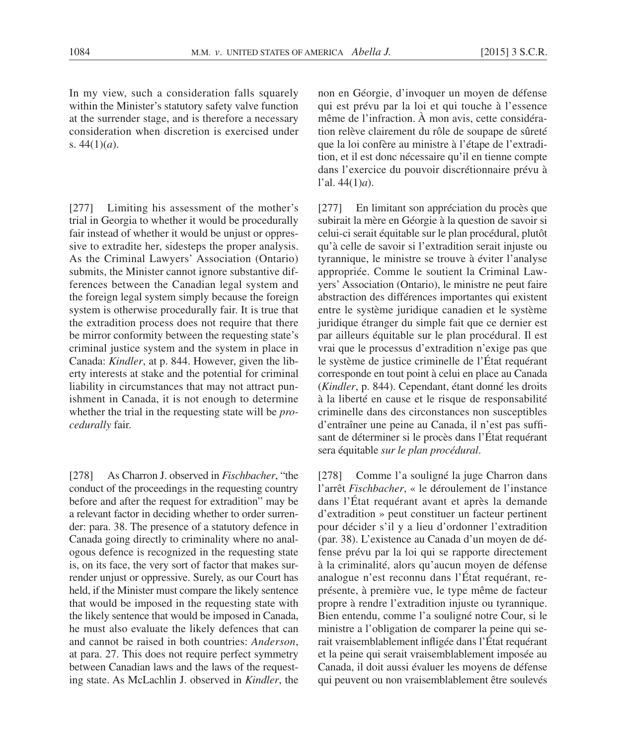In my view, such a consideration falls squarely within the Minister's statutory safety valve function at the surrender stage, and is therefore a necessary consideration when discretion is exercised under s. 44(1)(*a*).

[277] Limiting his assessment of the mother's trial in Georgia to whether it would be procedurally fair instead of whether it would be unjust or oppressive to extradite her, sidesteps the proper analysis. As the Criminal Lawyers' Association (Ontario) submits, the Minister cannot ignore substantive differences between the Canadian legal system and the foreign legal system simply because the foreign system is otherwise procedurally fair. It is true that the extradition process does not require that there be mirror conformity between the requesting state's criminal justice system and the system in place in Canada: *Kindler*, at p. 844. However, given the liberty interests at stake and the potential for criminal liability in circumstances that may not attract punishment in Canada, it is not enough to determine whether the trial in the requesting state will be *procedurally* fair.

[278] As Charron J. observed in *Fischbacher*, "the conduct of the proceedings in the requesting country before and after the request for extradition" may be a relevant factor in deciding whether to order surrender: para. 38. The presence of a statutory defence in Canada going directly to criminality where no analogous defence is recognized in the requesting state is, on its face, the very sort of factor that makes surrender unjust or oppressive. Surely, as our Court has held, if the Minister must compare the likely sentence that would be imposed in the requesting state with the likely sentence that would be imposed in Canada, he must also evaluate the likely defences that can and cannot be raised in both countries: *Anderson*, at para. 27. This does not require perfect symmetry between Canadian laws and the laws of the requesting state. As McLachlin J. observed in *Kindler*, the

non en Géorgie, d'invoquer un moyen de défense qui est prévu par la loi et qui touche à l'essence même de l'infraction. À mon avis, cette considération relève clairement du rôle de soupape de sûreté que la loi confère au ministre à l'étape de l'extradition, et il est donc nécessaire qu'il en tienne compte dans l'exercice du pouvoir discrétionnaire prévu à l'al. 44(1)*a*).

[277] En limitant son appréciation du procès que subirait la mère en Géorgie à la question de savoir si celui-ci serait équitable sur le plan procédural, plutôt qu'à celle de savoir si l'extradition serait injuste ou tyrannique, le ministre se trouve à éviter l'analyse appropriée. Comme le soutient la Criminal Lawyers' Association (Ontario), le ministre ne peut faire abstraction des différences importantes qui existent entre le système juridique canadien et le système juridique étranger du simple fait que ce dernier est par ailleurs équitable sur le plan procédural. Il est vrai que le processus d'extradition n'exige pas que le système de justice criminelle de l'État requérant corresponde en tout point à celui en place au Canada (*Kindler*, p. 844). Cependant, étant donné les droits à la liberté en cause et le risque de responsabilité criminelle dans des circonstances non susceptibles d'entraîner une peine au Canada, il n'est pas suffisant de déterminer si le procès dans l'État requérant sera équitable *sur le plan procédural*.

[278] Comme l'a souligné la juge Charron dans l'arrêt *Fischbacher*, « le déroulement de l'instance dans l'État requérant avant et après la demande d'extradition » peut constituer un facteur pertinent pour décider s'il y a lieu d'ordonner l'extradition (par. 38). L'existence au Canada d'un moyen de défense prévu par la loi qui se rapporte directement à la criminalité, alors qu'aucun moyen de défense analogue n'est reconnu dans l'État requérant, représente, à première vue, le type même de facteur propre à rendre l'extradition injuste ou tyrannique. Bien entendu, comme l'a souligné notre Cour, si le ministre a l'obligation de comparer la peine qui serait vraisemblablement infligée dans l'État requérant et la peine qui serait vraisemblablement imposée au Canada, il doit aussi évaluer les moyens de défense qui peuvent ou non vraisemblablement être soulevés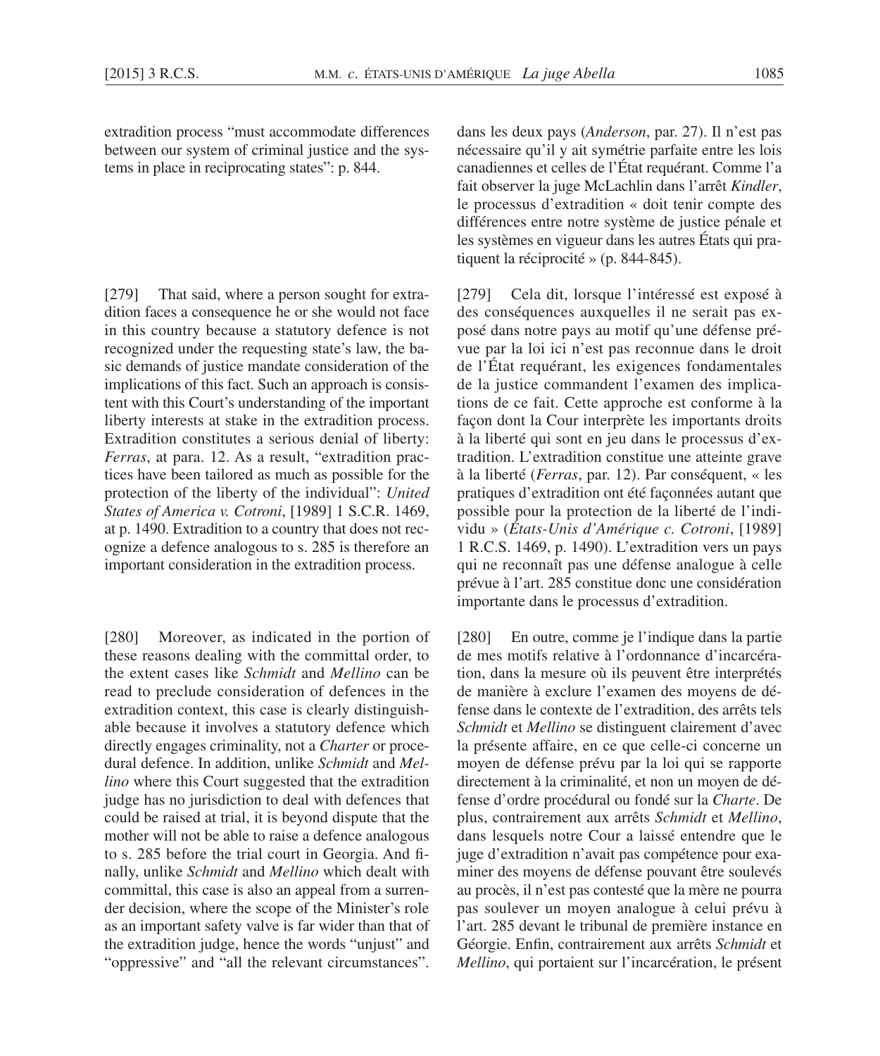extradition process "must accommodate differences between our system of criminal justice and the systems in place in reciprocating states": p. 844.

[279] That said, where a person sought for extradition faces a consequence he or she would not face in this country because a statutory defence is not recognized under the requesting state's law, the basic demands of justice mandate consideration of the implications of this fact. Such an approach is consistent with this Court's understanding of the important liberty interests at stake in the extradition process. Extradition constitutes a serious denial of liberty: *Ferras*, at para. 12. As a result, "extradition practices have been tailored as much as possible for the protection of the liberty of the individual": *United States of America v. Cotroni*, [1989] 1 S.C.R. 1469, at p. 1490. Extradition to a country that does not recognize a defence analogous to s. 285 is therefore an important consideration in the extradition process.

[280] Moreover, as indicated in the portion of these reasons dealing with the committal order, to the extent cases like *Schmidt* and *Mellino* can be read to preclude consideration of defences in the extradition context, this case is clearly distinguishable because it involves a statutory defence which directly engages criminality, not a *Charter* or procedural defence. In addition, unlike *Schmidt* and *Mellino* where this Court suggested that the extradition judge has no jurisdiction to deal with defences that could be raised at trial, it is beyond dispute that the mother will not be able to raise a defence analogous to s. 285 before the trial court in Georgia. And finally, unlike *Schmidt* and *Mellino* which dealt with committal, this case is also an appeal from a surrender decision, where the scope of the Minister's role as an important safety valve is far wider than that of the extradition judge, hence the words "unjust" and "oppressive" and "all the relevant circumstances".

dans les deux pays (*Anderson*, par. 27). Il n'est pas nécessaire qu'il y ait symétrie parfaite entre les lois canadiennes et celles de l'État requérant. Comme l'a fait observer la juge McLachlin dans l'arrêt *Kindler*, le processus d'extradition « doit tenir compte des différences entre notre système de justice pénale et les systèmes en vigueur dans les autres États qui pratiquent la réciprocité » (p. 844-845).

[279] Cela dit, lorsque l'intéressé est exposé à des conséquences auxquelles il ne serait pas exposé dans notre pays au motif qu'une défense prévue par la loi ici n'est pas reconnue dans le droit de l'État requérant, les exigences fondamentales de la justice commandent l'examen des implications de ce fait. Cette approche est conforme à la façon dont la Cour interprète les importants droits à la liberté qui sont en jeu dans le processus d'extradition. L'extradition constitue une atteinte grave à la liberté (*Ferras*, par. 12). Par conséquent, « les pratiques d'extradition ont été façonnées autant que possible pour la protection de la liberté de l'individu » (*États-Unis d'Amérique c. Cotroni*, [1989] 1 R.C.S. 1469, p. 1490). L'extradition vers un pays qui ne reconnaît pas une défense analogue à celle prévue à l'art. 285 constitue donc une considération importante dans le processus d'extradition.

[280] En outre, comme je l'indique dans la partie de mes motifs relative à l'ordonnance d'incarcération, dans la mesure où ils peuvent être interprétés de manière à exclure l'examen des moyens de défense dans le contexte de l'extradition, des arrêts tels *Schmidt* et *Mellino* se distinguent clairement d'avec la présente affaire, en ce que celle-ci concerne un moyen de défense prévu par la loi qui se rapporte directement à la criminalité, et non un moyen de défense d'ordre procédural ou fondé sur la *Charte*. De plus, contrairement aux arrêts *Schmidt* et *Mellino*, dans lesquels notre Cour a laissé entendre que le juge d'extradition n'avait pas compétence pour examiner des moyens de défense pouvant être soulevés au procès, il n'est pas contesté que la mère ne pourra pas soulever un moyen analogue à celui prévu à l'art. 285 devant le tribunal de première instance en Géorgie. Enfin, contrairement aux arrêts *Schmidt* et *Mellino*, qui portaient sur l'incarcération, le présent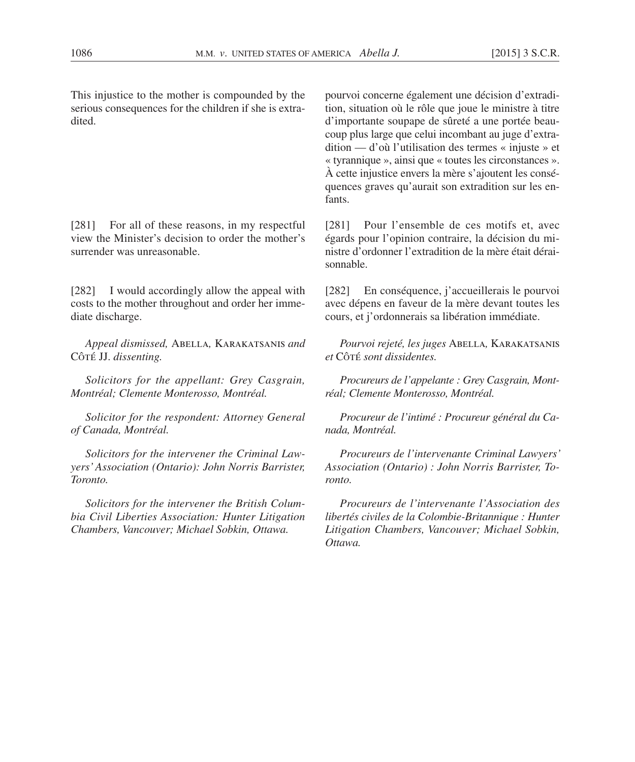This injustice to the mother is compounded by the serious consequences for the children if she is extradited.

[281] For all of these reasons, in my respectful view the Minister's decision to order the mother's surrender was unreasonable.

[282] I would accordingly allow the appeal with costs to the mother throughout and order her immediate discharge.

*Appeal dismissed,* ABELLA*,* KARAKATSANIS *and* CÔTÉ JJ. *dissenting.*

*Solicitors for the appellant: Grey Casgrain, Montréal; Clemente Monterosso, Montréal.*

*Solicitor for the respondent: Attorney General of Canada, Montréal.*

*Solicitors for the intervener the Criminal Lawyers' Association (Ontario): John Norris Barrister, Toronto.*

*Solicitors for the intervener the British Columbia Civil Liberties Association: Hunter Litigation Chambers, Vancouver; Michael Sobkin, Ottawa.*

pourvoi concerne également une décision d'extradition, situation où le rôle que joue le ministre à titre d'importante soupape de sûreté a une portée beaucoup plus large que celui incombant au juge d'extradition — d'où l'utilisation des termes « injuste » et « tyrannique », ainsi que « toutes les circonstances ». À cette injustice envers la mère s'ajoutent les conséquences graves qu'aurait son extradition sur les enfants.

[281] Pour l'ensemble de ces motifs et, avec égards pour l'opinion contraire, la décision du ministre d'ordonner l'extradition de la mère était déraisonnable.

[282] En conséquence, j'accueillerais le pourvoi avec dépens en faveur de la mère devant toutes les cours, et j'ordonnerais sa libération immédiate.

*Pourvoi rejeté, les juges* ABELLA*,* KARAKATSANIS *et* CÔTÉ *sont dissidentes.*

*Procureurs de l'appelante : Grey Casgrain, Montréal; Clemente Monterosso, Montréal.*

*Procureur de l'intimé : Procureur général du Canada, Montréal.*

*Procureurs de l'intervenante Criminal Lawyers' Association (Ontario) : John Norris Barrister, Toronto.*

*Procureurs de l'intervenante l'Association des libertés civiles de la Colombie-Britannique : Hunter Litigation Chambers, Vancouver; Michael Sobkin, Ottawa.*